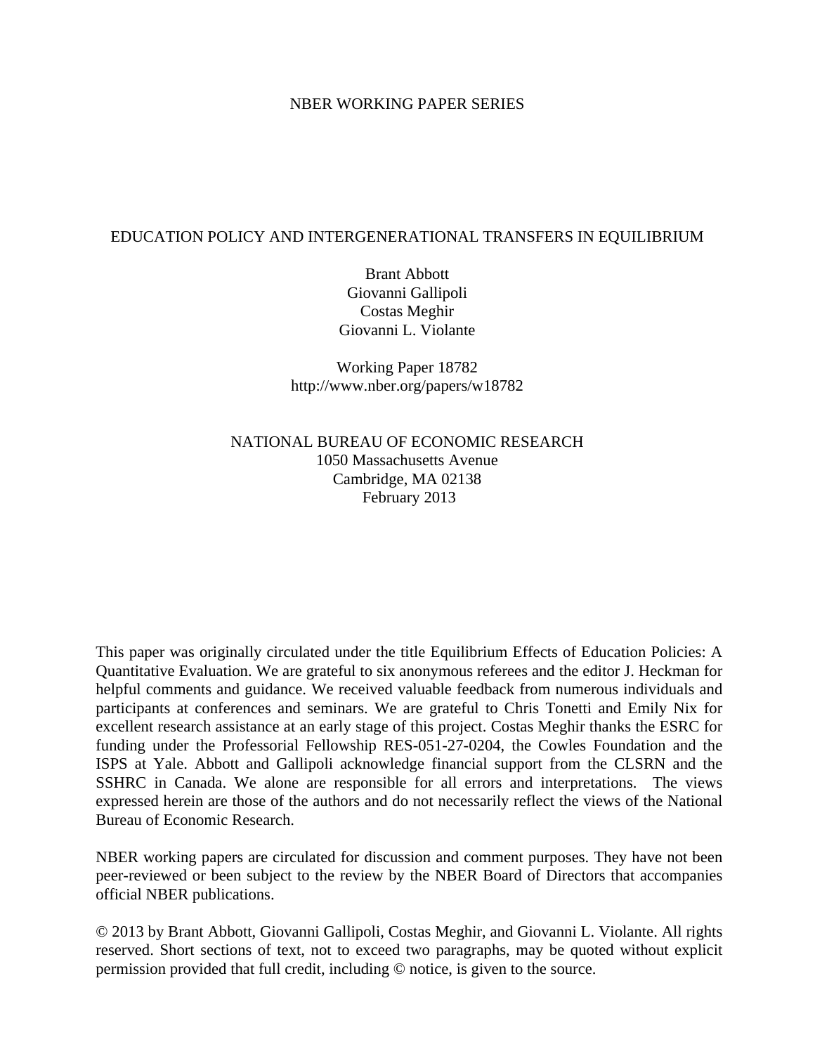NBER WORKING PAPER SERIES

# EDUCATION POLICY AND INTERGENERATIONAL TRANSFERS IN EQUILIBRIUM

Brant Abbott
Giovanni Gallipoli
Costas Meghir
Giovanni L. Violante

Working Paper 18782
http://www.nber.org/papers/w18782

NATIONAL BUREAU OF ECONOMIC RESEARCH
1050 Massachusetts Avenue
Cambridge, MA 02138
February 2013

This paper was originally circulated under the title Equilibrium Effects of Education Policies: A Quantitative Evaluation. We are grateful to six anonymous referees and the editor J. Heckman for helpful comments and guidance. We received valuable feedback from numerous individuals and participants at conferences and seminars. We are grateful to Chris Tonetti and Emily Nix for excellent research assistance at an early stage of this project. Costas Meghir thanks the ESRC for funding under the Professorial Fellowship RES-051-27-0204, the Cowles Foundation and the ISPS at Yale. Abbott and Gallipoli acknowledge financial support from the CLSRN and the SSHRC in Canada. We alone are responsible for all errors and interpretations. The views expressed herein are those of the authors and do not necessarily reflect the views of the National Bureau of Economic Research.

NBER working papers are circulated for discussion and comment purposes. They have not been peer-reviewed or been subject to the review by the NBER Board of Directors that accompanies official NBER publications.

© 2013 by Brant Abbott, Giovanni Gallipoli, Costas Meghir, and Giovanni L. Violante. All rights reserved. Short sections of text, not to exceed two paragraphs, may be quoted without explicit permission provided that full credit, including © notice, is given to the source.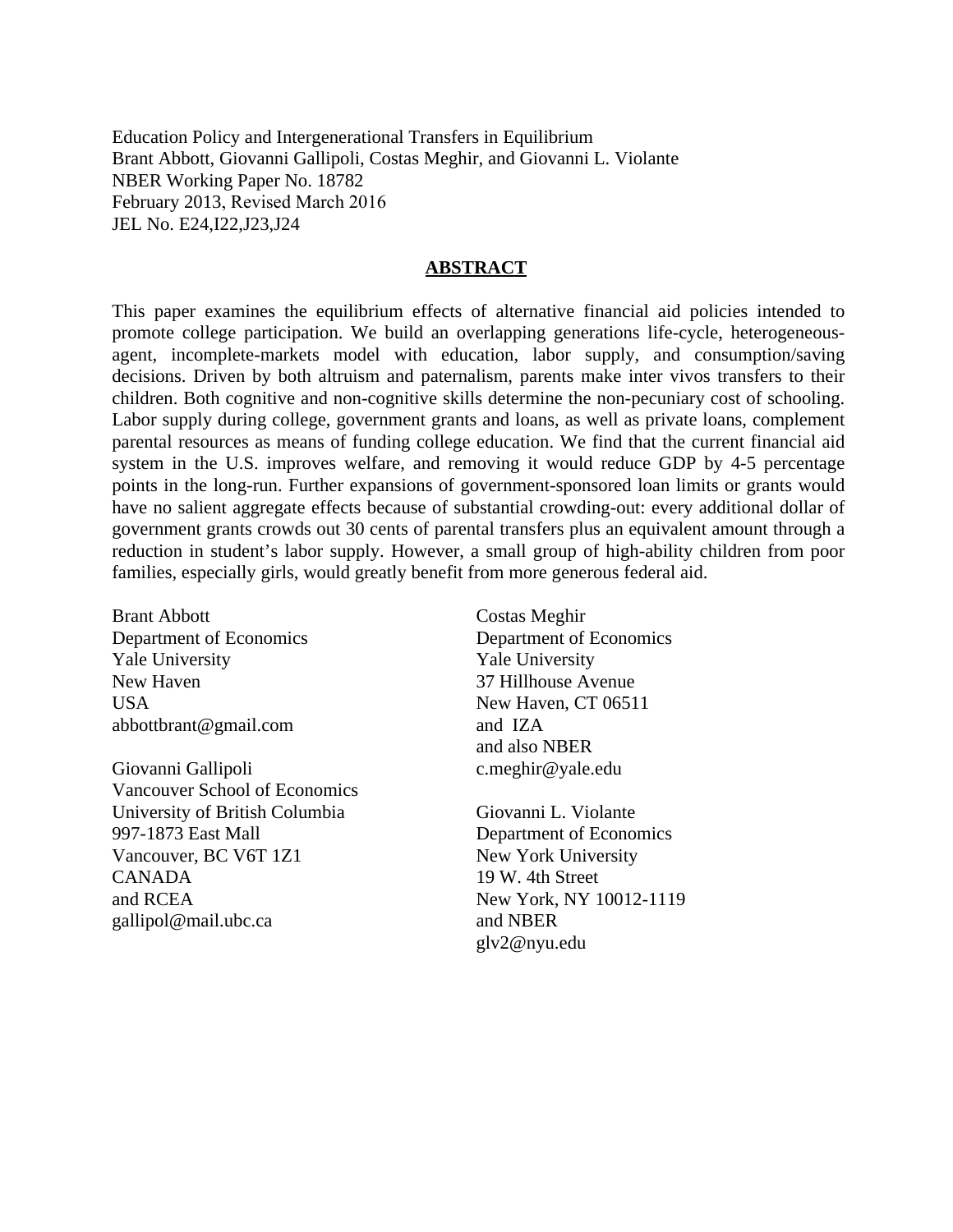Education Policy and Intergenerational Transfers in Equilibrium
Brant Abbott, Giovanni Gallipoli, Costas Meghir, and Giovanni L. Violante
NBER Working Paper No. 18782
February 2013, Revised March 2016
JEL No. E24,I22,J23,J24

## ABSTRACT

This paper examines the equilibrium effects of alternative financial aid policies intended to promote college participation. We build an overlapping generations life-cycle, heterogeneous-agent, incomplete-markets model with education, labor supply, and consumption/saving decisions. Driven by both altruism and paternalism, parents make inter vivos transfers to their children. Both cognitive and non-cognitive skills determine the non-pecuniary cost of schooling. Labor supply during college, government grants and loans, as well as private loans, complement parental resources as means of funding college education. We find that the current financial aid system in the U.S. improves welfare, and removing it would reduce GDP by 4-5 percentage points in the long-run. Further expansions of government-sponsored loan limits or grants would have no salient aggregate effects because of substantial crowding-out: every additional dollar of government grants crowds out 30 cents of parental transfers plus an equivalent amount through a reduction in student's labor supply. However, a small group of high-ability children from poor families, especially girls, would greatly benefit from more generous federal aid.

Brant Abbott
Department of Economics
Yale University
New Haven
USA
abbottbrant@gmail.com

Giovanni Gallipoli
Vancouver School of Economics
University of British Columbia
997-1873 East Mall
Vancouver, BC V6T 1Z1
CANADA
and RCEA
gallipol@mail.ubc.ca

Costas Meghir
Department of Economics
Yale University
37 Hillhouse Avenue
New Haven, CT 06511
and IZA
and also NBER
c.meghir@yale.edu

Giovanni L. Violante
Department of Economics
New York University
19 W. 4th Street
New York, NY 10012-1119
and NBER
glv2@nyu.edu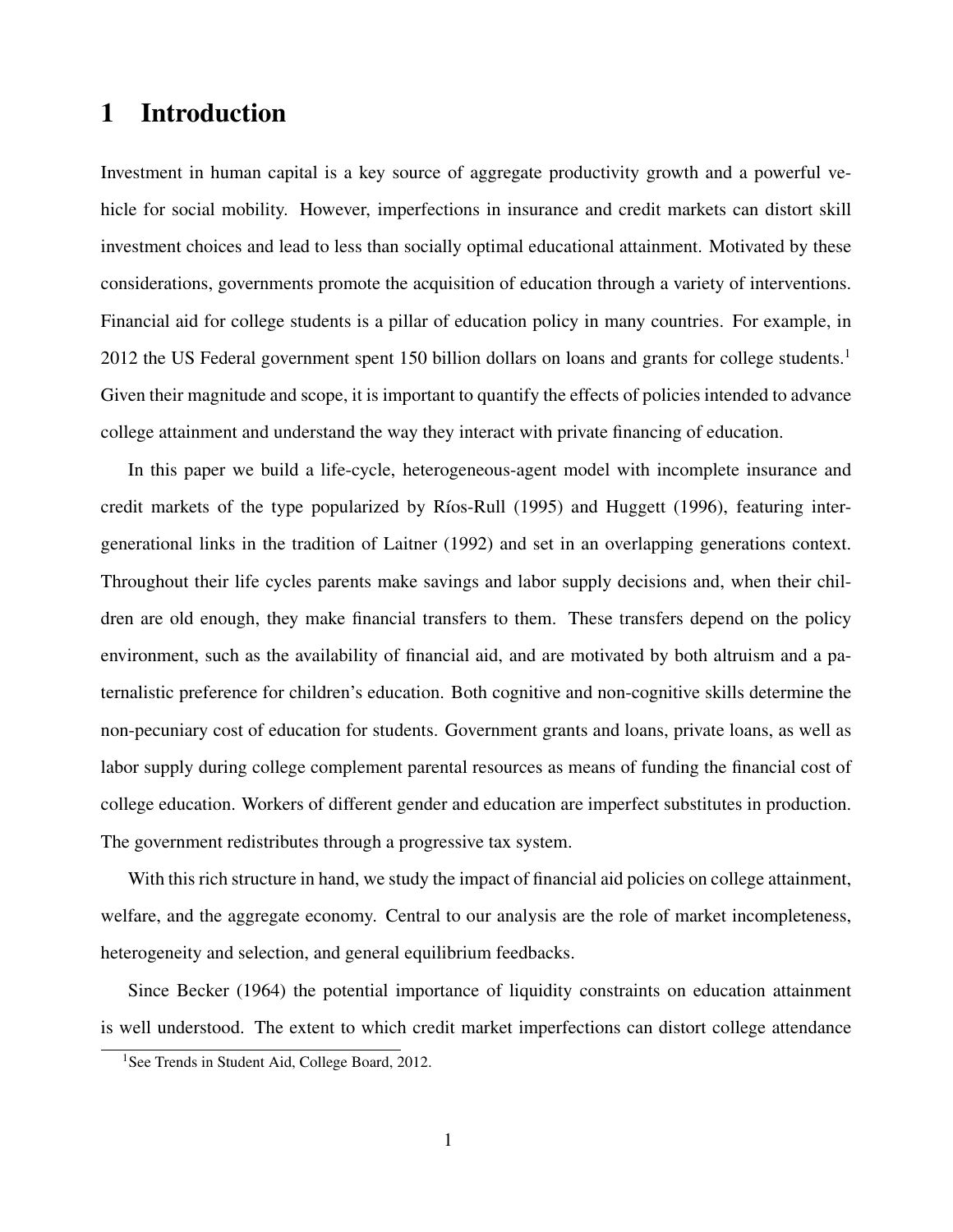# 1 Introduction

Investment in human capital is a key source of aggregate productivity growth and a powerful vehicle for social mobility. However, imperfections in insurance and credit markets can distort skill investment choices and lead to less than socially optimal educational attainment. Motivated by these considerations, governments promote the acquisition of education through a variety of interventions. Financial aid for college students is a pillar of education policy in many countries. For example, in 2012 the US Federal government spent 150 billion dollars on loans and grants for college students.[1] Given their magnitude and scope, it is important to quantify the effects of policies intended to advance college attainment and understand the way they interact with private financing of education.

In this paper we build a life-cycle, heterogeneous-agent model with incomplete insurance and credit markets of the type popularized by Ríos-Rull (1995) and Huggett (1996), featuring intergenerational links in the tradition of Laitner (1992) and set in an overlapping generations context. Throughout their life cycles parents make savings and labor supply decisions and, when their children are old enough, they make financial transfers to them. These transfers depend on the policy environment, such as the availability of financial aid, and are motivated by both altruism and a paternalistic preference for children's education. Both cognitive and non-cognitive skills determine the non-pecuniary cost of education for students. Government grants and loans, private loans, as well as labor supply during college complement parental resources as means of funding the financial cost of college education. Workers of different gender and education are imperfect substitutes in production. The government redistributes through a progressive tax system.

With this rich structure in hand, we study the impact of financial aid policies on college attainment, welfare, and the aggregate economy. Central to our analysis are the role of market incompleteness, heterogeneity and selection, and general equilibrium feedbacks.

Since Becker (1964) the potential importance of liquidity constraints on education attainment is well understood. The extent to which credit market imperfections can distort college attendance

[1] See Trends in Student Aid, College Board, 2012.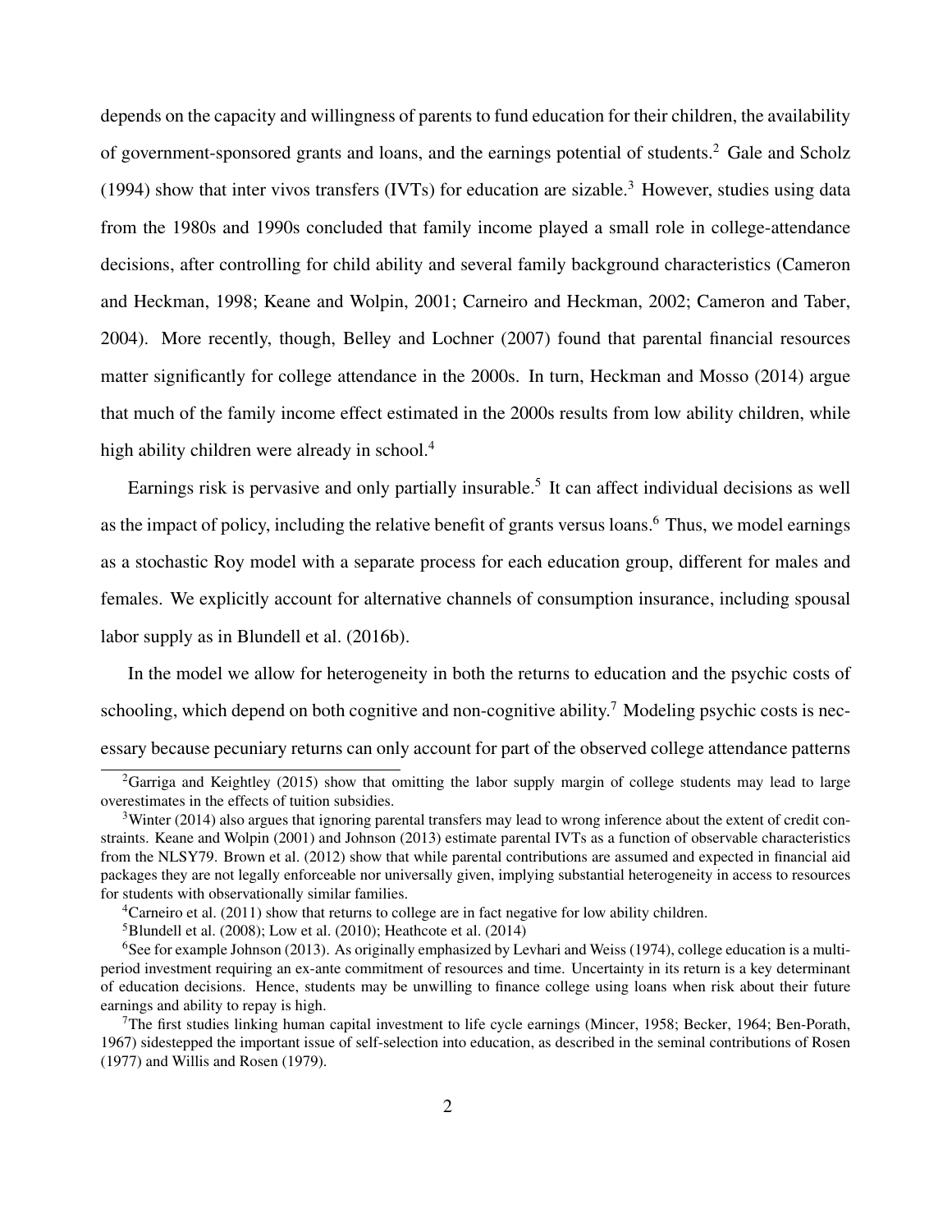depends on the capacity and willingness of parents to fund education for their children, the availability of government-sponsored grants and loans, and the earnings potential of students.[2] Gale and Scholz (1994) show that inter vivos transfers (IVTs) for education are sizable.[3] However, studies using data from the 1980s and 1990s concluded that family income played a small role in college-attendance decisions, after controlling for child ability and several family background characteristics (Cameron and Heckman, 1998; Keane and Wolpin, 2001; Carneiro and Heckman, 2002; Cameron and Taber, 2004). More recently, though, Belley and Lochner (2007) found that parental financial resources matter significantly for college attendance in the 2000s. In turn, Heckman and Mosso (2014) argue that much of the family income effect estimated in the 2000s results from low ability children, while high ability children were already in school.[4]

Earnings risk is pervasive and only partially insurable.[5] It can affect individual decisions as well as the impact of policy, including the relative benefit of grants versus loans.[6] Thus, we model earnings as a stochastic Roy model with a separate process for each education group, different for males and females. We explicitly account for alternative channels of consumption insurance, including spousal labor supply as in Blundell et al. (2016b).

In the model we allow for heterogeneity in both the returns to education and the psychic costs of schooling, which depend on both cognitive and non-cognitive ability.[7] Modeling psychic costs is necessary because pecuniary returns can only account for part of the observed college attendance patterns

[2] Garriga and Keightley (2015) show that omitting the labor supply margin of college students may lead to large overestimates in the effects of tuition subsidies.

[3] Winter (2014) also argues that ignoring parental transfers may lead to wrong inference about the extent of credit constraints. Keane and Wolpin (2001) and Johnson (2013) estimate parental IVTs as a function of observable characteristics from the NLSY79. Brown et al. (2012) show that while parental contributions are assumed and expected in financial aid packages they are not legally enforceable nor universally given, implying substantial heterogeneity in access to resources for students with observationally similar families.

[4] Carneiro et al. (2011) show that returns to college are in fact negative for low ability children.

[5] Blundell et al. (2008); Low et al. (2010); Heathcote et al. (2014)

[6] See for example Johnson (2013). As originally emphasized by Levhari and Weiss (1974), college education is a multi-period investment requiring an ex-ante commitment of resources and time. Uncertainty in its return is a key determinant of education decisions. Hence, students may be unwilling to finance college using loans when risk about their future earnings and ability to repay is high.

[7] The first studies linking human capital investment to life cycle earnings (Mincer, 1958; Becker, 1964; Ben-Porath, 1967) sidestepped the important issue of self-selection into education, as described in the seminal contributions of Rosen (1977) and Willis and Rosen (1979).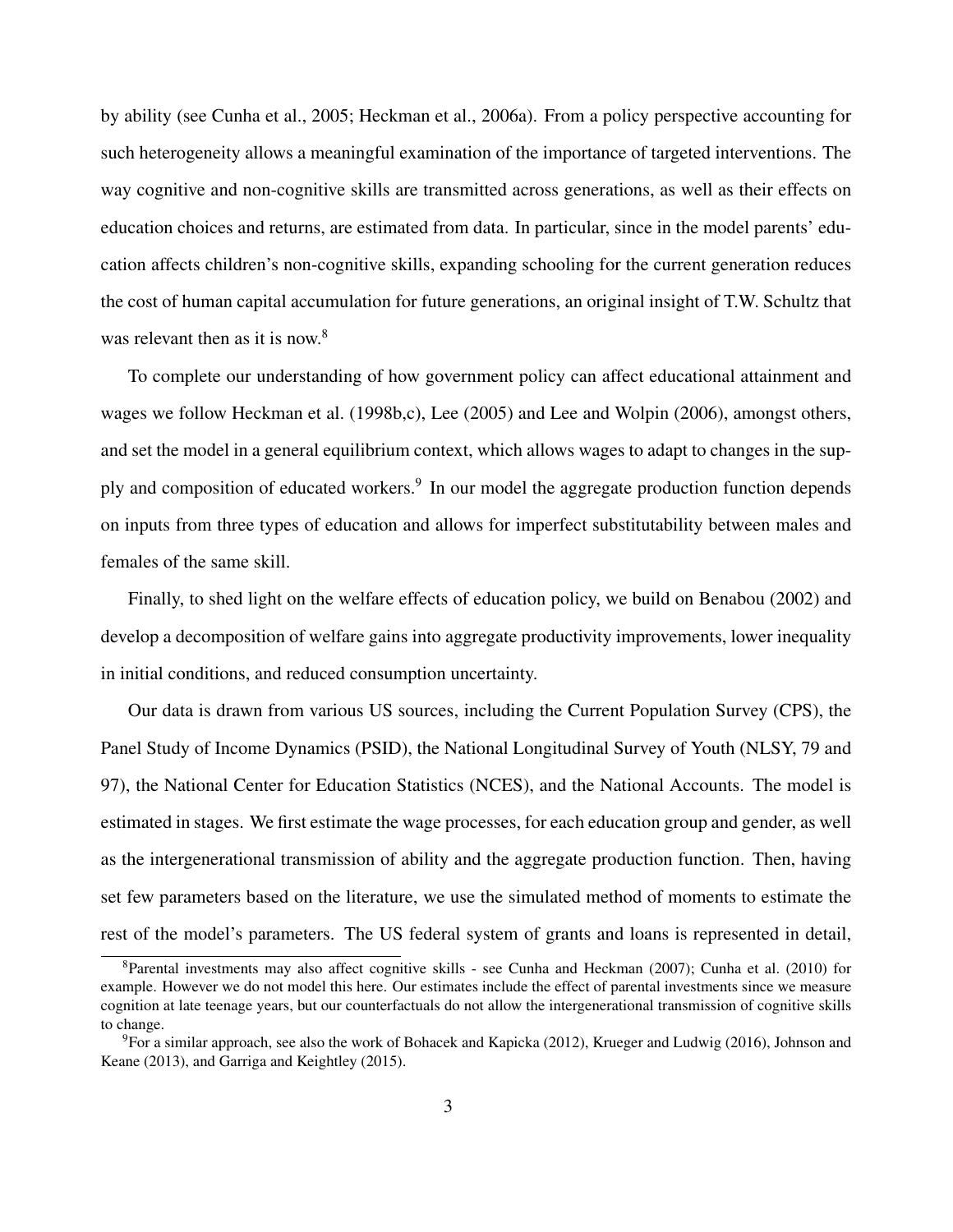by ability (see Cunha et al., 2005; Heckman et al., 2006a). From a policy perspective accounting for such heterogeneity allows a meaningful examination of the importance of targeted interventions. The way cognitive and non-cognitive skills are transmitted across generations, as well as their effects on education choices and returns, are estimated from data. In particular, since in the model parents' education affects children's non-cognitive skills, expanding schooling for the current generation reduces the cost of human capital accumulation for future generations, an original insight of T.W. Schultz that was relevant then as it is now.[8]

To complete our understanding of how government policy can affect educational attainment and wages we follow Heckman et al. (1998b,c), Lee (2005) and Lee and Wolpin (2006), amongst others, and set the model in a general equilibrium context, which allows wages to adapt to changes in the supply and composition of educated workers.[9] In our model the aggregate production function depends on inputs from three types of education and allows for imperfect substitutability between males and females of the same skill.

Finally, to shed light on the welfare effects of education policy, we build on Benabou (2002) and develop a decomposition of welfare gains into aggregate productivity improvements, lower inequality in initial conditions, and reduced consumption uncertainty.

Our data is drawn from various US sources, including the Current Population Survey (CPS), the Panel Study of Income Dynamics (PSID), the National Longitudinal Survey of Youth (NLSY, 79 and 97), the National Center for Education Statistics (NCES), and the National Accounts. The model is estimated in stages. We first estimate the wage processes, for each education group and gender, as well as the intergenerational transmission of ability and the aggregate production function. Then, having set few parameters based on the literature, we use the simulated method of moments to estimate the rest of the model's parameters. The US federal system of grants and loans is represented in detail,

[8]Parental investments may also affect cognitive skills - see Cunha and Heckman (2007); Cunha et al. (2010) for example. However we do not model this here. Our estimates include the effect of parental investments since we measure cognition at late teenage years, but our counterfactuals do not allow the intergenerational transmission of cognitive skills to change.

[9]For a similar approach, see also the work of Bohacek and Kapicka (2012), Krueger and Ludwig (2016), Johnson and Keane (2013), and Garriga and Keightley (2015).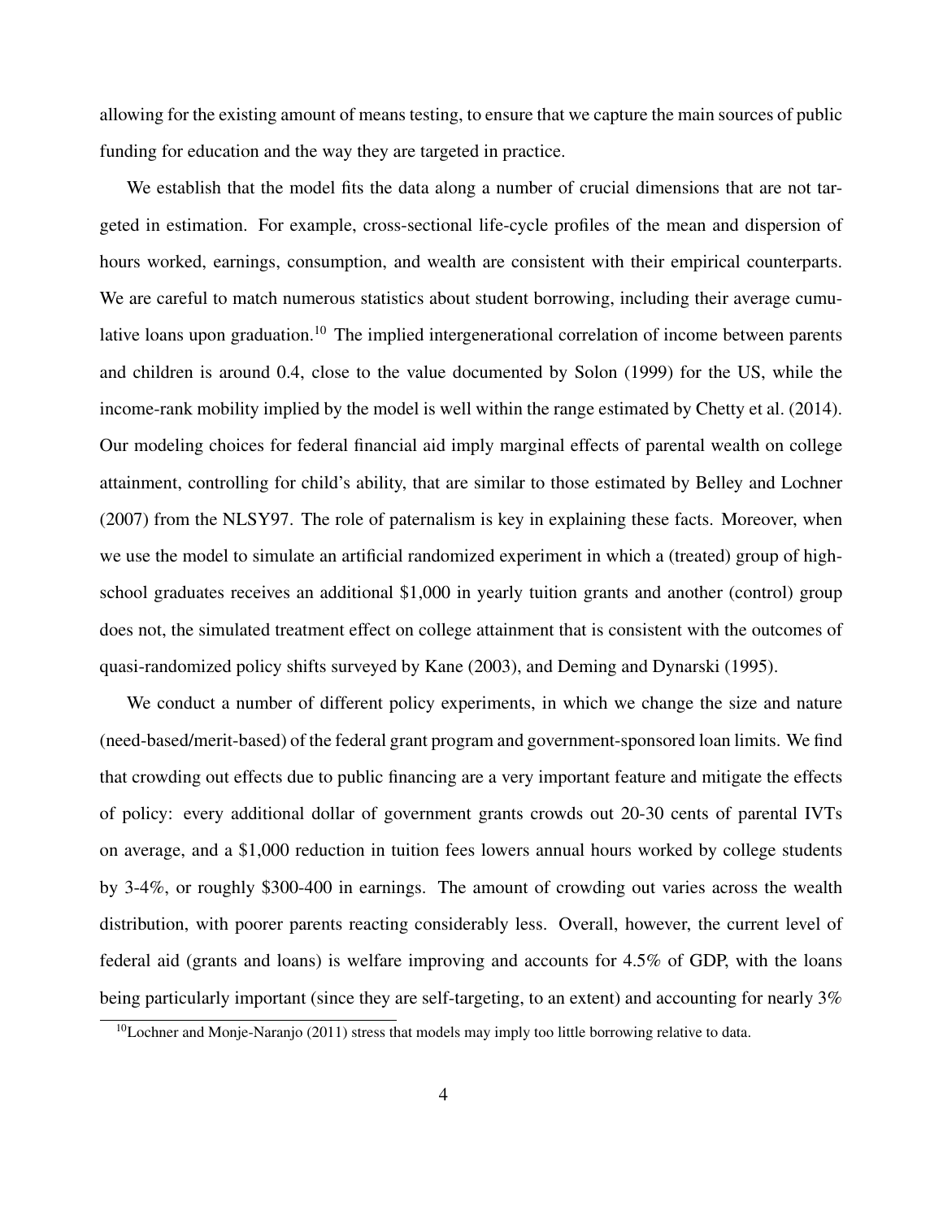allowing for the existing amount of means testing, to ensure that we capture the main sources of public funding for education and the way they are targeted in practice.

We establish that the model fits the data along a number of crucial dimensions that are not targeted in estimation. For example, cross-sectional life-cycle profiles of the mean and dispersion of hours worked, earnings, consumption, and wealth are consistent with their empirical counterparts. We are careful to match numerous statistics about student borrowing, including their average cumulative loans upon graduation.[10] The implied intergenerational correlation of income between parents and children is around 0.4, close to the value documented by Solon (1999) for the US, while the income-rank mobility implied by the model is well within the range estimated by Chetty et al. (2014). Our modeling choices for federal financial aid imply marginal effects of parental wealth on college attainment, controlling for child's ability, that are similar to those estimated by Belley and Lochner (2007) from the NLSY97. The role of paternalism is key in explaining these facts. Moreover, when we use the model to simulate an artificial randomized experiment in which a (treated) group of high-school graduates receives an additional \$1,000 in yearly tuition grants and another (control) group does not, the simulated treatment effect on college attainment that is consistent with the outcomes of quasi-randomized policy shifts surveyed by Kane (2003), and Deming and Dynarski (1995).

We conduct a number of different policy experiments, in which we change the size and nature (need-based/merit-based) of the federal grant program and government-sponsored loan limits. We find that crowding out effects due to public financing are a very important feature and mitigate the effects of policy: every additional dollar of government grants crowds out 20-30 cents of parental IVTs on average, and a \$1,000 reduction in tuition fees lowers annual hours worked by college students by 3-4%, or roughly \$300-400 in earnings. The amount of crowding out varies across the wealth distribution, with poorer parents reacting considerably less. Overall, however, the current level of federal aid (grants and loans) is welfare improving and accounts for 4.5% of GDP, with the loans being particularly important (since they are self-targeting, to an extent) and accounting for nearly 3%

[10] Lochner and Monje-Naranjo (2011) stress that models may imply too little borrowing relative to data.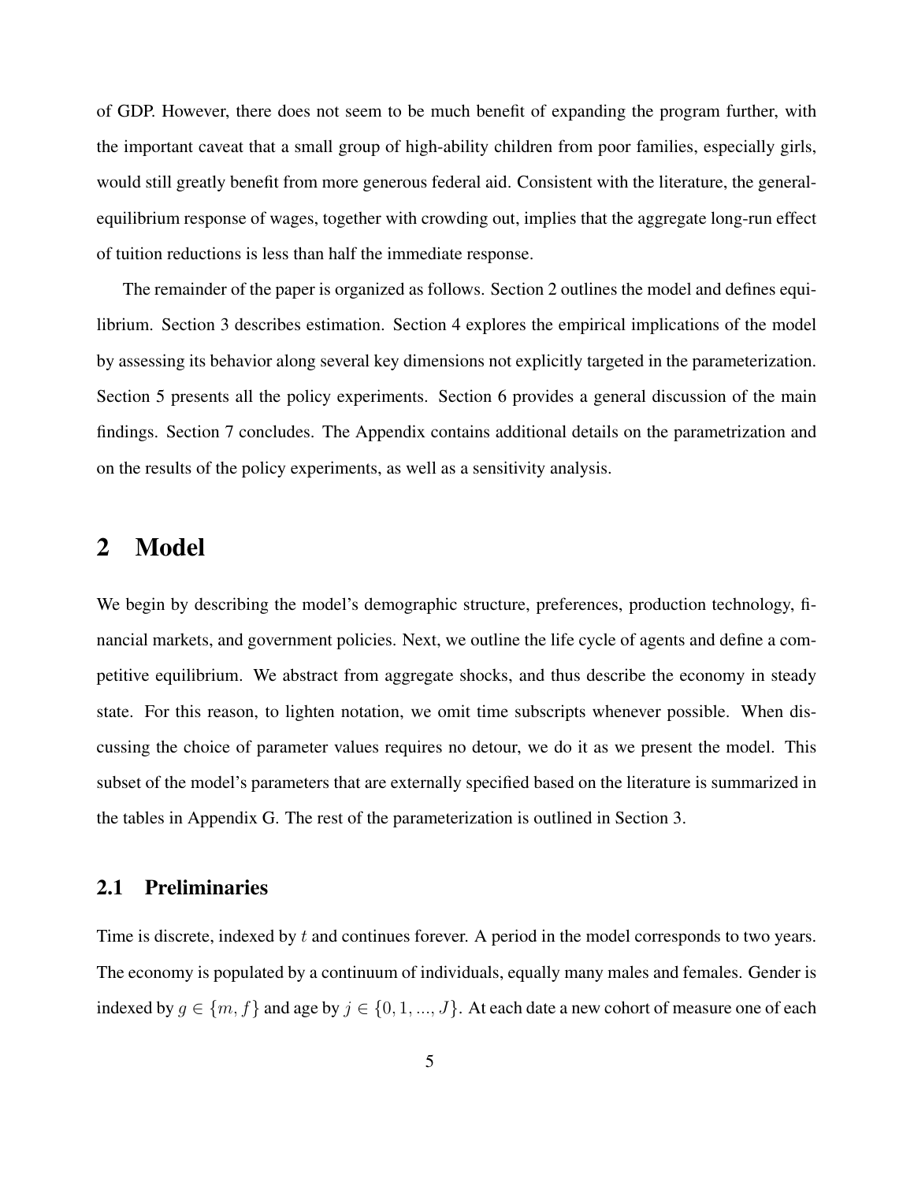of GDP. However, there does not seem to be much benefit of expanding the program further, with the important caveat that a small group of high-ability children from poor families, especially girls, would still greatly benefit from more generous federal aid. Consistent with the literature, the general-equilibrium response of wages, together with crowding out, implies that the aggregate long-run effect of tuition reductions is less than half the immediate response.

The remainder of the paper is organized as follows. Section 2 outlines the model and defines equilibrium. Section 3 describes estimation. Section 4 explores the empirical implications of the model by assessing its behavior along several key dimensions not explicitly targeted in the parameterization. Section 5 presents all the policy experiments. Section 6 provides a general discussion of the main findings. Section 7 concludes. The Appendix contains additional details on the parametrization and on the results of the policy experiments, as well as a sensitivity analysis.

# 2 Model

We begin by describing the model's demographic structure, preferences, production technology, financial markets, and government policies. Next, we outline the life cycle of agents and define a competitive equilibrium. We abstract from aggregate shocks, and thus describe the economy in steady state. For this reason, to lighten notation, we omit time subscripts whenever possible. When discussing the choice of parameter values requires no detour, we do it as we present the model. This subset of the model's parameters that are externally specified based on the literature is summarized in the tables in Appendix G. The rest of the parameterization is outlined in Section 3.

## 2.1 Preliminaries

Time is discrete, indexed by $t$ and continues forever. A period in the model corresponds to two years. The economy is populated by a continuum of individuals, equally many males and females. Gender is indexed by $g \in \{m, f\}$ and age by $j \in \{0, 1, ..., J\}$. At each date a new cohort of measure one of each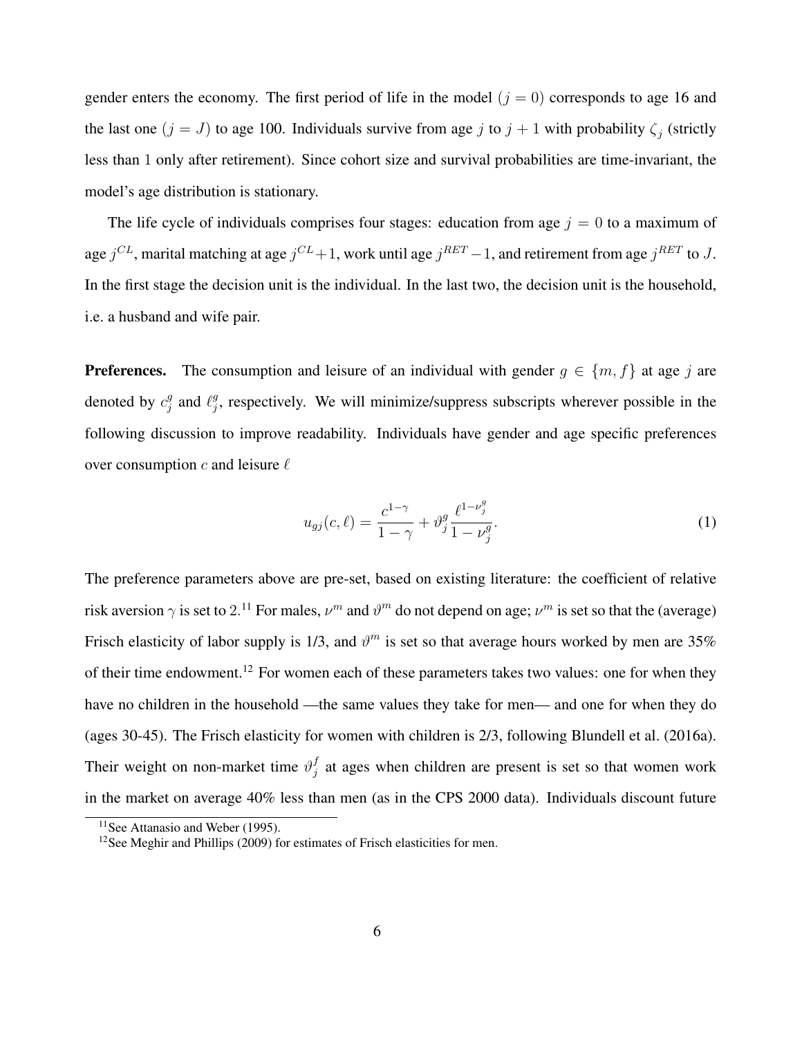gender enters the economy. The first period of life in the model ($j = 0$) corresponds to age 16 and the last one ($j = J$) to age 100. Individuals survive from age $j$ to $j+1$ with probability $\zeta_j$ (strictly less than 1 only after retirement). Since cohort size and survival probabilities are time-invariant, the model's age distribution is stationary.

The life cycle of individuals comprises four stages: education from age $j = 0$ to a maximum of age $j^{CL}$, marital matching at age $j^{CL}+1$, work until age $j^{RET}-1$, and retirement from age $j^{RET}$ to $J$. In the first stage the decision unit is the individual. In the last two, the decision unit is the household, i.e. a husband and wife pair.

**Preferences.** The consumption and leisure of an individual with gender $g \in \{m, f\}$ at age $j$ are denoted by $c_j^g$ and $\ell_j^g$, respectively. We will minimize/suppress subscripts wherever possible in the following discussion to improve readability. Individuals have gender and age specific preferences over consumption $c$ and leisure $\ell$

$$u_{gj}(c, \ell) = \frac{c^{1-\gamma}}{1-\gamma} + \vartheta_j^g \frac{\ell^{1-\nu_j^g}}{1-\nu_j^g}. \tag{1}$$

The preference parameters above are pre-set, based on existing literature: the coefficient of relative risk aversion $\gamma$ is set to 2.[11] For males, $\nu^m$ and $\vartheta^m$ do not depend on age; $\nu^m$ is set so that the (average) Frisch elasticity of labor supply is 1/3, and $\vartheta^m$ is set so that average hours worked by men are 35% of their time endowment.[12] For women each of these parameters takes two values: one for when they have no children in the household —the same values they take for men— and one for when they do (ages 30-45). The Frisch elasticity for women with children is 2/3, following Blundell et al. (2016a). Their weight on non-market time $\vartheta_j^f$ at ages when children are present is set so that women work in the market on average 40% less than men (as in the CPS 2000 data). Individuals discount future

[11] See Attanasio and Weber (1995).

[12] See Meghir and Phillips (2009) for estimates of Frisch elasticities for men.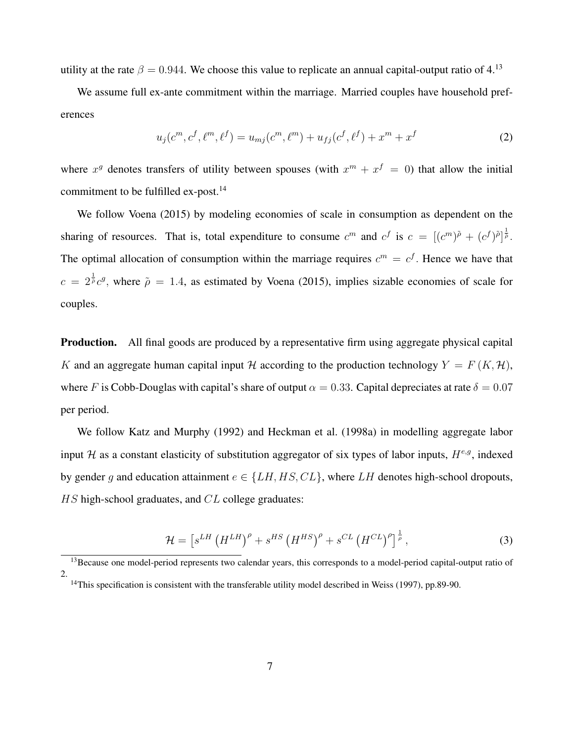utility at the rate $\beta = 0.944$. We choose this value to replicate an annual capital-output ratio of 4.[13]

We assume full ex-ante commitment within the marriage. Married couples have household preferences

$$u_j(c^m, c^f, \ell^m, \ell^f) = u_{mj}(c^m, \ell^m) + u_{fj}(c^f, \ell^f) + x^m + x^f \tag{2}$$

where $x^g$ denotes transfers of utility between spouses (with $x^m + x^f = 0$) that allow the initial commitment to be fulfilled ex-post.[14]

We follow Voena (2015) by modeling economies of scale in consumption as dependent on the sharing of resources. That is, total expenditure to consume $c^m$ and $c^f$ is $c = [(c^m)^{\tilde{\rho}} + (c^f)^{\tilde{\rho}}]^{\frac{1}{\tilde{\rho}}}$. The optimal allocation of consumption within the marriage requires $c^m = c^f$. Hence we have that $c = 2^{\frac{1}{\tilde{\rho}}} c^g$, where $\tilde{\rho} = 1.4$, as estimated by Voena (2015), implies sizable economies of scale for couples.

**Production.** All final goods are produced by a representative firm using aggregate physical capital $K$ and an aggregate human capital input $\mathcal{H}$ according to the production technology $Y = F(K, \mathcal{H})$, where $F$ is Cobb-Douglas with capital's share of output $\alpha = 0.33$. Capital depreciates at rate $\delta = 0.07$ per period.

We follow Katz and Murphy (1992) and Heckman et al. (1998a) in modelling aggregate labor input $\mathcal{H}$ as a constant elasticity of substitution aggregator of six types of labor inputs, $H^{e,g}$, indexed by gender $g$ and education attainment $e \in \{LH, HS, CL\}$, where $LH$ denotes high-school dropouts, $HS$ high-school graduates, and $CL$ college graduates:

$$\mathcal{H} = \left[ s^{LH} \left( H^{LH} \right)^{\rho} + s^{HS} \left( H^{HS} \right)^{\rho} + s^{CL} \left( H^{CL} \right)^{\rho} \right]^{\frac{1}{\rho}}, \tag{3}$$

[13] Because one model-period represents two calendar years, this corresponds to a model-period capital-output ratio of 2.

[14] This specification is consistent with the transferable utility model described in Weiss (1997), pp.89-90.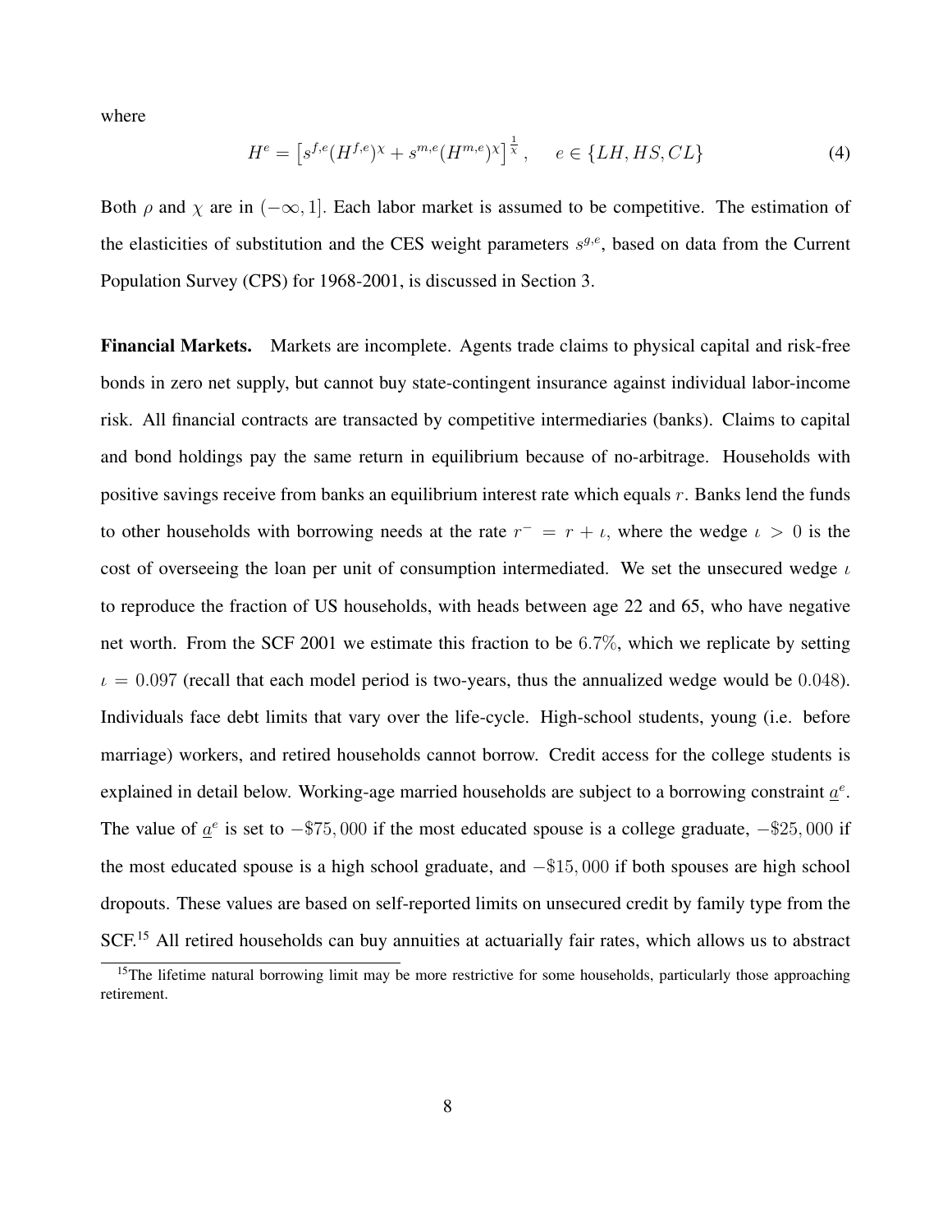where

$$H^e = \left[ s^{f,e} (H^{f,e})^\chi + s^{m,e} (H^{m,e})^\chi \right]^{\frac{1}{\chi}}, \quad e \in \{LH, HS, CL\} \tag{4}$$

Both $\rho$ and $\chi$ are in $(-\infty, 1]$. Each labor market is assumed to be competitive. The estimation of the elasticities of substitution and the CES weight parameters $s^{g,e}$, based on data from the Current Population Survey (CPS) for 1968-2001, is discussed in Section 3.

**Financial Markets.** Markets are incomplete. Agents trade claims to physical capital and risk-free bonds in zero net supply, but cannot buy state-contingent insurance against individual labor-income risk. All financial contracts are transacted by competitive intermediaries (banks). Claims to capital and bond holdings pay the same return in equilibrium because of no-arbitrage. Households with positive savings receive from banks an equilibrium interest rate which equals $r$. Banks lend the funds to other households with borrowing needs at the rate $r^- = r + \iota$, where the wedge $\iota > 0$ is the cost of overseeing the loan per unit of consumption intermediated. We set the unsecured wedge $\iota$ to reproduce the fraction of US households, with heads between age 22 and 65, who have negative net worth. From the SCF 2001 we estimate this fraction to be $6.7\%$, which we replicate by setting $\iota = 0.097$ (recall that each model period is two-years, thus the annualized wedge would be $0.048$). Individuals face debt limits that vary over the life-cycle. High-school students, young (i.e. before marriage) workers, and retired households cannot borrow. Credit access for the college students is explained in detail below. Working-age married households are subject to a borrowing constraint $\underline{a}^e$. The value of $\underline{a}^e$ is set to $-\$75,000$ if the most educated spouse is a college graduate, $-\$25,000$ if the most educated spouse is a high school graduate, and $-\$15,000$ if both spouses are high school dropouts. These values are based on self-reported limits on unsecured credit by family type from the SCF.[15] All retired households can buy annuities at actuarially fair rates, which allows us to abstract

[15] The lifetime natural borrowing limit may be more restrictive for some households, particularly those approaching retirement.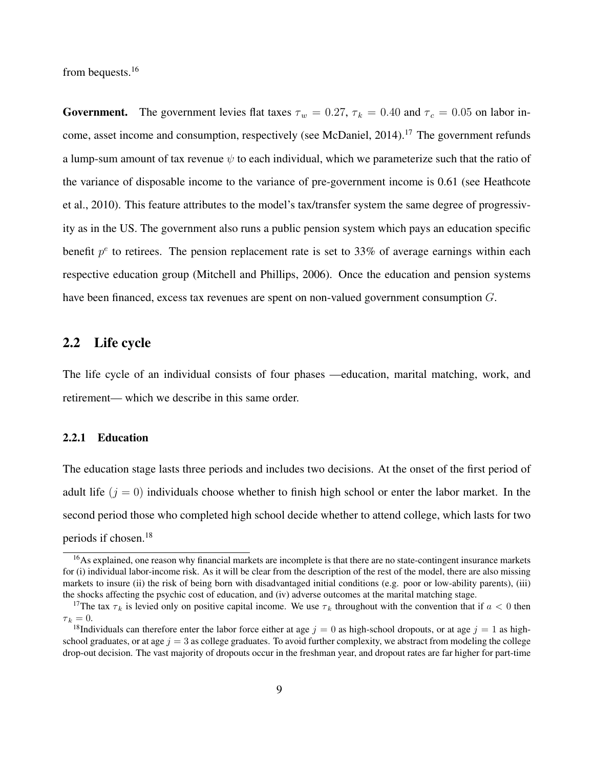from bequests.[16]

**Government.** The government levies flat taxes $\tau_w = 0.27$, $\tau_k = 0.40$ and $\tau_c = 0.05$ on labor income, asset income and consumption, respectively (see McDaniel, 2014).[17] The government refunds a lump-sum amount of tax revenue $\psi$ to each individual, which we parameterize such that the ratio of the variance of disposable income to the variance of pre-government income is 0.61 (see Heathcote et al., 2010). This feature attributes to the model's tax/transfer system the same degree of progressivity as in the US. The government also runs a public pension system which pays an education specific benefit $p^e$ to retirees. The pension replacement rate is set to 33% of average earnings within each respective education group (Mitchell and Phillips, 2006). Once the education and pension systems have been financed, excess tax revenues are spent on non-valued government consumption $G$.

## 2.2 Life cycle

The life cycle of an individual consists of four phases —education, marital matching, work, and retirement— which we describe in this same order.

### 2.2.1 Education

The education stage lasts three periods and includes two decisions. At the onset of the first period of adult life ($j = 0$) individuals choose whether to finish high school or enter the labor market. In the second period those who completed high school decide whether to attend college, which lasts for two periods if chosen.[18]

---

[16] As explained, one reason why financial markets are incomplete is that there are no state-contingent insurance markets for (i) individual labor-income risk. As it will be clear from the description of the rest of the model, there are also missing markets to insure (ii) the risk of being born with disadvantaged initial conditions (e.g. poor or low-ability parents), (iii) the shocks affecting the psychic cost of education, and (iv) adverse outcomes at the marital matching stage.

[17] The tax $\tau_k$ is levied only on positive capital income. We use $\tau_k$ throughout with the convention that if $a < 0$ then $\tau_k = 0$.

[18] Individuals can therefore enter the labor force either at age $j = 0$ as high-school dropouts, or at age $j = 1$ as high-school graduates, or at age $j = 3$ as college graduates. To avoid further complexity, we abstract from modeling the college drop-out decision. The vast majority of dropouts occur in the freshman year, and dropout rates are far higher for part-time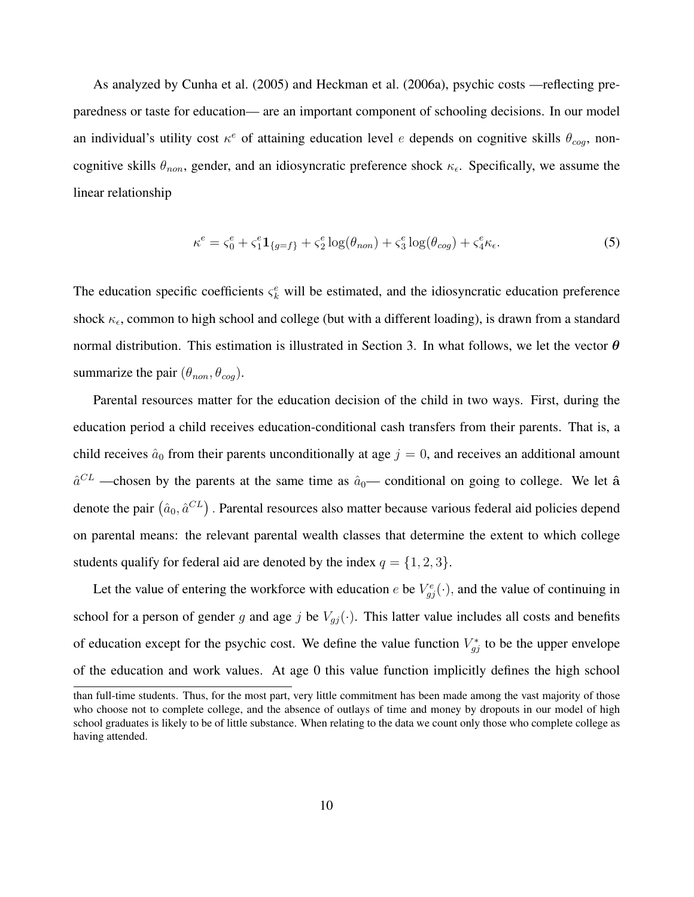As analyzed by Cunha et al. (2005) and Heckman et al. (2006a), psychic costs —reflecting preparedness or taste for education— are an important component of schooling decisions. In our model an individual's utility cost $\kappa^e$ of attaining education level $e$ depends on cognitive skills $\theta_{cog}$, noncognitive skills $\theta_{non}$, gender, and an idiosyncratic preference shock $\kappa_\epsilon$. Specifically, we assume the linear relationship

$$\kappa^e = \varsigma_0^e + \varsigma_1^e \mathbf{1}_{\{g=f\}} + \varsigma_2^e \log(\theta_{non}) + \varsigma_3^e \log(\theta_{cog}) + \varsigma_4^e \kappa_\epsilon. \tag{5}$$

The education specific coefficients $\varsigma_k^e$ will be estimated, and the idiosyncratic education preference shock $\kappa_\epsilon$, common to high school and college (but with a different loading), is drawn from a standard normal distribution. This estimation is illustrated in Section 3. In what follows, we let the vector $\boldsymbol{\theta}$ summarize the pair $(\theta_{non}, \theta_{cog})$.

Parental resources matter for the education decision of the child in two ways. First, during the education period a child receives education-conditional cash transfers from their parents. That is, a child receives $\hat{a}_0$ from their parents unconditionally at age $j = 0$, and receives an additional amount $\hat{a}^{CL}$ —chosen by the parents at the same time as $\hat{a}_0$— conditional on going to college. We let $\hat{\mathbf{a}}$ denote the pair $\left(\hat{a}_0, \hat{a}^{CL}\right)$. Parental resources also matter because various federal aid policies depend on parental means: the relevant parental wealth classes that determine the extent to which college students qualify for federal aid are denoted by the index $q = \{1, 2, 3\}$.

Let the value of entering the workforce with education $e$ be $V_{gj}^e(\cdot)$, and the value of continuing in school for a person of gender $g$ and age $j$ be $V_{gj}(\cdot)$. This latter value includes all costs and benefits of education except for the psychic cost. We define the value function $V_{gj}^*$ to be the upper envelope of the education and work values. At age 0 this value function implicitly defines the high school

than full-time students. Thus, for the most part, very little commitment has been made among the vast majority of those who choose not to complete college, and the absence of outlays of time and money by dropouts in our model of high school graduates is likely to be of little substance. When relating to the data we count only those who complete college as having attended.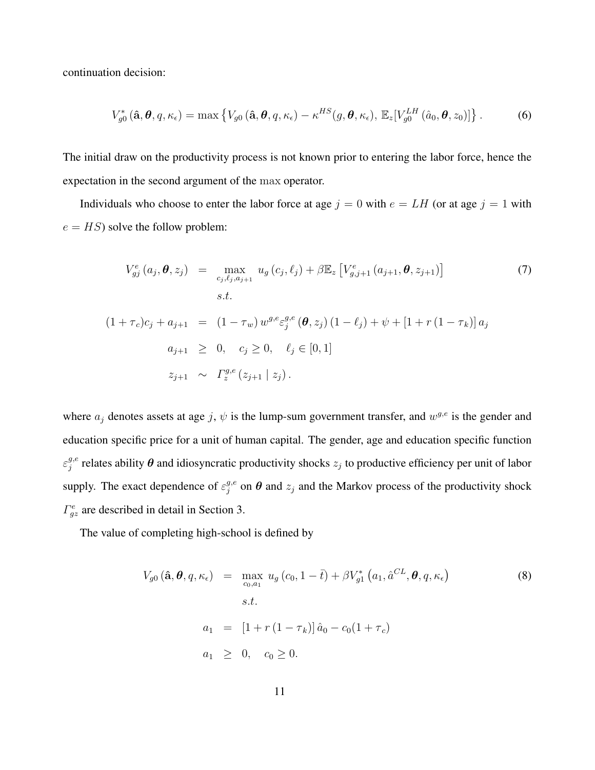continuation decision:

$$
V_{g0}^{*}\left(\hat{\mathbf{a}},\boldsymbol{\theta},q,\kappa_{\epsilon}\right)=\max\left\{V_{g0}\left(\hat{\mathbf{a}},\boldsymbol{\theta},q,\kappa_{\epsilon}\right)-\kappa^{HS}(g,\boldsymbol{\theta},\kappa_{\epsilon}),\,\mathbb{E}_{z}[V_{g0}^{LH}\left(\hat{a}_{0},\boldsymbol{\theta},z_{0}\right)]\right\}. \tag{6}
$$

The initial draw on the productivity process is not known prior to entering the labor force, hence the expectation in the second argument of the max operator.

Individuals who choose to enter the labor force at age $j=0$ with $e=LH$ (or at age $j=1$ with $e=HS$) solve the follow problem:

$$
\begin{aligned}
V_{gj}^{e}\left(a_{j},\boldsymbol{\theta},z_{j}\right) &= \max_{c_{j},\ell_{j},a_{j+1}} u_{g}\left(c_{j},\ell_{j}\right)+\beta\mathbb{E}_{z}\left[V_{g,j+1}^{e}\left(a_{j+1},\boldsymbol{\theta},z_{j+1}\right)\right] \\
& \quad s.t. \\
(1+\tau_{c})c_{j}+a_{j+1} &= \left(1-\tau_{w}\right)w^{g,e}\varepsilon_{j}^{g,e}\left(\boldsymbol{\theta},z_{j}\right)\left(1-\ell_{j}\right)+\psi+\left[1+r\left(1-\tau_{k}\right)\right]a_{j} \\
a_{j+1} &\geq 0, \quad c_{j}\geq 0, \quad \ell_{j}\in[0,1] \\
z_{j+1} &\sim \Gamma_{z}^{g,e}\left(z_{j+1}\mid z_{j}\right).
\end{aligned} \tag{7}
$$

where $a_j$ denotes assets at age $j$, $\psi$ is the lump-sum government transfer, and $w^{g,e}$ is the gender and education specific price for a unit of human capital. The gender, age and education specific function $\varepsilon_{j}^{g,e}$ relates ability $\boldsymbol{\theta}$ and idiosyncratic productivity shocks $z_j$ to productive efficiency per unit of labor supply. The exact dependence of $\varepsilon_{j}^{g,e}$ on $\boldsymbol{\theta}$ and $z_j$ and the Markov process of the productivity shock $\Gamma_{gz}^{e}$ are described in detail in Section 3.

The value of completing high-school is defined by

$$
\begin{aligned}
V_{g0}\left(\hat{\mathbf{a}},\boldsymbol{\theta},q,\kappa_{\epsilon}\right) &= \max_{c_{0},a_{1}} u_{g}\left(c_{0},1-\bar{t}\right)+\beta V_{g1}^{*}\left(a_{1},\hat{a}^{CL},\boldsymbol{\theta},q,\kappa_{\epsilon}\right) \\
& \quad s.t. \\
a_{1} &= \left[1+r\left(1-\tau_{k}\right)\right]\hat{a}_{0}-c_{0}(1+\tau_{c}) \\
a_{1} &\geq 0, \quad c_{0}\geq 0.
\end{aligned} \tag{8}
$$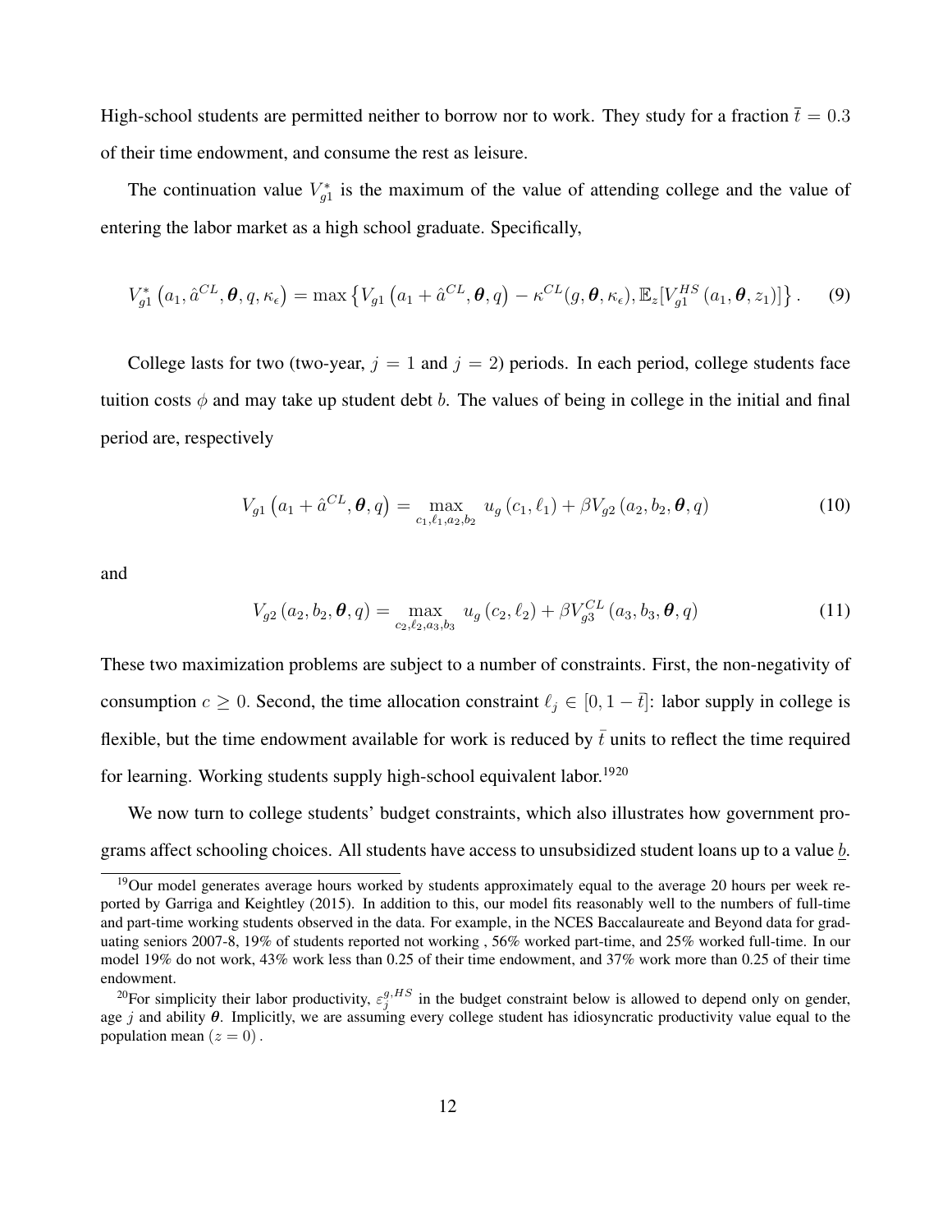High-school students are permitted neither to borrow nor to work. They study for a fraction $\bar{t} = 0.3$ of their time endowment, and consume the rest as leisure.

The continuation value $V^*_{g1}$ is the maximum of the value of attending college and the value of entering the labor market as a high school graduate. Specifically,

$$V^*_{g1}\left(a_1, \hat{a}^{CL}, \boldsymbol{\theta}, q, \kappa_\epsilon\right) = \max\left\{V_{g1}\left(a_1 + \hat{a}^{CL}, \boldsymbol{\theta}, q\right) - \kappa^{CL}(g, \boldsymbol{\theta}, \kappa_\epsilon), \mathbb{E}_z[V^{HS}_{g1}\left(a_1, \boldsymbol{\theta}, z_1\right)]\right\}. \tag{9}$$

College lasts for two (two-year, $j = 1$ and $j = 2$) periods. In each period, college students face tuition costs $\phi$ and may take up student debt $b$. The values of being in college in the initial and final period are, respectively

$$V_{g1}\left(a_1 + \hat{a}^{CL}, \boldsymbol{\theta}, q\right) = \max_{c_1, \ell_1, a_2, b_2} \; u_g\left(c_1, \ell_1\right) + \beta V_{g2}\left(a_2, b_2, \boldsymbol{\theta}, q\right) \tag{10}$$

and

$$V_{g2}\left(a_2, b_2, \boldsymbol{\theta}, q\right) = \max_{c_2, \ell_2, a_3, b_3} \; u_g\left(c_2, \ell_2\right) + \beta V^{CL}_{g3}\left(a_3, b_3, \boldsymbol{\theta}, q\right) \tag{11}$$

These two maximization problems are subject to a number of constraints. First, the non-negativity of consumption $c \geq 0$. Second, the time allocation constraint $\ell_j \in [0, 1 - \bar{t}]$: labor supply in college is flexible, but the time endowment available for work is reduced by $\bar{t}$ units to reflect the time required for learning. Working students supply high-school equivalent labor.[19][20]

We now turn to college students' budget constraints, which also illustrates how government programs affect schooling choices. All students have access to unsubsidized student loans up to a value $\underline{b}$.

[19] Our model generates average hours worked by students approximately equal to the average 20 hours per week reported by Garriga and Keightley (2015). In addition to this, our model fits reasonably well to the numbers of full-time and part-time working students observed in the data. For example, in the NCES Baccalaureate and Beyond data for graduating seniors 2007-8, 19% of students reported not working , 56% worked part-time, and 25% worked full-time. In our model 19% do not work, 43% work less than 0.25 of their time endowment, and 37% work more than 0.25 of their time endowment.

[20] For simplicity their labor productivity, $\varepsilon^{g,HS}_j$ in the budget constraint below is allowed to depend only on gender, age $j$ and ability $\boldsymbol{\theta}$. Implicitly, we are assuming every college student has idiosyncratic productivity value equal to the population mean $(z = 0)$.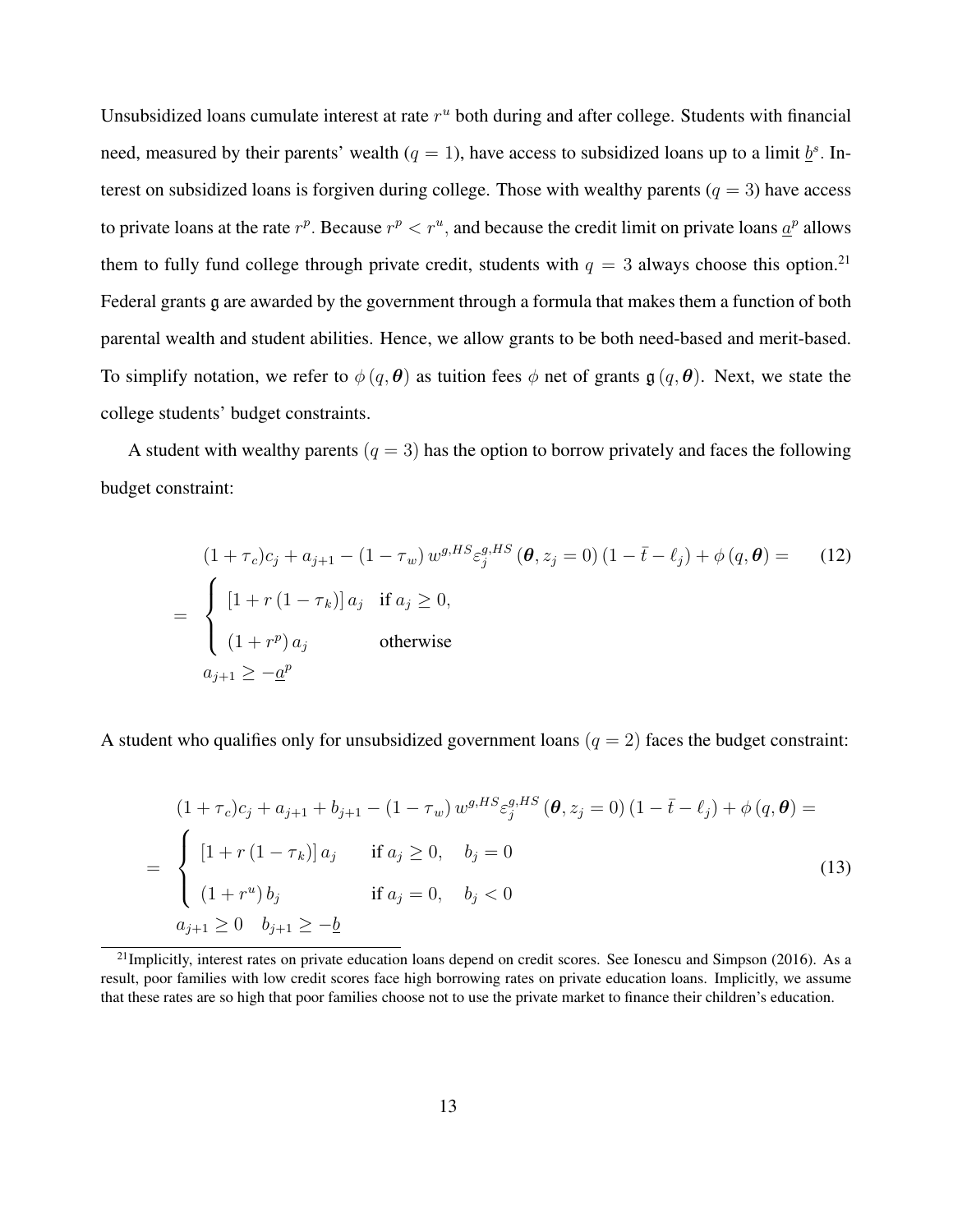Unsubsidized loans cumulate interest at rate $r^u$ both during and after college. Students with financial need, measured by their parents' wealth ($q = 1$), have access to subsidized loans up to a limit $\underline{b}^s$. Interest on subsidized loans is forgiven during college. Those with wealthy parents ($q = 3$) have access to private loans at the rate $r^p$. Because $r^p < r^u$, and because the credit limit on private loans $\underline{a}^p$ allows them to fully fund college through private credit, students with $q = 3$ always choose this option.[21] Federal grants $\mathfrak{g}$ are awarded by the government through a formula that makes them a function of both parental wealth and student abilities. Hence, we allow grants to be both need-based and merit-based. To simplify notation, we refer to $\phi(q, \boldsymbol{\theta})$ as tuition fees $\phi$ net of grants $\mathfrak{g}(q, \boldsymbol{\theta})$. Next, we state the college students' budget constraints.

A student with wealthy parents ($q = 3$) has the option to borrow privately and faces the following budget constraint:

$$
\begin{aligned}
&(1+\tau_c)c_j + a_{j+1} - (1-\tau_w)\, w^{g,HS} \varepsilon_j^{g,HS}(\boldsymbol{\theta}, z_j = 0)\,(1 - \bar{t} - \ell_j) + \phi(q, \boldsymbol{\theta}) = \\
&= \begin{cases} [1 + r(1-\tau_k)]\, a_j & \text{if } a_j \geq 0, \\ (1 + r^p)\, a_j & \text{otherwise} \end{cases} \\
&a_{j+1} \geq -\underline{a}^p
\end{aligned}
\tag{12}
$$

A student who qualifies only for unsubsidized government loans ($q = 2$) faces the budget constraint:

$$
\begin{aligned}
&(1+\tau_c)c_j + a_{j+1} + b_{j+1} - (1-\tau_w)\, w^{g,HS} \varepsilon_j^{g,HS}(\boldsymbol{\theta}, z_j = 0)\,(1 - \bar{t} - \ell_j) + \phi(q, \boldsymbol{\theta}) = \\
&= \begin{cases} [1 + r(1-\tau_k)]\, a_j & \text{if } a_j \geq 0, \quad b_j = 0 \\ (1 + r^u)\, b_j & \text{if } a_j = 0, \quad b_j < 0 \end{cases} \\
&a_{j+1} \geq 0 \quad b_{j+1} \geq -\underline{b}
\end{aligned}
\tag{13}
$$

[21] Implicitly, interest rates on private education loans depend on credit scores. See Ionescu and Simpson (2016). As a result, poor families with low credit scores face high borrowing rates on private education loans. Implicitly, we assume that these rates are so high that poor families choose not to use the private market to finance their children's education.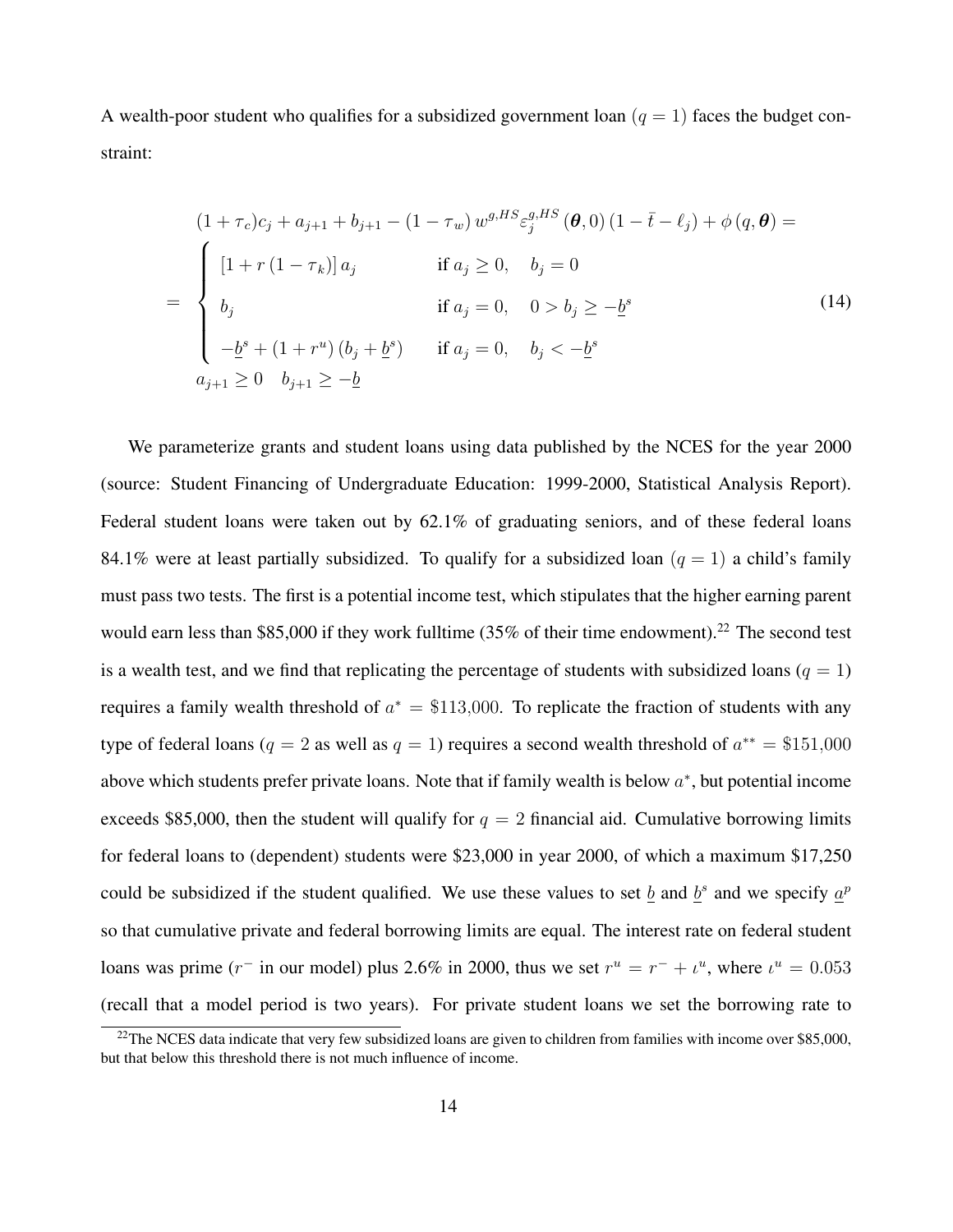A wealth-poor student who qualifies for a subsidized government loan $(q = 1)$ faces the budget constraint:

$$
\begin{aligned}
&(1+\tau_c)c_j + a_{j+1} + b_{j+1} - (1-\tau_w)\, w^{g,HS} \varepsilon_j^{g,HS}(\boldsymbol{\theta}, 0)\,(1-\bar{t}-\ell_j) + \phi(q, \boldsymbol{\theta}) = \\
&= \begin{cases}
[1 + r(1-\tau_k)]\, a_j & \text{if } a_j \geq 0, \quad b_j = 0 \\
b_j & \text{if } a_j = 0, \quad 0 > b_j \geq -\underline{b}^s \\
-\underline{b}^s + (1+r^u)(b_j + \underline{b}^s) & \text{if } a_j = 0, \quad b_j < -\underline{b}^s
\end{cases} \\
&a_{j+1} \geq 0 \quad b_{j+1} \geq -\underline{b}
\end{aligned}
\tag{14}
$$

We parameterize grants and student loans using data published by the NCES for the year 2000 (source: Student Financing of Undergraduate Education: 1999-2000, Statistical Analysis Report). Federal student loans were taken out by 62.1% of graduating seniors, and of these federal loans 84.1% were at least partially subsidized. To qualify for a subsidized loan $(q = 1)$ a child's family must pass two tests. The first is a potential income test, which stipulates that the higher earning parent would earn less than \$85,000 if they work fulltime (35% of their time endowment).[22] The second test is a wealth test, and we find that replicating the percentage of students with subsidized loans $(q = 1)$ requires a family wealth threshold of $a^* = \$113{,}000$. To replicate the fraction of students with any type of federal loans ($q = 2$ as well as $q = 1$) requires a second wealth threshold of $a^{**} = \$151{,}000$ above which students prefer private loans. Note that if family wealth is below $a^*$, but potential income exceeds \$85,000, then the student will qualify for $q = 2$ financial aid. Cumulative borrowing limits for federal loans to (dependent) students were \$23,000 in year 2000, of which a maximum \$17,250 could be subsidized if the student qualified. We use these values to set $\underline{b}$ and $\underline{b}^s$ and we specify $\underline{a}^p$ so that cumulative private and federal borrowing limits are equal. The interest rate on federal student loans was prime ($r^-$ in our model) plus 2.6% in 2000, thus we set $r^u = r^- + \iota^u$, where $\iota^u = 0.053$ (recall that a model period is two years). For private student loans we set the borrowing rate to

[22] The NCES data indicate that very few subsidized loans are given to children from families with income over \$85,000, but that below this threshold there is not much influence of income.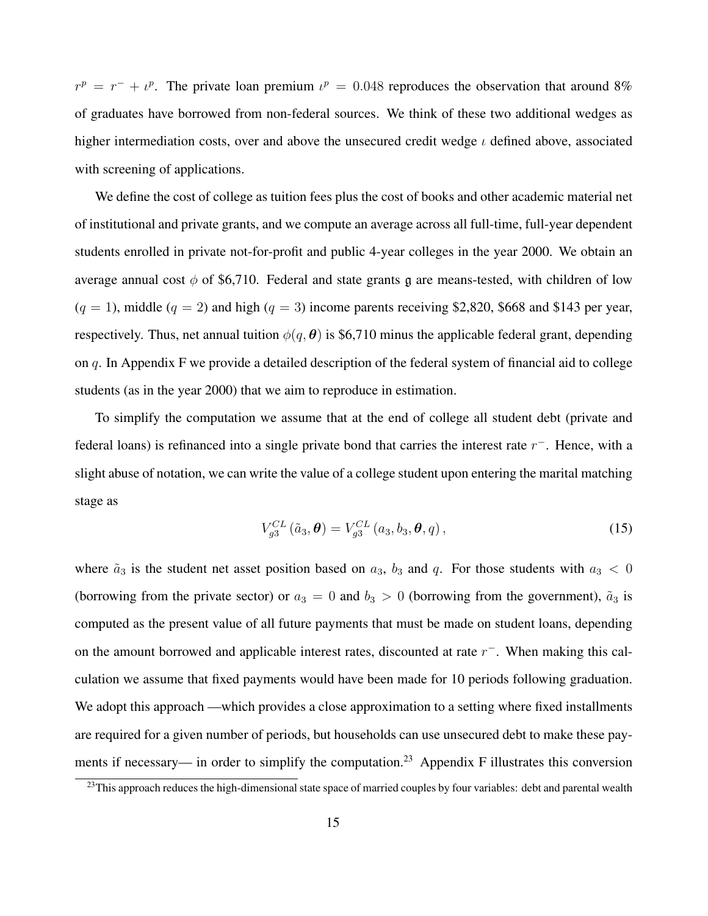$r^p = r^- + \iota^p$. The private loan premium $\iota^p = 0.048$ reproduces the observation that around 8% of graduates have borrowed from non-federal sources. We think of these two additional wedges as higher intermediation costs, over and above the unsecured credit wedge $\iota$ defined above, associated with screening of applications.

We define the cost of college as tuition fees plus the cost of books and other academic material net of institutional and private grants, and we compute an average across all full-time, full-year dependent students enrolled in private not-for-profit and public 4-year colleges in the year 2000. We obtain an average annual cost $\phi$ of \$6,710. Federal and state grants $\mathfrak{g}$ are means-tested, with children of low ($q = 1$), middle ($q = 2$) and high ($q = 3$) income parents receiving \$2,820, \$668 and \$143 per year, respectively. Thus, net annual tuition $\phi(q, \boldsymbol{\theta})$ is \$6,710 minus the applicable federal grant, depending on $q$. In Appendix F we provide a detailed description of the federal system of financial aid to college students (as in the year 2000) that we aim to reproduce in estimation.

To simplify the computation we assume that at the end of college all student debt (private and federal loans) is refinanced into a single private bond that carries the interest rate $r^-$. Hence, with a slight abuse of notation, we can write the value of a college student upon entering the marital matching stage as

$$V_{g3}^{CL}(\tilde{a}_3, \boldsymbol{\theta}) = V_{g3}^{CL}(a_3, b_3, \boldsymbol{\theta}, q), \tag{15}$$

where $\tilde{a}_3$ is the student net asset position based on $a_3$, $b_3$ and $q$. For those students with $a_3 < 0$ (borrowing from the private sector) or $a_3 = 0$ and $b_3 > 0$ (borrowing from the government), $\tilde{a}_3$ is computed as the present value of all future payments that must be made on student loans, depending on the amount borrowed and applicable interest rates, discounted at rate $r^-$. When making this calculation we assume that fixed payments would have been made for 10 periods following graduation. We adopt this approach —which provides a close approximation to a setting where fixed installments are required for a given number of periods, but households can use unsecured debt to make these payments if necessary— in order to simplify the computation.[23] Appendix F illustrates this conversion

[23] This approach reduces the high-dimensional state space of married couples by four variables: debt and parental wealth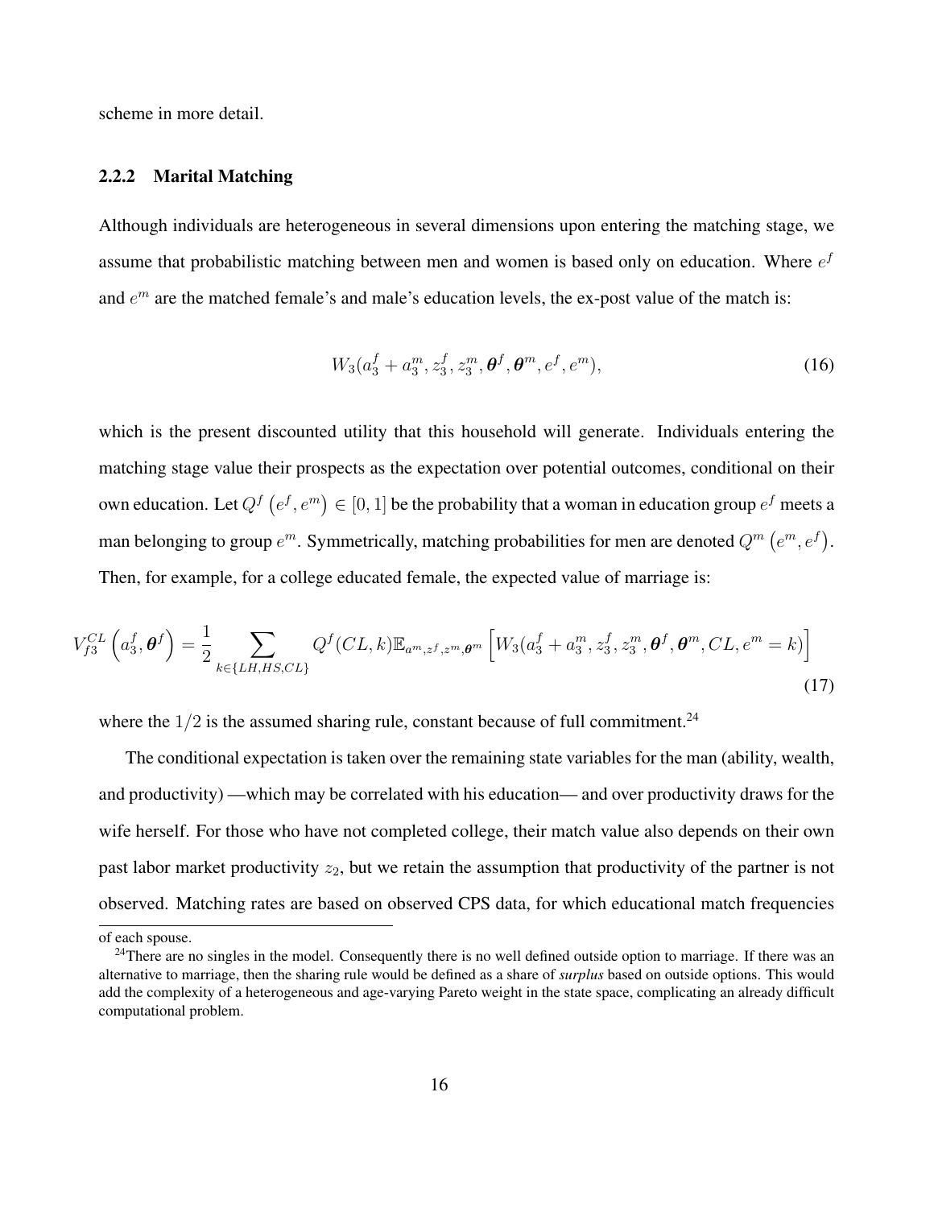scheme in more detail.

### 2.2.2 Marital Matching

Although individuals are heterogeneous in several dimensions upon entering the matching stage, we assume that probabilistic matching between men and women is based only on education. Where $e^f$ and $e^m$ are the matched female's and male's education levels, the ex-post value of the match is:

$$W_3(a_3^f + a_3^m, z_3^f, z_3^m, \boldsymbol{\theta}^f, \boldsymbol{\theta}^m, e^f, e^m), \tag{16}$$

which is the present discounted utility that this household will generate. Individuals entering the matching stage value their prospects as the expectation over potential outcomes, conditional on their own education. Let $Q^f\left(e^f, e^m\right) \in [0, 1]$ be the probability that a woman in education group $e^f$ meets a man belonging to group $e^m$. Symmetrically, matching probabilities for men are denoted $Q^m\left(e^m, e^f\right)$. Then, for example, for a college educated female, the expected value of marriage is:

$$V_{f3}^{CL}\left(a_3^f, \boldsymbol{\theta}^f\right) = \frac{1}{2} \sum_{k \in \{LH, HS, CL\}} Q^f(CL, k) \mathbb{E}_{a^m, z^f, z^m, \boldsymbol{\theta}^m}\left[W_3(a_3^f + a_3^m, z_3^f, z_3^m, \boldsymbol{\theta}^f, \boldsymbol{\theta}^m, CL, e^m = k)\right] \tag{17}$$

where the $1/2$ is the assumed sharing rule, constant because of full commitment.[24]

The conditional expectation is taken over the remaining state variables for the man (ability, wealth, and productivity) —which may be correlated with his education— and over productivity draws for the wife herself. For those who have not completed college, their match value also depends on their own past labor market productivity $z_2$, but we retain the assumption that productivity of the partner is not observed. Matching rates are based on observed CPS data, for which educational match frequencies

of each spouse.

[24] There are no singles in the model. Consequently there is no well defined outside option to marriage. If there was an alternative to marriage, then the sharing rule would be defined as a share of *surplus* based on outside options. This would add the complexity of a heterogeneous and age-varying Pareto weight in the state space, complicating an already difficult computational problem.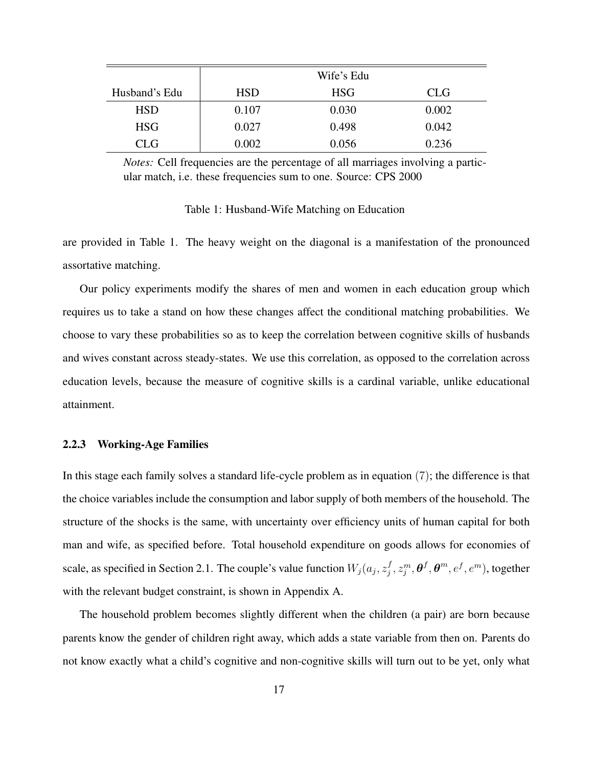| | Wife's Edu | | |
|---|---|---|---|
| Husband's Edu | HSD | HSG | CLG |
| HSD | 0.107 | 0.030 | 0.002 |
| HSG | 0.027 | 0.498 | 0.042 |
| CLG | 0.002 | 0.056 | 0.236 |

*Notes:* Cell frequencies are the percentage of all marriages involving a particular match, i.e. these frequencies sum to one. Source: CPS 2000

Table 1: Husband-Wife Matching on Education

are provided in Table 1. The heavy weight on the diagonal is a manifestation of the pronounced assortative matching.

Our policy experiments modify the shares of men and women in each education group which requires us to take a stand on how these changes affect the conditional matching probabilities. We choose to vary these probabilities so as to keep the correlation between cognitive skills of husbands and wives constant across steady-states. We use this correlation, as opposed to the correlation across education levels, because the measure of cognitive skills is a cardinal variable, unlike educational attainment.

### 2.2.3 Working-Age Families

In this stage each family solves a standard life-cycle problem as in equation (7); the difference is that the choice variables include the consumption and labor supply of both members of the household. The structure of the shocks is the same, with uncertainty over efficiency units of human capital for both man and wife, as specified before. Total household expenditure on goods allows for economies of scale, as specified in Section 2.1. The couple's value function $W_j(a_j, z_j^f, z_j^m, \boldsymbol{\theta}^f, \boldsymbol{\theta}^m, e^f, e^m)$, together with the relevant budget constraint, is shown in Appendix A.

The household problem becomes slightly different when the children (a pair) are born because parents know the gender of children right away, which adds a state variable from then on. Parents do not know exactly what a child's cognitive and non-cognitive skills will turn out to be yet, only what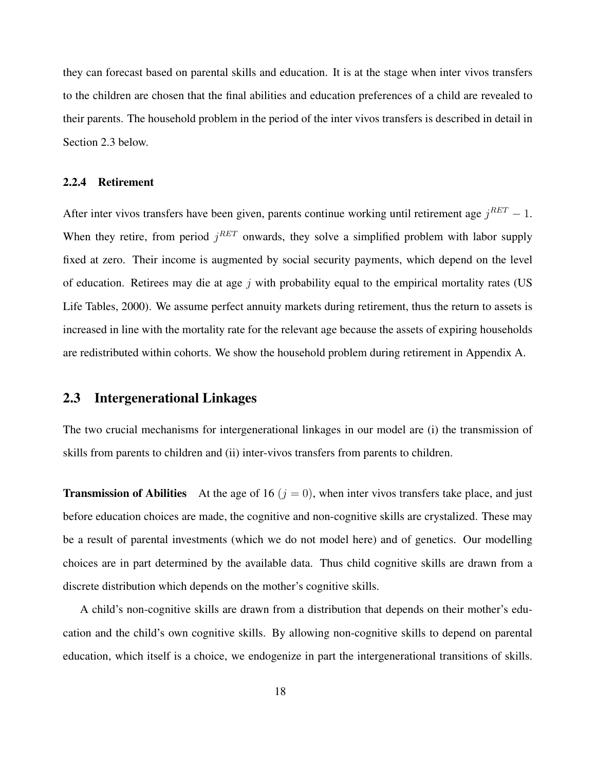they can forecast based on parental skills and education. It is at the stage when inter vivos transfers to the children are chosen that the final abilities and education preferences of a child are revealed to their parents. The household problem in the period of the inter vivos transfers is described in detail in Section 2.3 below.

### 2.2.4 Retirement

After inter vivos transfers have been given, parents continue working until retirement age $j^{RET} - 1$. When they retire, from period $j^{RET}$ onwards, they solve a simplified problem with labor supply fixed at zero. Their income is augmented by social security payments, which depend on the level of education. Retirees may die at age $j$ with probability equal to the empirical mortality rates (US Life Tables, 2000). We assume perfect annuity markets during retirement, thus the return to assets is increased in line with the mortality rate for the relevant age because the assets of expiring households are redistributed within cohorts. We show the household problem during retirement in Appendix A.

## 2.3 Intergenerational Linkages

The two crucial mechanisms for intergenerational linkages in our model are (i) the transmission of skills from parents to children and (ii) inter-vivos transfers from parents to children.

**Transmission of Abilities** At the age of 16 ($j = 0$), when inter vivos transfers take place, and just before education choices are made, the cognitive and non-cognitive skills are crystalized. These may be a result of parental investments (which we do not model here) and of genetics. Our modelling choices are in part determined by the available data. Thus child cognitive skills are drawn from a discrete distribution which depends on the mother's cognitive skills.

A child's non-cognitive skills are drawn from a distribution that depends on their mother's education and the child's own cognitive skills. By allowing non-cognitive skills to depend on parental education, which itself is a choice, we endogenize in part the intergenerational transitions of skills.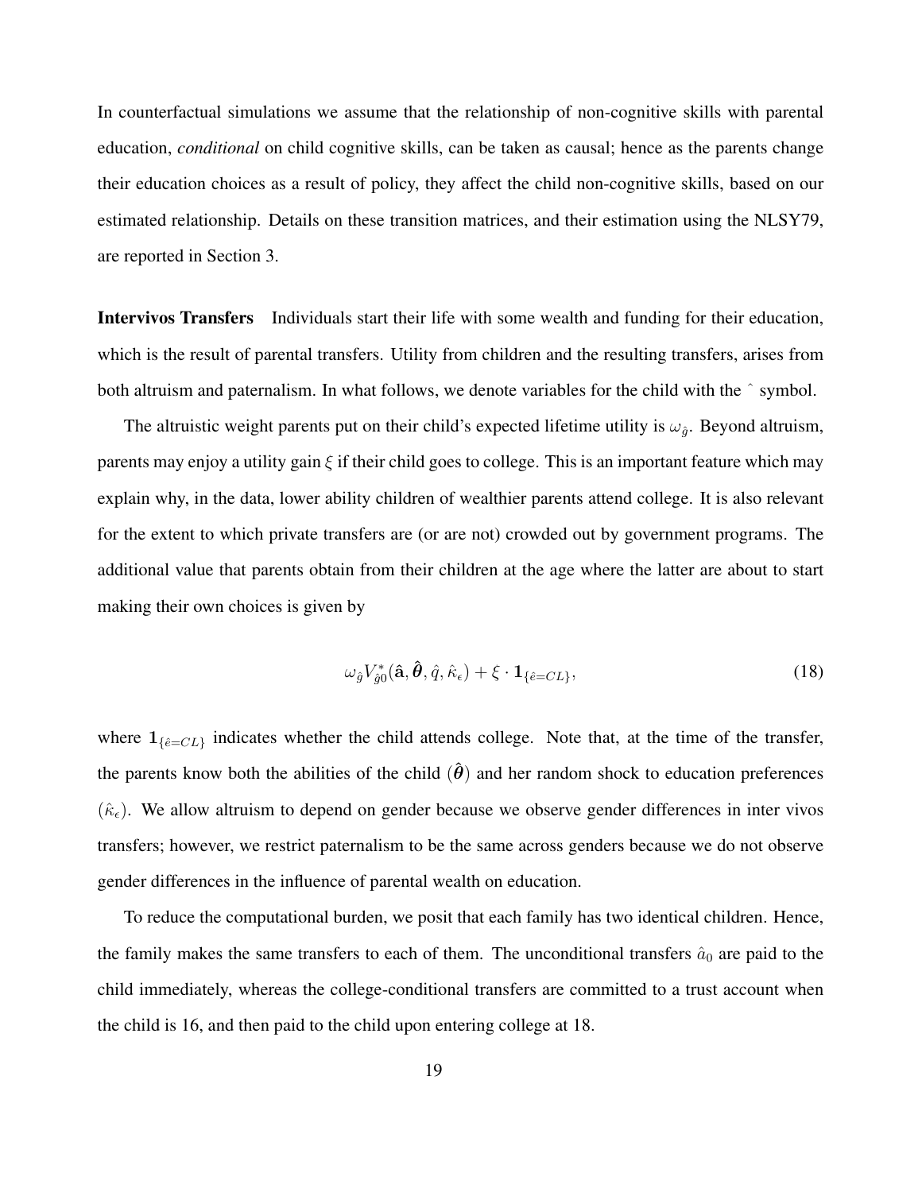In counterfactual simulations we assume that the relationship of non-cognitive skills with parental education, *conditional* on child cognitive skills, can be taken as causal; hence as the parents change their education choices as a result of policy, they affect the child non-cognitive skills, based on our estimated relationship. Details on these transition matrices, and their estimation using the NLSY79, are reported in Section 3.

**Intervivos Transfers** Individuals start their life with some wealth and funding for their education, which is the result of parental transfers. Utility from children and the resulting transfers, arises from both altruism and paternalism. In what follows, we denote variables for the child with the ˆ symbol.

The altruistic weight parents put on their child's expected lifetime utility is $\omega_{\hat{g}}$. Beyond altruism, parents may enjoy a utility gain $\xi$ if their child goes to college. This is an important feature which may explain why, in the data, lower ability children of wealthier parents attend college. It is also relevant for the extent to which private transfers are (or are not) crowded out by government programs. The additional value that parents obtain from their children at the age where the latter are about to start making their own choices is given by

$$\omega_{\hat{g}} V_{\hat{g}0}^{*}(\hat{\mathbf{a}}, \hat{\boldsymbol{\theta}}, \hat{q}, \hat{\kappa}_{\epsilon}) + \xi \cdot \mathbf{1}_{\{\hat{e}=CL\}}, \tag{18}$$

where $\mathbf{1}_{\{\hat{e}=CL\}}$ indicates whether the child attends college. Note that, at the time of the transfer, the parents know both the abilities of the child ($\hat{\boldsymbol{\theta}}$) and her random shock to education preferences ($\hat{\kappa}_{\epsilon}$). We allow altruism to depend on gender because we observe gender differences in inter vivos transfers; however, we restrict paternalism to be the same across genders because we do not observe gender differences in the influence of parental wealth on education.

To reduce the computational burden, we posit that each family has two identical children. Hence, the family makes the same transfers to each of them. The unconditional transfers $\hat{a}_0$ are paid to the child immediately, whereas the college-conditional transfers are committed to a trust account when the child is 16, and then paid to the child upon entering college at 18.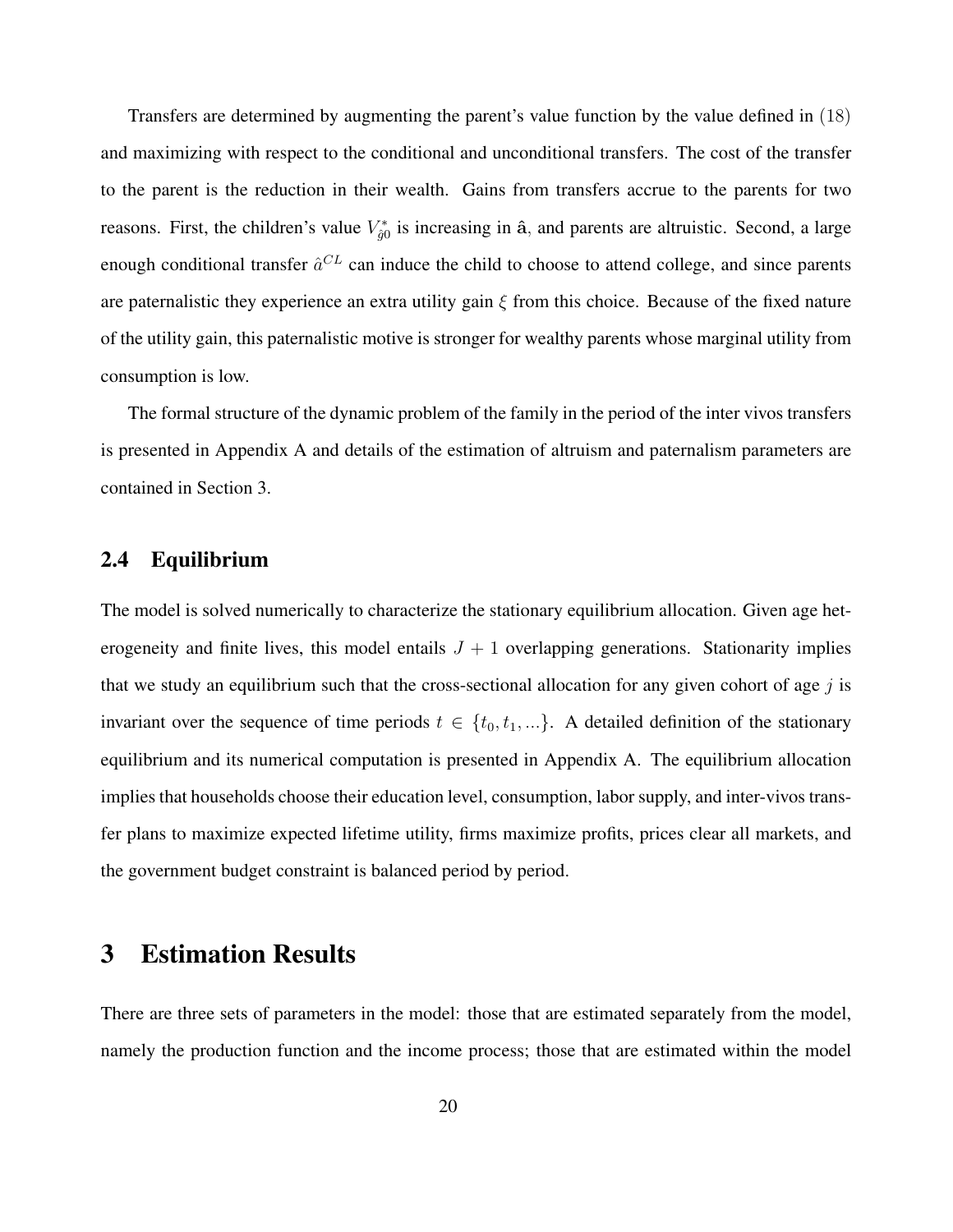Transfers are determined by augmenting the parent's value function by the value defined in (18) and maximizing with respect to the conditional and unconditional transfers. The cost of the transfer to the parent is the reduction in their wealth. Gains from transfers accrue to the parents for two reasons. First, the children's value $V^*_{\hat{g}0}$ is increasing in $\hat{\mathbf{a}}$, and parents are altruistic. Second, a large enough conditional transfer $\hat{a}^{CL}$ can induce the child to choose to attend college, and since parents are paternalistic they experience an extra utility gain $\xi$ from this choice. Because of the fixed nature of the utility gain, this paternalistic motive is stronger for wealthy parents whose marginal utility from consumption is low.

The formal structure of the dynamic problem of the family in the period of the inter vivos transfers is presented in Appendix A and details of the estimation of altruism and paternalism parameters are contained in Section 3.

## 2.4 Equilibrium

The model is solved numerically to characterize the stationary equilibrium allocation. Given age heterogeneity and finite lives, this model entails $J + 1$ overlapping generations. Stationarity implies that we study an equilibrium such that the cross-sectional allocation for any given cohort of age $j$ is invariant over the sequence of time periods $t \in \{t_0, t_1, ...\}$. A detailed definition of the stationary equilibrium and its numerical computation is presented in Appendix A. The equilibrium allocation implies that households choose their education level, consumption, labor supply, and inter-vivos transfer plans to maximize expected lifetime utility, firms maximize profits, prices clear all markets, and the government budget constraint is balanced period by period.

# 3 Estimation Results

There are three sets of parameters in the model: those that are estimated separately from the model, namely the production function and the income process; those that are estimated within the model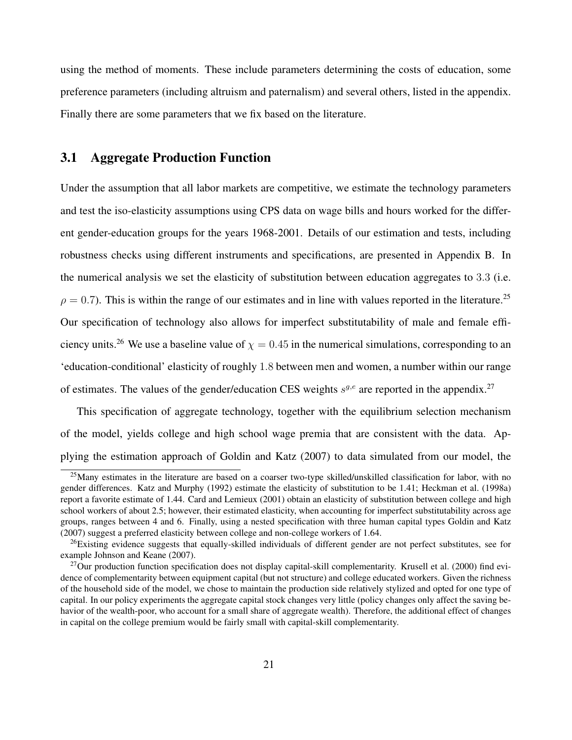using the method of moments. These include parameters determining the costs of education, some preference parameters (including altruism and paternalism) and several others, listed in the appendix. Finally there are some parameters that we fix based on the literature.

## 3.1 Aggregate Production Function

Under the assumption that all labor markets are competitive, we estimate the technology parameters and test the iso-elasticity assumptions using CPS data on wage bills and hours worked for the different gender-education groups for the years 1968-2001. Details of our estimation and tests, including robustness checks using different instruments and specifications, are presented in Appendix B. In the numerical analysis we set the elasticity of substitution between education aggregates to $3.3$ (i.e. $\rho = 0.7$). This is within the range of our estimates and in line with values reported in the literature.[25] Our specification of technology also allows for imperfect substitutability of male and female efficiency units.[26] We use a baseline value of $\chi = 0.45$ in the numerical simulations, corresponding to an 'education-conditional' elasticity of roughly $1.8$ between men and women, a number within our range of estimates. The values of the gender/education CES weights $s^{g,e}$ are reported in the appendix.[27]

This specification of aggregate technology, together with the equilibrium selection mechanism of the model, yields college and high school wage premia that are consistent with the data. Applying the estimation approach of Goldin and Katz (2007) to data simulated from our model, the

[25] Many estimates in the literature are based on a coarser two-type skilled/unskilled classification for labor, with no gender differences. Katz and Murphy (1992) estimate the elasticity of substitution to be 1.41; Heckman et al. (1998a) report a favorite estimate of 1.44. Card and Lemieux (2001) obtain an elasticity of substitution between college and high school workers of about 2.5; however, their estimated elasticity, when accounting for imperfect substitutability across age groups, ranges between 4 and 6. Finally, using a nested specification with three human capital types Goldin and Katz (2007) suggest a preferred elasticity between college and non-college workers of 1.64.

[26] Existing evidence suggests that equally-skilled individuals of different gender are not perfect substitutes, see for example Johnson and Keane (2007).

[27] Our production function specification does not display capital-skill complementarity. Krusell et al. (2000) find evidence of complementarity between equipment capital (but not structure) and college educated workers. Given the richness of the household side of the model, we chose to maintain the production side relatively stylized and opted for one type of capital. In our policy experiments the aggregate capital stock changes very little (policy changes only affect the saving behavior of the wealth-poor, who account for a small share of aggregate wealth). Therefore, the additional effect of changes in capital on the college premium would be fairly small with capital-skill complementarity.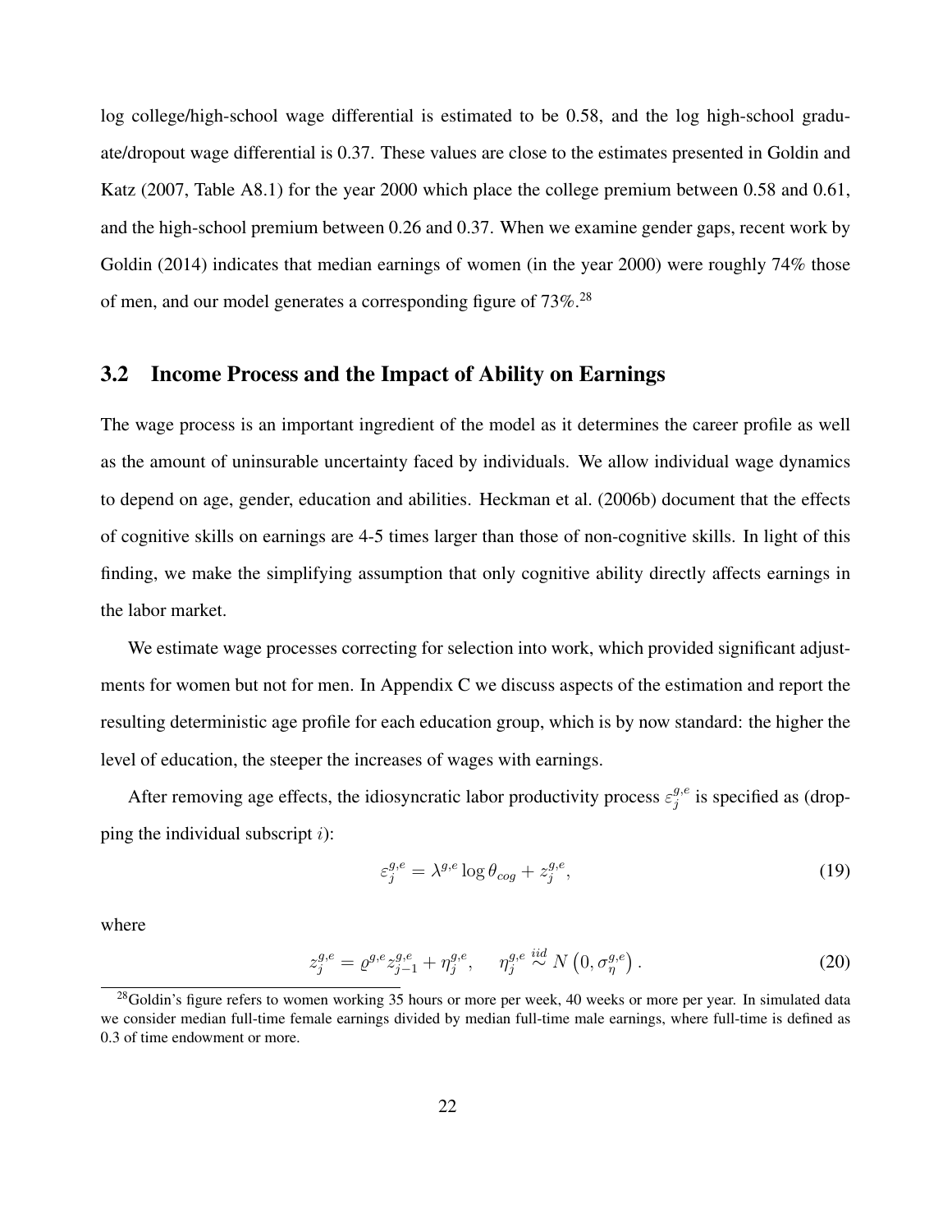log college/high-school wage differential is estimated to be 0.58, and the log high-school graduate/dropout wage differential is 0.37. These values are close to the estimates presented in Goldin and Katz (2007, Table A8.1) for the year 2000 which place the college premium between 0.58 and 0.61, and the high-school premium between 0.26 and 0.37. When we examine gender gaps, recent work by Goldin (2014) indicates that median earnings of women (in the year 2000) were roughly 74% those of men, and our model generates a corresponding figure of 73%.[28]

## 3.2 Income Process and the Impact of Ability on Earnings

The wage process is an important ingredient of the model as it determines the career profile as well as the amount of uninsurable uncertainty faced by individuals. We allow individual wage dynamics to depend on age, gender, education and abilities. Heckman et al. (2006b) document that the effects of cognitive skills on earnings are 4-5 times larger than those of non-cognitive skills. In light of this finding, we make the simplifying assumption that only cognitive ability directly affects earnings in the labor market.

We estimate wage processes correcting for selection into work, which provided significant adjustments for women but not for men. In Appendix C we discuss aspects of the estimation and report the resulting deterministic age profile for each education group, which is by now standard: the higher the level of education, the steeper the increases of wages with earnings.

After removing age effects, the idiosyncratic labor productivity process $\varepsilon_j^{g,e}$ is specified as (dropping the individual subscript $i$):

$$\varepsilon_j^{g,e} = \lambda^{g,e} \log \theta_{cog} + z_j^{g,e}, \tag{19}$$

where

$$z_j^{g,e} = \varrho^{g,e} z_{j-1}^{g,e} + \eta_j^{g,e}, \quad \eta_j^{g,e} \overset{iid}{\sim} N\left(0, \sigma_\eta^{g,e}\right). \tag{20}$$

[28] Goldin's figure refers to women working 35 hours or more per week, 40 weeks or more per year. In simulated data we consider median full-time female earnings divided by median full-time male earnings, where full-time is defined as 0.3 of time endowment or more.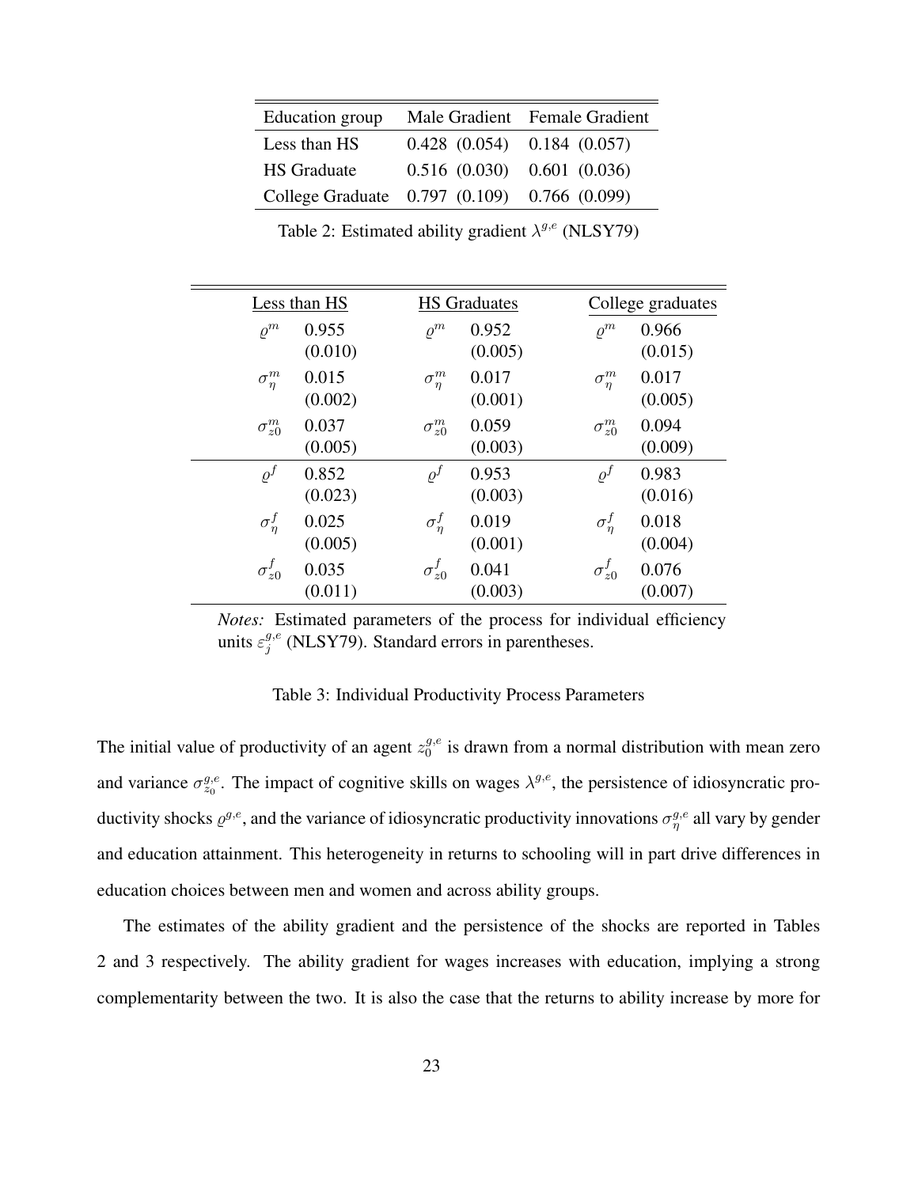| Education group | Male Gradient | Female Gradient |
|---|---|---|
| Less than HS | 0.428 (0.054) | 0.184 (0.057) |
| HS Graduate | 0.516 (0.030) | 0.601 (0.036) |
| College Graduate | 0.797 (0.109) | 0.766 (0.099) |

Table 2: Estimated ability gradient $\lambda^{g,e}$ (NLSY79)

| Less than HS | | HS Graduates | | College graduates | |
|---|---|---|---|---|---|
| $\varrho^m$ | 0.955 (0.010) | $\varrho^m$ | 0.952 (0.005) | $\varrho^m$ | 0.966 (0.015) |
| $\sigma_\eta^m$ | 0.015 (0.002) | $\sigma_\eta^m$ | 0.017 (0.001) | $\sigma_\eta^m$ | 0.017 (0.005) |
| $\sigma_{z0}^m$ | 0.037 (0.005) | $\sigma_{z0}^m$ | 0.059 (0.003) | $\sigma_{z0}^m$ | 0.094 (0.009) |
| $\varrho^f$ | 0.852 (0.023) | $\varrho^f$ | 0.953 (0.003) | $\varrho^f$ | 0.983 (0.016) |
| $\sigma_\eta^f$ | 0.025 (0.005) | $\sigma_\eta^f$ | 0.019 (0.001) | $\sigma_\eta^f$ | 0.018 (0.004) |
| $\sigma_{z0}^f$ | 0.035 (0.011) | $\sigma_{z0}^f$ | 0.041 (0.003) | $\sigma_{z0}^f$ | 0.076 (0.007) |

*Notes:* Estimated parameters of the process for individual efficiency units $\varepsilon_j^{g,e}$ (NLSY79). Standard errors in parentheses.

Table 3: Individual Productivity Process Parameters

The initial value of productivity of an agent $z_0^{g,e}$ is drawn from a normal distribution with mean zero and variance $\sigma_{z_0}^{g,e}$. The impact of cognitive skills on wages $\lambda^{g,e}$, the persistence of idiosyncratic productivity shocks $\varrho^{g,e}$, and the variance of idiosyncratic productivity innovations $\sigma_\eta^{g,e}$ all vary by gender and education attainment. This heterogeneity in returns to schooling will in part drive differences in education choices between men and women and across ability groups.

The estimates of the ability gradient and the persistence of the shocks are reported in Tables 2 and 3 respectively. The ability gradient for wages increases with education, implying a strong complementarity between the two. It is also the case that the returns to ability increase by more for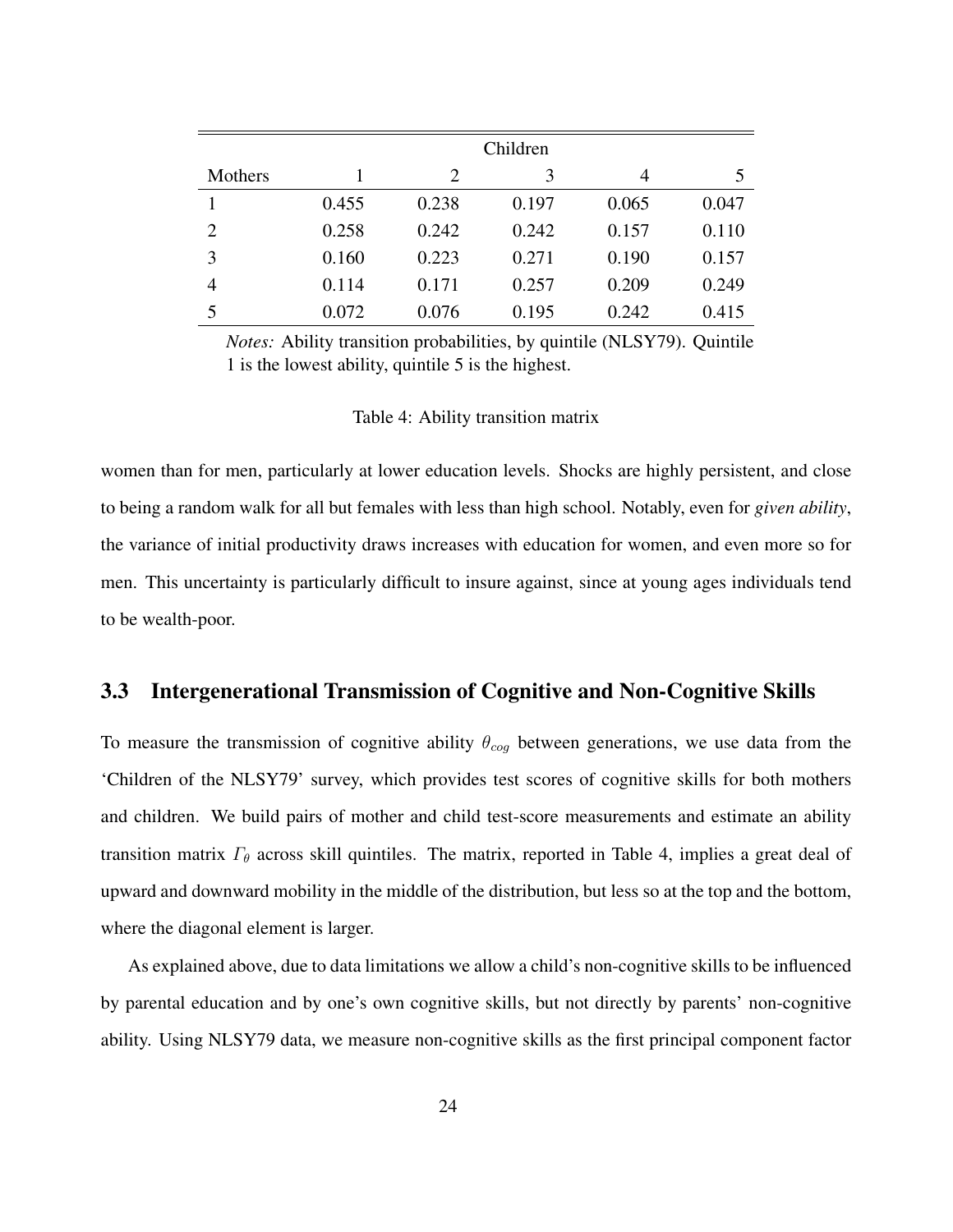| | Children | | | | |
|---|---|---|---|---|---|
| Mothers | 1 | 2 | 3 | 4 | 5 |
| 1 | 0.455 | 0.238 | 0.197 | 0.065 | 0.047 |
| 2 | 0.258 | 0.242 | 0.242 | 0.157 | 0.110 |
| 3 | 0.160 | 0.223 | 0.271 | 0.190 | 0.157 |
| 4 | 0.114 | 0.171 | 0.257 | 0.209 | 0.249 |
| 5 | 0.072 | 0.076 | 0.195 | 0.242 | 0.415 |

*Notes:* Ability transition probabilities, by quintile (NLSY79). Quintile 1 is the lowest ability, quintile 5 is the highest.

Table 4: Ability transition matrix

women than for men, particularly at lower education levels. Shocks are highly persistent, and close to being a random walk for all but females with less than high school. Notably, even for *given ability*, the variance of initial productivity draws increases with education for women, and even more so for men. This uncertainty is particularly difficult to insure against, since at young ages individuals tend to be wealth-poor.

## 3.3 Intergenerational Transmission of Cognitive and Non-Cognitive Skills

To measure the transmission of cognitive ability $\theta_{cog}$ between generations, we use data from the 'Children of the NLSY79' survey, which provides test scores of cognitive skills for both mothers and children. We build pairs of mother and child test-score measurements and estimate an ability transition matrix $\Gamma_\theta$ across skill quintiles. The matrix, reported in Table 4, implies a great deal of upward and downward mobility in the middle of the distribution, but less so at the top and the bottom, where the diagonal element is larger.

As explained above, due to data limitations we allow a child's non-cognitive skills to be influenced by parental education and by one's own cognitive skills, but not directly by parents' non-cognitive ability. Using NLSY79 data, we measure non-cognitive skills as the first principal component factor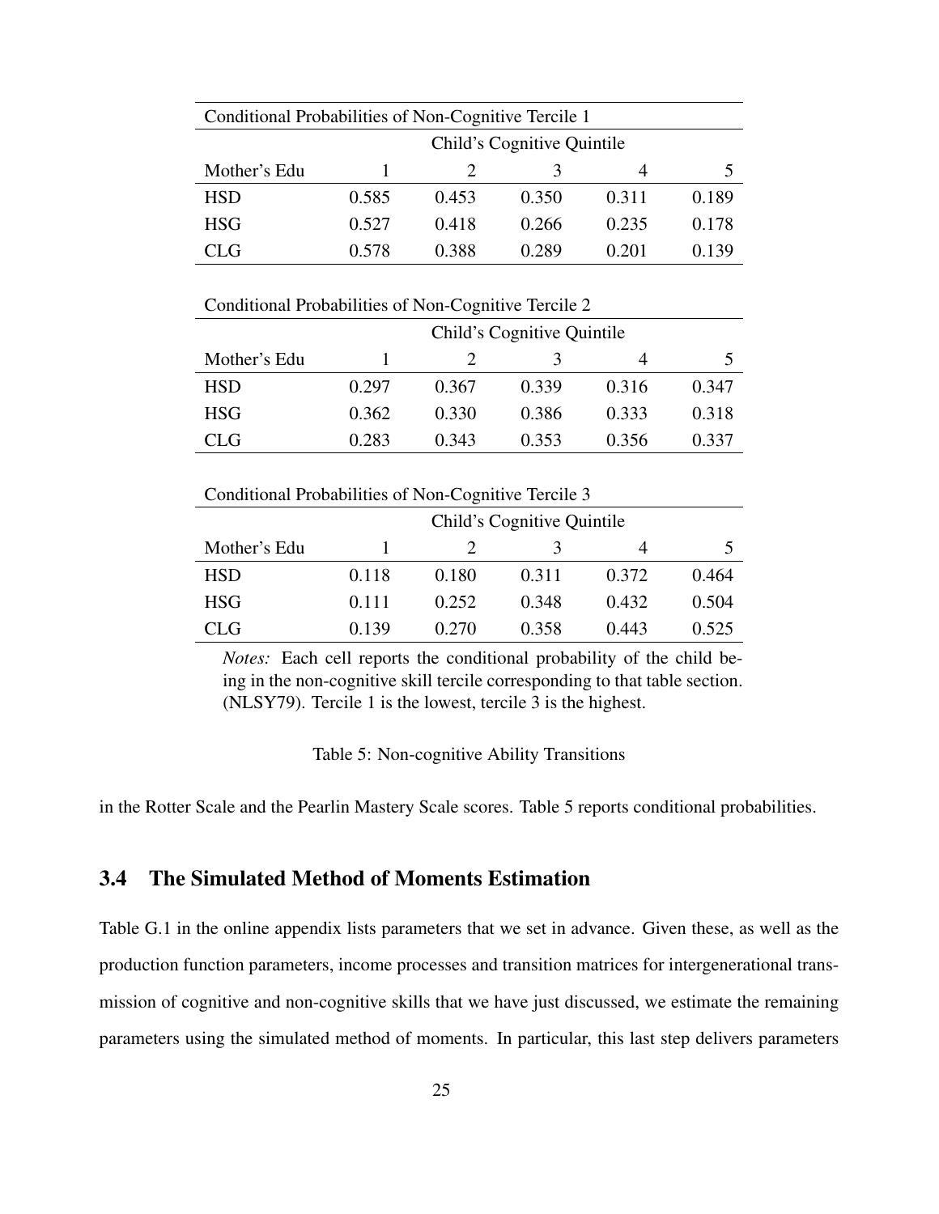Conditional Probabilities of Non-Cognitive Tercile 1

| | Child's Cognitive Quintile | | | | |
|---|---|---|---|---|---|
| Mother's Edu | 1 | 2 | 3 | 4 | 5 |
| HSD | 0.585 | 0.453 | 0.350 | 0.311 | 0.189 |
| HSG | 0.527 | 0.418 | 0.266 | 0.235 | 0.178 |
| CLG | 0.578 | 0.388 | 0.289 | 0.201 | 0.139 |

Conditional Probabilities of Non-Cognitive Tercile 2

| | Child's Cognitive Quintile | | | | |
|---|---|---|---|---|---|
| Mother's Edu | 1 | 2 | 3 | 4 | 5 |
| HSD | 0.297 | 0.367 | 0.339 | 0.316 | 0.347 |
| HSG | 0.362 | 0.330 | 0.386 | 0.333 | 0.318 |
| CLG | 0.283 | 0.343 | 0.353 | 0.356 | 0.337 |

Conditional Probabilities of Non-Cognitive Tercile 3

| | Child's Cognitive Quintile | | | | |
|---|---|---|---|---|---|
| Mother's Edu | 1 | 2 | 3 | 4 | 5 |
| HSD | 0.118 | 0.180 | 0.311 | 0.372 | 0.464 |
| HSG | 0.111 | 0.252 | 0.348 | 0.432 | 0.504 |
| CLG | 0.139 | 0.270 | 0.358 | 0.443 | 0.525 |

*Notes:* Each cell reports the conditional probability of the child being in the non-cognitive skill tercile corresponding to that table section. (NLSY79). Tercile 1 is the lowest, tercile 3 is the highest.

Table 5: Non-cognitive Ability Transitions

in the Rotter Scale and the Pearlin Mastery Scale scores. Table 5 reports conditional probabilities.

## 3.4 The Simulated Method of Moments Estimation

Table G.1 in the online appendix lists parameters that we set in advance. Given these, as well as the production function parameters, income processes and transition matrices for intergenerational transmission of cognitive and non-cognitive skills that we have just discussed, we estimate the remaining parameters using the simulated method of moments. In particular, this last step delivers parameters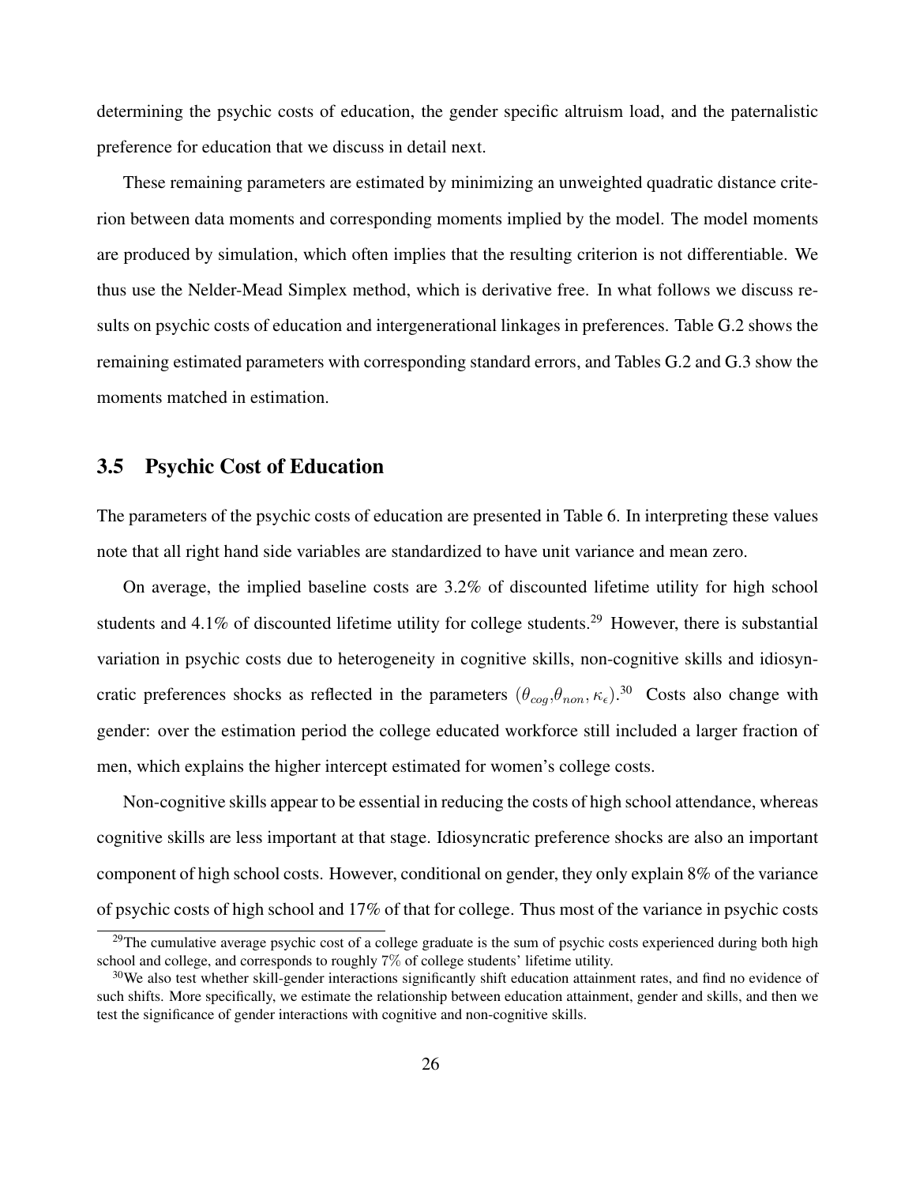determining the psychic costs of education, the gender specific altruism load, and the paternalistic preference for education that we discuss in detail next.

These remaining parameters are estimated by minimizing an unweighted quadratic distance criterion between data moments and corresponding moments implied by the model. The model moments are produced by simulation, which often implies that the resulting criterion is not differentiable. We thus use the Nelder-Mead Simplex method, which is derivative free. In what follows we discuss results on psychic costs of education and intergenerational linkages in preferences. Table G.2 shows the remaining estimated parameters with corresponding standard errors, and Tables G.2 and G.3 show the moments matched in estimation.

## 3.5 Psychic Cost of Education

The parameters of the psychic costs of education are presented in Table 6. In interpreting these values note that all right hand side variables are standardized to have unit variance and mean zero.

On average, the implied baseline costs are 3.2% of discounted lifetime utility for high school students and 4.1% of discounted lifetime utility for college students.[29] However, there is substantial variation in psychic costs due to heterogeneity in cognitive skills, non-cognitive skills and idiosyncratic preferences shocks as reflected in the parameters ($\theta_{cog}$,$\theta_{non}$, $\kappa_{\epsilon}$).[30] Costs also change with gender: over the estimation period the college educated workforce still included a larger fraction of men, which explains the higher intercept estimated for women's college costs.

Non-cognitive skills appear to be essential in reducing the costs of high school attendance, whereas cognitive skills are less important at that stage. Idiosyncratic preference shocks are also an important component of high school costs. However, conditional on gender, they only explain 8% of the variance of psychic costs of high school and 17% of that for college. Thus most of the variance in psychic costs

[29] The cumulative average psychic cost of a college graduate is the sum of psychic costs experienced during both high school and college, and corresponds to roughly 7% of college students' lifetime utility.

[30] We also test whether skill-gender interactions significantly shift education attainment rates, and find no evidence of such shifts. More specifically, we estimate the relationship between education attainment, gender and skills, and then we test the significance of gender interactions with cognitive and non-cognitive skills.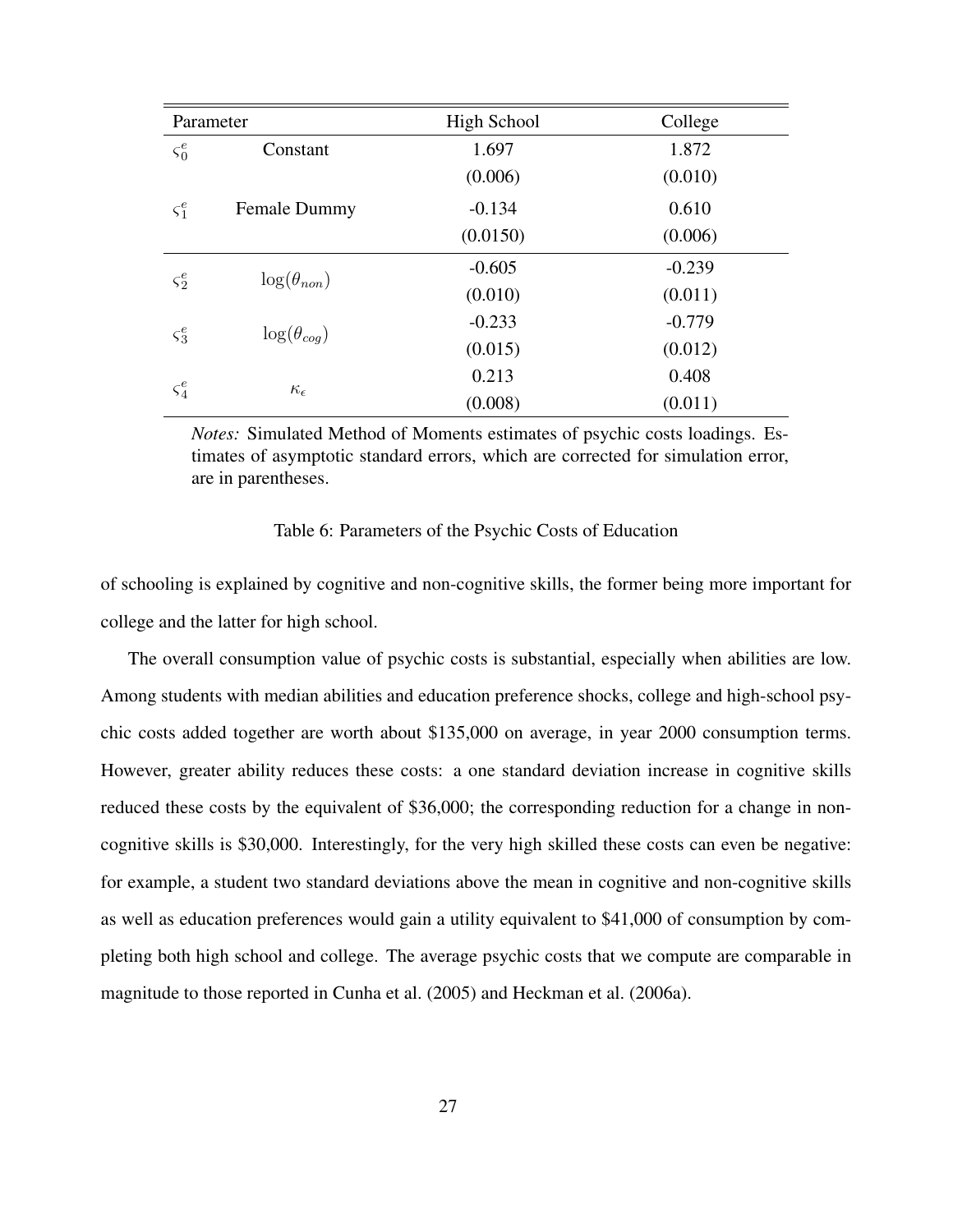| Parameter | | High School | College |
|---|---|---|---|
| $\varsigma_0^e$ | Constant | 1.697 | 1.872 |
| | | (0.006) | (0.010) |
| $\varsigma_1^e$ | Female Dummy | -0.134 | 0.610 |
| | | (0.0150) | (0.006) |
| $\varsigma_2^e$ | $\log(\theta_{non})$ | -0.605 | -0.239 |
| | | (0.010) | (0.011) |
| $\varsigma_3^e$ | $\log(\theta_{cog})$ | -0.233 | -0.779 |
| | | (0.015) | (0.012) |
| $\varsigma_4^e$ | $\kappa_\epsilon$ | 0.213 | 0.408 |
| | | (0.008) | (0.011) |

*Notes:* Simulated Method of Moments estimates of psychic costs loadings. Estimates of asymptotic standard errors, which are corrected for simulation error, are in parentheses.

Table 6: Parameters of the Psychic Costs of Education

of schooling is explained by cognitive and non-cognitive skills, the former being more important for college and the latter for high school.

The overall consumption value of psychic costs is substantial, especially when abilities are low. Among students with median abilities and education preference shocks, college and high-school psychic costs added together are worth about $135,000 on average, in year 2000 consumption terms. However, greater ability reduces these costs: a one standard deviation increase in cognitive skills reduced these costs by the equivalent of $36,000; the corresponding reduction for a change in non-cognitive skills is $30,000. Interestingly, for the very high skilled these costs can even be negative: for example, a student two standard deviations above the mean in cognitive and non-cognitive skills as well as education preferences would gain a utility equivalent to $41,000 of consumption by completing both high school and college. The average psychic costs that we compute are comparable in magnitude to those reported in Cunha et al. (2005) and Heckman et al. (2006a).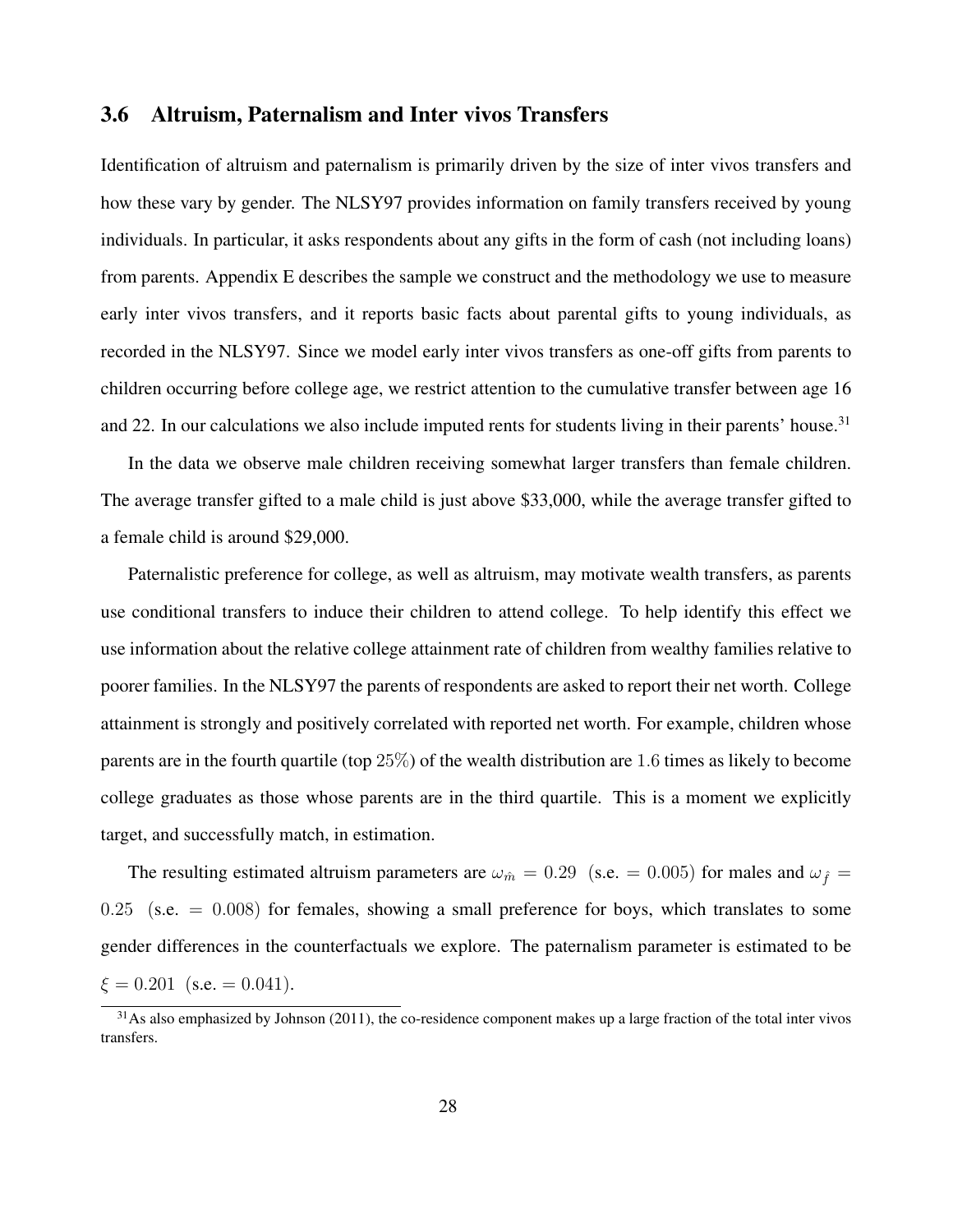## 3.6 Altruism, Paternalism and Inter vivos Transfers

Identification of altruism and paternalism is primarily driven by the size of inter vivos transfers and how these vary by gender. The NLSY97 provides information on family transfers received by young individuals. In particular, it asks respondents about any gifts in the form of cash (not including loans) from parents. Appendix E describes the sample we construct and the methodology we use to measure early inter vivos transfers, and it reports basic facts about parental gifts to young individuals, as recorded in the NLSY97. Since we model early inter vivos transfers as one-off gifts from parents to children occurring before college age, we restrict attention to the cumulative transfer between age 16 and 22. In our calculations we also include imputed rents for students living in their parents' house.[31]

In the data we observe male children receiving somewhat larger transfers than female children. The average transfer gifted to a male child is just above $33,000, while the average transfer gifted to a female child is around $29,000.

Paternalistic preference for college, as well as altruism, may motivate wealth transfers, as parents use conditional transfers to induce their children to attend college. To help identify this effect we use information about the relative college attainment rate of children from wealthy families relative to poorer families. In the NLSY97 the parents of respondents are asked to report their net worth. College attainment is strongly and positively correlated with reported net worth. For example, children whose parents are in the fourth quartile (top $25\%$) of the wealth distribution are $1.6$ times as likely to become college graduates as those whose parents are in the third quartile. This is a moment we explicitly target, and successfully match, in estimation.

The resulting estimated altruism parameters are $\omega_{\hat{m}} = 0.29$ (s.e. $= 0.005$) for males and $\omega_{\hat{f}} = 0.25$ (s.e. $= 0.008$) for females, showing a small preference for boys, which translates to some gender differences in the counterfactuals we explore. The paternalism parameter is estimated to be $\xi = 0.201$ (s.e. $= 0.041$).

[31] As also emphasized by Johnson (2011), the co-residence component makes up a large fraction of the total inter vivos transfers.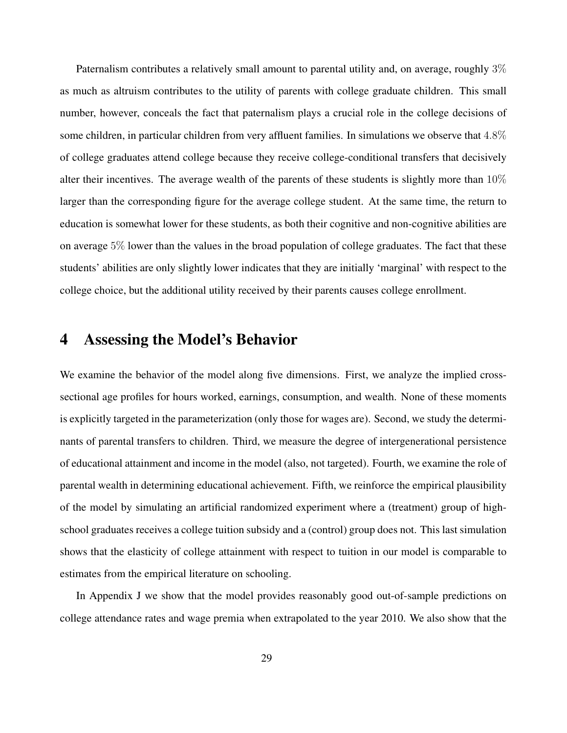Paternalism contributes a relatively small amount to parental utility and, on average, roughly $3\%$ as much as altruism contributes to the utility of parents with college graduate children. This small number, however, conceals the fact that paternalism plays a crucial role in the college decisions of some children, in particular children from very affluent families. In simulations we observe that $4.8\%$ of college graduates attend college because they receive college-conditional transfers that decisively alter their incentives. The average wealth of the parents of these students is slightly more than $10\%$ larger than the corresponding figure for the average college student. At the same time, the return to education is somewhat lower for these students, as both their cognitive and non-cognitive abilities are on average $5\%$ lower than the values in the broad population of college graduates. The fact that these students' abilities are only slightly lower indicates that they are initially 'marginal' with respect to the college choice, but the additional utility received by their parents causes college enrollment.

# 4 Assessing the Model's Behavior

We examine the behavior of the model along five dimensions. First, we analyze the implied cross-sectional age profiles for hours worked, earnings, consumption, and wealth. None of these moments is explicitly targeted in the parameterization (only those for wages are). Second, we study the determinants of parental transfers to children. Third, we measure the degree of intergenerational persistence of educational attainment and income in the model (also, not targeted). Fourth, we examine the role of parental wealth in determining educational achievement. Fifth, we reinforce the empirical plausibility of the model by simulating an artificial randomized experiment where a (treatment) group of high-school graduates receives a college tuition subsidy and a (control) group does not. This last simulation shows that the elasticity of college attainment with respect to tuition in our model is comparable to estimates from the empirical literature on schooling.

In Appendix J we show that the model provides reasonably good out-of-sample predictions on college attendance rates and wage premia when extrapolated to the year 2010. We also show that the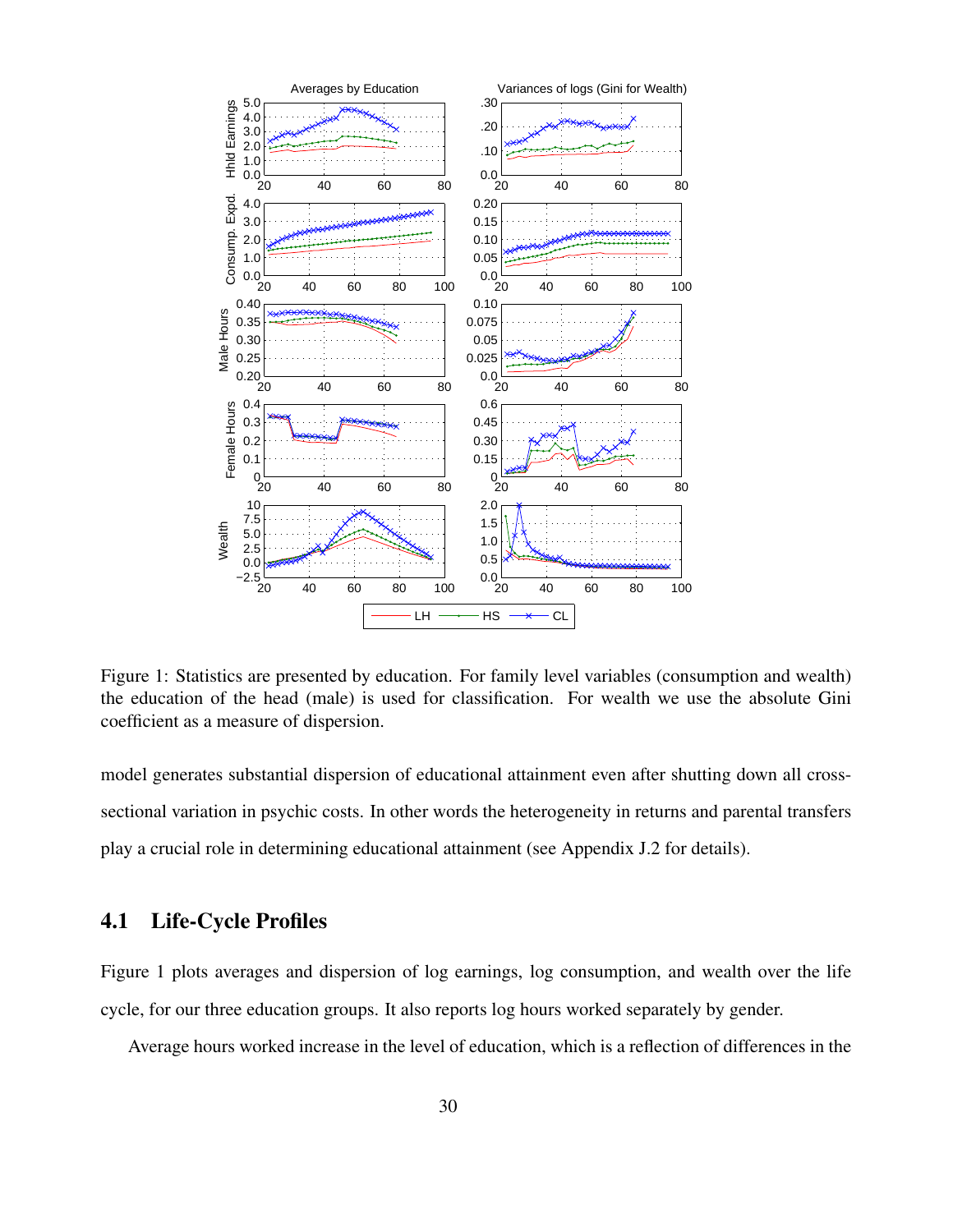Figure 1: Statistics are presented by education. For family level variables (consumption and wealth) the education of the head (male) is used for classification. For wealth we use the absolute Gini coefficient as a measure of dispersion.

model generates substantial dispersion of educational attainment even after shutting down all cross-sectional variation in psychic costs. In other words the heterogeneity in returns and parental transfers play a crucial role in determining educational attainment (see Appendix J.2 for details).

## 4.1 Life-Cycle Profiles

Figure 1 plots averages and dispersion of log earnings, log consumption, and wealth over the life cycle, for our three education groups. It also reports log hours worked separately by gender.

Average hours worked increase in the level of education, which is a reflection of differences in the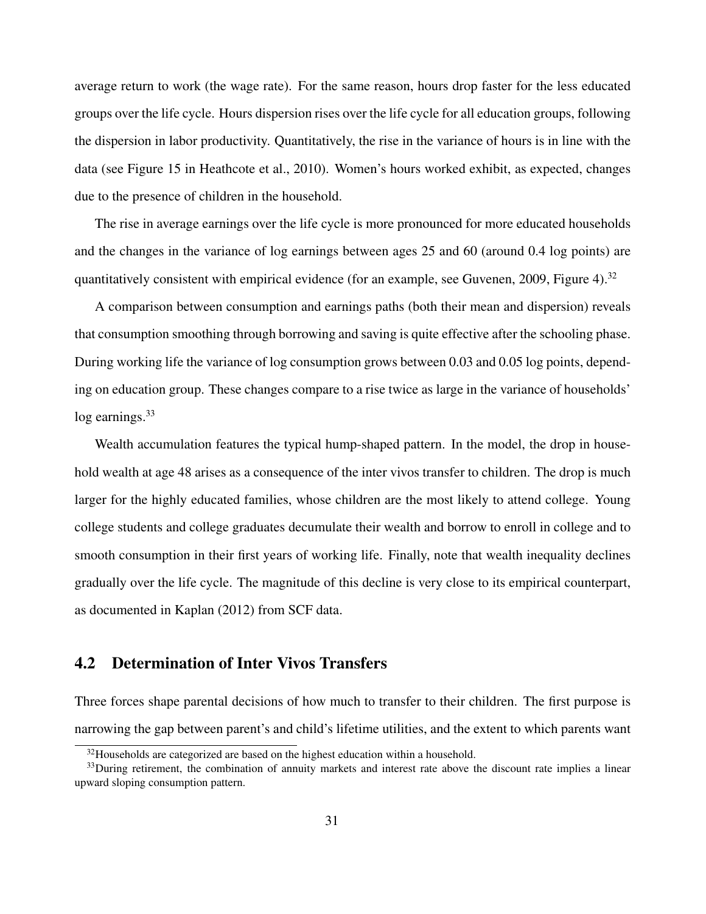average return to work (the wage rate). For the same reason, hours drop faster for the less educated groups over the life cycle. Hours dispersion rises over the life cycle for all education groups, following the dispersion in labor productivity. Quantitatively, the rise in the variance of hours is in line with the data (see Figure 15 in Heathcote et al., 2010). Women's hours worked exhibit, as expected, changes due to the presence of children in the household.

The rise in average earnings over the life cycle is more pronounced for more educated households and the changes in the variance of log earnings between ages 25 and 60 (around 0.4 log points) are quantitatively consistent with empirical evidence (for an example, see Guvenen, 2009, Figure 4).[32]

A comparison between consumption and earnings paths (both their mean and dispersion) reveals that consumption smoothing through borrowing and saving is quite effective after the schooling phase. During working life the variance of log consumption grows between 0.03 and 0.05 log points, depending on education group. These changes compare to a rise twice as large in the variance of households' log earnings.[33]

Wealth accumulation features the typical hump-shaped pattern. In the model, the drop in household wealth at age 48 arises as a consequence of the inter vivos transfer to children. The drop is much larger for the highly educated families, whose children are the most likely to attend college. Young college students and college graduates decumulate their wealth and borrow to enroll in college and to smooth consumption in their first years of working life. Finally, note that wealth inequality declines gradually over the life cycle. The magnitude of this decline is very close to its empirical counterpart, as documented in Kaplan (2012) from SCF data.

## 4.2 Determination of Inter Vivos Transfers

Three forces shape parental decisions of how much to transfer to their children. The first purpose is narrowing the gap between parent's and child's lifetime utilities, and the extent to which parents want

[32] Households are categorized are based on the highest education within a household.

[33] During retirement, the combination of annuity markets and interest rate above the discount rate implies a linear upward sloping consumption pattern.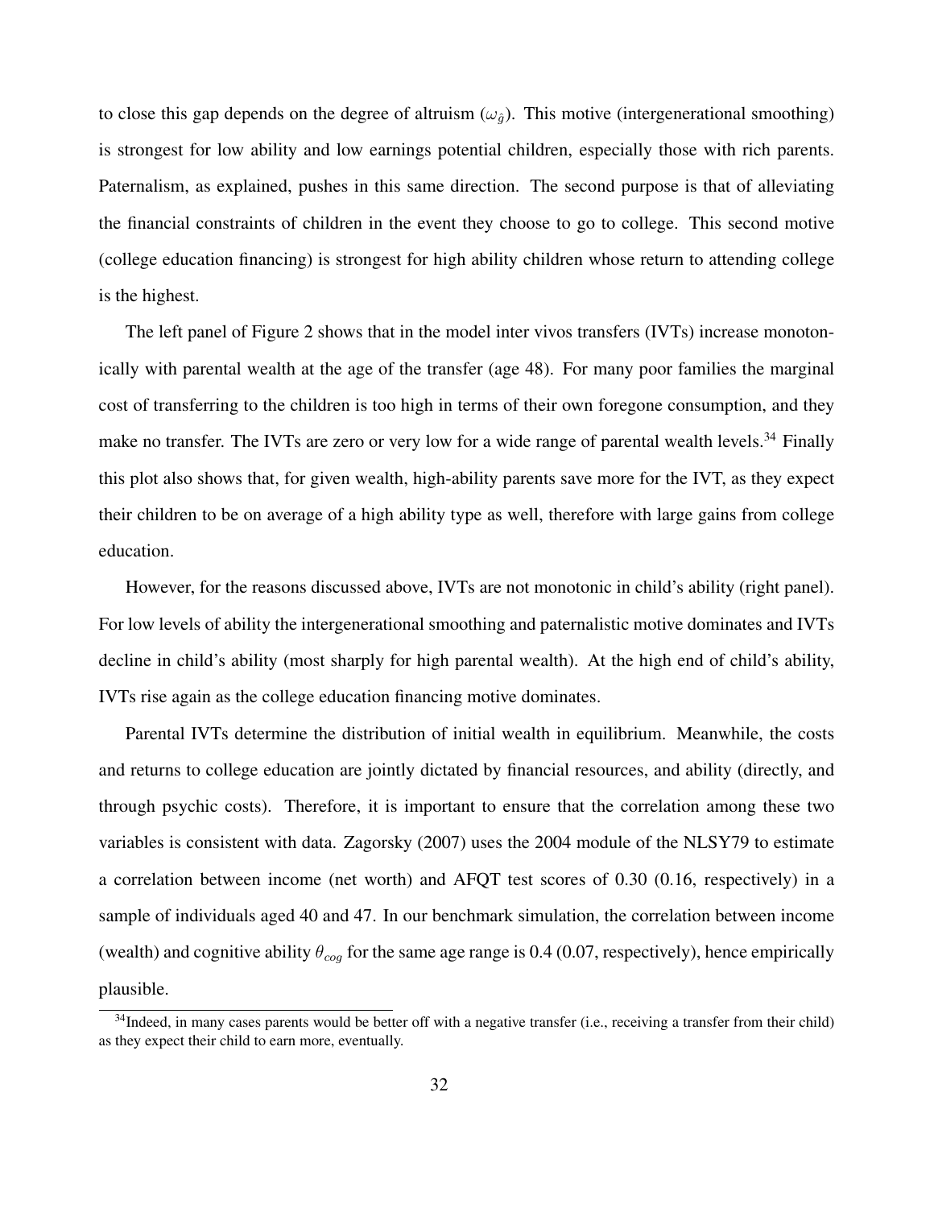to close this gap depends on the degree of altruism ($\omega_{\hat{g}}$). This motive (intergenerational smoothing) is strongest for low ability and low earnings potential children, especially those with rich parents. Paternalism, as explained, pushes in this same direction. The second purpose is that of alleviating the financial constraints of children in the event they choose to go to college. This second motive (college education financing) is strongest for high ability children whose return to attending college is the highest.

The left panel of Figure 2 shows that in the model inter vivos transfers (IVTs) increase monotonically with parental wealth at the age of the transfer (age 48). For many poor families the marginal cost of transferring to the children is too high in terms of their own foregone consumption, and they make no transfer. The IVTs are zero or very low for a wide range of parental wealth levels.[34] Finally this plot also shows that, for given wealth, high-ability parents save more for the IVT, as they expect their children to be on average of a high ability type as well, therefore with large gains from college education.

However, for the reasons discussed above, IVTs are not monotonic in child's ability (right panel). For low levels of ability the intergenerational smoothing and paternalistic motive dominates and IVTs decline in child's ability (most sharply for high parental wealth). At the high end of child's ability, IVTs rise again as the college education financing motive dominates.

Parental IVTs determine the distribution of initial wealth in equilibrium. Meanwhile, the costs and returns to college education are jointly dictated by financial resources, and ability (directly, and through psychic costs). Therefore, it is important to ensure that the correlation among these two variables is consistent with data. Zagorsky (2007) uses the 2004 module of the NLSY79 to estimate a correlation between income (net worth) and AFQT test scores of 0.30 (0.16, respectively) in a sample of individuals aged 40 and 47. In our benchmark simulation, the correlation between income (wealth) and cognitive ability $\theta_{cog}$ for the same age range is 0.4 (0.07, respectively), hence empirically plausible.

[34] Indeed, in many cases parents would be better off with a negative transfer (i.e., receiving a transfer from their child) as they expect their child to earn more, eventually.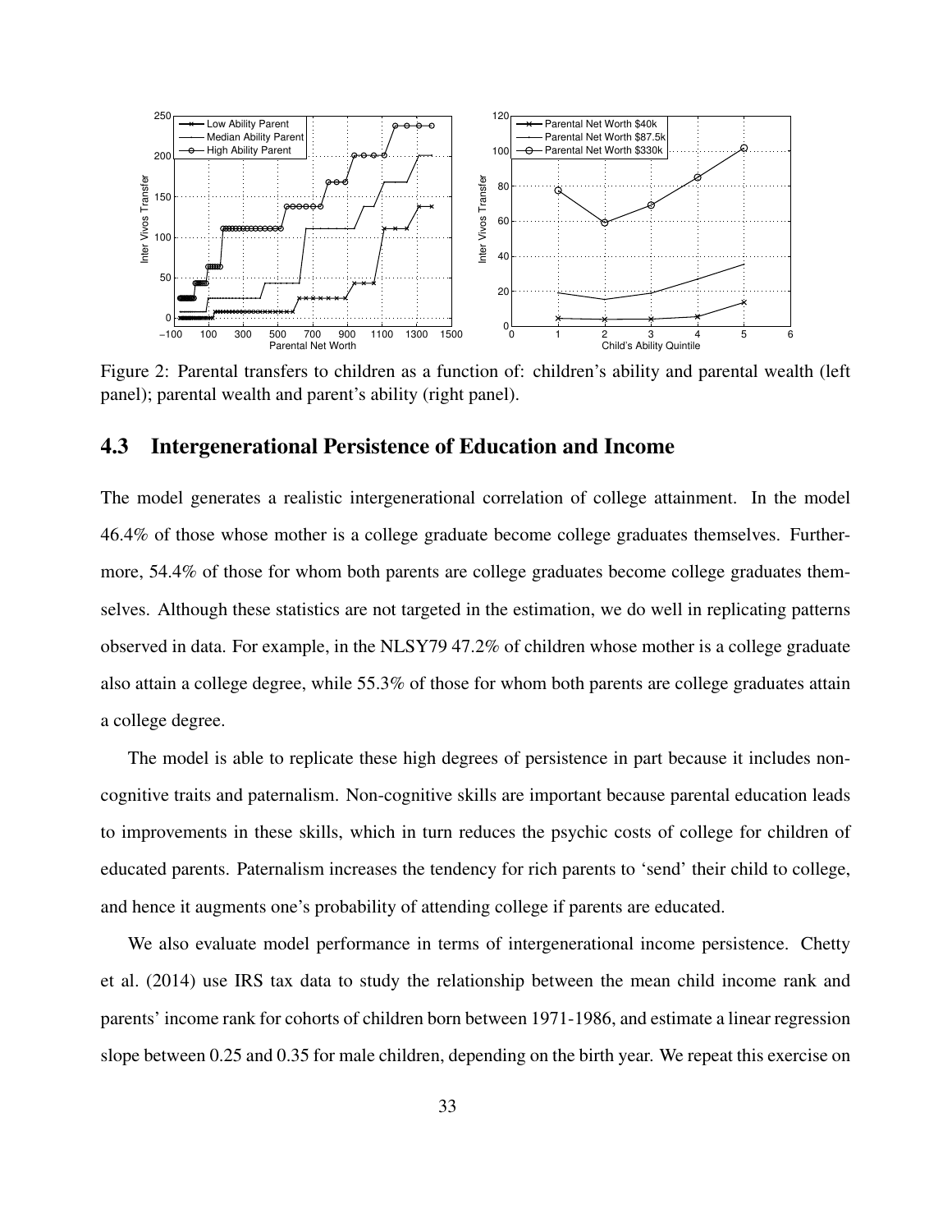Figure 2: Parental transfers to children as a function of: children's ability and parental wealth (left panel); parental wealth and parent's ability (right panel).

### 4.3 Intergenerational Persistence of Education and Income

The model generates a realistic intergenerational correlation of college attainment. In the model 46.4% of those whose mother is a college graduate become college graduates themselves. Furthermore, 54.4% of those for whom both parents are college graduates become college graduates themselves. Although these statistics are not targeted in the estimation, we do well in replicating patterns observed in data. For example, in the NLSY79 47.2% of children whose mother is a college graduate also attain a college degree, while 55.3% of those for whom both parents are college graduates attain a college degree.

The model is able to replicate these high degrees of persistence in part because it includes non-cognitive traits and paternalism. Non-cognitive skills are important because parental education leads to improvements in these skills, which in turn reduces the psychic costs of college for children of educated parents. Paternalism increases the tendency for rich parents to 'send' their child to college, and hence it augments one's probability of attending college if parents are educated.

We also evaluate model performance in terms of intergenerational income persistence. Chetty et al. (2014) use IRS tax data to study the relationship between the mean child income rank and parents' income rank for cohorts of children born between 1971-1986, and estimate a linear regression slope between 0.25 and 0.35 for male children, depending on the birth year. We repeat this exercise on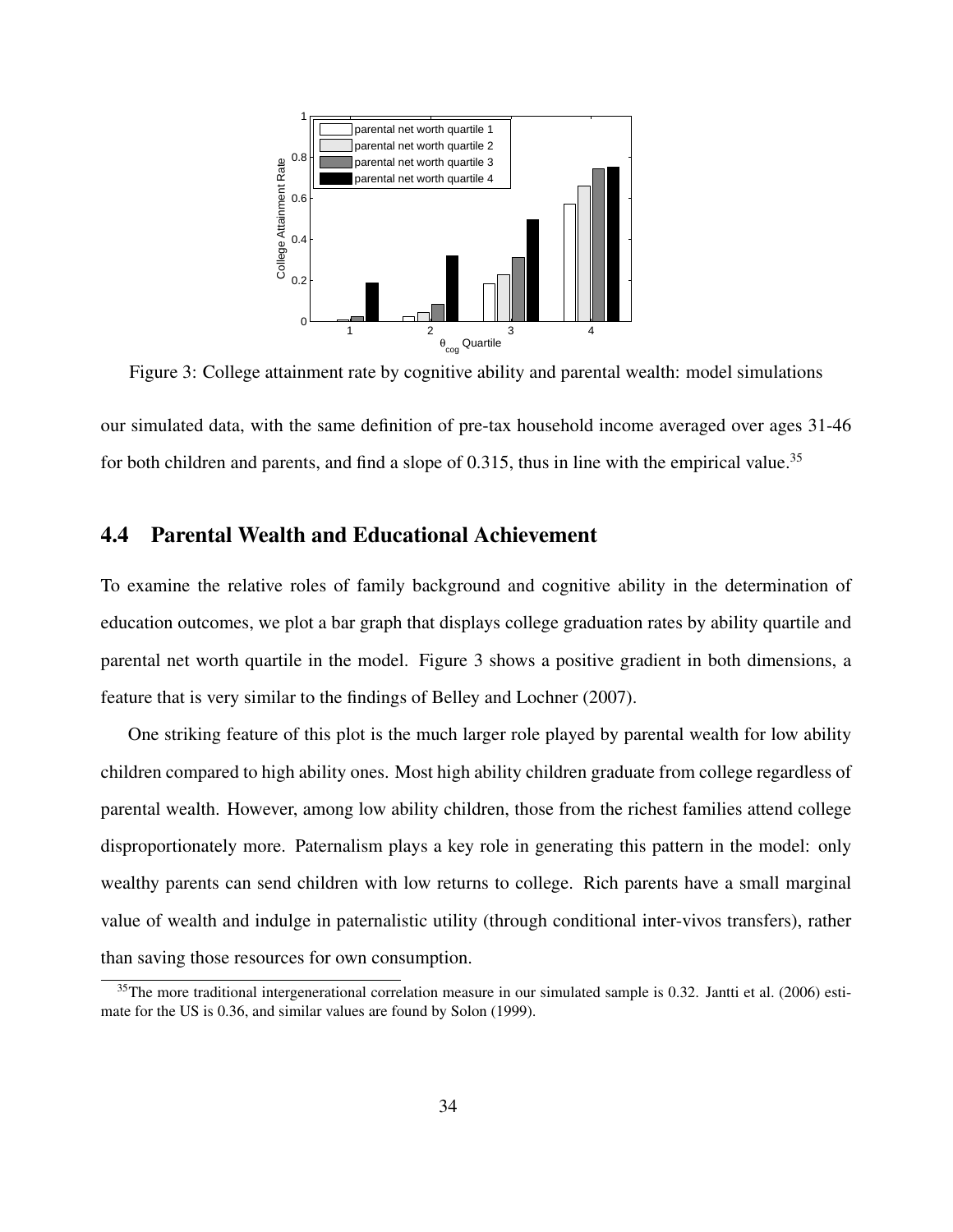Figure 3: College attainment rate by cognitive ability and parental wealth: model simulations

our simulated data, with the same definition of pre-tax household income averaged over ages 31-46 for both children and parents, and find a slope of 0.315, thus in line with the empirical value.[35]

## 4.4 Parental Wealth and Educational Achievement

To examine the relative roles of family background and cognitive ability in the determination of education outcomes, we plot a bar graph that displays college graduation rates by ability quartile and parental net worth quartile in the model. Figure 3 shows a positive gradient in both dimensions, a feature that is very similar to the findings of Belley and Lochner (2007).

One striking feature of this plot is the much larger role played by parental wealth for low ability children compared to high ability ones. Most high ability children graduate from college regardless of parental wealth. However, among low ability children, those from the richest families attend college disproportionately more. Paternalism plays a key role in generating this pattern in the model: only wealthy parents can send children with low returns to college. Rich parents have a small marginal value of wealth and indulge in paternalistic utility (through conditional inter-vivos transfers), rather than saving those resources for own consumption.

[35]The more traditional intergenerational correlation measure in our simulated sample is 0.32. Jantti et al. (2006) estimate for the US is 0.36, and similar values are found by Solon (1999).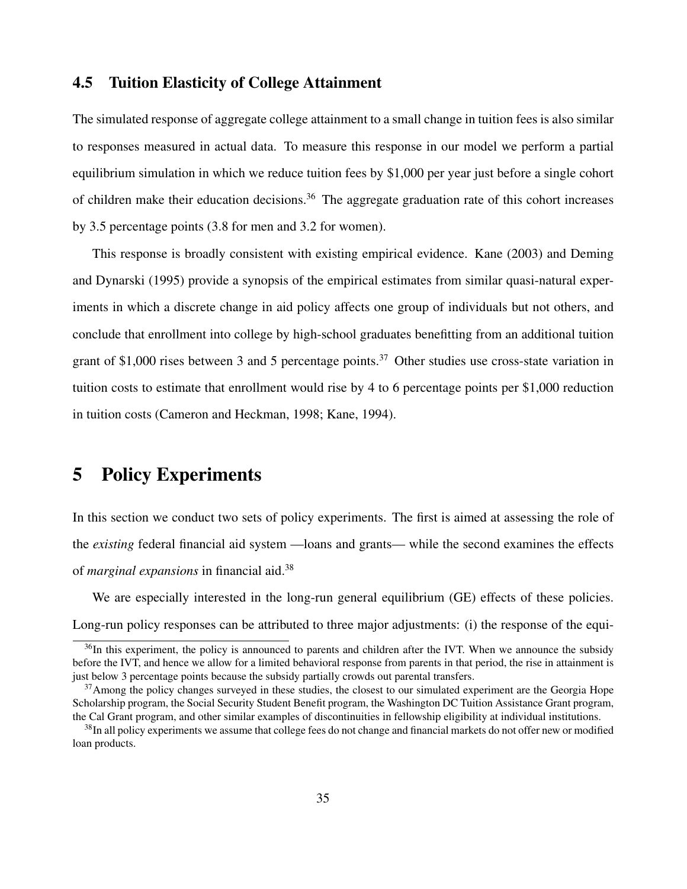### 4.5 Tuition Elasticity of College Attainment

The simulated response of aggregate college attainment to a small change in tuition fees is also similar to responses measured in actual data. To measure this response in our model we perform a partial equilibrium simulation in which we reduce tuition fees by \$1,000 per year just before a single cohort of children make their education decisions.[36] The aggregate graduation rate of this cohort increases by 3.5 percentage points (3.8 for men and 3.2 for women).

This response is broadly consistent with existing empirical evidence. Kane (2003) and Deming and Dynarski (1995) provide a synopsis of the empirical estimates from similar quasi-natural experiments in which a discrete change in aid policy affects one group of individuals but not others, and conclude that enrollment into college by high-school graduates benefitting from an additional tuition grant of \$1,000 rises between 3 and 5 percentage points.[37] Other studies use cross-state variation in tuition costs to estimate that enrollment would rise by 4 to 6 percentage points per \$1,000 reduction in tuition costs (Cameron and Heckman, 1998; Kane, 1994).

## 5 Policy Experiments

In this section we conduct two sets of policy experiments. The first is aimed at assessing the role of the *existing* federal financial aid system —loans and grants— while the second examines the effects of *marginal expansions* in financial aid.[38]

We are especially interested in the long-run general equilibrium (GE) effects of these policies. Long-run policy responses can be attributed to three major adjustments: (i) the response of the equi-

[36] In this experiment, the policy is announced to parents and children after the IVT. When we announce the subsidy before the IVT, and hence we allow for a limited behavioral response from parents in that period, the rise in attainment is just below 3 percentage points because the subsidy partially crowds out parental transfers.

[37] Among the policy changes surveyed in these studies, the closest to our simulated experiment are the Georgia Hope Scholarship program, the Social Security Student Benefit program, the Washington DC Tuition Assistance Grant program, the Cal Grant program, and other similar examples of discontinuities in fellowship eligibility at individual institutions.

[38] In all policy experiments we assume that college fees do not change and financial markets do not offer new or modified loan products.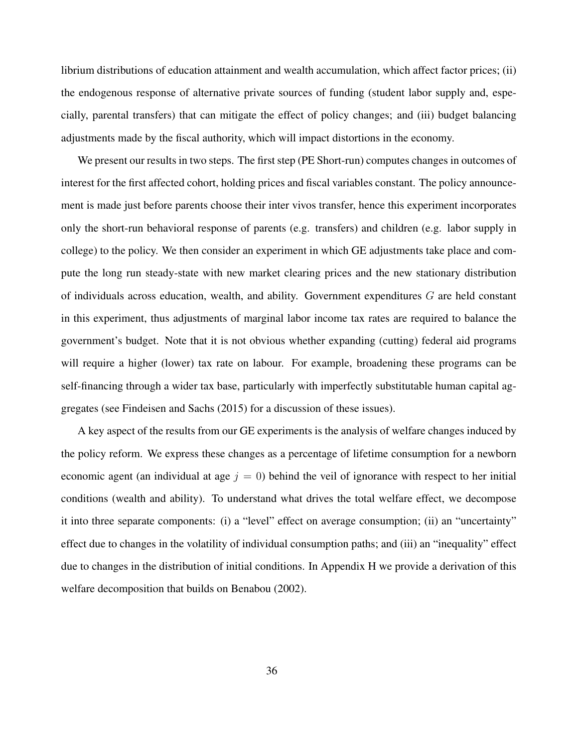librium distributions of education attainment and wealth accumulation, which affect factor prices; (ii) the endogenous response of alternative private sources of funding (student labor supply and, especially, parental transfers) that can mitigate the effect of policy changes; and (iii) budget balancing adjustments made by the fiscal authority, which will impact distortions in the economy.

We present our results in two steps. The first step (PE Short-run) computes changes in outcomes of interest for the first affected cohort, holding prices and fiscal variables constant. The policy announcement is made just before parents choose their inter vivos transfer, hence this experiment incorporates only the short-run behavioral response of parents (e.g. transfers) and children (e.g. labor supply in college) to the policy. We then consider an experiment in which GE adjustments take place and compute the long run steady-state with new market clearing prices and the new stationary distribution of individuals across education, wealth, and ability. Government expenditures $G$ are held constant in this experiment, thus adjustments of marginal labor income tax rates are required to balance the government's budget. Note that it is not obvious whether expanding (cutting) federal aid programs will require a higher (lower) tax rate on labour. For example, broadening these programs can be self-financing through a wider tax base, particularly with imperfectly substitutable human capital aggregates (see Findeisen and Sachs (2015) for a discussion of these issues).

A key aspect of the results from our GE experiments is the analysis of welfare changes induced by the policy reform. We express these changes as a percentage of lifetime consumption for a newborn economic agent (an individual at age $j = 0$) behind the veil of ignorance with respect to her initial conditions (wealth and ability). To understand what drives the total welfare effect, we decompose it into three separate components: (i) a "level" effect on average consumption; (ii) an "uncertainty" effect due to changes in the volatility of individual consumption paths; and (iii) an "inequality" effect due to changes in the distribution of initial conditions. In Appendix H we provide a derivation of this welfare decomposition that builds on Benabou (2002).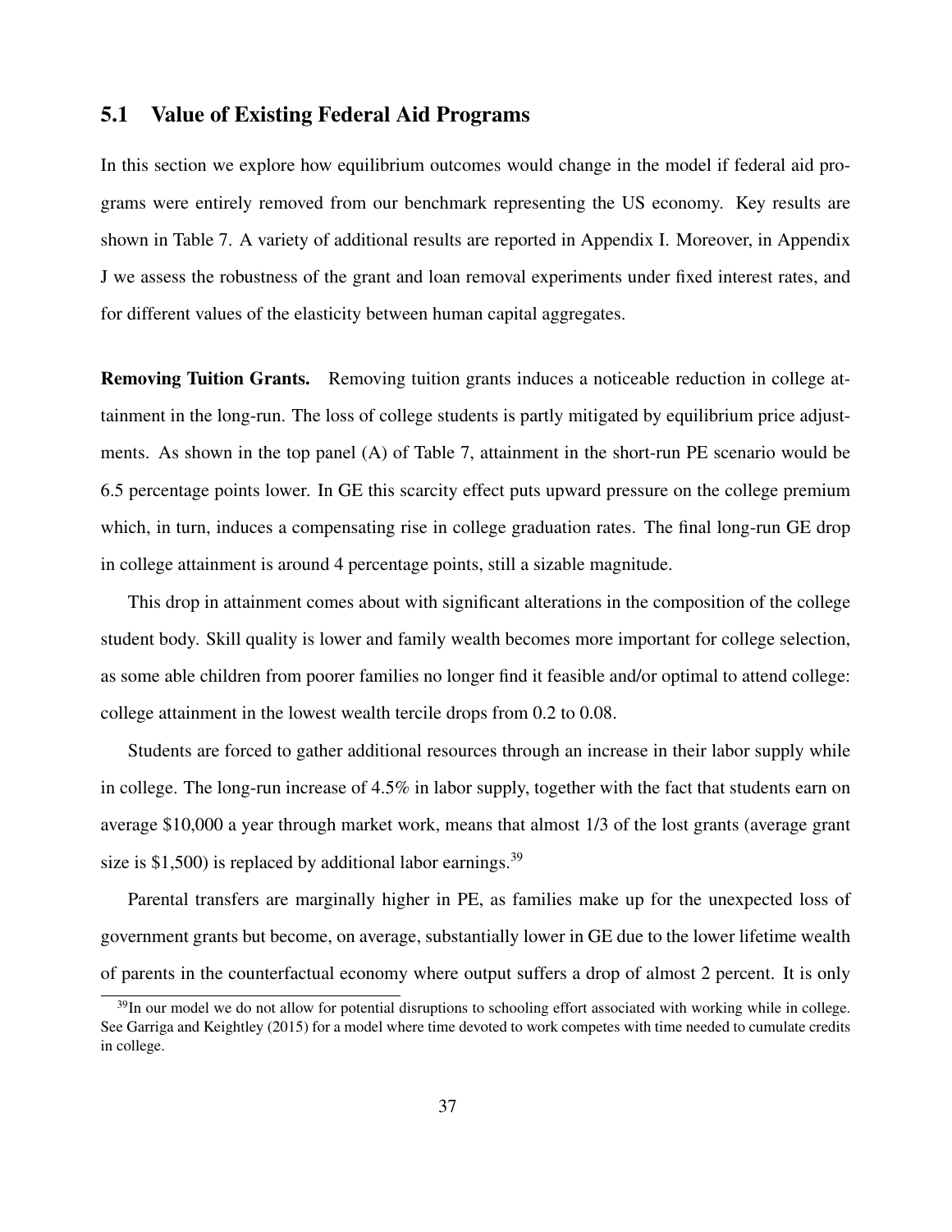## 5.1 Value of Existing Federal Aid Programs

In this section we explore how equilibrium outcomes would change in the model if federal aid programs were entirely removed from our benchmark representing the US economy. Key results are shown in Table 7. A variety of additional results are reported in Appendix I. Moreover, in Appendix J we assess the robustness of the grant and loan removal experiments under fixed interest rates, and for different values of the elasticity between human capital aggregates.

**Removing Tuition Grants.** Removing tuition grants induces a noticeable reduction in college attainment in the long-run. The loss of college students is partly mitigated by equilibrium price adjustments. As shown in the top panel (A) of Table 7, attainment in the short-run PE scenario would be 6.5 percentage points lower. In GE this scarcity effect puts upward pressure on the college premium which, in turn, induces a compensating rise in college graduation rates. The final long-run GE drop in college attainment is around 4 percentage points, still a sizable magnitude.

This drop in attainment comes about with significant alterations in the composition of the college student body. Skill quality is lower and family wealth becomes more important for college selection, as some able children from poorer families no longer find it feasible and/or optimal to attend college: college attainment in the lowest wealth tercile drops from 0.2 to 0.08.

Students are forced to gather additional resources through an increase in their labor supply while in college. The long-run increase of 4.5% in labor supply, together with the fact that students earn on average \$10,000 a year through market work, means that almost 1/3 of the lost grants (average grant size is \$1,500) is replaced by additional labor earnings.[39]

Parental transfers are marginally higher in PE, as families make up for the unexpected loss of government grants but become, on average, substantially lower in GE due to the lower lifetime wealth of parents in the counterfactual economy where output suffers a drop of almost 2 percent. It is only

[39] In our model we do not allow for potential disruptions to schooling effort associated with working while in college. See Garriga and Keightley (2015) for a model where time devoted to work competes with time needed to cumulate credits in college.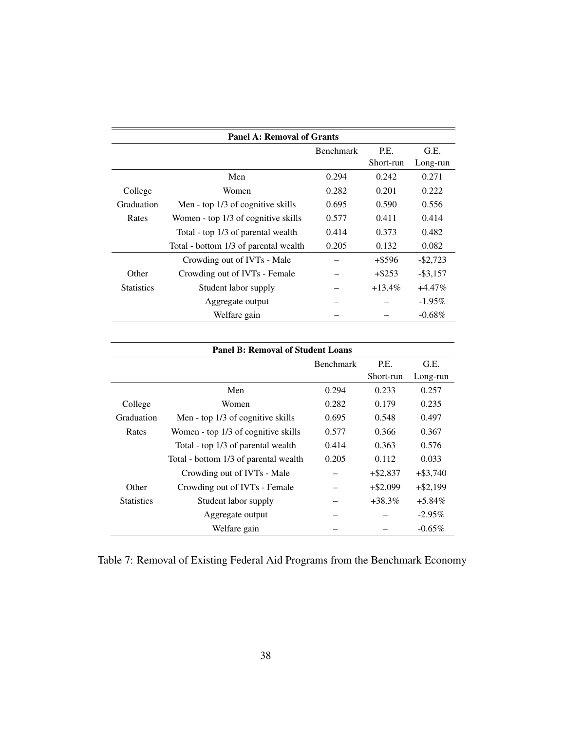| Panel A: Removal of Grants | | | | |
|---|---|---|---|---|
| | | Benchmark | P.E. Short-run | G.E. Long-run |
| College Graduation Rates | Men | 0.294 | 0.242 | 0.271 |
| | Women | 0.282 | 0.201 | 0.222 |
| | Men - top 1/3 of cognitive skills | 0.695 | 0.590 | 0.556 |
| | Women - top 1/3 of cognitive skills | 0.577 | 0.411 | 0.414 |
| | Total - top 1/3 of parental wealth | 0.414 | 0.373 | 0.482 |
| | Total - bottom 1/3 of parental wealth | 0.205 | 0.132 | 0.082 |
| Other Statistics | Crowding out of IVTs - Male | – | +$596 | -$2,723 |
| | Crowding out of IVTs - Female | – | +$253 | -$3,157 |
| | Student labor supply | – | +13.4% | +4.47% |
| | Aggregate output | – | – | -1.95% |
| | Welfare gain | – | – | -0.68% |

| Panel B: Removal of Student Loans | | | | |
|---|---|---|---|---|
| | | Benchmark | P.E. Short-run | G.E. Long-run |
| College Graduation Rates | Men | 0.294 | 0.233 | 0.257 |
| | Women | 0.282 | 0.179 | 0.235 |
| | Men - top 1/3 of cognitive skills | 0.695 | 0.548 | 0.497 |
| | Women - top 1/3 of cognitive skills | 0.577 | 0.366 | 0.367 |
| | Total - top 1/3 of parental wealth | 0.414 | 0.363 | 0.576 |
| | Total - bottom 1/3 of parental wealth | 0.205 | 0.112 | 0.033 |
| Other Statistics | Crowding out of IVTs - Male | – | +$2,837 | +$3,740 |
| | Crowding out of IVTs - Female | – | +$2,099 | +$2,199 |
| | Student labor supply | – | +38.3% | +5.84% |
| | Aggregate output | – | – | -2.95% |
| | Welfare gain | – | – | -0.65% |

Table 7: Removal of Existing Federal Aid Programs from the Benchmark Economy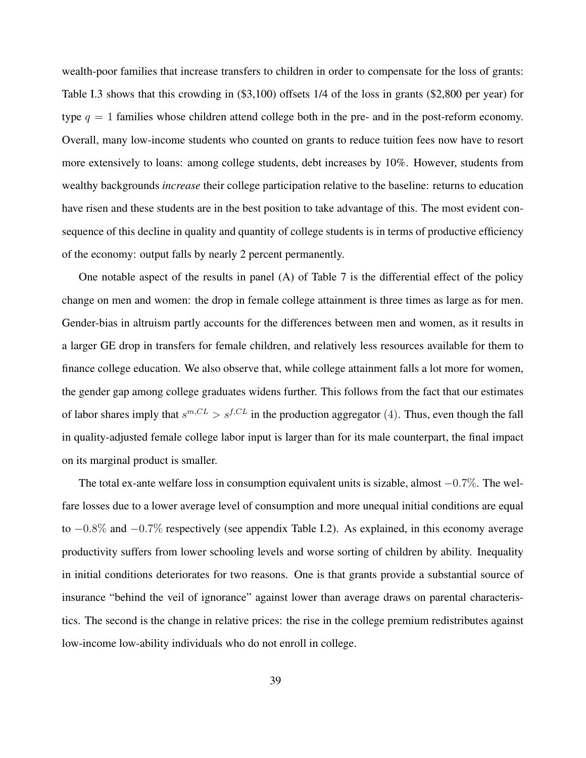wealth-poor families that increase transfers to children in order to compensate for the loss of grants: Table I.3 shows that this crowding in (\$3,100) offsets 1/4 of the loss in grants (\$2,800 per year) for type $q = 1$ families whose children attend college both in the pre- and in the post-reform economy. Overall, many low-income students who counted on grants to reduce tuition fees now have to resort more extensively to loans: among college students, debt increases by 10%. However, students from wealthy backgrounds *increase* their college participation relative to the baseline: returns to education have risen and these students are in the best position to take advantage of this. The most evident consequence of this decline in quality and quantity of college students is in terms of productive efficiency of the economy: output falls by nearly 2 percent permanently.

One notable aspect of the results in panel (A) of Table 7 is the differential effect of the policy change on men and women: the drop in female college attainment is three times as large as for men. Gender-bias in altruism partly accounts for the differences between men and women, as it results in a larger GE drop in transfers for female children, and relatively less resources available for them to finance college education. We also observe that, while college attainment falls a lot more for women, the gender gap among college graduates widens further. This follows from the fact that our estimates of labor shares imply that $s^{m,CL} > s^{f,CL}$ in the production aggregator $(4)$. Thus, even though the fall in quality-adjusted female college labor input is larger than for its male counterpart, the final impact on its marginal product is smaller.

The total ex-ante welfare loss in consumption equivalent units is sizable, almost $-0.7\%$. The welfare losses due to a lower average level of consumption and more unequal initial conditions are equal to $-0.8\%$ and $-0.7\%$ respectively (see appendix Table I.2). As explained, in this economy average productivity suffers from lower schooling levels and worse sorting of children by ability. Inequality in initial conditions deteriorates for two reasons. One is that grants provide a substantial source of insurance "behind the veil of ignorance" against lower than average draws on parental characteristics. The second is the change in relative prices: the rise in the college premium redistributes against low-income low-ability individuals who do not enroll in college.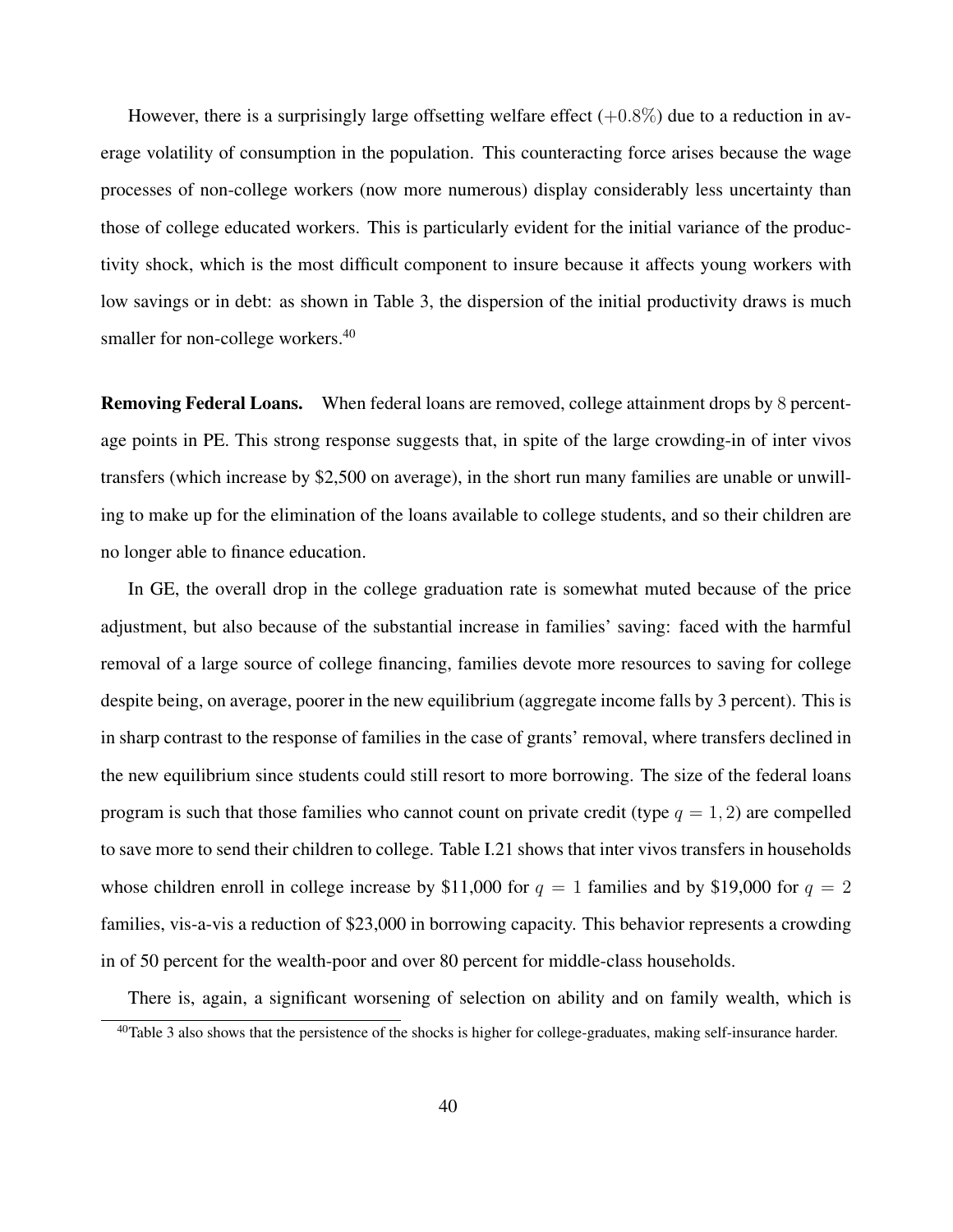However, there is a surprisingly large offsetting welfare effect ($+0.8\%$) due to a reduction in average volatility of consumption in the population. This counteracting force arises because the wage processes of non-college workers (now more numerous) display considerably less uncertainty than those of college educated workers. This is particularly evident for the initial variance of the productivity shock, which is the most difficult component to insure because it affects young workers with low savings or in debt: as shown in Table 3, the dispersion of the initial productivity draws is much smaller for non-college workers.[40]

**Removing Federal Loans.** When federal loans are removed, college attainment drops by 8 percentage points in PE. This strong response suggests that, in spite of the large crowding-in of inter vivos transfers (which increase by $2,500 on average), in the short run many families are unable or unwilling to make up for the elimination of the loans available to college students, and so their children are no longer able to finance education.

In GE, the overall drop in the college graduation rate is somewhat muted because of the price adjustment, but also because of the substantial increase in families' saving: faced with the harmful removal of a large source of college financing, families devote more resources to saving for college despite being, on average, poorer in the new equilibrium (aggregate income falls by 3 percent). This is in sharp contrast to the response of families in the case of grants' removal, where transfers declined in the new equilibrium since students could still resort to more borrowing. The size of the federal loans program is such that those families who cannot count on private credit (type $q = 1, 2$) are compelled to save more to send their children to college. Table I.21 shows that inter vivos transfers in households whose children enroll in college increase by $11,000 for $q = 1$ families and by $19,000 for $q = 2$ families, vis-a-vis a reduction of $23,000 in borrowing capacity. This behavior represents a crowding in of 50 percent for the wealth-poor and over 80 percent for middle-class households.

There is, again, a significant worsening of selection on ability and on family wealth, which is

[40]Table 3 also shows that the persistence of the shocks is higher for college-graduates, making self-insurance harder.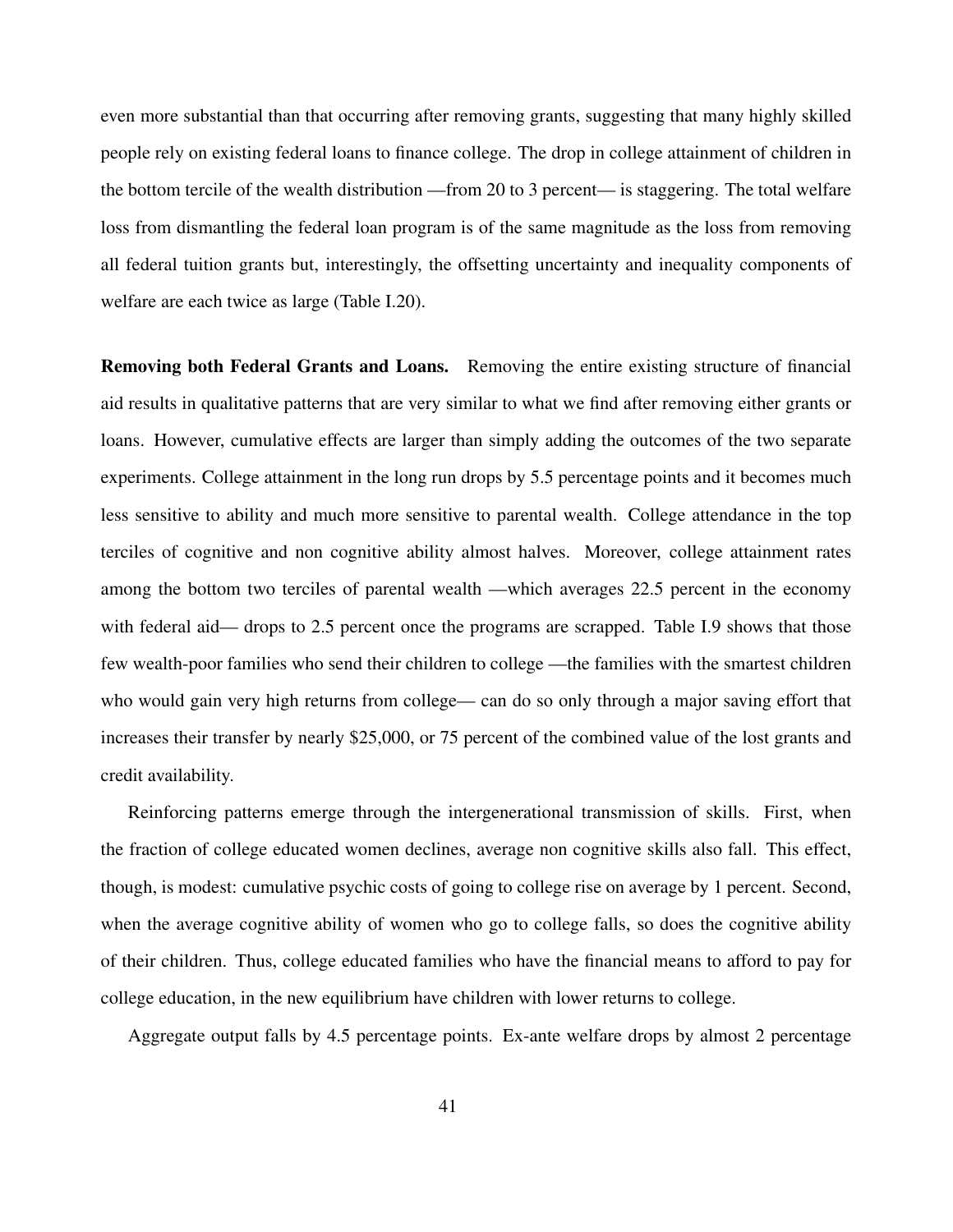even more substantial than that occurring after removing grants, suggesting that many highly skilled people rely on existing federal loans to finance college. The drop in college attainment of children in the bottom tercile of the wealth distribution —from 20 to 3 percent— is staggering. The total welfare loss from dismantling the federal loan program is of the same magnitude as the loss from removing all federal tuition grants but, interestingly, the offsetting uncertainty and inequality components of welfare are each twice as large (Table I.20).

**Removing both Federal Grants and Loans.** Removing the entire existing structure of financial aid results in qualitative patterns that are very similar to what we find after removing either grants or loans. However, cumulative effects are larger than simply adding the outcomes of the two separate experiments. College attainment in the long run drops by 5.5 percentage points and it becomes much less sensitive to ability and much more sensitive to parental wealth. College attendance in the top terciles of cognitive and non cognitive ability almost halves. Moreover, college attainment rates among the bottom two terciles of parental wealth —which averages 22.5 percent in the economy with federal aid— drops to 2.5 percent once the programs are scrapped. Table I.9 shows that those few wealth-poor families who send their children to college —the families with the smartest children who would gain very high returns from college— can do so only through a major saving effort that increases their transfer by nearly \$25,000, or 75 percent of the combined value of the lost grants and credit availability.

Reinforcing patterns emerge through the intergenerational transmission of skills. First, when the fraction of college educated women declines, average non cognitive skills also fall. This effect, though, is modest: cumulative psychic costs of going to college rise on average by 1 percent. Second, when the average cognitive ability of women who go to college falls, so does the cognitive ability of their children. Thus, college educated families who have the financial means to afford to pay for college education, in the new equilibrium have children with lower returns to college.

Aggregate output falls by 4.5 percentage points. Ex-ante welfare drops by almost 2 percentage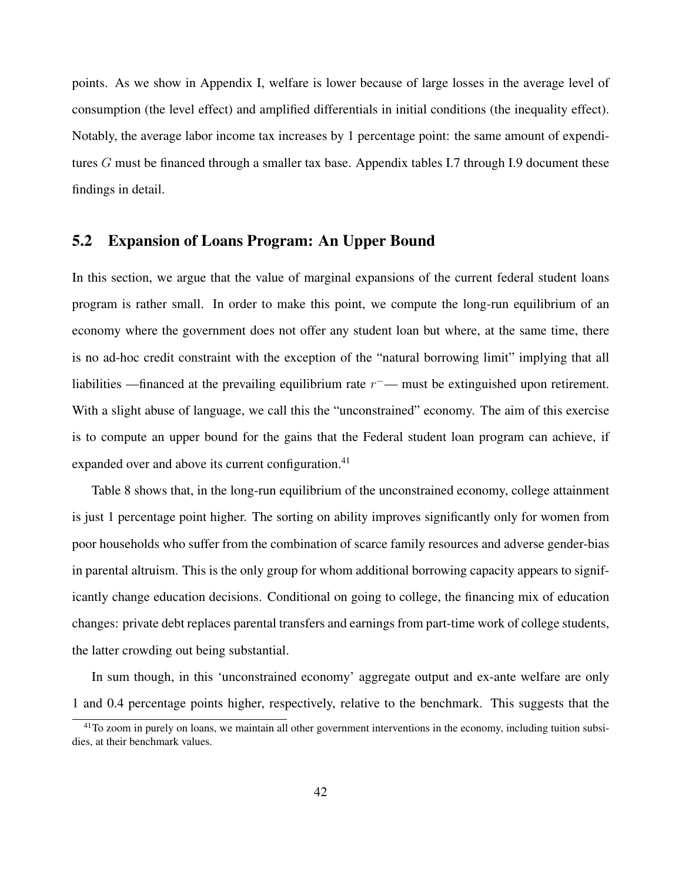points. As we show in Appendix I, welfare is lower because of large losses in the average level of consumption (the level effect) and amplified differentials in initial conditions (the inequality effect). Notably, the average labor income tax increases by 1 percentage point: the same amount of expenditures $G$ must be financed through a smaller tax base. Appendix tables I.7 through I.9 document these findings in detail.

## 5.2 Expansion of Loans Program: An Upper Bound

In this section, we argue that the value of marginal expansions of the current federal student loans program is rather small. In order to make this point, we compute the long-run equilibrium of an economy where the government does not offer any student loan but where, at the same time, there is no ad-hoc credit constraint with the exception of the "natural borrowing limit" implying that all liabilities —financed at the prevailing equilibrium rate $r^{-}$— must be extinguished upon retirement. With a slight abuse of language, we call this the "unconstrained" economy. The aim of this exercise is to compute an upper bound for the gains that the Federal student loan program can achieve, if expanded over and above its current configuration.[41]

Table 8 shows that, in the long-run equilibrium of the unconstrained economy, college attainment is just 1 percentage point higher. The sorting on ability improves significantly only for women from poor households who suffer from the combination of scarce family resources and adverse gender-bias in parental altruism. This is the only group for whom additional borrowing capacity appears to significantly change education decisions. Conditional on going to college, the financing mix of education changes: private debt replaces parental transfers and earnings from part-time work of college students, the latter crowding out being substantial.

In sum though, in this 'unconstrained economy' aggregate output and ex-ante welfare are only 1 and 0.4 percentage points higher, respectively, relative to the benchmark. This suggests that the

[41] To zoom in purely on loans, we maintain all other government interventions in the economy, including tuition subsidies, at their benchmark values.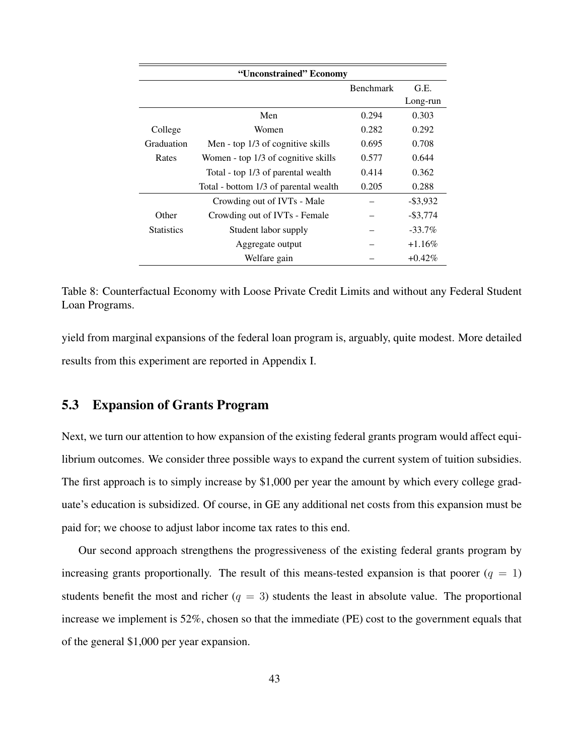| "Unconstrained" Economy | | | |
|---|---|---|---|
| | | Benchmark | G.E. Long-run |
| College Graduation Rates | Men | 0.294 | 0.303 |
| | Women | 0.282 | 0.292 |
| | Men - top 1/3 of cognitive skills | 0.695 | 0.708 |
| | Women - top 1/3 of cognitive skills | 0.577 | 0.644 |
| | Total - top 1/3 of parental wealth | 0.414 | 0.362 |
| | Total - bottom 1/3 of parental wealth | 0.205 | 0.288 |
| Other Statistics | Crowding out of IVTs - Male | – | -$3,932 |
| | Crowding out of IVTs - Female | – | -$3,774 |
| | Student labor supply | – | -33.7% |
| | Aggregate output | – | +1.16% |
| | Welfare gain | – | +0.42% |

Table 8: Counterfactual Economy with Loose Private Credit Limits and without any Federal Student Loan Programs.

yield from marginal expansions of the federal loan program is, arguably, quite modest. More detailed results from this experiment are reported in Appendix I.

## 5.3 Expansion of Grants Program

Next, we turn our attention to how expansion of the existing federal grants program would affect equilibrium outcomes. We consider three possible ways to expand the current system of tuition subsidies. The first approach is to simply increase by $1,000 per year the amount by which every college graduate's education is subsidized. Of course, in GE any additional net costs from this expansion must be paid for; we choose to adjust labor income tax rates to this end.

Our second approach strengthens the progressiveness of the existing federal grants program by increasing grants proportionally. The result of this means-tested expansion is that poorer ($q = 1$) students benefit the most and richer ($q = 3$) students the least in absolute value. The proportional increase we implement is 52%, chosen so that the immediate (PE) cost to the government equals that of the general $1,000 per year expansion.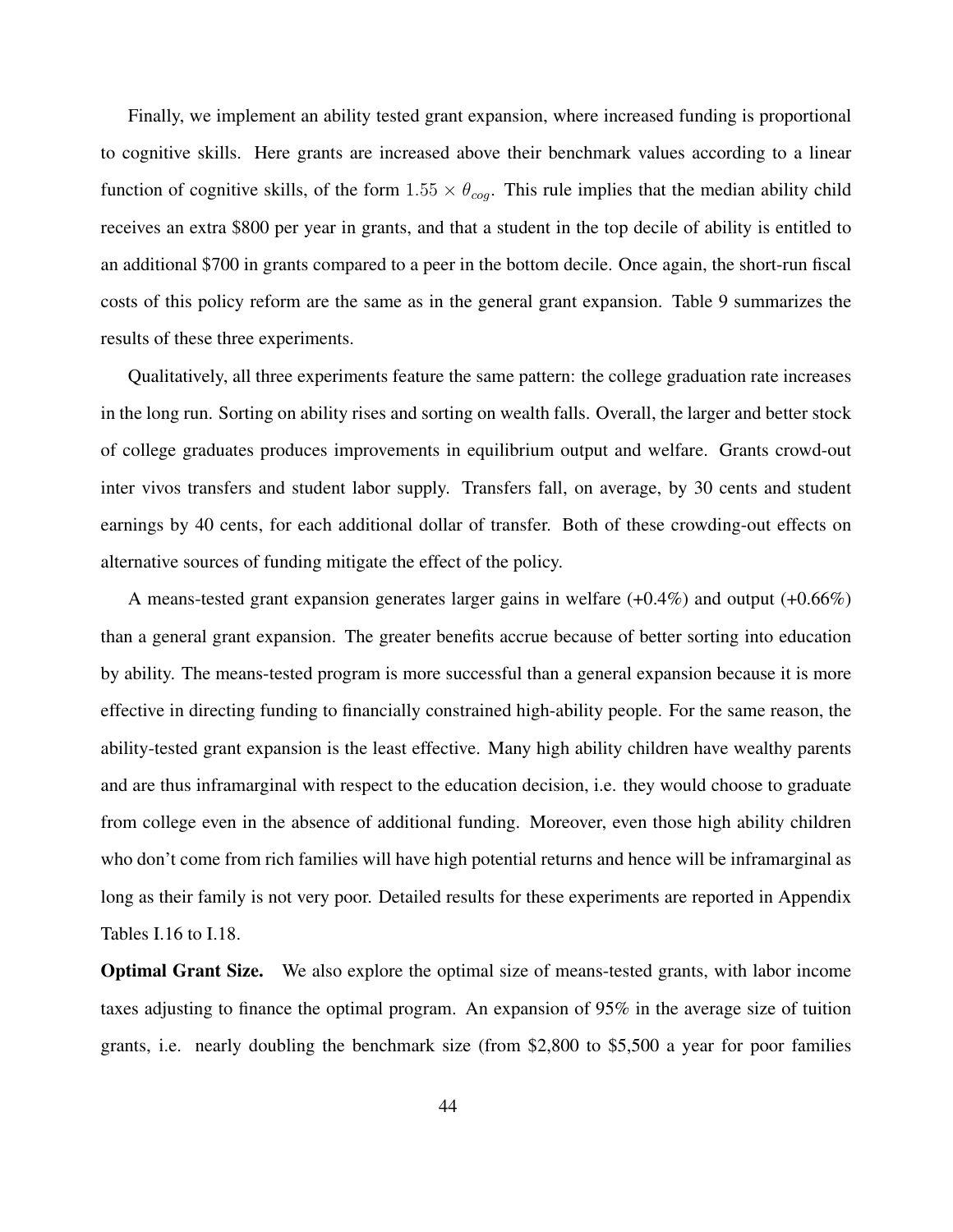Finally, we implement an ability tested grant expansion, where increased funding is proportional to cognitive skills. Here grants are increased above their benchmark values according to a linear function of cognitive skills, of the form $1.55 \times \theta_{cog}$. This rule implies that the median ability child receives an extra \$800 per year in grants, and that a student in the top decile of ability is entitled to an additional \$700 in grants compared to a peer in the bottom decile. Once again, the short-run fiscal costs of this policy reform are the same as in the general grant expansion. Table 9 summarizes the results of these three experiments.

Qualitatively, all three experiments feature the same pattern: the college graduation rate increases in the long run. Sorting on ability rises and sorting on wealth falls. Overall, the larger and better stock of college graduates produces improvements in equilibrium output and welfare. Grants crowd-out inter vivos transfers and student labor supply. Transfers fall, on average, by 30 cents and student earnings by 40 cents, for each additional dollar of transfer. Both of these crowding-out effects on alternative sources of funding mitigate the effect of the policy.

A means-tested grant expansion generates larger gains in welfare (+0.4%) and output (+0.66%) than a general grant expansion. The greater benefits accrue because of better sorting into education by ability. The means-tested program is more successful than a general expansion because it is more effective in directing funding to financially constrained high-ability people. For the same reason, the ability-tested grant expansion is the least effective. Many high ability children have wealthy parents and are thus inframarginal with respect to the education decision, i.e. they would choose to graduate from college even in the absence of additional funding. Moreover, even those high ability children who don't come from rich families will have high potential returns and hence will be inframarginal as long as their family is not very poor. Detailed results for these experiments are reported in Appendix Tables I.16 to I.18.

**Optimal Grant Size.** We also explore the optimal size of means-tested grants, with labor income taxes adjusting to finance the optimal program. An expansion of 95% in the average size of tuition grants, i.e. nearly doubling the benchmark size (from \$2,800 to \$5,500 a year for poor families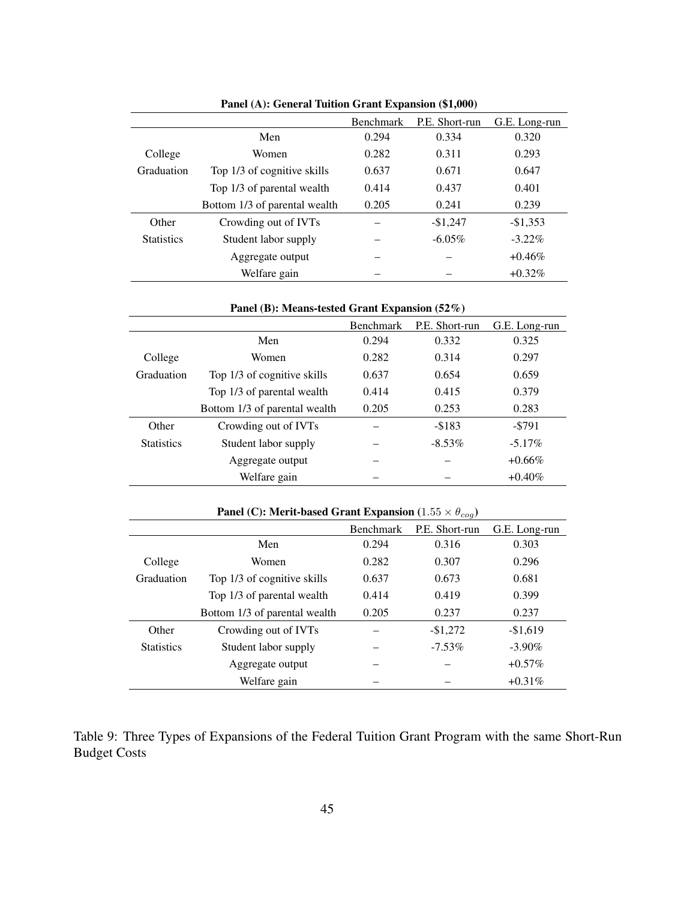**Panel (A): General Tuition Grant Expansion ($1,000)**

| | | Benchmark | P.E. Short-run | G.E. Long-run |
|---|---|---|---|---|
| College Graduation | Men | 0.294 | 0.334 | 0.320 |
| | Women | 0.282 | 0.311 | 0.293 |
| | Top 1/3 of cognitive skills | 0.637 | 0.671 | 0.647 |
| | Top 1/3 of parental wealth | 0.414 | 0.437 | 0.401 |
| | Bottom 1/3 of parental wealth | 0.205 | 0.241 | 0.239 |
| Other Statistics | Crowding out of IVTs | – | -$1,247 | -$1,353 |
| | Student labor supply | – | -6.05% | -3.22% |
| | Aggregate output | – | – | +0.46% |
| | Welfare gain | – | – | +0.32% |

**Panel (B): Means-tested Grant Expansion (52%)**

| | | Benchmark | P.E. Short-run | G.E. Long-run |
|---|---|---|---|---|
| College Graduation | Men | 0.294 | 0.332 | 0.325 |
| | Women | 0.282 | 0.314 | 0.297 |
| | Top 1/3 of cognitive skills | 0.637 | 0.654 | 0.659 |
| | Top 1/3 of parental wealth | 0.414 | 0.415 | 0.379 |
| | Bottom 1/3 of parental wealth | 0.205 | 0.253 | 0.283 |
| Other Statistics | Crowding out of IVTs | – | -$183 | -$791 |
| | Student labor supply | – | -8.53% | -5.17% |
| | Aggregate output | – | – | +0.66% |
| | Welfare gain | – | – | +0.40% |

**Panel (C): Merit-based Grant Expansion ($1.55 \times \theta_{cog}$)**

| | | Benchmark | P.E. Short-run | G.E. Long-run |
|---|---|---|---|---|
| College Graduation | Men | 0.294 | 0.316 | 0.303 |
| | Women | 0.282 | 0.307 | 0.296 |
| | Top 1/3 of cognitive skills | 0.637 | 0.673 | 0.681 |
| | Top 1/3 of parental wealth | 0.414 | 0.419 | 0.399 |
| | Bottom 1/3 of parental wealth | 0.205 | 0.237 | 0.237 |
| Other Statistics | Crowding out of IVTs | – | -$1,272 | -$1,619 |
| | Student labor supply | – | -7.53% | -3.90% |
| | Aggregate output | – | – | +0.57% |
| | Welfare gain | – | – | +0.31% |

Table 9: Three Types of Expansions of the Federal Tuition Grant Program with the same Short-Run Budget Costs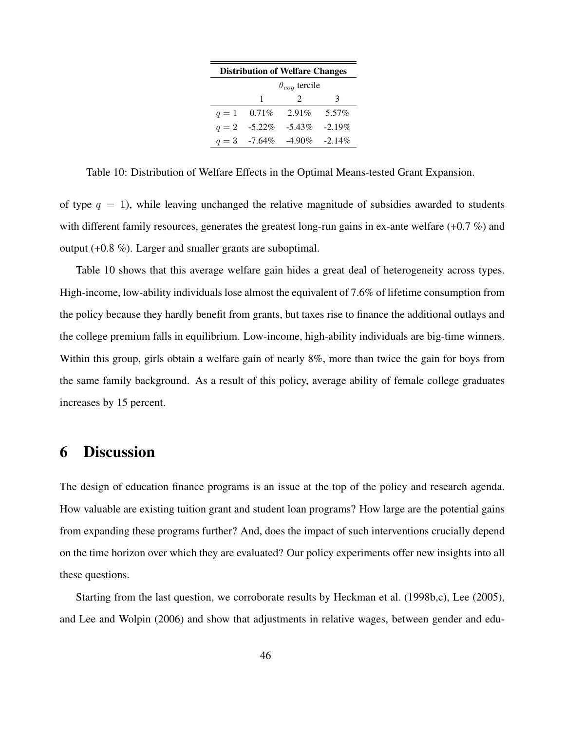| Distribution of Welfare Changes | | | |
|---|---|---|---|
| | $\theta_{cog}$ tercile | | |
| | 1 | 2 | 3 |
| $q = 1$ | 0.71% | 2.91% | 5.57% |
| $q = 2$ | -5.22% | -5.43% | -2.19% |
| $q = 3$ | -7.64% | -4.90% | -2.14% |

Table 10: Distribution of Welfare Effects in the Optimal Means-tested Grant Expansion.

of type $q = 1$), while leaving unchanged the relative magnitude of subsidies awarded to students with different family resources, generates the greatest long-run gains in ex-ante welfare (+0.7 %) and output (+0.8 %). Larger and smaller grants are suboptimal.

Table 10 shows that this average welfare gain hides a great deal of heterogeneity across types. High-income, low-ability individuals lose almost the equivalent of 7.6% of lifetime consumption from the policy because they hardly benefit from grants, but taxes rise to finance the additional outlays and the college premium falls in equilibrium. Low-income, high-ability individuals are big-time winners. Within this group, girls obtain a welfare gain of nearly 8%, more than twice the gain for boys from the same family background. As a result of this policy, average ability of female college graduates increases by 15 percent.

# 6 Discussion

The design of education finance programs is an issue at the top of the policy and research agenda. How valuable are existing tuition grant and student loan programs? How large are the potential gains from expanding these programs further? And, does the impact of such interventions crucially depend on the time horizon over which they are evaluated? Our policy experiments offer new insights into all these questions.

Starting from the last question, we corroborate results by Heckman et al. (1998b,c), Lee (2005), and Lee and Wolpin (2006) and show that adjustments in relative wages, between gender and edu-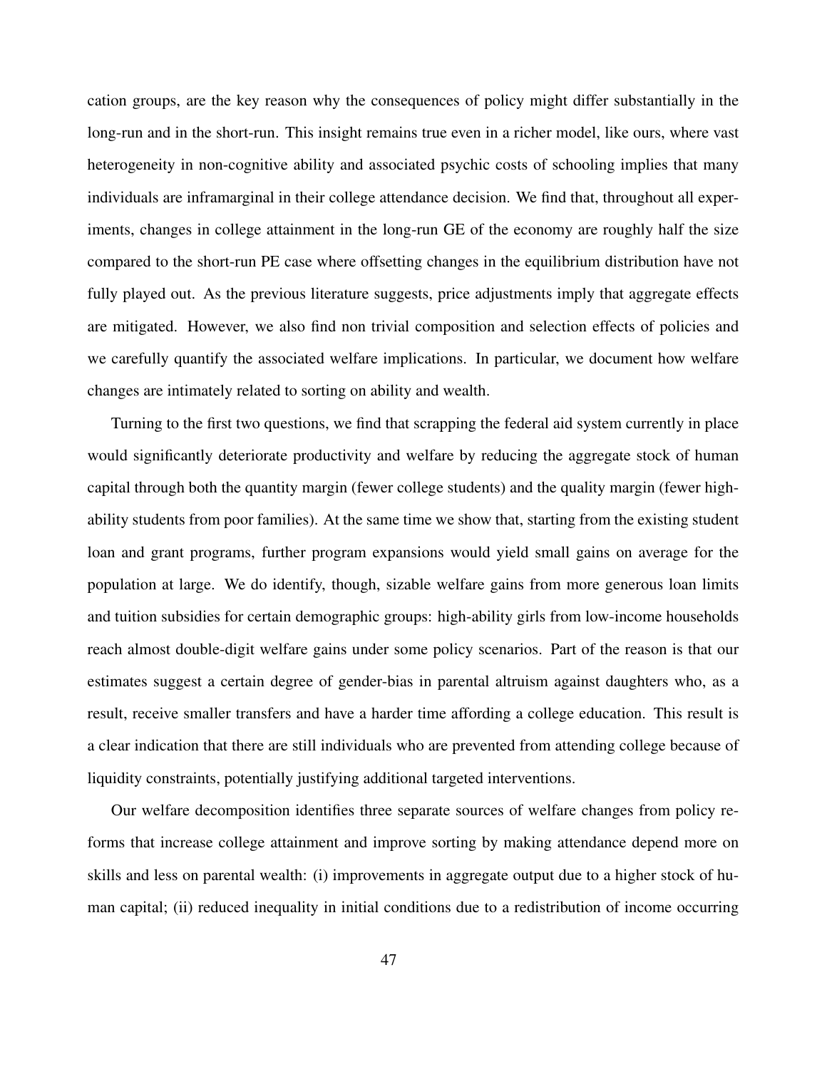cation groups, are the key reason why the consequences of policy might differ substantially in the long-run and in the short-run. This insight remains true even in a richer model, like ours, where vast heterogeneity in non-cognitive ability and associated psychic costs of schooling implies that many individuals are inframarginal in their college attendance decision. We find that, throughout all experiments, changes in college attainment in the long-run GE of the economy are roughly half the size compared to the short-run PE case where offsetting changes in the equilibrium distribution have not fully played out. As the previous literature suggests, price adjustments imply that aggregate effects are mitigated. However, we also find non trivial composition and selection effects of policies and we carefully quantify the associated welfare implications. In particular, we document how welfare changes are intimately related to sorting on ability and wealth.

Turning to the first two questions, we find that scrapping the federal aid system currently in place would significantly deteriorate productivity and welfare by reducing the aggregate stock of human capital through both the quantity margin (fewer college students) and the quality margin (fewer high-ability students from poor families). At the same time we show that, starting from the existing student loan and grant programs, further program expansions would yield small gains on average for the population at large. We do identify, though, sizable welfare gains from more generous loan limits and tuition subsidies for certain demographic groups: high-ability girls from low-income households reach almost double-digit welfare gains under some policy scenarios. Part of the reason is that our estimates suggest a certain degree of gender-bias in parental altruism against daughters who, as a result, receive smaller transfers and have a harder time affording a college education. This result is a clear indication that there are still individuals who are prevented from attending college because of liquidity constraints, potentially justifying additional targeted interventions.

Our welfare decomposition identifies three separate sources of welfare changes from policy reforms that increase college attainment and improve sorting by making attendance depend more on skills and less on parental wealth: (i) improvements in aggregate output due to a higher stock of human capital; (ii) reduced inequality in initial conditions due to a redistribution of income occurring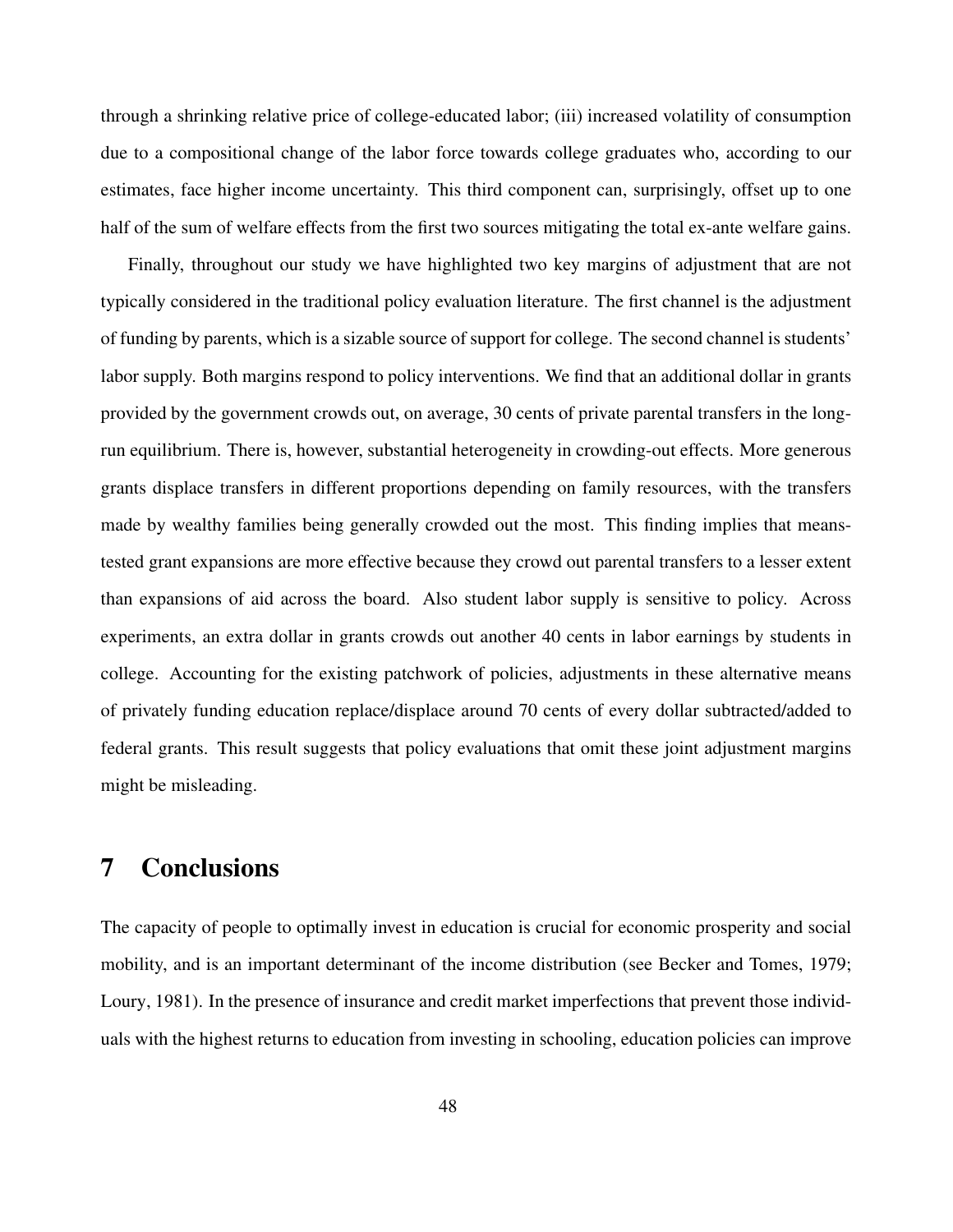through a shrinking relative price of college-educated labor; (iii) increased volatility of consumption due to a compositional change of the labor force towards college graduates who, according to our estimates, face higher income uncertainty. This third component can, surprisingly, offset up to one half of the sum of welfare effects from the first two sources mitigating the total ex-ante welfare gains.

Finally, throughout our study we have highlighted two key margins of adjustment that are not typically considered in the traditional policy evaluation literature. The first channel is the adjustment of funding by parents, which is a sizable source of support for college. The second channel is students' labor supply. Both margins respond to policy interventions. We find that an additional dollar in grants provided by the government crowds out, on average, 30 cents of private parental transfers in the long-run equilibrium. There is, however, substantial heterogeneity in crowding-out effects. More generous grants displace transfers in different proportions depending on family resources, with the transfers made by wealthy families being generally crowded out the most. This finding implies that means-tested grant expansions are more effective because they crowd out parental transfers to a lesser extent than expansions of aid across the board. Also student labor supply is sensitive to policy. Across experiments, an extra dollar in grants crowds out another 40 cents in labor earnings by students in college. Accounting for the existing patchwork of policies, adjustments in these alternative means of privately funding education replace/displace around 70 cents of every dollar subtracted/added to federal grants. This result suggests that policy evaluations that omit these joint adjustment margins might be misleading.

# 7 Conclusions

The capacity of people to optimally invest in education is crucial for economic prosperity and social mobility, and is an important determinant of the income distribution (see Becker and Tomes, 1979; Loury, 1981). In the presence of insurance and credit market imperfections that prevent those individuals with the highest returns to education from investing in schooling, education policies can improve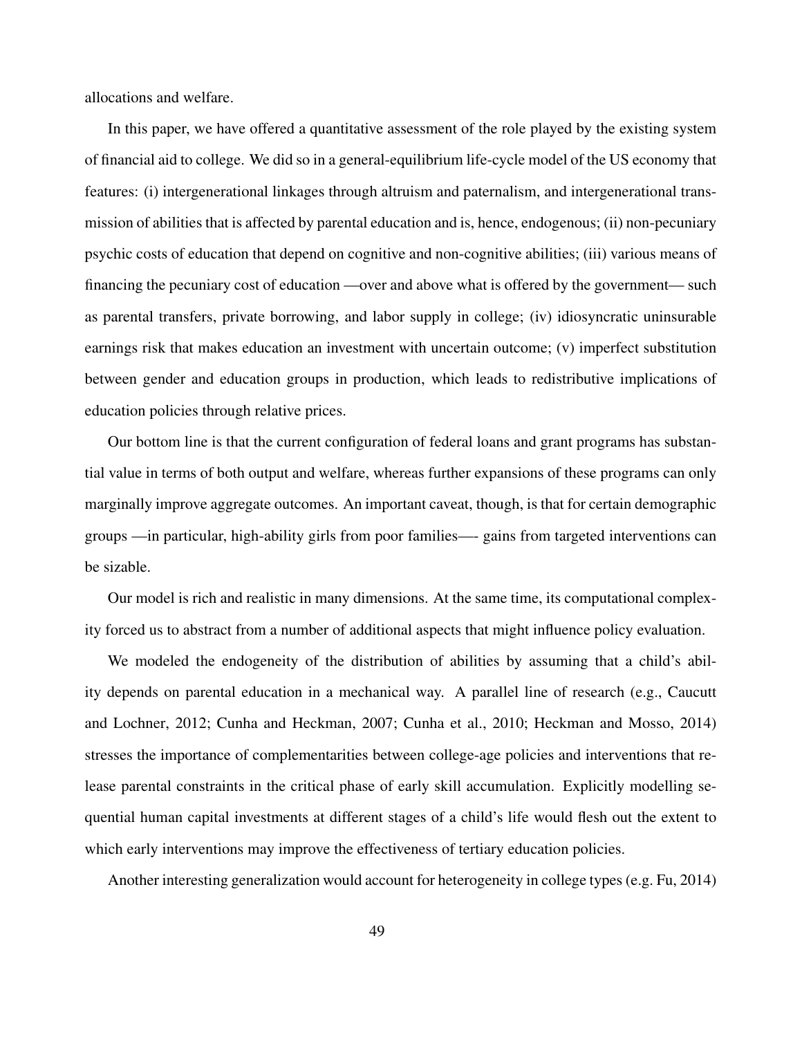allocations and welfare.

In this paper, we have offered a quantitative assessment of the role played by the existing system of financial aid to college. We did so in a general-equilibrium life-cycle model of the US economy that features: (i) intergenerational linkages through altruism and paternalism, and intergenerational transmission of abilities that is affected by parental education and is, hence, endogenous; (ii) non-pecuniary psychic costs of education that depend on cognitive and non-cognitive abilities; (iii) various means of financing the pecuniary cost of education —over and above what is offered by the government— such as parental transfers, private borrowing, and labor supply in college; (iv) idiosyncratic uninsurable earnings risk that makes education an investment with uncertain outcome; (v) imperfect substitution between gender and education groups in production, which leads to redistributive implications of education policies through relative prices.

Our bottom line is that the current configuration of federal loans and grant programs has substantial value in terms of both output and welfare, whereas further expansions of these programs can only marginally improve aggregate outcomes. An important caveat, though, is that for certain demographic groups —in particular, high-ability girls from poor families—- gains from targeted interventions can be sizable.

Our model is rich and realistic in many dimensions. At the same time, its computational complexity forced us to abstract from a number of additional aspects that might influence policy evaluation.

We modeled the endogeneity of the distribution of abilities by assuming that a child's ability depends on parental education in a mechanical way. A parallel line of research (e.g., Caucutt and Lochner, 2012; Cunha and Heckman, 2007; Cunha et al., 2010; Heckman and Mosso, 2014) stresses the importance of complementarities between college-age policies and interventions that release parental constraints in the critical phase of early skill accumulation. Explicitly modelling sequential human capital investments at different stages of a child's life would flesh out the extent to which early interventions may improve the effectiveness of tertiary education policies.

Another interesting generalization would account for heterogeneity in college types (e.g. Fu, 2014)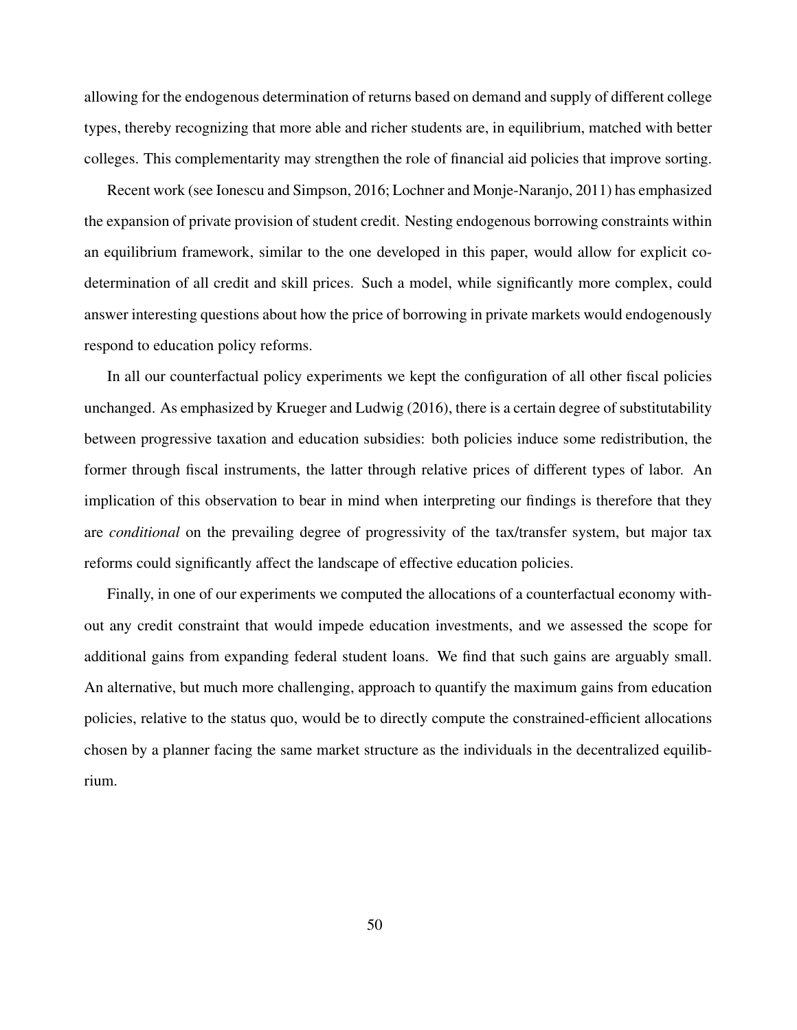allowing for the endogenous determination of returns based on demand and supply of different college types, thereby recognizing that more able and richer students are, in equilibrium, matched with better colleges. This complementarity may strengthen the role of financial aid policies that improve sorting.

Recent work (see Ionescu and Simpson, 2016; Lochner and Monje-Naranjo, 2011) has emphasized the expansion of private provision of student credit. Nesting endogenous borrowing constraints within an equilibrium framework, similar to the one developed in this paper, would allow for explicit co-determination of all credit and skill prices. Such a model, while significantly more complex, could answer interesting questions about how the price of borrowing in private markets would endogenously respond to education policy reforms.

In all our counterfactual policy experiments we kept the configuration of all other fiscal policies unchanged. As emphasized by Krueger and Ludwig (2016), there is a certain degree of substitutability between progressive taxation and education subsidies: both policies induce some redistribution, the former through fiscal instruments, the latter through relative prices of different types of labor. An implication of this observation to bear in mind when interpreting our findings is therefore that they are *conditional* on the prevailing degree of progressivity of the tax/transfer system, but major tax reforms could significantly affect the landscape of effective education policies.

Finally, in one of our experiments we computed the allocations of a counterfactual economy without any credit constraint that would impede education investments, and we assessed the scope for additional gains from expanding federal student loans. We find that such gains are arguably small. An alternative, but much more challenging, approach to quantify the maximum gains from education policies, relative to the status quo, would be to directly compute the constrained-efficient allocations chosen by a planner facing the same market structure as the individuals in the decentralized equilibrium.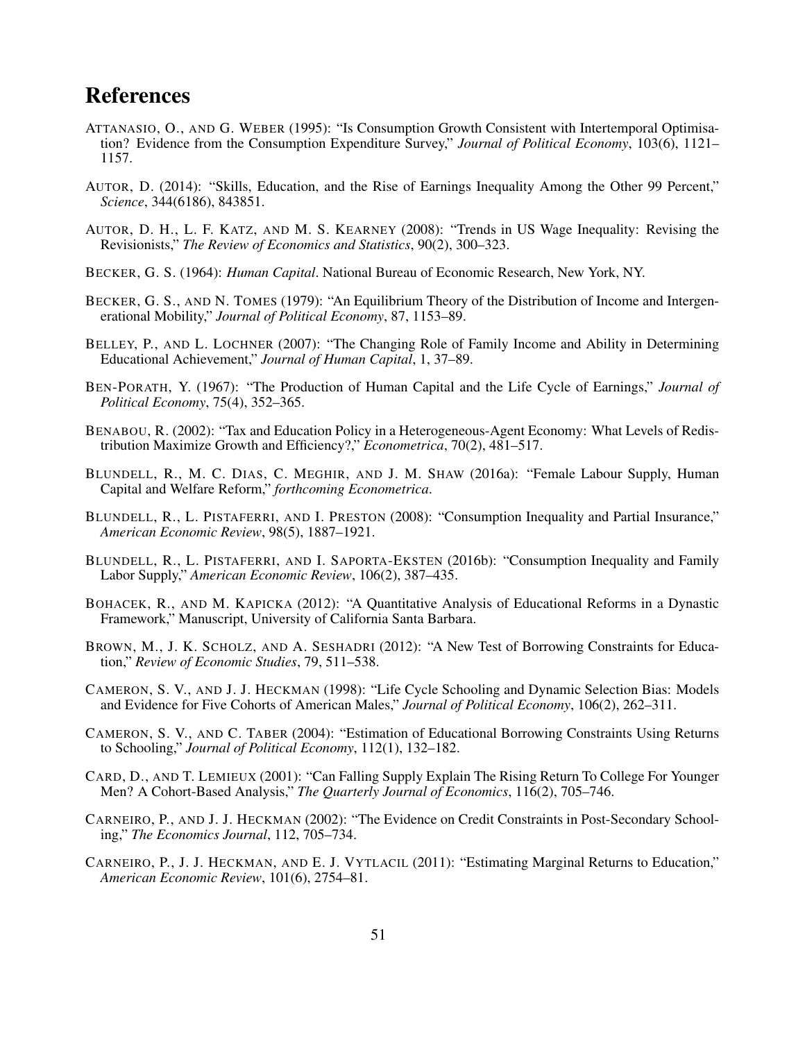# References

ATTANASIO, O., AND G. WEBER (1995): "Is Consumption Growth Consistent with Intertemporal Optimisation? Evidence from the Consumption Expenditure Survey," *Journal of Political Economy*, 103(6), 1121–1157.

AUTOR, D. (2014): "Skills, Education, and the Rise of Earnings Inequality Among the Other 99 Percent," *Science*, 344(6186), 843851.

AUTOR, D. H., L. F. KATZ, AND M. S. KEARNEY (2008): "Trends in US Wage Inequality: Revising the Revisionists," *The Review of Economics and Statistics*, 90(2), 300–323.

BECKER, G. S. (1964): *Human Capital*. National Bureau of Economic Research, New York, NY.

BECKER, G. S., AND N. TOMES (1979): "An Equilibrium Theory of the Distribution of Income and Intergenerational Mobility," *Journal of Political Economy*, 87, 1153–89.

BELLEY, P., AND L. LOCHNER (2007): "The Changing Role of Family Income and Ability in Determining Educational Achievement," *Journal of Human Capital*, 1, 37–89.

BEN-PORATH, Y. (1967): "The Production of Human Capital and the Life Cycle of Earnings," *Journal of Political Economy*, 75(4), 352–365.

BENABOU, R. (2002): "Tax and Education Policy in a Heterogeneous-Agent Economy: What Levels of Redistribution Maximize Growth and Efficiency?," *Econometrica*, 70(2), 481–517.

BLUNDELL, R., M. C. DIAS, C. MEGHIR, AND J. M. SHAW (2016a): "Female Labour Supply, Human Capital and Welfare Reform," *forthcoming Econometrica*.

BLUNDELL, R., L. PISTAFERRI, AND I. PRESTON (2008): "Consumption Inequality and Partial Insurance," *American Economic Review*, 98(5), 1887–1921.

BLUNDELL, R., L. PISTAFERRI, AND I. SAPORTA-EKSTEN (2016b): "Consumption Inequality and Family Labor Supply," *American Economic Review*, 106(2), 387–435.

BOHACEK, R., AND M. KAPICKA (2012): "A Quantitative Analysis of Educational Reforms in a Dynastic Framework," Manuscript, University of California Santa Barbara.

BROWN, M., J. K. SCHOLZ, AND A. SESHADRI (2012): "A New Test of Borrowing Constraints for Education," *Review of Economic Studies*, 79, 511–538.

CAMERON, S. V., AND J. J. HECKMAN (1998): "Life Cycle Schooling and Dynamic Selection Bias: Models and Evidence for Five Cohorts of American Males," *Journal of Political Economy*, 106(2), 262–311.

CAMERON, S. V., AND C. TABER (2004): "Estimation of Educational Borrowing Constraints Using Returns to Schooling," *Journal of Political Economy*, 112(1), 132–182.

CARD, D., AND T. LEMIEUX (2001): "Can Falling Supply Explain The Rising Return To College For Younger Men? A Cohort-Based Analysis," *The Quarterly Journal of Economics*, 116(2), 705–746.

CARNEIRO, P., AND J. J. HECKMAN (2002): "The Evidence on Credit Constraints in Post-Secondary Schooling," *The Economics Journal*, 112, 705–734.

CARNEIRO, P., J. J. HECKMAN, AND E. J. VYTLACIL (2011): "Estimating Marginal Returns to Education," *American Economic Review*, 101(6), 2754–81.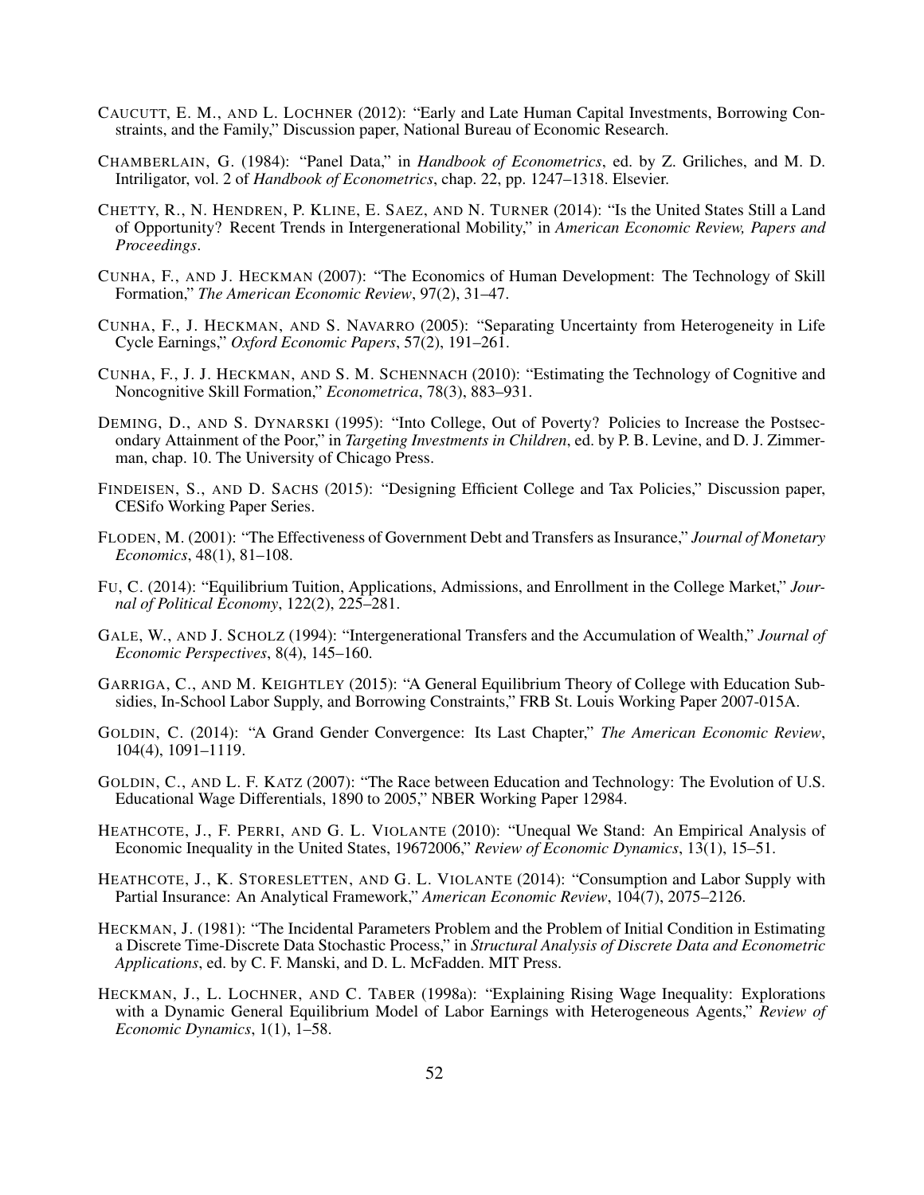CAUCUTT, E. M., AND L. LOCHNER (2012): "Early and Late Human Capital Investments, Borrowing Constraints, and the Family," Discussion paper, National Bureau of Economic Research.

CHAMBERLAIN, G. (1984): "Panel Data," in *Handbook of Econometrics*, ed. by Z. Griliches, and M. D. Intriligator, vol. 2 of *Handbook of Econometrics*, chap. 22, pp. 1247–1318. Elsevier.

CHETTY, R., N. HENDREN, P. KLINE, E. SAEZ, AND N. TURNER (2014): "Is the United States Still a Land of Opportunity? Recent Trends in Intergenerational Mobility," in *American Economic Review, Papers and Proceedings*.

CUNHA, F., AND J. HECKMAN (2007): "The Economics of Human Development: The Technology of Skill Formation," *The American Economic Review*, 97(2), 31–47.

CUNHA, F., J. HECKMAN, AND S. NAVARRO (2005): "Separating Uncertainty from Heterogeneity in Life Cycle Earnings," *Oxford Economic Papers*, 57(2), 191–261.

CUNHA, F., J. J. HECKMAN, AND S. M. SCHENNACH (2010): "Estimating the Technology of Cognitive and Noncognitive Skill Formation," *Econometrica*, 78(3), 883–931.

DEMING, D., AND S. DYNARSKI (1995): "Into College, Out of Poverty? Policies to Increase the Postsecondary Attainment of the Poor," in *Targeting Investments in Children*, ed. by P. B. Levine, and D. J. Zimmerman, chap. 10. The University of Chicago Press.

FINDEISEN, S., AND D. SACHS (2015): "Designing Efficient College and Tax Policies," Discussion paper, CESifo Working Paper Series.

FLODEN, M. (2001): "The Effectiveness of Government Debt and Transfers as Insurance," *Journal of Monetary Economics*, 48(1), 81–108.

FU, C. (2014): "Equilibrium Tuition, Applications, Admissions, and Enrollment in the College Market," *Journal of Political Economy*, 122(2), 225–281.

GALE, W., AND J. SCHOLZ (1994): "Intergenerational Transfers and the Accumulation of Wealth," *Journal of Economic Perspectives*, 8(4), 145–160.

GARRIGA, C., AND M. KEIGHTLEY (2015): "A General Equilibrium Theory of College with Education Subsidies, In-School Labor Supply, and Borrowing Constraints," FRB St. Louis Working Paper 2007-015A.

GOLDIN, C. (2014): "A Grand Gender Convergence: Its Last Chapter," *The American Economic Review*, 104(4), 1091–1119.

GOLDIN, C., AND L. F. KATZ (2007): "The Race between Education and Technology: The Evolution of U.S. Educational Wage Differentials, 1890 to 2005," NBER Working Paper 12984.

HEATHCOTE, J., F. PERRI, AND G. L. VIOLANTE (2010): "Unequal We Stand: An Empirical Analysis of Economic Inequality in the United States, 19672006," *Review of Economic Dynamics*, 13(1), 15–51.

HEATHCOTE, J., K. STORESLETTEN, AND G. L. VIOLANTE (2014): "Consumption and Labor Supply with Partial Insurance: An Analytical Framework," *American Economic Review*, 104(7), 2075–2126.

HECKMAN, J. (1981): "The Incidental Parameters Problem and the Problem of Initial Condition in Estimating a Discrete Time-Discrete Data Stochastic Process," in *Structural Analysis of Discrete Data and Econometric Applications*, ed. by C. F. Manski, and D. L. McFadden. MIT Press.

HECKMAN, J., L. LOCHNER, AND C. TABER (1998a): "Explaining Rising Wage Inequality: Explorations with a Dynamic General Equilibrium Model of Labor Earnings with Heterogeneous Agents," *Review of Economic Dynamics*, 1(1), 1–58.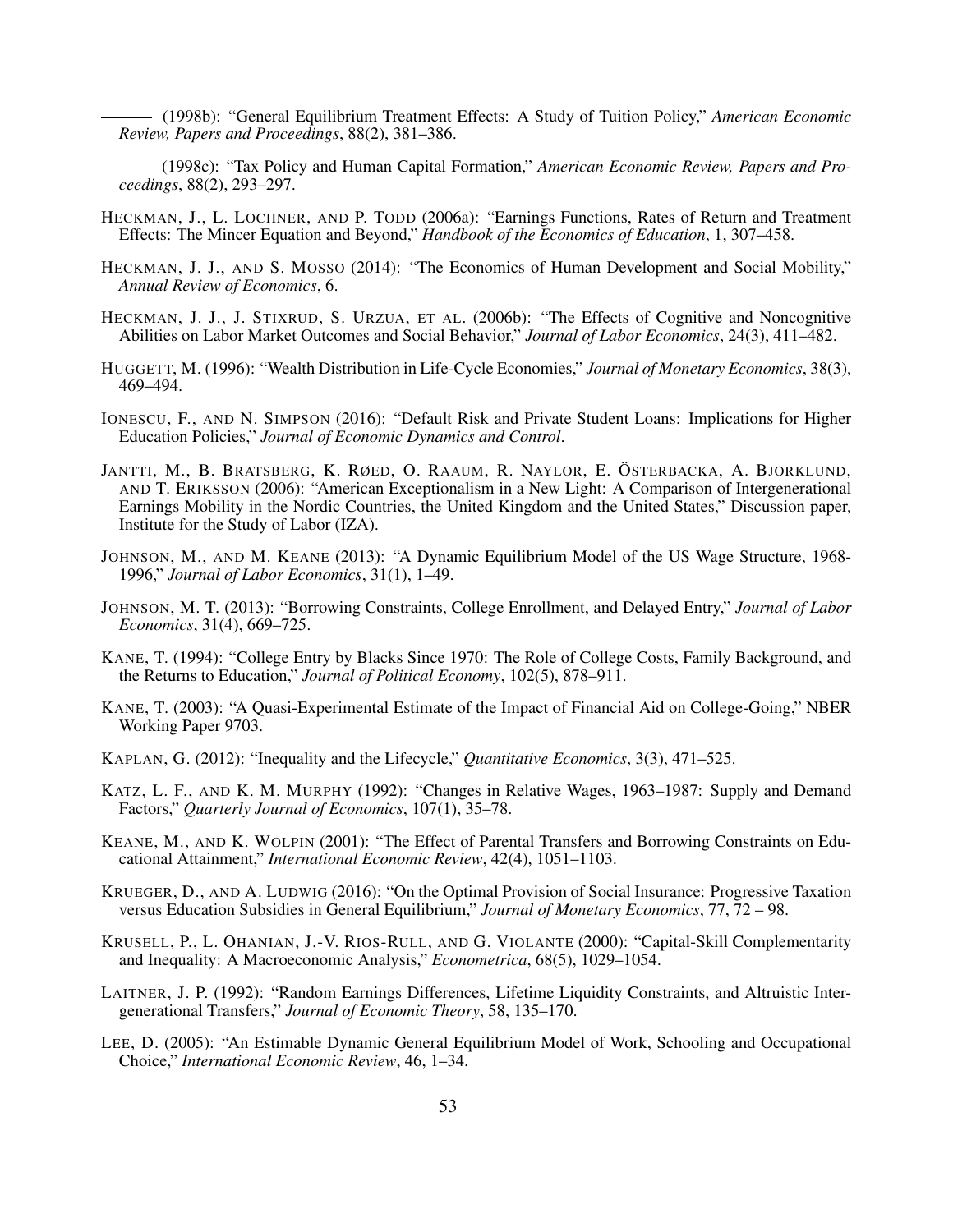——— (1998b): "General Equilibrium Treatment Effects: A Study of Tuition Policy," *American Economic Review, Papers and Proceedings*, 88(2), 381–386.

——— (1998c): "Tax Policy and Human Capital Formation," *American Economic Review, Papers and Proceedings*, 88(2), 293–297.

HECKMAN, J., L. LOCHNER, AND P. TODD (2006a): "Earnings Functions, Rates of Return and Treatment Effects: The Mincer Equation and Beyond," *Handbook of the Economics of Education*, 1, 307–458.

HECKMAN, J. J., AND S. MOSSO (2014): "The Economics of Human Development and Social Mobility," *Annual Review of Economics*, 6.

HECKMAN, J. J., J. STIXRUD, S. URZUA, ET AL. (2006b): "The Effects of Cognitive and Noncognitive Abilities on Labor Market Outcomes and Social Behavior," *Journal of Labor Economics*, 24(3), 411–482.

HUGGETT, M. (1996): "Wealth Distribution in Life-Cycle Economies," *Journal of Monetary Economics*, 38(3), 469–494.

IONESCU, F., AND N. SIMPSON (2016): "Default Risk and Private Student Loans: Implications for Higher Education Policies," *Journal of Economic Dynamics and Control*.

JANTTI, M., B. BRATSBERG, K. RØED, O. RAAUM, R. NAYLOR, E. ÖSTERBACKA, A. BJORKLUND, AND T. ERIKSSON (2006): "American Exceptionalism in a New Light: A Comparison of Intergenerational Earnings Mobility in the Nordic Countries, the United Kingdom and the United States," Discussion paper, Institute for the Study of Labor (IZA).

JOHNSON, M., AND M. KEANE (2013): "A Dynamic Equilibrium Model of the US Wage Structure, 1968-1996," *Journal of Labor Economics*, 31(1), 1–49.

JOHNSON, M. T. (2013): "Borrowing Constraints, College Enrollment, and Delayed Entry," *Journal of Labor Economics*, 31(4), 669–725.

KANE, T. (1994): "College Entry by Blacks Since 1970: The Role of College Costs, Family Background, and the Returns to Education," *Journal of Political Economy*, 102(5), 878–911.

KANE, T. (2003): "A Quasi-Experimental Estimate of the Impact of Financial Aid on College-Going," NBER Working Paper 9703.

KAPLAN, G. (2012): "Inequality and the Lifecycle," *Quantitative Economics*, 3(3), 471–525.

KATZ, L. F., AND K. M. MURPHY (1992): "Changes in Relative Wages, 1963–1987: Supply and Demand Factors," *Quarterly Journal of Economics*, 107(1), 35–78.

KEANE, M., AND K. WOLPIN (2001): "The Effect of Parental Transfers and Borrowing Constraints on Educational Attainment," *International Economic Review*, 42(4), 1051–1103.

KRUEGER, D., AND A. LUDWIG (2016): "On the Optimal Provision of Social Insurance: Progressive Taxation versus Education Subsidies in General Equilibrium," *Journal of Monetary Economics*, 77, 72 – 98.

KRUSELL, P., L. OHANIAN, J.-V. RIOS-RULL, AND G. VIOLANTE (2000): "Capital-Skill Complementarity and Inequality: A Macroeconomic Analysis," *Econometrica*, 68(5), 1029–1054.

LAITNER, J. P. (1992): "Random Earnings Differences, Lifetime Liquidity Constraints, and Altruistic Intergenerational Transfers," *Journal of Economic Theory*, 58, 135–170.

LEE, D. (2005): "An Estimable Dynamic General Equilibrium Model of Work, Schooling and Occupational Choice," *International Economic Review*, 46, 1–34.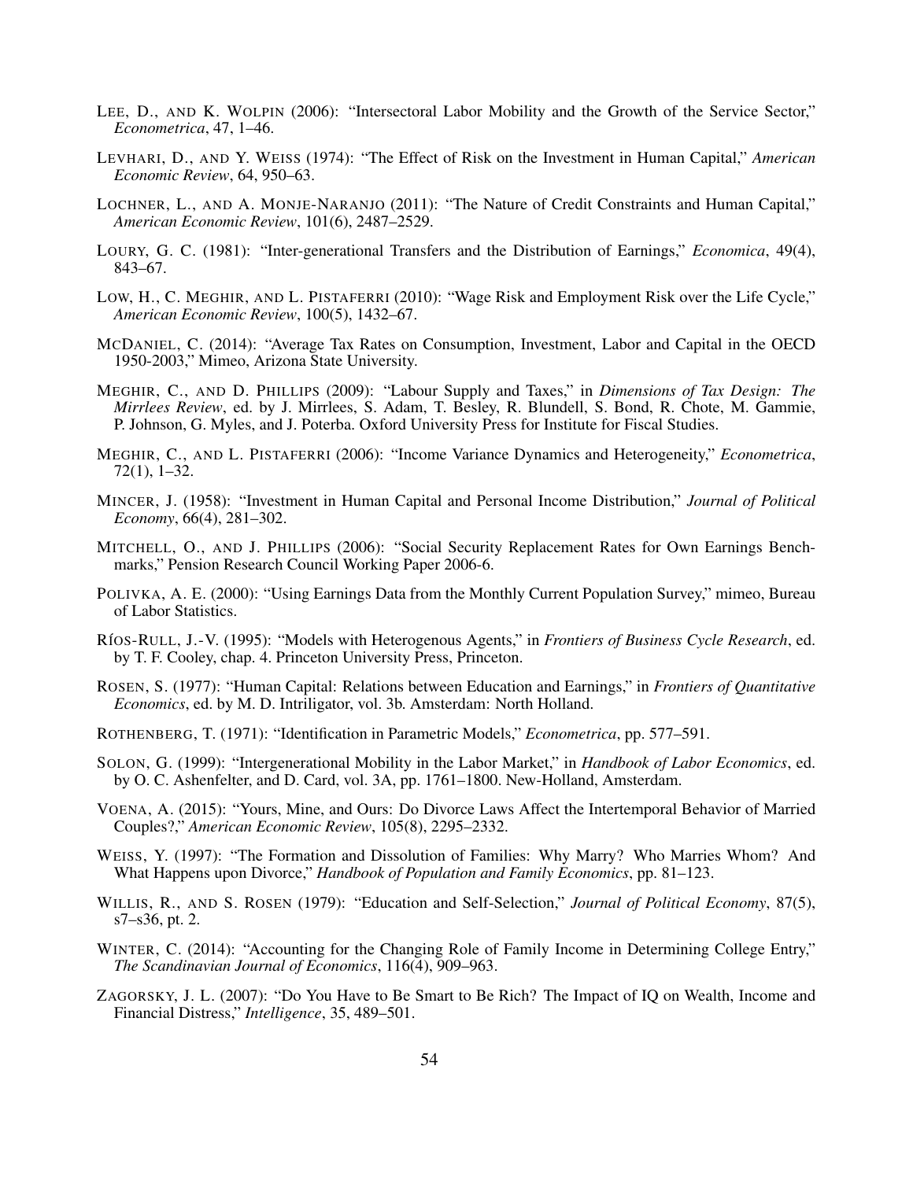LEE, D., AND K. WOLPIN (2006): "Intersectoral Labor Mobility and the Growth of the Service Sector," *Econometrica*, 47, 1–46.

LEVHARI, D., AND Y. WEISS (1974): "The Effect of Risk on the Investment in Human Capital," *American Economic Review*, 64, 950–63.

LOCHNER, L., AND A. MONJE-NARANJO (2011): "The Nature of Credit Constraints and Human Capital," *American Economic Review*, 101(6), 2487–2529.

LOURY, G. C. (1981): "Inter-generational Transfers and the Distribution of Earnings," *Economica*, 49(4), 843–67.

LOW, H., C. MEGHIR, AND L. PISTAFERRI (2010): "Wage Risk and Employment Risk over the Life Cycle," *American Economic Review*, 100(5), 1432–67.

MCDANIEL, C. (2014): "Average Tax Rates on Consumption, Investment, Labor and Capital in the OECD 1950-2003," Mimeo, Arizona State University.

MEGHIR, C., AND D. PHILLIPS (2009): "Labour Supply and Taxes," in *Dimensions of Tax Design: The Mirrlees Review*, ed. by J. Mirrlees, S. Adam, T. Besley, R. Blundell, S. Bond, R. Chote, M. Gammie, P. Johnson, G. Myles, and J. Poterba. Oxford University Press for Institute for Fiscal Studies.

MEGHIR, C., AND L. PISTAFERRI (2006): "Income Variance Dynamics and Heterogeneity," *Econometrica*, 72(1), 1–32.

MINCER, J. (1958): "Investment in Human Capital and Personal Income Distribution," *Journal of Political Economy*, 66(4), 281–302.

MITCHELL, O., AND J. PHILLIPS (2006): "Social Security Replacement Rates for Own Earnings Benchmarks," Pension Research Council Working Paper 2006-6.

POLIVKA, A. E. (2000): "Using Earnings Data from the Monthly Current Population Survey," mimeo, Bureau of Labor Statistics.

RÍOS-RULL, J.-V. (1995): "Models with Heterogenous Agents," in *Frontiers of Business Cycle Research*, ed. by T. F. Cooley, chap. 4. Princeton University Press, Princeton.

ROSEN, S. (1977): "Human Capital: Relations between Education and Earnings," in *Frontiers of Quantitative Economics*, ed. by M. D. Intriligator, vol. 3b. Amsterdam: North Holland.

ROTHENBERG, T. (1971): "Identification in Parametric Models," *Econometrica*, pp. 577–591.

SOLON, G. (1999): "Intergenerational Mobility in the Labor Market," in *Handbook of Labor Economics*, ed. by O. C. Ashenfelter, and D. Card, vol. 3A, pp. 1761–1800. New-Holland, Amsterdam.

VOENA, A. (2015): "Yours, Mine, and Ours: Do Divorce Laws Affect the Intertemporal Behavior of Married Couples?," *American Economic Review*, 105(8), 2295–2332.

WEISS, Y. (1997): "The Formation and Dissolution of Families: Why Marry? Who Marries Whom? And What Happens upon Divorce," *Handbook of Population and Family Economics*, pp. 81–123.

WILLIS, R., AND S. ROSEN (1979): "Education and Self-Selection," *Journal of Political Economy*, 87(5), s7–s36, pt. 2.

WINTER, C. (2014): "Accounting for the Changing Role of Family Income in Determining College Entry," *The Scandinavian Journal of Economics*, 116(4), 909–963.

ZAGORSKY, J. L. (2007): "Do You Have to Be Smart to Be Rich? The Impact of IQ on Wealth, Income and Financial Distress," *Intelligence*, 35, 489–501.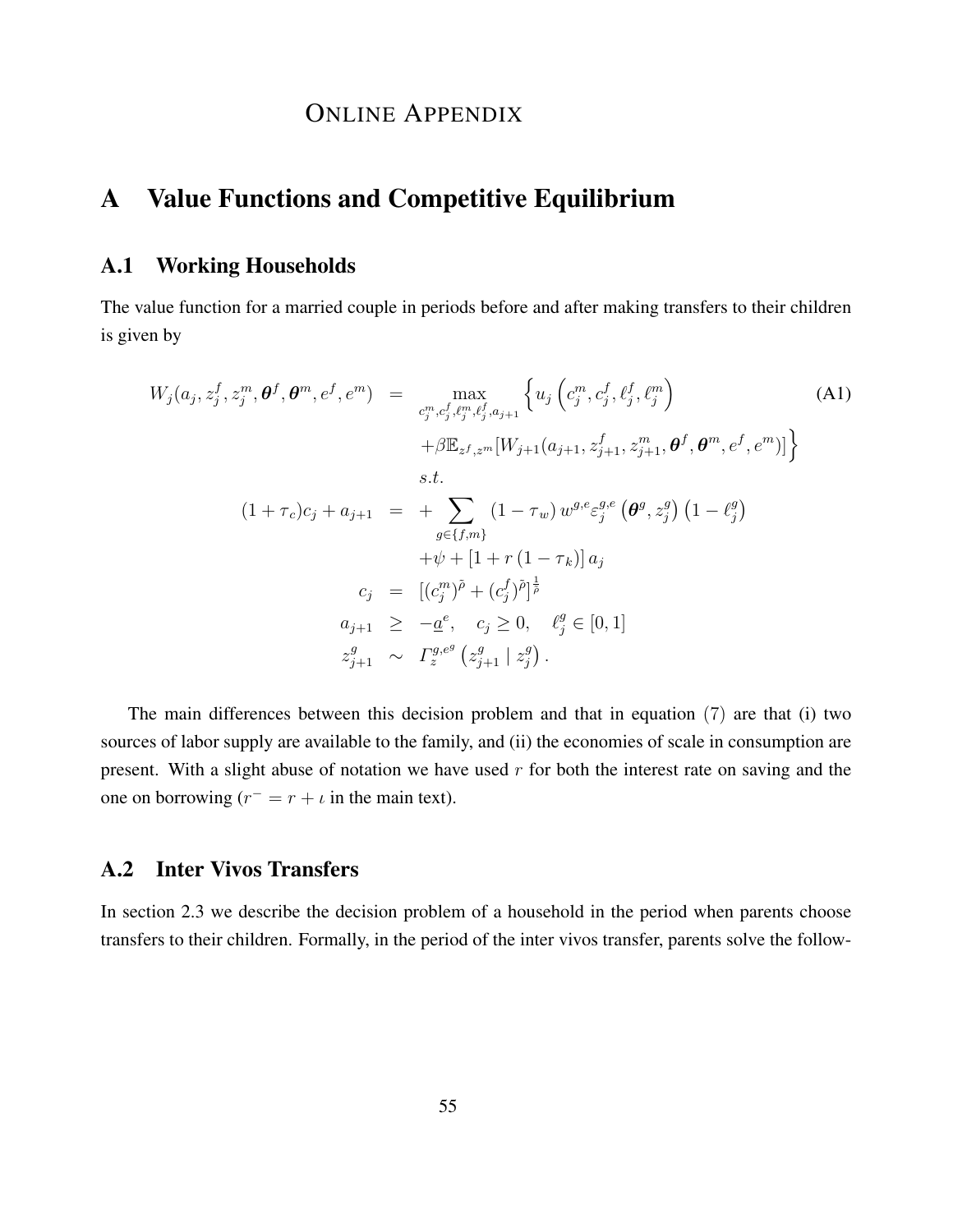# Online Appendix

# A Value Functions and Competitive Equilibrium

## A.1 Working Households

The value function for a married couple in periods before and after making transfers to their children is given by

$$
\begin{aligned}
W_j(a_j, z_j^f, z_j^m, \boldsymbol{\theta}^f, \boldsymbol{\theta}^m, e^f, e^m) &= \max_{c_j^m, c_j^f, \ell_j^m, \ell_j^f, a_{j+1}} \Big\{ u_j\left(c_j^m, c_j^f, \ell_j^f, \ell_j^m\right) \\
&\quad + \beta \mathbb{E}_{z^f, z^m}[W_{j+1}(a_{j+1}, z_{j+1}^f, z_{j+1}^m, \boldsymbol{\theta}^f, \boldsymbol{\theta}^m, e^f, e^m)] \Big\} \\
&\quad s.t. \\
(1+\tau_c)c_j + a_{j+1} &= + \sum_{g \in \{f,m\}} (1-\tau_w) \, w^{g,e} \varepsilon_j^{g,e}\left(\boldsymbol{\theta}^g, z_j^g\right)\left(1-\ell_j^g\right) \\
&\quad + \psi + \left[1 + r\left(1-\tau_k\right)\right] a_j \\
c_j &= [(c_j^m)^{\tilde{\rho}} + (c_j^f)^{\tilde{\rho}}]^{\frac{1}{\tilde{\rho}}} \\
a_{j+1} &\geq -\underline{a}^e, \quad c_j \geq 0, \quad \ell_j^g \in [0,1] \\
z_{j+1}^g &\sim \Gamma_z^{g,e^g}\left(z_{j+1}^g \mid z_j^g\right).
\end{aligned}
\tag{A1}
$$

The main differences between this decision problem and that in equation (7) are that (i) two sources of labor supply are available to the family, and (ii) the economies of scale in consumption are present. With a slight abuse of notation we have used $r$ for both the interest rate on saving and the one on borrowing ($r^- = r + \iota$ in the main text).

## A.2 Inter Vivos Transfers

In section 2.3 we describe the decision problem of a household in the period when parents choose transfers to their children. Formally, in the period of the inter vivos transfer, parents solve the follow-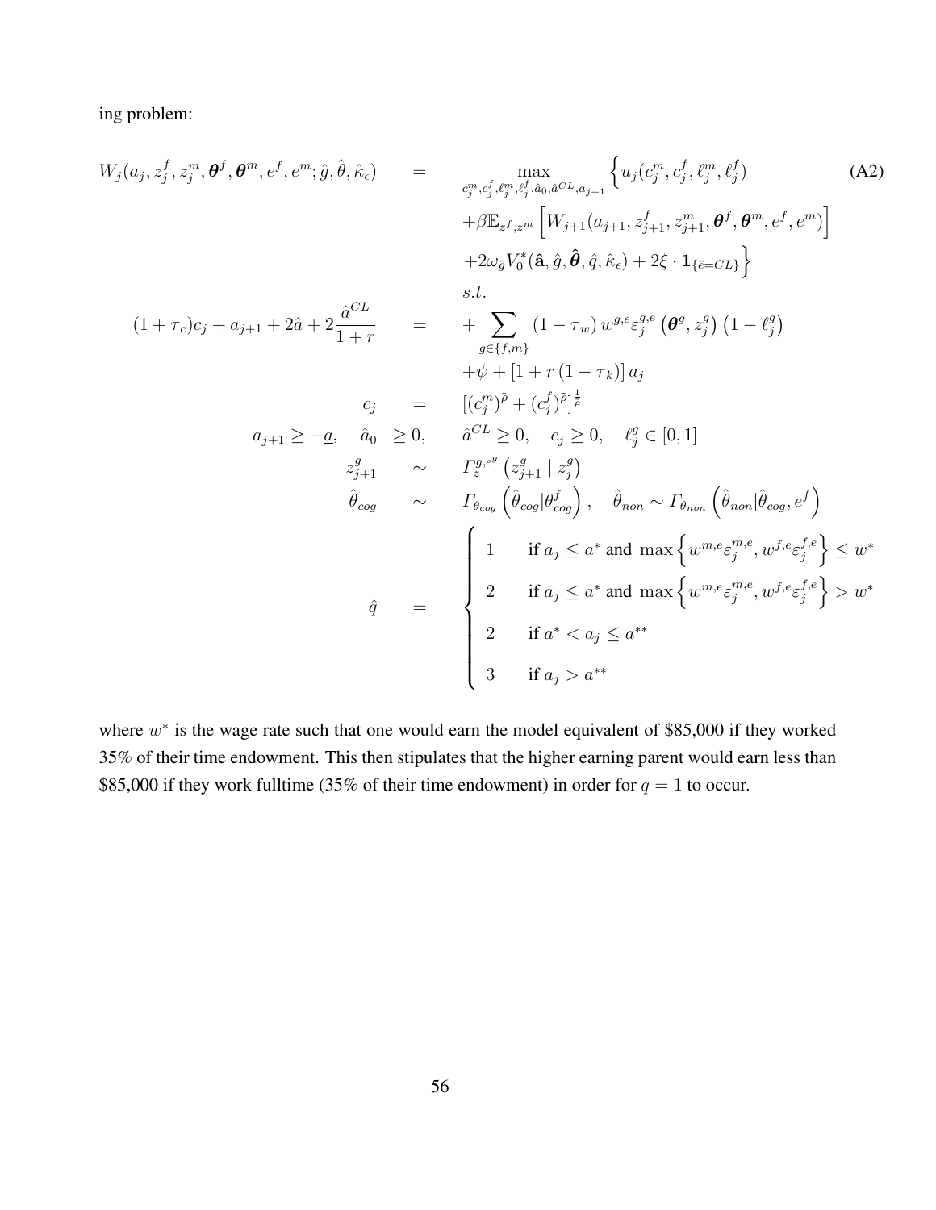ing problem:

$$
\begin{aligned}
W_j(a_j, z_j^f, z_j^m, \boldsymbol{\theta}^f, \boldsymbol{\theta}^m, e^f, e^m; \hat{g}, \hat{\theta}, \hat{\kappa}_\epsilon) \quad &= \quad \max_{c_j^m, c_j^f, \ell_j^m, \ell_j^f, \hat{a}_0, \hat{a}^{CL}, a_{j+1}} \Big\{ u_j(c_j^m, c_j^f, \ell_j^m, \ell_j^f) \qquad \text{(A2)} \\
&\quad + \beta \mathbb{E}_{z^f, z^m} \Big[ W_{j+1}(a_{j+1}, z_{j+1}^f, z_{j+1}^m, \boldsymbol{\theta}^f, \boldsymbol{\theta}^m, e^f, e^m) \Big] \\
&\quad + 2\omega_{\hat{g}} V_0^*(\hat{\mathbf{a}}, \hat{g}, \hat{\boldsymbol{\theta}}, \hat{q}, \hat{\kappa}_\epsilon) + 2\xi \cdot \mathbf{1}_{\{\hat{e}=CL\}} \Big\} \\
&\quad s.t. \\
(1+\tau_c)c_j + a_{j+1} + 2\hat{a} + 2\frac{\hat{a}^{CL}}{1+r} \quad &= \quad + \sum_{g \in \{f,m\}} (1-\tau_w)\, w^{g,e} \varepsilon_j^{g,e} \left(\boldsymbol{\theta}^g, z_j^g\right) \left(1 - \ell_j^g\right) \\
&\quad + \psi + \left[1 + r(1-\tau_k)\right] a_j \\
c_j \quad &= \quad \left[ (c_j^m)^{\tilde{\rho}} + (c_j^f)^{\tilde{\rho}} \right]^{\frac{1}{\tilde{\rho}}} \\
a_{j+1} \geq -\underline{a}, \quad \hat{a}_0 \quad &\geq 0, \qquad \hat{a}^{CL} \geq 0, \quad c_j \geq 0, \quad \ell_j^g \in [0,1] \\
z_{j+1}^g \quad &\sim \quad \Gamma_z^{g,e^g}\left(z_{j+1}^g \mid z_j^g\right) \\
\hat{\theta}_{cog} \quad &\sim \quad \Gamma_{\theta_{cog}}\left(\hat{\theta}_{cog} | \theta_{cog}^f\right), \quad \hat{\theta}_{non} \sim \Gamma_{\theta_{non}}\left(\hat{\theta}_{non} | \hat{\theta}_{cog}, e^f\right) \\
\hat{q} \quad &= \quad \begin{cases} 1 & \text{if } a_j \leq a^* \text{ and } \max\left\{ w^{m,e}\varepsilon_j^{m,e}, w^{f,e}\varepsilon_j^{f,e} \right\} \leq w^* \\ 2 & \text{if } a_j \leq a^* \text{ and } \max\left\{ w^{m,e}\varepsilon_j^{m,e}, w^{f,e}\varepsilon_j^{f,e} \right\} > w^* \\ 2 & \text{if } a^* < a_j \leq a^{**} \\ 3 & \text{if } a_j > a^{**} \end{cases}
\end{aligned}
$$

where $w^*$ is the wage rate such that one would earn the model equivalent of $85,000 if they worked 35% of their time endowment. This then stipulates that the higher earning parent would earn less than $85,000 if they work fulltime (35% of their time endowment) in order for $q = 1$ to occur.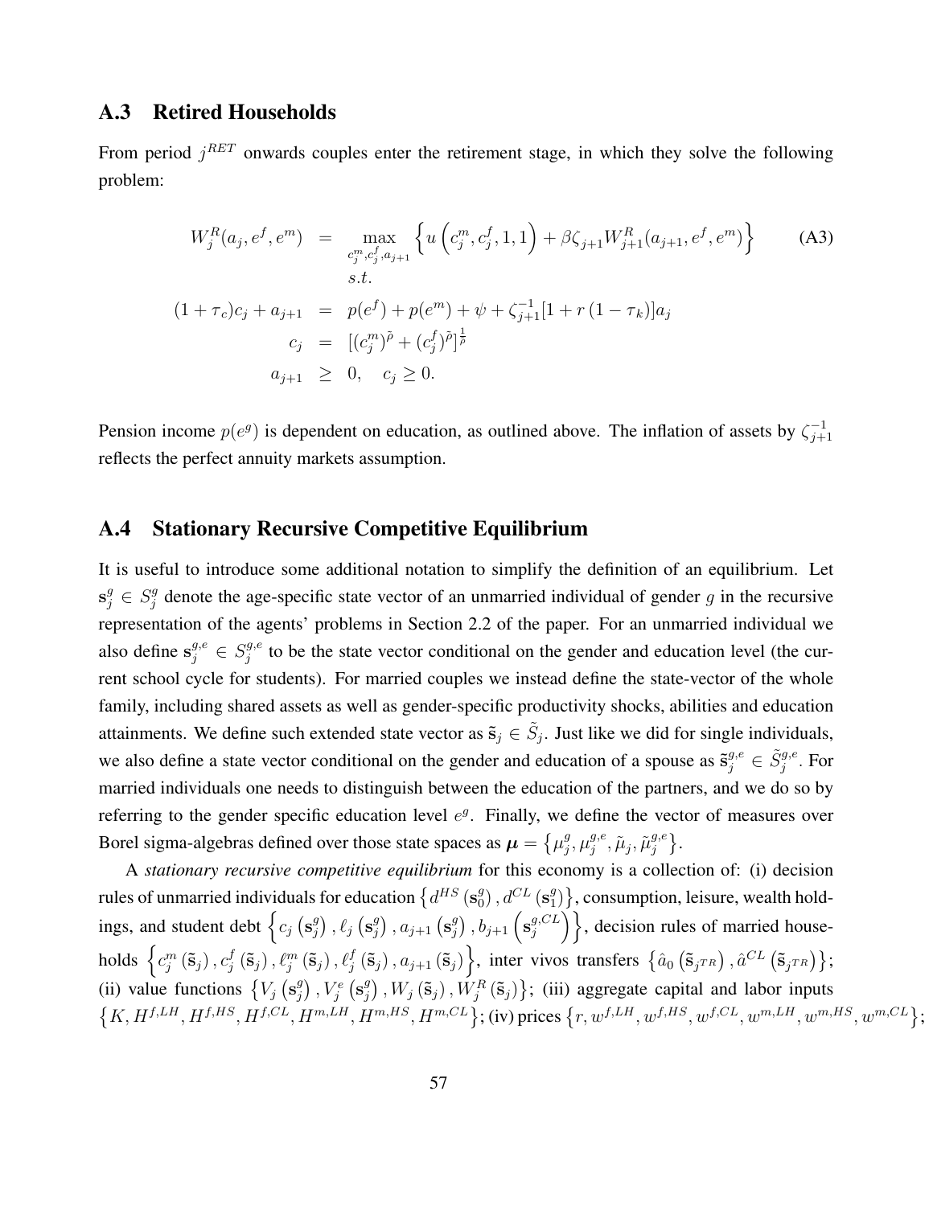## A.3 Retired Households

From period $j^{RET}$ onwards couples enter the retirement stage, in which they solve the following problem:

$$
\begin{aligned}
W_j^R(a_j, e^f, e^m) &= \max_{c_j^m, c_j^f, a_{j+1}} \left\{ u\left(c_j^m, c_j^f, 1, 1\right) + \beta \zeta_{j+1} W_{j+1}^R(a_{j+1}, e^f, e^m) \right\} \qquad \text{(A3)} \\
& \qquad s.t. \\
(1+\tau_c)c_j + a_{j+1} &= p(e^f) + p(e^m) + \psi + \zeta_{j+1}^{-1}[1 + r(1-\tau_k)]a_j \\
c_j &= [(c_j^m)^{\tilde{\rho}} + (c_j^f)^{\tilde{\rho}}]^{\frac{1}{\tilde{\rho}}} \\
a_{j+1} &\geq 0, \quad c_j \geq 0.
\end{aligned}
$$

Pension income $p(e^g)$ is dependent on education, as outlined above. The inflation of assets by $\zeta_{j+1}^{-1}$ reflects the perfect annuity markets assumption.

## A.4 Stationary Recursive Competitive Equilibrium

It is useful to introduce some additional notation to simplify the definition of an equilibrium. Let $\mathbf{s}_j^g \in S_j^g$ denote the age-specific state vector of an unmarried individual of gender $g$ in the recursive representation of the agents' problems in Section 2.2 of the paper. For an unmarried individual we also define $\mathbf{s}_j^{g,e} \in S_j^{g,e}$ to be the state vector conditional on the gender and education level (the current school cycle for students). For married couples we instead define the state-vector of the whole family, including shared assets as well as gender-specific productivity shocks, abilities and education attainments. We define such extended state vector as $\tilde{\mathbf{s}}_j \in \tilde{S}_j$. Just like we did for single individuals, we also define a state vector conditional on the gender and education of a spouse as $\tilde{\mathbf{s}}_j^{g,e} \in \tilde{S}_j^{g,e}$. For married individuals one needs to distinguish between the education of the partners, and we do so by referring to the gender specific education level $e^g$. Finally, we define the vector of measures over Borel sigma-algebras defined over those state spaces as $\boldsymbol{\mu} = \left\{\mu_j^g, \mu_j^{g,e}, \tilde{\mu}_j, \tilde{\mu}_j^{g,e}\right\}$.

A *stationary recursive competitive equilibrium* for this economy is a collection of: (i) decision rules of unmarried individuals for education $\left\{d^{HS}\left(\mathbf{s}_0^g\right), d^{CL}\left(\mathbf{s}_1^g\right)\right\}$, consumption, leisure, wealth holdings, and student debt $\left\{c_j\left(\mathbf{s}_j^g\right), \ell_j\left(\mathbf{s}_j^g\right), a_{j+1}\left(\mathbf{s}_j^g\right), b_{j+1}\left(\mathbf{s}_j^{g,CL}\right)\right\}$, decision rules of married households $\left\{c_j^m\left(\tilde{\mathbf{s}}_j\right), c_j^f\left(\tilde{\mathbf{s}}_j\right), \ell_j^m\left(\tilde{\mathbf{s}}_j\right), \ell_j^f\left(\tilde{\mathbf{s}}_j\right), a_{j+1}\left(\tilde{\mathbf{s}}_j\right)\right\}$, inter vivos transfers $\left\{\hat{a}_0\left(\tilde{\mathbf{s}}_{j^{TR}}\right), \hat{a}^{CL}\left(\tilde{\mathbf{s}}_{j^{TR}}\right)\right\}$; (ii) value functions $\left\{V_j\left(\mathbf{s}_j^g\right), V_j^e\left(\mathbf{s}_j^g\right), W_j\left(\tilde{\mathbf{s}}_j\right), W_j^R\left(\tilde{\mathbf{s}}_j\right)\right\}$; (iii) aggregate capital and labor inputs $\left\{K, H^{f,LH}, H^{f,HS}, H^{f,CL}, H^{m,LH}, H^{m,HS}, H^{m,CL}\right\}$; (iv) prices $\left\{r, w^{f,LH}, w^{f,HS}, w^{f,CL}, w^{m,LH}, w^{m,HS}, w^{m,CL}\right\}$;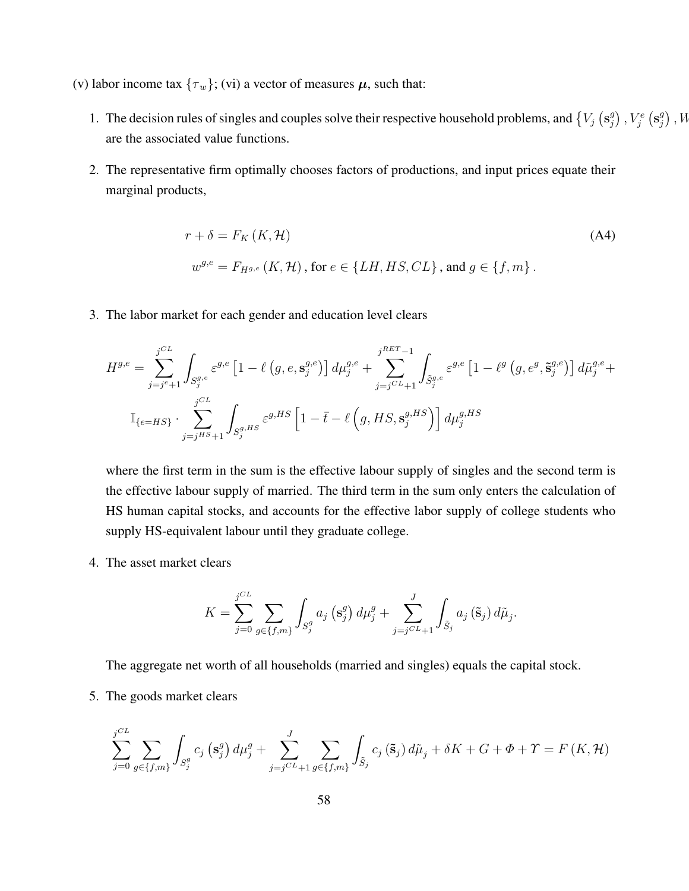(v) labor income tax $\{\tau_w\}$; (vi) a vector of measures $\boldsymbol{\mu}$, such that:

1. The decision rules of singles and couples solve their respective household problems, and $\{V_j(\mathbf{s}_j^g), V_j^e(\mathbf{s}_j^g), W$ are the associated value functions.

2. The representative firm optimally chooses factors of productions, and input prices equate their marginal products,

$$
\begin{aligned}
r + \delta &= F_K(K, \mathcal{H}) \qquad \text{(A4)} \\
w^{g,e} &= F_{H^{g,e}}(K, \mathcal{H}), \text{ for } e \in \{LH, HS, CL\}, \text{ and } g \in \{f, m\}.
\end{aligned}
$$

3. The labor market for each gender and education level clears

$$
\begin{aligned}
H^{g,e} = & \sum_{j=j^e+1}^{j^{CL}} \int_{S_j^{g,e}} \varepsilon^{g,e}\left[1 - \ell\left(g, e, \mathbf{s}_j^{g,e}\right)\right] d\mu_j^{g,e} + \sum_{j=j^{CL}+1}^{j^{RET}-1} \int_{\tilde{S}_j^{g,e}} \varepsilon^{g,e}\left[1 - \ell^g\left(g, e^g, \tilde{\mathbf{s}}_j^{g,e}\right)\right] d\tilde{\mu}_j^{g,e} + \\
& \mathbb{I}_{\{e=HS\}} \cdot \sum_{j=j^{HS}+1}^{j^{CL}} \int_{S_j^{g,HS}} \varepsilon^{g,HS}\left[1 - \bar{t} - \ell\left(g, HS, \mathbf{s}_j^{g,HS}\right)\right] d\mu_j^{g,HS}
\end{aligned}
$$

   where the first term in the sum is the effective labour supply of singles and the second term is the effective labour supply of married. The third term in the sum only enters the calculation of HS human capital stocks, and accounts for the effective labor supply of college students who supply HS-equivalent labour until they graduate college.

4. The asset market clears

$$
K = \sum_{j=0}^{j^{CL}} \sum_{g \in \{f,m\}} \int_{S_j^g} a_j\left(\mathbf{s}_j^g\right) d\mu_j^g + \sum_{j=j^{CL}+1}^{J} \int_{\tilde{S}_j} a_j\left(\tilde{\mathbf{s}}_j\right) d\tilde{\mu}_j.
$$

   The aggregate net worth of all households (married and singles) equals the capital stock.

5. The goods market clears

$$
\sum_{j=0}^{j^{CL}} \sum_{g \in \{f,m\}} \int_{S_j^g} c_j\left(\mathbf{s}_j^g\right) d\mu_j^g + \sum_{j=j^{CL}+1}^{J} \sum_{g \in \{f,m\}} \int_{\tilde{S}_j} c_j\left(\tilde{\mathbf{s}}_j\right) d\tilde{\mu}_j + \delta K + G + \Phi + \Upsilon = F(K, \mathcal{H})
$$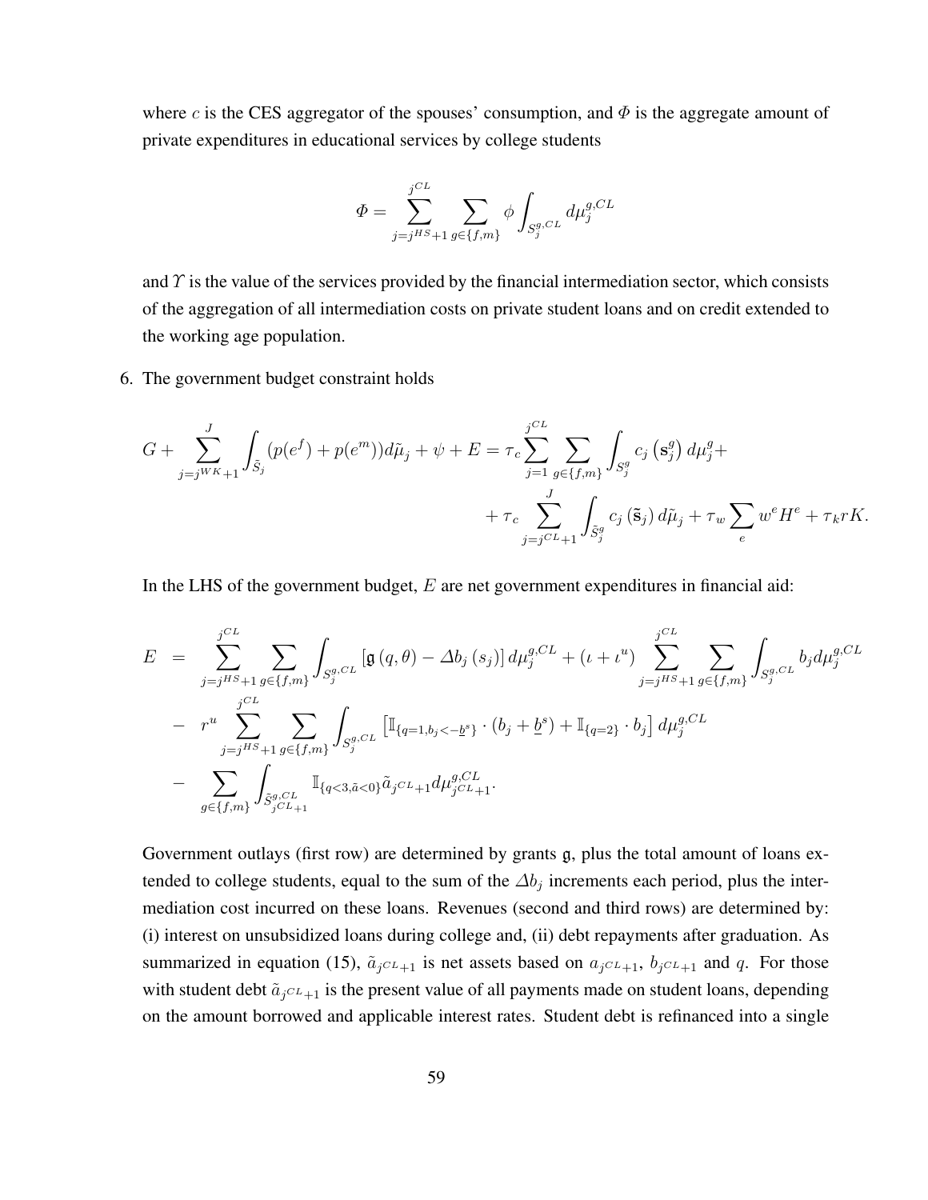where $c$ is the CES aggregator of the spouses' consumption, and $\Phi$ is the aggregate amount of private expenditures in educational services by college students

$$\Phi = \sum_{j=j^{HS}+1}^{j^{CL}} \sum_{g\in\{f,m\}} \phi \int_{S_j^{g,CL}} d\mu_j^{g,CL}$$

and $\Upsilon$ is the value of the services provided by the financial intermediation sector, which consists of the aggregation of all intermediation costs on private student loans and on credit extended to the working age population.

6. The government budget constraint holds

$$G + \sum_{j=j^{WK}+1}^{J} \int_{\tilde{S}_j} (p(e^f) + p(e^m)) d\tilde{\mu}_j + \psi + E = \tau_c \sum_{j=1}^{j^{CL}} \sum_{g\in\{f,m\}} \int_{S_j^g} c_j\left(\mathbf{s}_j^g\right) d\mu_j^g + \\ + \tau_c \sum_{j=j^{CL}+1}^{J} \int_{\tilde{S}_j^g} c_j\left(\tilde{\mathbf{s}}_j\right) d\tilde{\mu}_j + \tau_w \sum_e w^e H^e + \tau_k r K.$$

In the LHS of the government budget, $E$ are net government expenditures in financial aid:

$$\begin{aligned} E &= \sum_{j=j^{HS}+1}^{j^{CL}} \sum_{g\in\{f,m\}} \int_{S_j^{g,CL}} \left[\mathfrak{g}\left(q,\theta\right) - \Delta b_j\left(s_j\right)\right] d\mu_j^{g,CL} + \left(\iota + \iota^u\right) \sum_{j=j^{HS}+1}^{j^{CL}} \sum_{g\in\{f,m\}} \int_{S_j^{g,CL}} b_j d\mu_j^{g,CL} \\ &- r^u \sum_{j=j^{HS}+1}^{j^{CL}} \sum_{g\in\{f,m\}} \int_{S_j^{g,CL}} \left[\mathbb{I}_{\{q=1, b_j < -\underline{b}^s\}} \cdot (b_j + \underline{b}^s) + \mathbb{I}_{\{q=2\}} \cdot b_j\right] d\mu_j^{g,CL} \\ &- \sum_{g\in\{f,m\}} \int_{\tilde{S}_{j^{CL}+1}^{g,CL}} \mathbb{I}_{\{q<3, \tilde{a}<0\}} \tilde{a}_{j^{CL}+1} d\mu_{j^{CL}+1}^{g,CL}. \end{aligned}$$

Government outlays (first row) are determined by grants $\mathfrak{g}$, plus the total amount of loans extended to college students, equal to the sum of the $\Delta b_j$ increments each period, plus the intermediation cost incurred on these loans. Revenues (second and third rows) are determined by: (i) interest on unsubsidized loans during college and, (ii) debt repayments after graduation. As summarized in equation (15), $\tilde{a}_{j^{CL}+1}$ is net assets based on $a_{j^{CL}+1}$, $b_{j^{CL}+1}$ and $q$. For those with student debt $\tilde{a}_{j^{CL}+1}$ is the present value of all payments made on student loans, depending on the amount borrowed and applicable interest rates. Student debt is refinanced into a single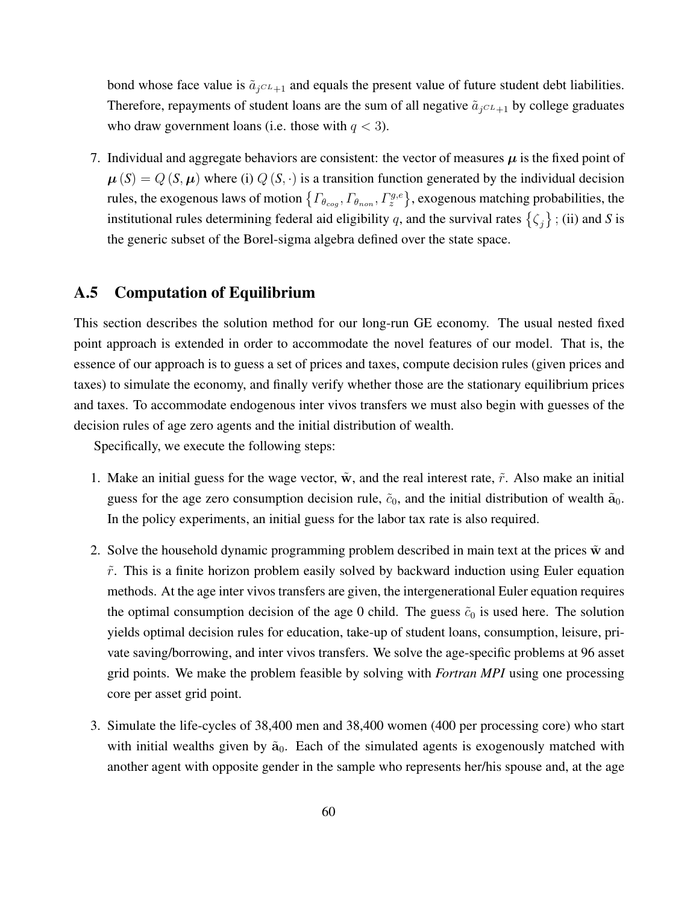bond whose face value is $\tilde{a}_{j^{CL}+1}$ and equals the present value of future student debt liabilities. Therefore, repayments of student loans are the sum of all negative $\tilde{a}_{j^{CL}+1}$ by college graduates who draw government loans (i.e. those with $q < 3$).

7. Individual and aggregate behaviors are consistent: the vector of measures $\boldsymbol{\mu}$ is the fixed point of $\boldsymbol{\mu}(S) = Q(S, \boldsymbol{\mu})$ where (i) $Q(S, \cdot)$ is a transition function generated by the individual decision rules, the exogenous laws of motion $\left\{ \Gamma_{\theta_{cog}}, \Gamma_{\theta_{non}}, \Gamma_{z}^{g,e} \right\}$, exogenous matching probabilities, the institutional rules determining federal aid eligibility $q$, and the survival rates $\left\{ \zeta_j \right\}$ ; (ii) and *S* is the generic subset of the Borel-sigma algebra defined over the state space.

## A.5 Computation of Equilibrium

This section describes the solution method for our long-run GE economy. The usual nested fixed point approach is extended in order to accommodate the novel features of our model. That is, the essence of our approach is to guess a set of prices and taxes, compute decision rules (given prices and taxes) to simulate the economy, and finally verify whether those are the stationary equilibrium prices and taxes. To accommodate endogenous inter vivos transfers we must also begin with guesses of the decision rules of age zero agents and the initial distribution of wealth.

Specifically, we execute the following steps:

1. Make an initial guess for the wage vector, $\tilde{\mathbf{w}}$, and the real interest rate, $\tilde{r}$. Also make an initial guess for the age zero consumption decision rule, $\tilde{c}_0$, and the initial distribution of wealth $\tilde{\mathbf{a}}_0$. In the policy experiments, an initial guess for the labor tax rate is also required.

2. Solve the household dynamic programming problem described in main text at the prices $\tilde{\mathbf{w}}$ and $\tilde{r}$. This is a finite horizon problem easily solved by backward induction using Euler equation methods. At the age inter vivos transfers are given, the intergenerational Euler equation requires the optimal consumption decision of the age 0 child. The guess $\tilde{c}_0$ is used here. The solution yields optimal decision rules for education, take-up of student loans, consumption, leisure, private saving/borrowing, and inter vivos transfers. We solve the age-specific problems at 96 asset grid points. We make the problem feasible by solving with *Fortran MPI* using one processing core per asset grid point.

3. Simulate the life-cycles of 38,400 men and 38,400 women (400 per processing core) who start with initial wealths given by $\tilde{\mathbf{a}}_0$. Each of the simulated agents is exogenously matched with another agent with opposite gender in the sample who represents her/his spouse and, at the age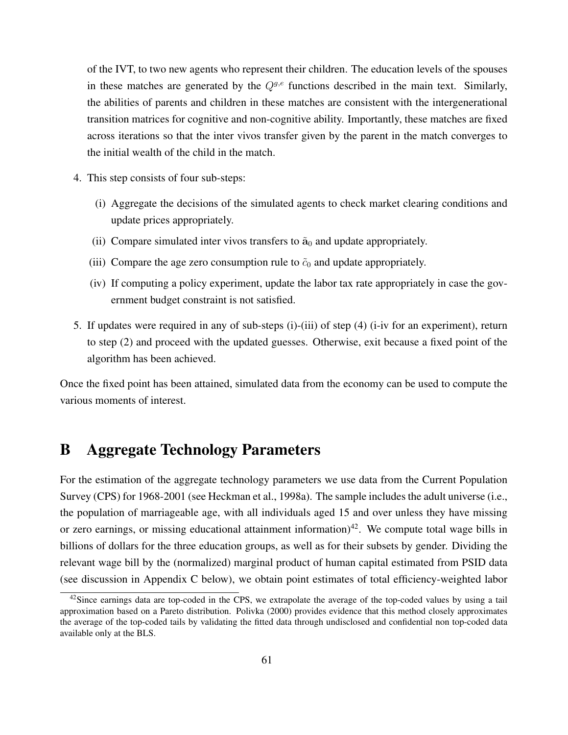of the IVT, to two new agents who represent their children. The education levels of the spouses in these matches are generated by the $Q^{g,e}$ functions described in the main text. Similarly, the abilities of parents and children in these matches are consistent with the intergenerational transition matrices for cognitive and non-cognitive ability. Importantly, these matches are fixed across iterations so that the inter vivos transfer given by the parent in the match converges to the initial wealth of the child in the match.

4. This step consists of four sub-steps:

   (i) Aggregate the decisions of the simulated agents to check market clearing conditions and update prices appropriately.

   (ii) Compare simulated inter vivos transfers to $\tilde{\mathbf{a}}_0$ and update appropriately.

   (iii) Compare the age zero consumption rule to $\tilde{c}_0$ and update appropriately.

   (iv) If computing a policy experiment, update the labor tax rate appropriately in case the government budget constraint is not satisfied.

5. If updates were required in any of sub-steps (i)-(iii) of step (4) (i-iv for an experiment), return to step (2) and proceed with the updated guesses. Otherwise, exit because a fixed point of the algorithm has been achieved.

Once the fixed point has been attained, simulated data from the economy can be used to compute the various moments of interest.

# B Aggregate Technology Parameters

For the estimation of the aggregate technology parameters we use data from the Current Population Survey (CPS) for 1968-2001 (see Heckman et al., 1998a). The sample includes the adult universe (i.e., the population of marriageable age, with all individuals aged 15 and over unless they have missing or zero earnings, or missing educational attainment information)[42]. We compute total wage bills in billions of dollars for the three education groups, as well as for their subsets by gender. Dividing the relevant wage bill by the (normalized) marginal product of human capital estimated from PSID data (see discussion in Appendix C below), we obtain point estimates of total efficiency-weighted labor

[42] Since earnings data are top-coded in the CPS, we extrapolate the average of the top-coded values by using a tail approximation based on a Pareto distribution. Polivka (2000) provides evidence that this method closely approximates the average of the top-coded tails by validating the fitted data through undisclosed and confidential non top-coded data available only at the BLS.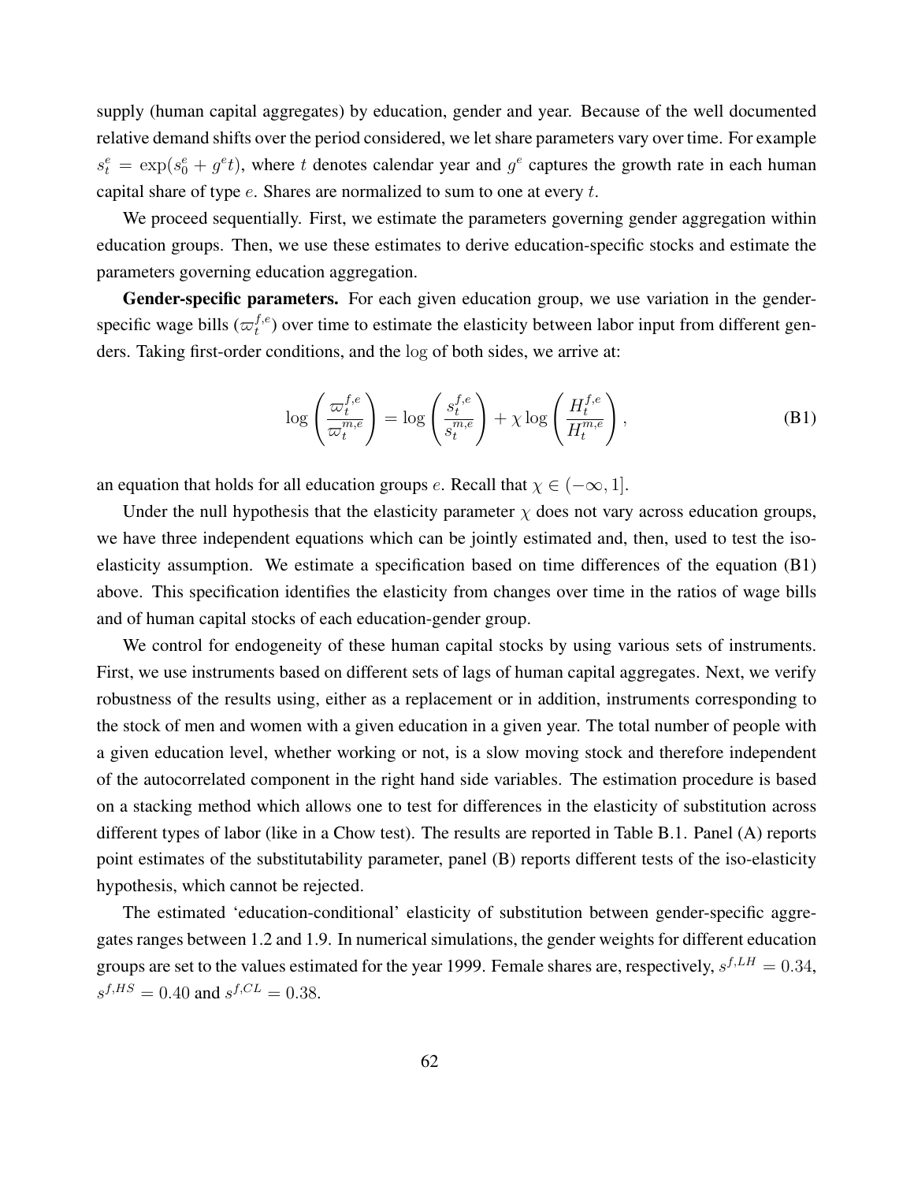supply (human capital aggregates) by education, gender and year. Because of the well documented relative demand shifts over the period considered, we let share parameters vary over time. For example $s^e_t = \exp(s^e_0 + g^e t)$, where $t$ denotes calendar year and $g^e$ captures the growth rate in each human capital share of type $e$. Shares are normalized to sum to one at every $t$.

We proceed sequentially. First, we estimate the parameters governing gender aggregation within education groups. Then, we use these estimates to derive education-specific stocks and estimate the parameters governing education aggregation.

**Gender-specific parameters.** For each given education group, we use variation in the gender-specific wage bills ($\varpi^{f,e}_t$) over time to estimate the elasticity between labor input from different genders. Taking first-order conditions, and the $\log$ of both sides, we arrive at:

$$\log\left(\frac{\varpi^{f,e}_t}{\varpi^{m,e}_t}\right) = \log\left(\frac{s^{f,e}_t}{s^{m,e}_t}\right) + \chi \log\left(\frac{H^{f,e}_t}{H^{m,e}_t}\right), \tag{B1}$$

an equation that holds for all education groups $e$. Recall that $\chi \in (-\infty, 1]$.

Under the null hypothesis that the elasticity parameter $\chi$ does not vary across education groups, we have three independent equations which can be jointly estimated and, then, used to test the iso-elasticity assumption. We estimate a specification based on time differences of the equation (B1) above. This specification identifies the elasticity from changes over time in the ratios of wage bills and of human capital stocks of each education-gender group.

We control for endogeneity of these human capital stocks by using various sets of instruments. First, we use instruments based on different sets of lags of human capital aggregates. Next, we verify robustness of the results using, either as a replacement or in addition, instruments corresponding to the stock of men and women with a given education in a given year. The total number of people with a given education level, whether working or not, is a slow moving stock and therefore independent of the autocorrelated component in the right hand side variables. The estimation procedure is based on a stacking method which allows one to test for differences in the elasticity of substitution across different types of labor (like in a Chow test). The results are reported in Table B.1. Panel (A) reports point estimates of the substitutability parameter, panel (B) reports different tests of the iso-elasticity hypothesis, which cannot be rejected.

The estimated 'education-conditional' elasticity of substitution between gender-specific aggregates ranges between 1.2 and 1.9. In numerical simulations, the gender weights for different education groups are set to the values estimated for the year 1999. Female shares are, respectively, $s^{f,LH} = 0.34$, $s^{f,HS} = 0.40$ and $s^{f,CL} = 0.38$.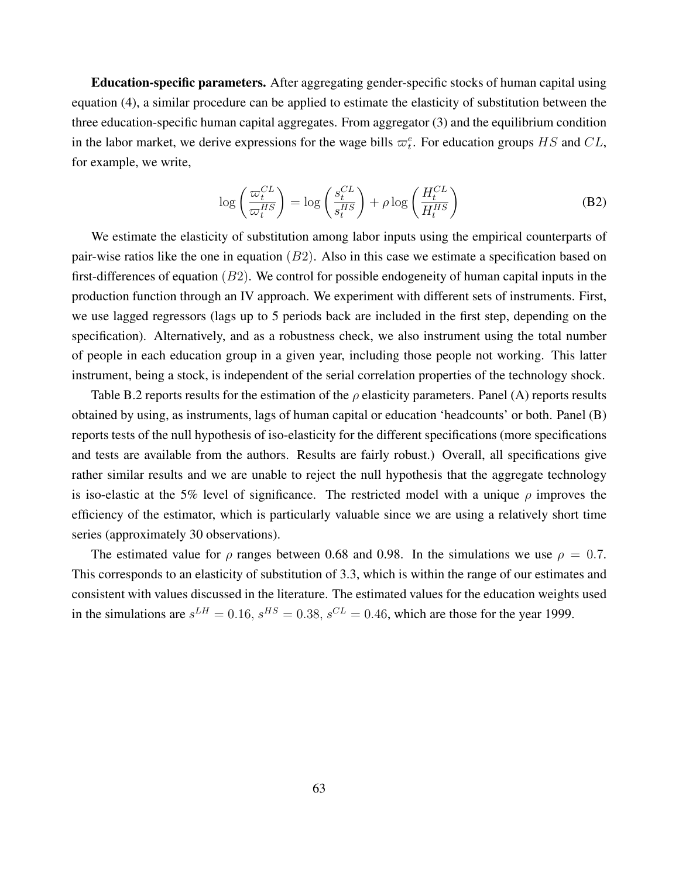**Education-specific parameters.** After aggregating gender-specific stocks of human capital using equation (4), a similar procedure can be applied to estimate the elasticity of substitution between the three education-specific human capital aggregates. From aggregator (3) and the equilibrium condition in the labor market, we derive expressions for the wage bills $\varpi_t^e$. For education groups $HS$ and $CL$, for example, we write,

$$\log\left(\frac{\varpi_t^{CL}}{\varpi_t^{HS}}\right) = \log\left(\frac{s_t^{CL}}{s_t^{HS}}\right) + \rho \log\left(\frac{H_t^{CL}}{H_t^{HS}}\right) \tag{B2}$$

We estimate the elasticity of substitution among labor inputs using the empirical counterparts of pair-wise ratios like the one in equation $(B2)$. Also in this case we estimate a specification based on first-differences of equation $(B2)$. We control for possible endogeneity of human capital inputs in the production function through an IV approach. We experiment with different sets of instruments. First, we use lagged regressors (lags up to 5 periods back are included in the first step, depending on the specification). Alternatively, and as a robustness check, we also instrument using the total number of people in each education group in a given year, including those people not working. This latter instrument, being a stock, is independent of the serial correlation properties of the technology shock.

Table B.2 reports results for the estimation of the $\rho$ elasticity parameters. Panel (A) reports results obtained by using, as instruments, lags of human capital or education 'headcounts' or both. Panel (B) reports tests of the null hypothesis of iso-elasticity for the different specifications (more specifications and tests are available from the authors. Results are fairly robust.) Overall, all specifications give rather similar results and we are unable to reject the null hypothesis that the aggregate technology is iso-elastic at the 5% level of significance. The restricted model with a unique $\rho$ improves the efficiency of the estimator, which is particularly valuable since we are using a relatively short time series (approximately 30 observations).

The estimated value for $\rho$ ranges between 0.68 and 0.98. In the simulations we use $\rho = 0.7$. This corresponds to an elasticity of substitution of 3.3, which is within the range of our estimates and consistent with values discussed in the literature. The estimated values for the education weights used in the simulations are $s^{LH} = 0.16$, $s^{HS} = 0.38$, $s^{CL} = 0.46$, which are those for the year 1999.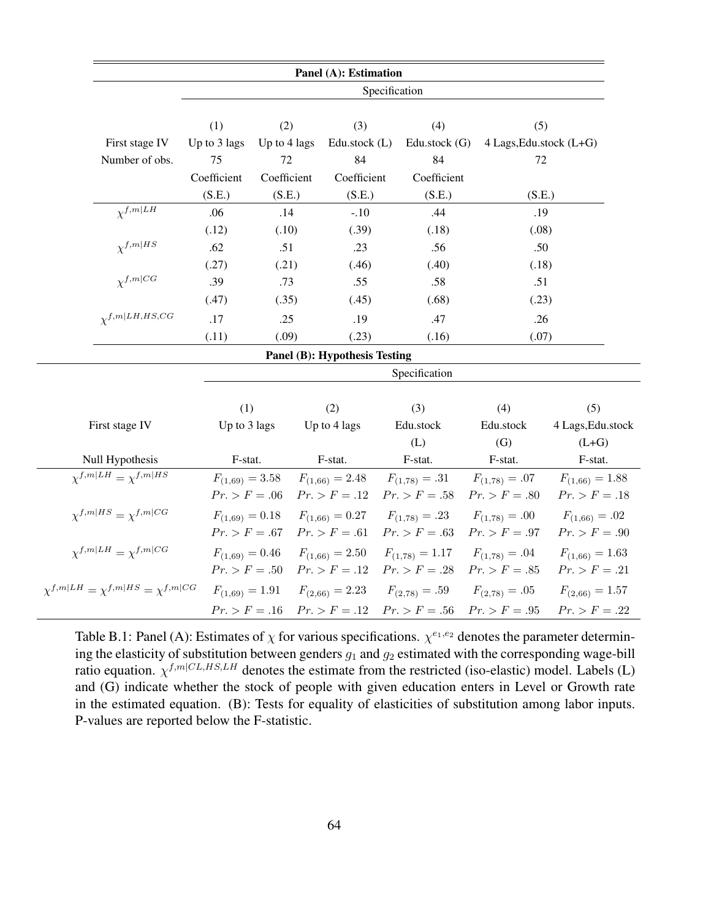**Panel (A): Estimation**

| | Specification | | | | |
|---|---|---|---|---|---|
| | (1) | (2) | (3) | (4) | (5) |
| First stage IV | Up to 3 lags | Up to 4 lags | Edu.stock (L) | Edu.stock (G) | 4 Lags,Edu.stock (L+G) |
| Number of obs. | 75 | 72 | 84 | 84 | 72 |
| | Coefficient | Coefficient | Coefficient | Coefficient | |
| | (S.E.) | (S.E.) | (S.E.) | (S.E.) | (S.E.) |
| $\chi^{f,m\|LH}$ | .06 | .14 | -.10 | .44 | .19 |
| | (.12) | (.10) | (.39) | (.18) | (.08) |
| $\chi^{f,m\|HS}$ | .62 | .51 | .23 | .56 | .50 |
| | (.27) | (.21) | (.46) | (.40) | (.18) |
| $\chi^{f,m\|CG}$ | .39 | .73 | .55 | .58 | .51 |
| | (.47) | (.35) | (.45) | (.68) | (.23) |
| $\chi^{f,m\|LH,HS,CG}$ | .17 | .25 | .19 | .47 | .26 |
| | (.11) | (.09) | (.23) | (.16) | (.07) |

**Panel (B): Hypothesis Testing**

| | Specification | | | | |
|---|---|---|---|---|---|
| | (1) | (2) | (3) | (4) | (5) |
| First stage IV | Up to 3 lags | Up to 4 lags | Edu.stock (L) | Edu.stock (G) | 4 Lags,Edu.stock (L+G) |
| Null Hypothesis | F-stat. | F-stat. | F-stat. | F-stat. | F-stat. |
| $\chi^{f,m\|LH} = \chi^{f,m\|HS}$ | $F_{(1,69)} = 3.58$ | $F_{(1,66)} = 2.48$ | $F_{(1,78)} = .31$ | $F_{(1,78)} = .07$ | $F_{(1,66)} = 1.88$ |
| | $Pr. > F = .06$ | $Pr. > F = .12$ | $Pr. > F = .58$ | $Pr. > F = .80$ | $Pr. > F = .18$ |
| $\chi^{f,m\|HS} = \chi^{f,m\|CG}$ | $F_{(1,69)} = 0.18$ | $F_{(1,66)} = 0.27$ | $F_{(1,78)} = .23$ | $F_{(1,78)} = .00$ | $F_{(1,66)} = .02$ |
| | $Pr. > F = .67$ | $Pr. > F = .61$ | $Pr. > F = .63$ | $Pr. > F = .97$ | $Pr. > F = .90$ |
| $\chi^{f,m\|LH} = \chi^{f,m\|CG}$ | $F_{(1,69)} = 0.46$ | $F_{(1,66)} = 2.50$ | $F_{(1,78)} = 1.17$ | $F_{(1,78)} = .04$ | $F_{(1,66)} = 1.63$ |
| | $Pr. > F = .50$ | $Pr. > F = .12$ | $Pr. > F = .28$ | $Pr. > F = .85$ | $Pr. > F = .21$ |
| $\chi^{f,m\|LH} = \chi^{f,m\|HS} = \chi^{f,m\|CG}$ | $F_{(1,69)} = 1.91$ | $F_{(2,66)} = 2.23$ | $F_{(2,78)} = .59$ | $F_{(2,78)} = .05$ | $F_{(2,66)} = 1.57$ |
| | $Pr. > F = .16$ | $Pr. > F = .12$ | $Pr. > F = .56$ | $Pr. > F = .95$ | $Pr. > F = .22$ |

Table B.1: Panel (A): Estimates of $\chi$ for various specifications. $\chi^{e_1,e_2}$ denotes the parameter determining the elasticity of substitution between genders $g_1$ and $g_2$ estimated with the corresponding wage-bill ratio equation. $\chi^{f,m|CL,HS,LH}$ denotes the estimate from the restricted (iso-elastic) model. Labels (L) and (G) indicate whether the stock of people with given education enters in Level or Growth rate in the estimated equation. (B): Tests for equality of elasticities of substitution among labor inputs. P-values are reported below the F-statistic.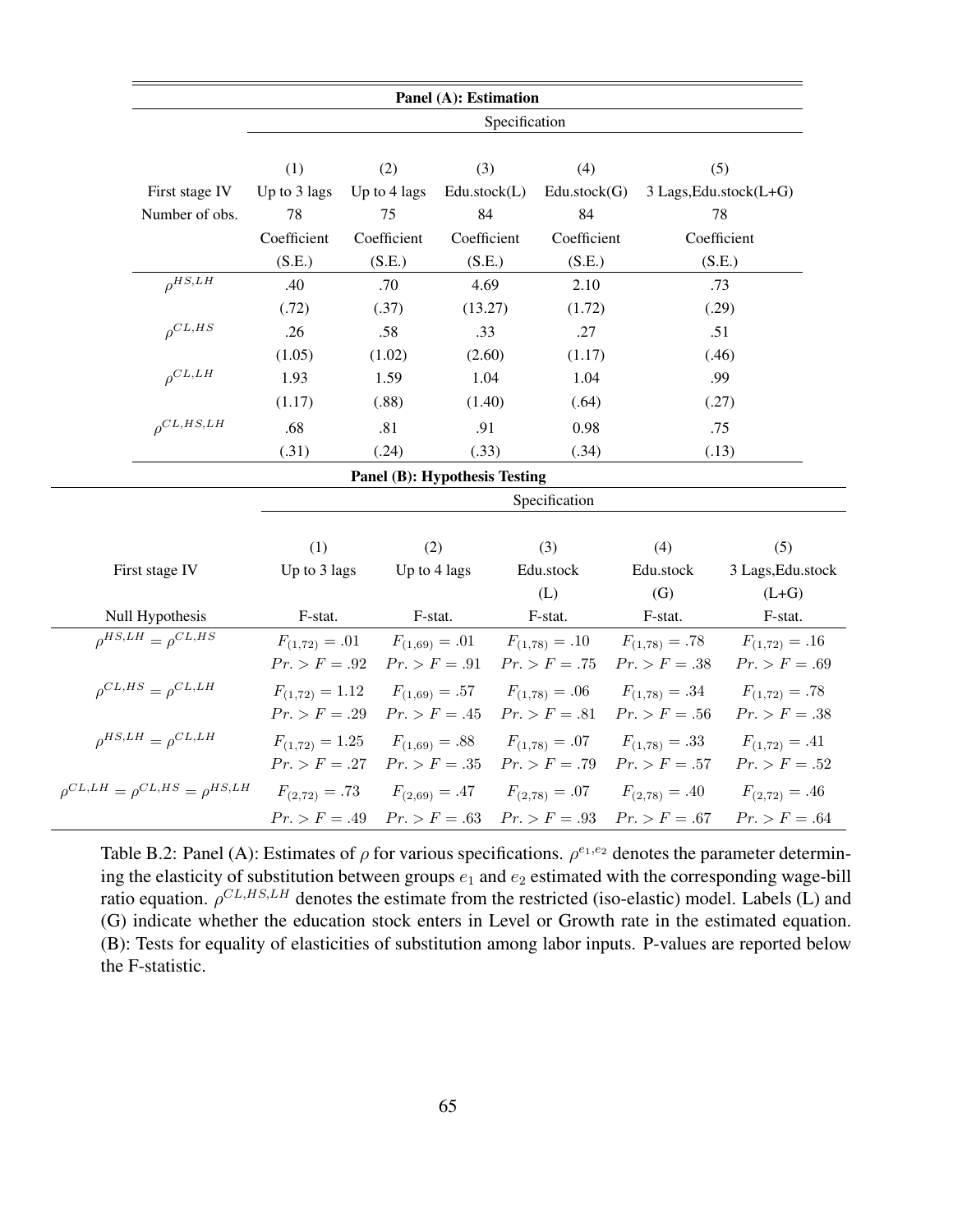**Panel (A): Estimation**

| | Specification | | | | |
|---|---|---|---|---|---|
| | (1) | (2) | (3) | (4) | (5) |
| First stage IV | Up to 3 lags | Up to 4 lags | Edu.stock(L) | Edu.stock(G) | 3 Lags,Edu.stock(L+G) |
| Number of obs. | 78 | 75 | 84 | 84 | 78 |
| | Coefficient | Coefficient | Coefficient | Coefficient | Coefficient |
| | (S.E.) | (S.E.) | (S.E.) | (S.E.) | (S.E.) |
| $\rho^{HS,LH}$ | .40 | .70 | 4.69 | 2.10 | .73 |
| | (.72) | (.37) | (13.27) | (1.72) | (.29) |
| $\rho^{CL,HS}$ | .26 | .58 | .33 | .27 | .51 |
| | (1.05) | (1.02) | (2.60) | (1.17) | (.46) |
| $\rho^{CL,LH}$ | 1.93 | 1.59 | 1.04 | 1.04 | .99 |
| | (1.17) | (.88) | (1.40) | (.64) | (.27) |
| $\rho^{CL,HS,LH}$ | .68 | .81 | .91 | 0.98 | .75 |
| | (.31) | (.24) | (.33) | (.34) | (.13) |

**Panel (B): Hypothesis Testing**

| | Specification | | | | |
|---|---|---|---|---|---|
| | (1) | (2) | (3) | (4) | (5) |
| First stage IV | Up to 3 lags | Up to 4 lags | Edu.stock (L) | Edu.stock (G) | 3 Lags,Edu.stock (L+G) |
| Null Hypothesis | F-stat. | F-stat. | F-stat. | F-stat. | F-stat. |
| $\rho^{HS,LH} = \rho^{CL,HS}$ | $F_{(1,72)} = .01$ | $F_{(1,69)} = .01$ | $F_{(1,78)} = .10$ | $F_{(1,78)} = .78$ | $F_{(1,72)} = .16$ |
| | $Pr. > F = .92$ | $Pr. > F = .91$ | $Pr. > F = .75$ | $Pr. > F = .38$ | $Pr. > F = .69$ |
| $\rho^{CL,HS} = \rho^{CL,LH}$ | $F_{(1,72)} = 1.12$ | $F_{(1,69)} = .57$ | $F_{(1,78)} = .06$ | $F_{(1,78)} = .34$ | $F_{(1,72)} = .78$ |
| | $Pr. > F = .29$ | $Pr. > F = .45$ | $Pr. > F = .81$ | $Pr. > F = .56$ | $Pr. > F = .38$ |
| $\rho^{HS,LH} = \rho^{CL,LH}$ | $F_{(1,72)} = 1.25$ | $F_{(1,69)} = .88$ | $F_{(1,78)} = .07$ | $F_{(1,78)} = .33$ | $F_{(1,72)} = .41$ |
| | $Pr. > F = .27$ | $Pr. > F = .35$ | $Pr. > F = .79$ | $Pr. > F = .57$ | $Pr. > F = .52$ |
| $\rho^{CL,LH} = \rho^{CL,HS} = \rho^{HS,LH}$ | $F_{(2,72)} = .73$ | $F_{(2,69)} = .47$ | $F_{(2,78)} = .07$ | $F_{(2,78)} = .40$ | $F_{(2,72)} = .46$ |
| | $Pr. > F = .49$ | $Pr. > F = .63$ | $Pr. > F = .93$ | $Pr. > F = .67$ | $Pr. > F = .64$ |

Table B.2: Panel (A): Estimates of $\rho$ for various specifications. $\rho^{e_1,e_2}$ denotes the parameter determining the elasticity of substitution between groups $e_1$ and $e_2$ estimated with the corresponding wage-bill ratio equation. $\rho^{CL,HS,LH}$ denotes the estimate from the restricted (iso-elastic) model. Labels (L) and (G) indicate whether the education stock enters in Level or Growth rate in the estimated equation. (B): Tests for equality of elasticities of substitution among labor inputs. P-values are reported below the F-statistic.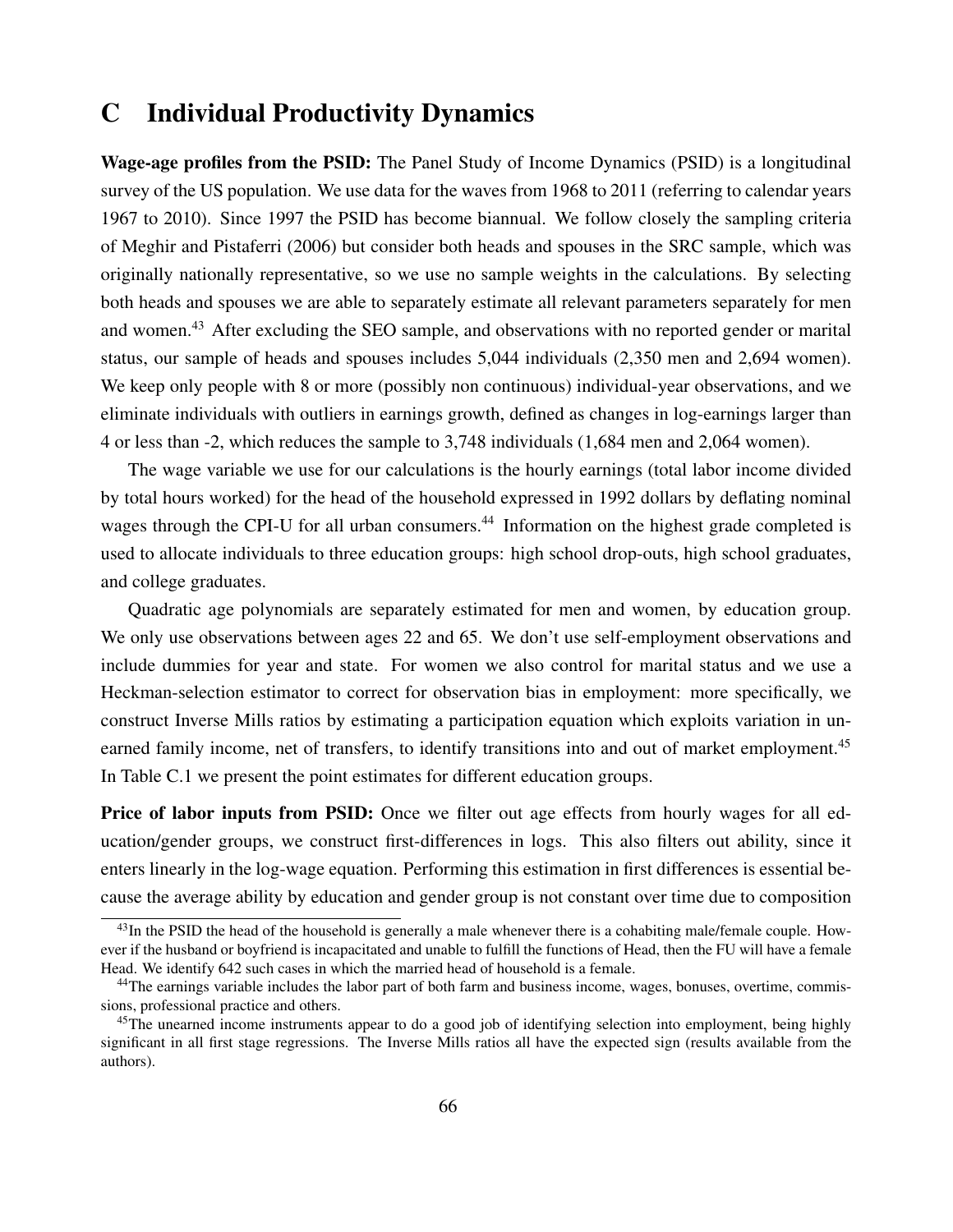# C Individual Productivity Dynamics

**Wage-age profiles from the PSID:** The Panel Study of Income Dynamics (PSID) is a longitudinal survey of the US population. We use data for the waves from 1968 to 2011 (referring to calendar years 1967 to 2010). Since 1997 the PSID has become biannual. We follow closely the sampling criteria of Meghir and Pistaferri (2006) but consider both heads and spouses in the SRC sample, which was originally nationally representative, so we use no sample weights in the calculations. By selecting both heads and spouses we are able to separately estimate all relevant parameters separately for men and women.[43] After excluding the SEO sample, and observations with no reported gender or marital status, our sample of heads and spouses includes 5,044 individuals (2,350 men and 2,694 women). We keep only people with 8 or more (possibly non continuous) individual-year observations, and we eliminate individuals with outliers in earnings growth, defined as changes in log-earnings larger than 4 or less than -2, which reduces the sample to 3,748 individuals (1,684 men and 2,064 women).

The wage variable we use for our calculations is the hourly earnings (total labor income divided by total hours worked) for the head of the household expressed in 1992 dollars by deflating nominal wages through the CPI-U for all urban consumers.[44] Information on the highest grade completed is used to allocate individuals to three education groups: high school drop-outs, high school graduates, and college graduates.

Quadratic age polynomials are separately estimated for men and women, by education group. We only use observations between ages 22 and 65. We don't use self-employment observations and include dummies for year and state. For women we also control for marital status and we use a Heckman-selection estimator to correct for observation bias in employment: more specifically, we construct Inverse Mills ratios by estimating a participation equation which exploits variation in unearned family income, net of transfers, to identify transitions into and out of market employment.[45] In Table C.1 we present the point estimates for different education groups.

**Price of labor inputs from PSID:** Once we filter out age effects from hourly wages for all education/gender groups, we construct first-differences in logs. This also filters out ability, since it enters linearly in the log-wage equation. Performing this estimation in first differences is essential because the average ability by education and gender group is not constant over time due to composition

---

[43] In the PSID the head of the household is generally a male whenever there is a cohabiting male/female couple. However if the husband or boyfriend is incapacitated and unable to fulfill the functions of Head, then the FU will have a female Head. We identify 642 such cases in which the married head of household is a female.

[44] The earnings variable includes the labor part of both farm and business income, wages, bonuses, overtime, commissions, professional practice and others.

[45] The unearned income instruments appear to do a good job of identifying selection into employment, being highly significant in all first stage regressions. The Inverse Mills ratios all have the expected sign (results available from the authors).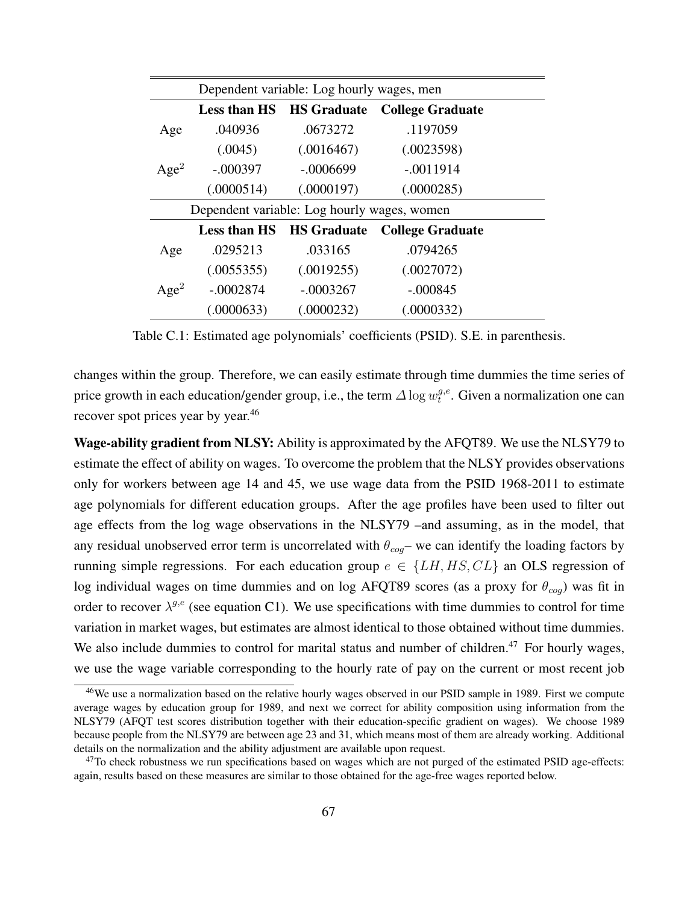| Dependent variable: Log hourly wages, men | | | |
|---|---|---|---|
| | **Less than HS** | **HS Graduate** | **College Graduate** |
| Age | .040936 | .0673272 | .1197059 |
| | (.0045) | (.0016467) | (.0023598) |
| Age$^2$ | -.000397 | -.0006699 | -.0011914 |
| | (.0000514) | (.0000197) | (.0000285) |
| Dependent variable: Log hourly wages, women | | | |
| | **Less than HS** | **HS Graduate** | **College Graduate** |
| Age | .0295213 | .033165 | .0794265 |
| | (.0055355) | (.0019255) | (.0027072) |
| Age$^2$ | -.0002874 | -.0003267 | -.000845 |
| | (.0000633) | (.0000232) | (.0000332) |

Table C.1: Estimated age polynomials' coefficients (PSID). S.E. in parenthesis.

changes within the group. Therefore, we can easily estimate through time dummies the time series of price growth in each education/gender group, i.e., the term $\Delta \log w_t^{g,e}$. Given a normalization one can recover spot prices year by year.[46]

**Wage-ability gradient from NLSY:** Ability is approximated by the AFQT89. We use the NLSY79 to estimate the effect of ability on wages. To overcome the problem that the NLSY provides observations only for workers between age 14 and 45, we use wage data from the PSID 1968-2011 to estimate age polynomials for different education groups. After the age profiles have been used to filter out age effects from the log wage observations in the NLSY79 –and assuming, as in the model, that any residual unobserved error term is uncorrelated with $\theta_{cog}$– we can identify the loading factors by running simple regressions. For each education group $e \in \{LH, HS, CL\}$ an OLS regression of log individual wages on time dummies and on log AFQT89 scores (as a proxy for $\theta_{cog}$) was fit in order to recover $\lambda^{g,e}$ (see equation C1). We use specifications with time dummies to control for time variation in market wages, but estimates are almost identical to those obtained without time dummies. We also include dummies to control for marital status and number of children.[47] For hourly wages, we use the wage variable corresponding to the hourly rate of pay on the current or most recent job

[46] We use a normalization based on the relative hourly wages observed in our PSID sample in 1989. First we compute average wages by education group for 1989, and next we correct for ability composition using information from the NLSY79 (AFQT test scores distribution together with their education-specific gradient on wages). We choose 1989 because people from the NLSY79 are between age 23 and 31, which means most of them are already working. Additional details on the normalization and the ability adjustment are available upon request.

[47] To check robustness we run specifications based on wages which are not purged of the estimated PSID age-effects: again, results based on these measures are similar to those obtained for the age-free wages reported below.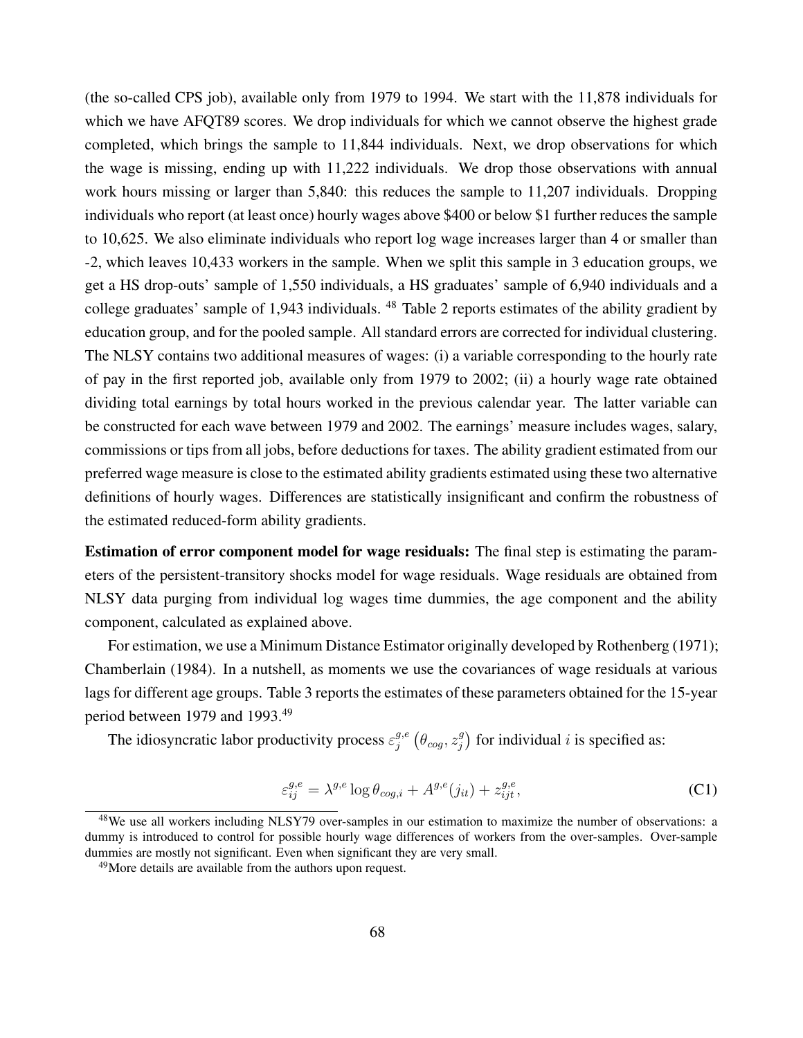(the so-called CPS job), available only from 1979 to 1994. We start with the 11,878 individuals for which we have AFQT89 scores. We drop individuals for which we cannot observe the highest grade completed, which brings the sample to 11,844 individuals. Next, we drop observations for which the wage is missing, ending up with 11,222 individuals. We drop those observations with annual work hours missing or larger than 5,840: this reduces the sample to 11,207 individuals. Dropping individuals who report (at least once) hourly wages above \$400 or below \$1 further reduces the sample to 10,625. We also eliminate individuals who report log wage increases larger than 4 or smaller than -2, which leaves 10,433 workers in the sample. When we split this sample in 3 education groups, we get a HS drop-outs' sample of 1,550 individuals, a HS graduates' sample of 6,940 individuals and a college graduates' sample of 1,943 individuals. [48] Table 2 reports estimates of the ability gradient by education group, and for the pooled sample. All standard errors are corrected for individual clustering. The NLSY contains two additional measures of wages: (i) a variable corresponding to the hourly rate of pay in the first reported job, available only from 1979 to 2002; (ii) a hourly wage rate obtained dividing total earnings by total hours worked in the previous calendar year. The latter variable can be constructed for each wave between 1979 and 2002. The earnings' measure includes wages, salary, commissions or tips from all jobs, before deductions for taxes. The ability gradient estimated from our preferred wage measure is close to the estimated ability gradients estimated using these two alternative definitions of hourly wages. Differences are statistically insignificant and confirm the robustness of the estimated reduced-form ability gradients.

**Estimation of error component model for wage residuals:** The final step is estimating the parameters of the persistent-transitory shocks model for wage residuals. Wage residuals are obtained from NLSY data purging from individual log wages time dummies, the age component and the ability component, calculated as explained above.

For estimation, we use a Minimum Distance Estimator originally developed by Rothenberg (1971); Chamberlain (1984). In a nutshell, as moments we use the covariances of wage residuals at various lags for different age groups. Table 3 reports the estimates of these parameters obtained for the 15-year period between 1979 and 1993.[49]

The idiosyncratic labor productivity process $\varepsilon_j^{g,e}\left(\theta_{cog}, z_j^g\right)$ for individual $i$ is specified as:

$$\varepsilon_{ij}^{g,e} = \lambda^{g,e} \log \theta_{cog,i} + A^{g,e}(j_{it}) + z_{ijt}^{g,e}, \tag{C1}$$

[48] We use all workers including NLSY79 over-samples in our estimation to maximize the number of observations: a dummy is introduced to control for possible hourly wage differences of workers from the over-samples. Over-sample dummies are mostly not significant. Even when significant they are very small.

[49] More details are available from the authors upon request.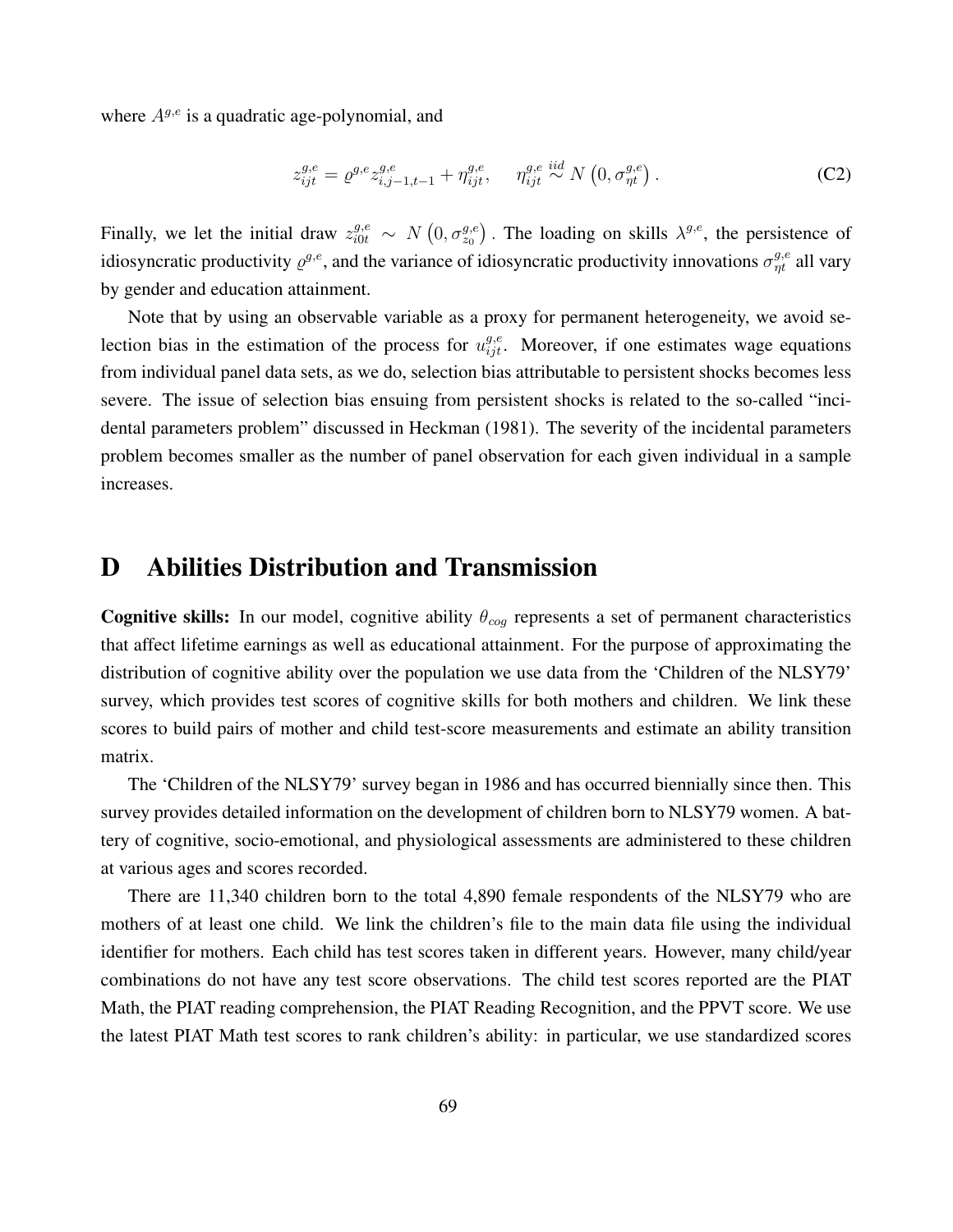where $A^{g,e}$ is a quadratic age-polynomial, and

$$z_{ijt}^{g,e} = \varrho^{g,e} z_{i,j-1,t-1}^{g,e} + \eta_{ijt}^{g,e}, \quad \eta_{ijt}^{g,e} \overset{iid}{\sim} N\left(0, \sigma_{\eta t}^{g,e}\right). \tag{C2}$$

Finally, we let the initial draw $z_{i0t}^{g,e} \sim N\left(0, \sigma_{z_0}^{g,e}\right)$. The loading on skills $\lambda^{g,e}$, the persistence of idiosyncratic productivity $\varrho^{g,e}$, and the variance of idiosyncratic productivity innovations $\sigma_{\eta t}^{g,e}$ all vary by gender and education attainment.

Note that by using an observable variable as a proxy for permanent heterogeneity, we avoid selection bias in the estimation of the process for $u_{ijt}^{g,e}$. Moreover, if one estimates wage equations from individual panel data sets, as we do, selection bias attributable to persistent shocks becomes less severe. The issue of selection bias ensuing from persistent shocks is related to the so-called "incidental parameters problem" discussed in Heckman (1981). The severity of the incidental parameters problem becomes smaller as the number of panel observation for each given individual in a sample increases.

# D Abilities Distribution and Transmission

**Cognitive skills:** In our model, cognitive ability $\theta_{cog}$ represents a set of permanent characteristics that affect lifetime earnings as well as educational attainment. For the purpose of approximating the distribution of cognitive ability over the population we use data from the 'Children of the NLSY79' survey, which provides test scores of cognitive skills for both mothers and children. We link these scores to build pairs of mother and child test-score measurements and estimate an ability transition matrix.

The 'Children of the NLSY79' survey began in 1986 and has occurred biennially since then. This survey provides detailed information on the development of children born to NLSY79 women. A battery of cognitive, socio-emotional, and physiological assessments are administered to these children at various ages and scores recorded.

There are 11,340 children born to the total 4,890 female respondents of the NLSY79 who are mothers of at least one child. We link the children's file to the main data file using the individual identifier for mothers. Each child has test scores taken in different years. However, many child/year combinations do not have any test score observations. The child test scores reported are the PIAT Math, the PIAT reading comprehension, the PIAT Reading Recognition, and the PPVT score. We use the latest PIAT Math test scores to rank children's ability: in particular, we use standardized scores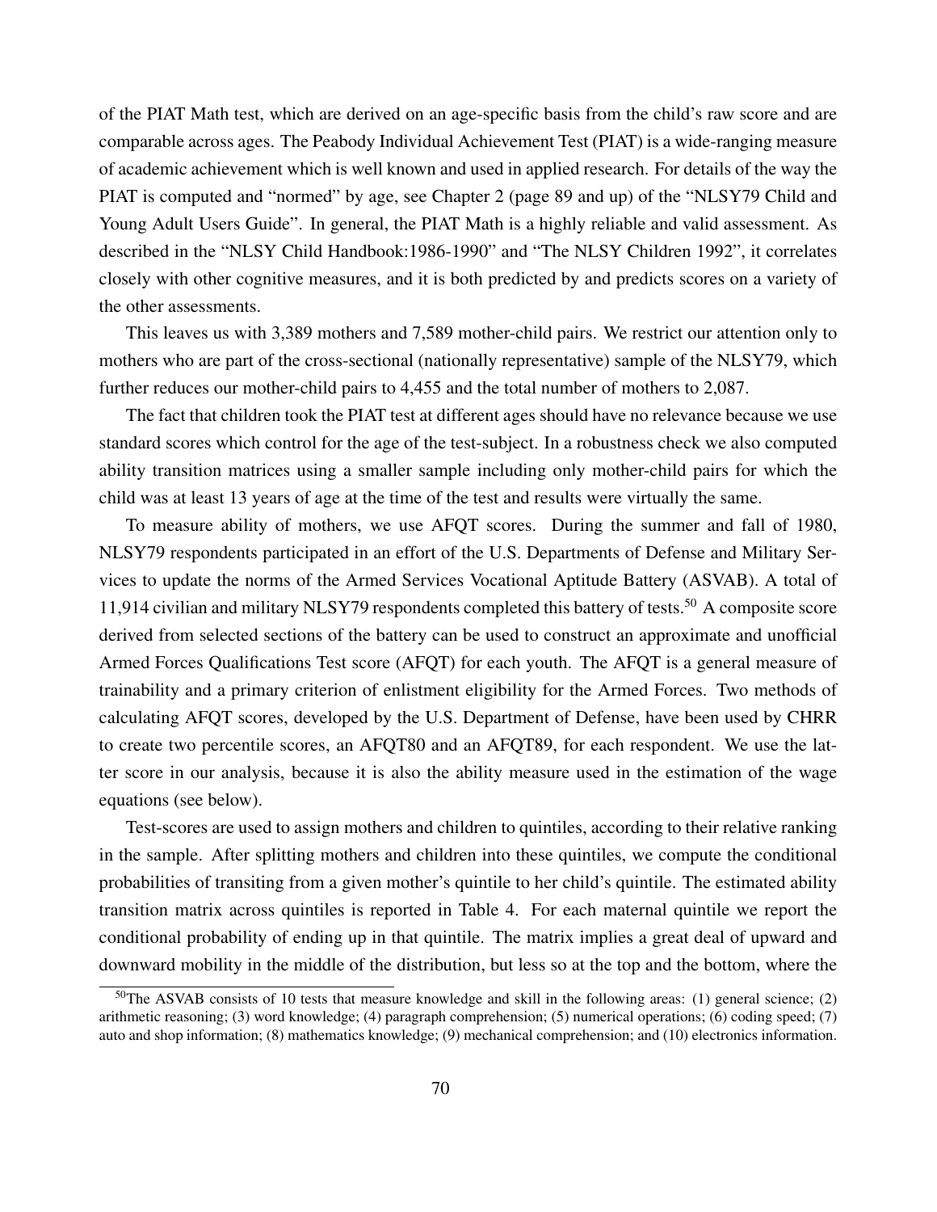of the PIAT Math test, which are derived on an age-specific basis from the child's raw score and are comparable across ages. The Peabody Individual Achievement Test (PIAT) is a wide-ranging measure of academic achievement which is well known and used in applied research. For details of the way the PIAT is computed and "normed" by age, see Chapter 2 (page 89 and up) of the "NLSY79 Child and Young Adult Users Guide". In general, the PIAT Math is a highly reliable and valid assessment. As described in the "NLSY Child Handbook:1986-1990" and "The NLSY Children 1992", it correlates closely with other cognitive measures, and it is both predicted by and predicts scores on a variety of the other assessments.

This leaves us with 3,389 mothers and 7,589 mother-child pairs. We restrict our attention only to mothers who are part of the cross-sectional (nationally representative) sample of the NLSY79, which further reduces our mother-child pairs to 4,455 and the total number of mothers to 2,087.

The fact that children took the PIAT test at different ages should have no relevance because we use standard scores which control for the age of the test-subject. In a robustness check we also computed ability transition matrices using a smaller sample including only mother-child pairs for which the child was at least 13 years of age at the time of the test and results were virtually the same.

To measure ability of mothers, we use AFQT scores. During the summer and fall of 1980, NLSY79 respondents participated in an effort of the U.S. Departments of Defense and Military Services to update the norms of the Armed Services Vocational Aptitude Battery (ASVAB). A total of 11,914 civilian and military NLSY79 respondents completed this battery of tests.[50] A composite score derived from selected sections of the battery can be used to construct an approximate and unofficial Armed Forces Qualifications Test score (AFQT) for each youth. The AFQT is a general measure of trainability and a primary criterion of enlistment eligibility for the Armed Forces. Two methods of calculating AFQT scores, developed by the U.S. Department of Defense, have been used by CHRR to create two percentile scores, an AFQT80 and an AFQT89, for each respondent. We use the latter score in our analysis, because it is also the ability measure used in the estimation of the wage equations (see below).

Test-scores are used to assign mothers and children to quintiles, according to their relative ranking in the sample. After splitting mothers and children into these quintiles, we compute the conditional probabilities of transiting from a given mother's quintile to her child's quintile. The estimated ability transition matrix across quintiles is reported in Table 4. For each maternal quintile we report the conditional probability of ending up in that quintile. The matrix implies a great deal of upward and downward mobility in the middle of the distribution, but less so at the top and the bottom, where the

[50] The ASVAB consists of 10 tests that measure knowledge and skill in the following areas: (1) general science; (2) arithmetic reasoning; (3) word knowledge; (4) paragraph comprehension; (5) numerical operations; (6) coding speed; (7) auto and shop information; (8) mathematics knowledge; (9) mechanical comprehension; and (10) electronics information.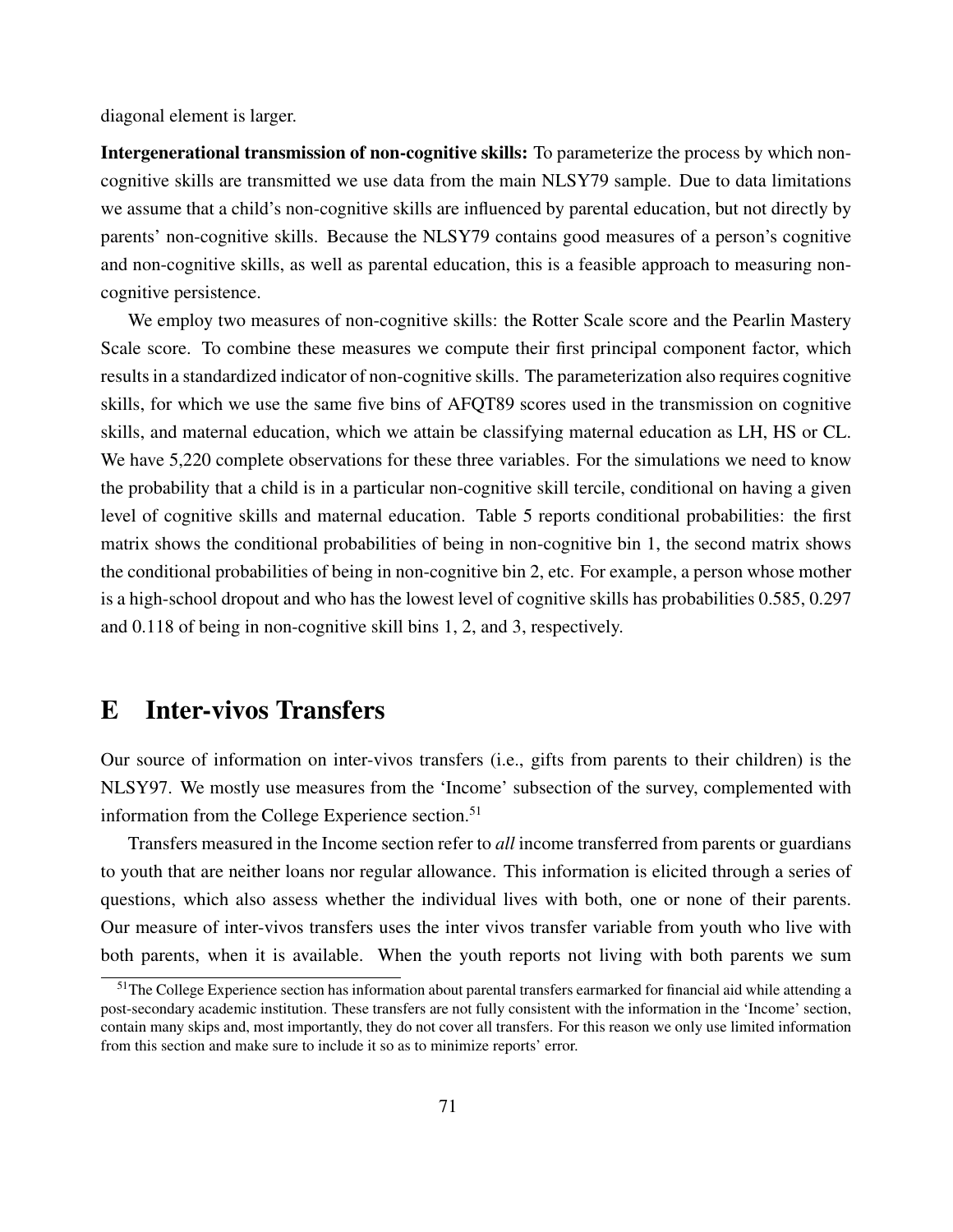diagonal element is larger.

**Intergenerational transmission of non-cognitive skills:** To parameterize the process by which non-cognitive skills are transmitted we use data from the main NLSY79 sample. Due to data limitations we assume that a child's non-cognitive skills are influenced by parental education, but not directly by parents' non-cognitive skills. Because the NLSY79 contains good measures of a person's cognitive and non-cognitive skills, as well as parental education, this is a feasible approach to measuring non-cognitive persistence.

We employ two measures of non-cognitive skills: the Rotter Scale score and the Pearlin Mastery Scale score. To combine these measures we compute their first principal component factor, which results in a standardized indicator of non-cognitive skills. The parameterization also requires cognitive skills, for which we use the same five bins of AFQT89 scores used in the transmission on cognitive skills, and maternal education, which we attain be classifying maternal education as LH, HS or CL. We have 5,220 complete observations for these three variables. For the simulations we need to know the probability that a child is in a particular non-cognitive skill tercile, conditional on having a given level of cognitive skills and maternal education. Table 5 reports conditional probabilities: the first matrix shows the conditional probabilities of being in non-cognitive bin 1, the second matrix shows the conditional probabilities of being in non-cognitive bin 2, etc. For example, a person whose mother is a high-school dropout and who has the lowest level of cognitive skills has probabilities 0.585, 0.297 and 0.118 of being in non-cognitive skill bins 1, 2, and 3, respectively.

# E Inter-vivos Transfers

Our source of information on inter-vivos transfers (i.e., gifts from parents to their children) is the NLSY97. We mostly use measures from the 'Income' subsection of the survey, complemented with information from the College Experience section.[51]

Transfers measured in the Income section refer to *all* income transferred from parents or guardians to youth that are neither loans nor regular allowance. This information is elicited through a series of questions, which also assess whether the individual lives with both, one or none of their parents. Our measure of inter-vivos transfers uses the inter vivos transfer variable from youth who live with both parents, when it is available. When the youth reports not living with both parents we sum

[51] The College Experience section has information about parental transfers earmarked for financial aid while attending a post-secondary academic institution. These transfers are not fully consistent with the information in the 'Income' section, contain many skips and, most importantly, they do not cover all transfers. For this reason we only use limited information from this section and make sure to include it so as to minimize reports' error.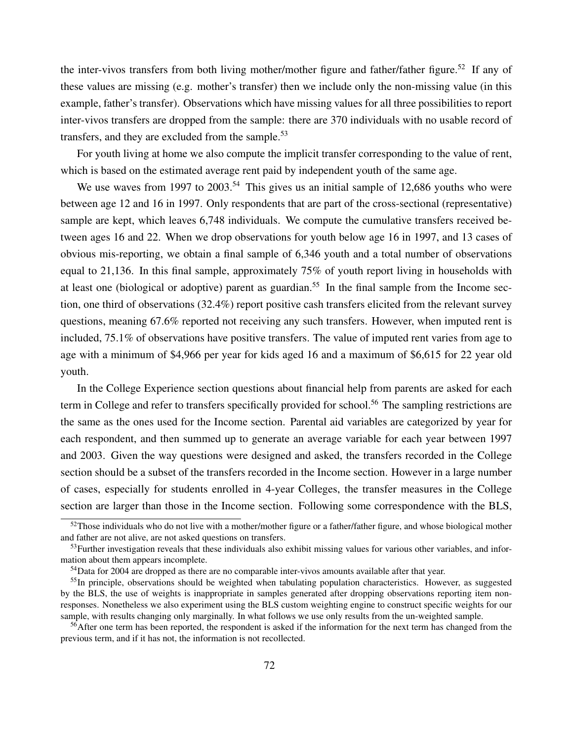the inter-vivos transfers from both living mother/mother figure and father/father figure.[52] If any of these values are missing (e.g. mother's transfer) then we include only the non-missing value (in this example, father's transfer). Observations which have missing values for all three possibilities to report inter-vivos transfers are dropped from the sample: there are 370 individuals with no usable record of transfers, and they are excluded from the sample.[53]

For youth living at home we also compute the implicit transfer corresponding to the value of rent, which is based on the estimated average rent paid by independent youth of the same age.

We use waves from 1997 to 2003.[54] This gives us an initial sample of 12,686 youths who were between age 12 and 16 in 1997. Only respondents that are part of the cross-sectional (representative) sample are kept, which leaves 6,748 individuals. We compute the cumulative transfers received between ages 16 and 22. When we drop observations for youth below age 16 in 1997, and 13 cases of obvious mis-reporting, we obtain a final sample of 6,346 youth and a total number of observations equal to 21,136. In this final sample, approximately 75% of youth report living in households with at least one (biological or adoptive) parent as guardian.[55] In the final sample from the Income section, one third of observations (32.4%) report positive cash transfers elicited from the relevant survey questions, meaning 67.6% reported not receiving any such transfers. However, when imputed rent is included, 75.1% of observations have positive transfers. The value of imputed rent varies from age to age with a minimum of \$4,966 per year for kids aged 16 and a maximum of \$6,615 for 22 year old youth.

In the College Experience section questions about financial help from parents are asked for each term in College and refer to transfers specifically provided for school.[56] The sampling restrictions are the same as the ones used for the Income section. Parental aid variables are categorized by year for each respondent, and then summed up to generate an average variable for each year between 1997 and 2003. Given the way questions were designed and asked, the transfers recorded in the College section should be a subset of the transfers recorded in the Income section. However in a large number of cases, especially for students enrolled in 4-year Colleges, the transfer measures in the College section are larger than those in the Income section. Following some correspondence with the BLS,

[52]Those individuals who do not live with a mother/mother figure or a father/father figure, and whose biological mother and father are not alive, are not asked questions on transfers.

[53]Further investigation reveals that these individuals also exhibit missing values for various other variables, and information about them appears incomplete.

[54]Data for 2004 are dropped as there are no comparable inter-vivos amounts available after that year.

[55]In principle, observations should be weighted when tabulating population characteristics. However, as suggested by the BLS, the use of weights is inappropriate in samples generated after dropping observations reporting item non-responses. Nonetheless we also experiment using the BLS custom weighting engine to construct specific weights for our sample, with results changing only marginally. In what follows we use only results from the un-weighted sample.

[56]After one term has been reported, the respondent is asked if the information for the next term has changed from the previous term, and if it has not, the information is not recollected.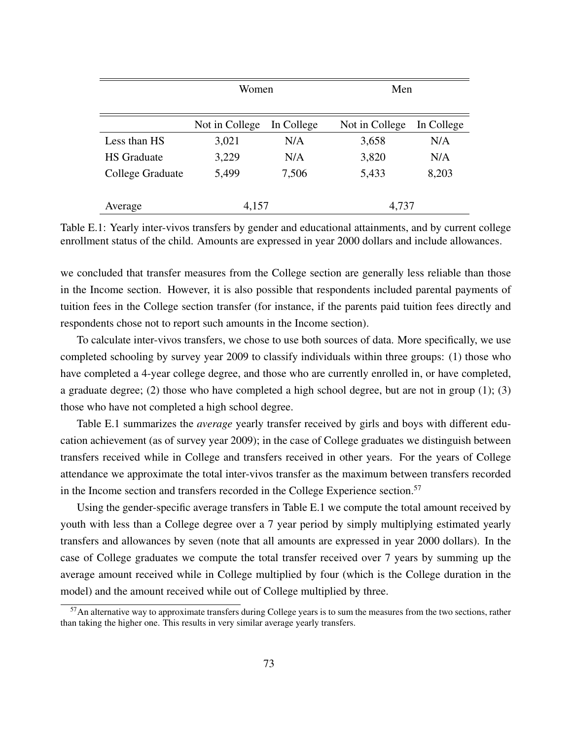| | Women | | Men | |
|---|---|---|---|---|
| | Not in College | In College | Not in College | In College |
| Less than HS | 3,021 | N/A | 3,658 | N/A |
| HS Graduate | 3,229 | N/A | 3,820 | N/A |
| College Graduate | 5,499 | 7,506 | 5,433 | 8,203 |
| Average | 4,157 | | 4,737 | |

Table E.1: Yearly inter-vivos transfers by gender and educational attainments, and by current college enrollment status of the child. Amounts are expressed in year 2000 dollars and include allowances.

we concluded that transfer measures from the College section are generally less reliable than those in the Income section. However, it is also possible that respondents included parental payments of tuition fees in the College section transfer (for instance, if the parents paid tuition fees directly and respondents chose not to report such amounts in the Income section).

To calculate inter-vivos transfers, we chose to use both sources of data. More specifically, we use completed schooling by survey year 2009 to classify individuals within three groups: (1) those who have completed a 4-year college degree, and those who are currently enrolled in, or have completed, a graduate degree; (2) those who have completed a high school degree, but are not in group (1); (3) those who have not completed a high school degree.

Table E.1 summarizes the *average* yearly transfer received by girls and boys with different education achievement (as of survey year 2009); in the case of College graduates we distinguish between transfers received while in College and transfers received in other years. For the years of College attendance we approximate the total inter-vivos transfer as the maximum between transfers recorded in the Income section and transfers recorded in the College Experience section.[57]

Using the gender-specific average transfers in Table E.1 we compute the total amount received by youth with less than a College degree over a 7 year period by simply multiplying estimated yearly transfers and allowances by seven (note that all amounts are expressed in year 2000 dollars). In the case of College graduates we compute the total transfer received over 7 years by summing up the average amount received while in College multiplied by four (which is the College duration in the model) and the amount received while out of College multiplied by three.

[57] An alternative way to approximate transfers during College years is to sum the measures from the two sections, rather than taking the higher one. This results in very similar average yearly transfers.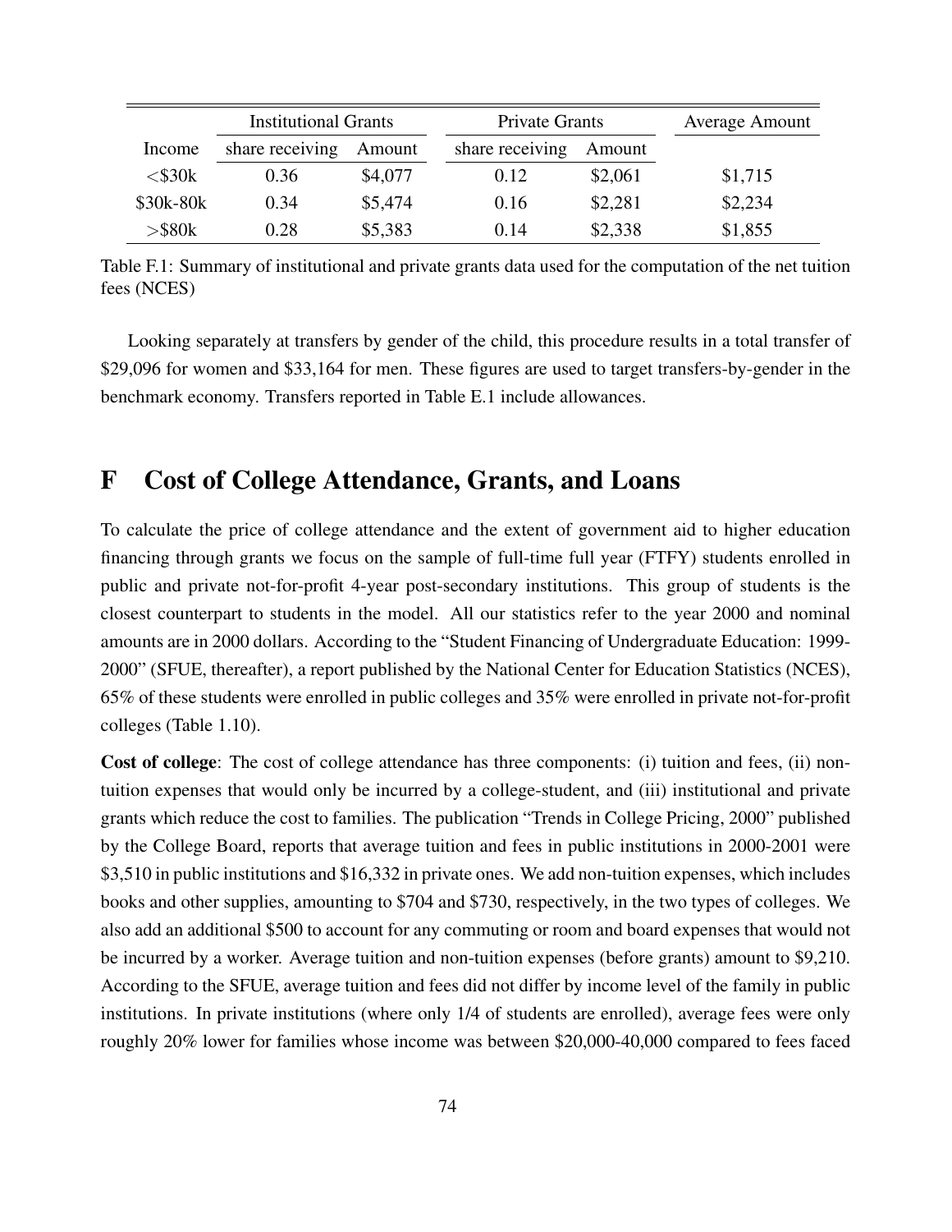| | Institutional Grants | | Private Grants | | Average Amount |
|---|---|---|---|---|---|
| Income | share receiving | Amount | share receiving | Amount | |
| <$30k | 0.36 | $4,077 | 0.12 | $2,061 | $1,715 |
| $30k-80k | 0.34 | $5,474 | 0.16 | $2,281 | $2,234 |
| >$80k | 0.28 | $5,383 | 0.14 | $2,338 | $1,855 |

Table F.1: Summary of institutional and private grants data used for the computation of the net tuition fees (NCES)

Looking separately at transfers by gender of the child, this procedure results in a total transfer of $29,096 for women and $33,164 for men. These figures are used to target transfers-by-gender in the benchmark economy. Transfers reported in Table E.1 include allowances.

# F Cost of College Attendance, Grants, and Loans

To calculate the price of college attendance and the extent of government aid to higher education financing through grants we focus on the sample of full-time full year (FTFY) students enrolled in public and private not-for-profit 4-year post-secondary institutions. This group of students is the closest counterpart to students in the model. All our statistics refer to the year 2000 and nominal amounts are in 2000 dollars. According to the "Student Financing of Undergraduate Education: 1999-2000" (SFUE, thereafter), a report published by the National Center for Education Statistics (NCES), 65% of these students were enrolled in public colleges and 35% were enrolled in private not-for-profit colleges (Table 1.10).

**Cost of college**: The cost of college attendance has three components: (i) tuition and fees, (ii) non-tuition expenses that would only be incurred by a college-student, and (iii) institutional and private grants which reduce the cost to families. The publication "Trends in College Pricing, 2000" published by the College Board, reports that average tuition and fees in public institutions in 2000-2001 were $3,510 in public institutions and $16,332 in private ones. We add non-tuition expenses, which includes books and other supplies, amounting to $704 and $730, respectively, in the two types of colleges. We also add an additional $500 to account for any commuting or room and board expenses that would not be incurred by a worker. Average tuition and non-tuition expenses (before grants) amount to $9,210. According to the SFUE, average tuition and fees did not differ by income level of the family in public institutions. In private institutions (where only 1/4 of students are enrolled), average fees were only roughly 20% lower for families whose income was between $20,000-40,000 compared to fees faced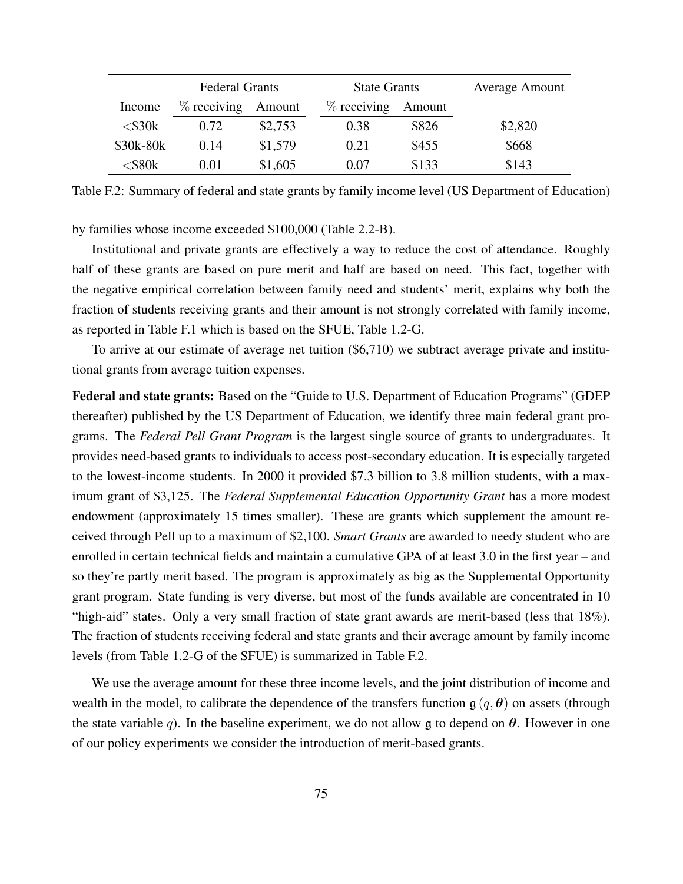| | Federal Grants | | State Grants | | Average Amount |
|---|---|---|---|---|---|
| Income | % receiving | Amount | % receiving | Amount | |
| <$30k | 0.72 | $2,753 | 0.38 | $826 | $2,820 |
| $30k-80k | 0.14 | $1,579 | 0.21 | $455 | $668 |
| <$80k | 0.01 | $1,605 | 0.07 | $133 | $143 |

Table F.2: Summary of federal and state grants by family income level (US Department of Education)

by families whose income exceeded $100,000 (Table 2.2-B).

Institutional and private grants are effectively a way to reduce the cost of attendance. Roughly half of these grants are based on pure merit and half are based on need. This fact, together with the negative empirical correlation between family need and students' merit, explains why both the fraction of students receiving grants and their amount is not strongly correlated with family income, as reported in Table F.1 which is based on the SFUE, Table 1.2-G.

To arrive at our estimate of average net tuition ($6,710) we subtract average private and institutional grants from average tuition expenses.

**Federal and state grants:** Based on the "Guide to U.S. Department of Education Programs" (GDEP thereafter) published by the US Department of Education, we identify three main federal grant programs. The *Federal Pell Grant Program* is the largest single source of grants to undergraduates. It provides need-based grants to individuals to access post-secondary education. It is especially targeted to the lowest-income students. In 2000 it provided $7.3 billion to 3.8 million students, with a maximum grant of $3,125. The *Federal Supplemental Education Opportunity Grant* has a more modest endowment (approximately 15 times smaller). These are grants which supplement the amount received through Pell up to a maximum of $2,100. *Smart Grants* are awarded to needy student who are enrolled in certain technical fields and maintain a cumulative GPA of at least 3.0 in the first year – and so they're partly merit based. The program is approximately as big as the Supplemental Opportunity grant program. State funding is very diverse, but most of the funds available are concentrated in 10 "high-aid" states. Only a very small fraction of state grant awards are merit-based (less that 18%). The fraction of students receiving federal and state grants and their average amount by family income levels (from Table 1.2-G of the SFUE) is summarized in Table F.2.

We use the average amount for these three income levels, and the joint distribution of income and wealth in the model, to calibrate the dependence of the transfers function $\mathfrak{g}(q, \boldsymbol{\theta})$ on assets (through the state variable $q$). In the baseline experiment, we do not allow $\mathfrak{g}$ to depend on $\boldsymbol{\theta}$. However in one of our policy experiments we consider the introduction of merit-based grants.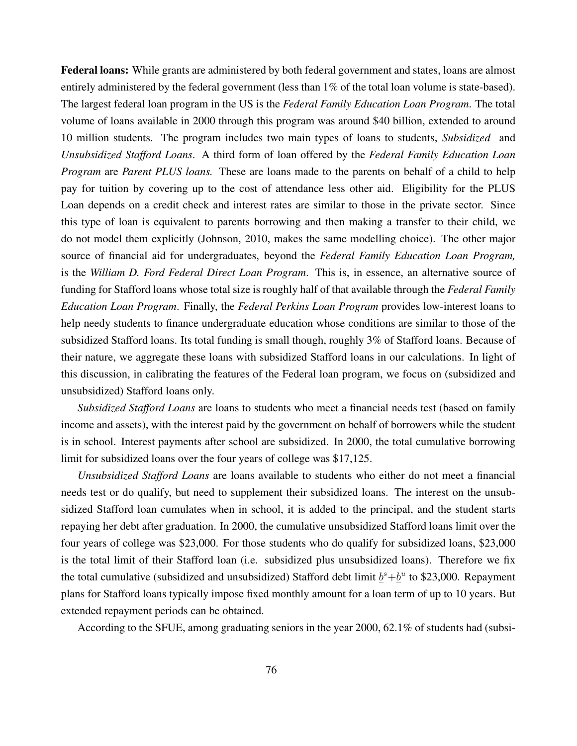**Federal loans:** While grants are administered by both federal government and states, loans are almost entirely administered by the federal government (less than 1% of the total loan volume is state-based). The largest federal loan program in the US is the *Federal Family Education Loan Program*. The total volume of loans available in 2000 through this program was around \$40 billion, extended to around 10 million students. The program includes two main types of loans to students, *Subsidized* and *Unsubsidized Stafford Loans*. A third form of loan offered by the *Federal Family Education Loan Program* are *Parent PLUS loans.* These are loans made to the parents on behalf of a child to help pay for tuition by covering up to the cost of attendance less other aid. Eligibility for the PLUS Loan depends on a credit check and interest rates are similar to those in the private sector. Since this type of loan is equivalent to parents borrowing and then making a transfer to their child, we do not model them explicitly (Johnson, 2010, makes the same modelling choice). The other major source of financial aid for undergraduates, beyond the *Federal Family Education Loan Program,* is the *William D. Ford Federal Direct Loan Program*. This is, in essence, an alternative source of funding for Stafford loans whose total size is roughly half of that available through the *Federal Family Education Loan Program*. Finally, the *Federal Perkins Loan Program* provides low-interest loans to help needy students to finance undergraduate education whose conditions are similar to those of the subsidized Stafford loans. Its total funding is small though, roughly 3% of Stafford loans. Because of their nature, we aggregate these loans with subsidized Stafford loans in our calculations. In light of this discussion, in calibrating the features of the Federal loan program, we focus on (subsidized and unsubsidized) Stafford loans only.

*Subsidized Stafford Loans* are loans to students who meet a financial needs test (based on family income and assets), with the interest paid by the government on behalf of borrowers while the student is in school. Interest payments after school are subsidized. In 2000, the total cumulative borrowing limit for subsidized loans over the four years of college was \$17,125.

*Unsubsidized Stafford Loans* are loans available to students who either do not meet a financial needs test or do qualify, but need to supplement their subsidized loans. The interest on the unsubsidized Stafford loan cumulates when in school, it is added to the principal, and the student starts repaying her debt after graduation. In 2000, the cumulative unsubsidized Stafford loans limit over the four years of college was \$23,000. For those students who do qualify for subsidized loans, \$23,000 is the total limit of their Stafford loan (i.e. subsidized plus unsubsidized loans). Therefore we fix the total cumulative (subsidized and unsubsidized) Stafford debt limit $\underline{b}^s + \underline{b}^u$ to \$23,000. Repayment plans for Stafford loans typically impose fixed monthly amount for a loan term of up to 10 years. But extended repayment periods can be obtained.

According to the SFUE, among graduating seniors in the year 2000, 62.1% of students had (subsi-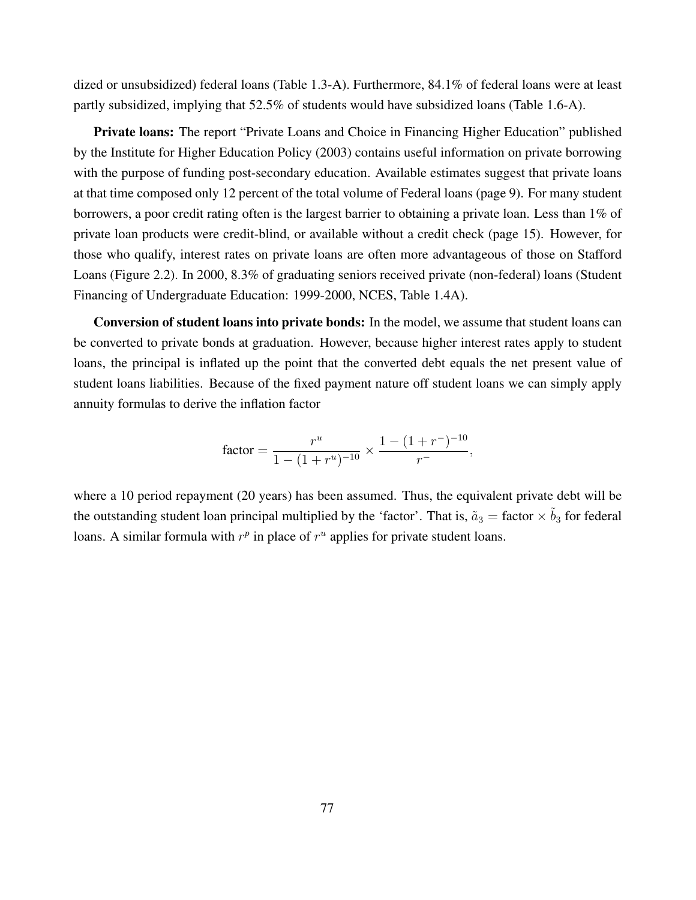dized or unsubsidized) federal loans (Table 1.3-A). Furthermore, 84.1% of federal loans were at least partly subsidized, implying that 52.5% of students would have subsidized loans (Table 1.6-A).

**Private loans:** The report "Private Loans and Choice in Financing Higher Education" published by the Institute for Higher Education Policy (2003) contains useful information on private borrowing with the purpose of funding post-secondary education. Available estimates suggest that private loans at that time composed only 12 percent of the total volume of Federal loans (page 9). For many student borrowers, a poor credit rating often is the largest barrier to obtaining a private loan. Less than 1% of private loan products were credit-blind, or available without a credit check (page 15). However, for those who qualify, interest rates on private loans are often more advantageous of those on Stafford Loans (Figure 2.2). In 2000, 8.3% of graduating seniors received private (non-federal) loans (Student Financing of Undergraduate Education: 1999-2000, NCES, Table 1.4A).

**Conversion of student loans into private bonds:** In the model, we assume that student loans can be converted to private bonds at graduation. However, because higher interest rates apply to student loans, the principal is inflated up the point that the converted debt equals the net present value of student loans liabilities. Because of the fixed payment nature off student loans we can simply apply annuity formulas to derive the inflation factor

$$\text{factor} = \frac{r^u}{1 - (1 + r^u)^{-10}} \times \frac{1 - (1 + r^-)^{-10}}{r^-},$$

where a 10 period repayment (20 years) has been assumed. Thus, the equivalent private debt will be the outstanding student loan principal multiplied by the 'factor'. That is, $\tilde{a}_3 = \text{factor} \times \tilde{b}_3$ for federal loans. A similar formula with $r^p$ in place of $r^u$ applies for private student loans.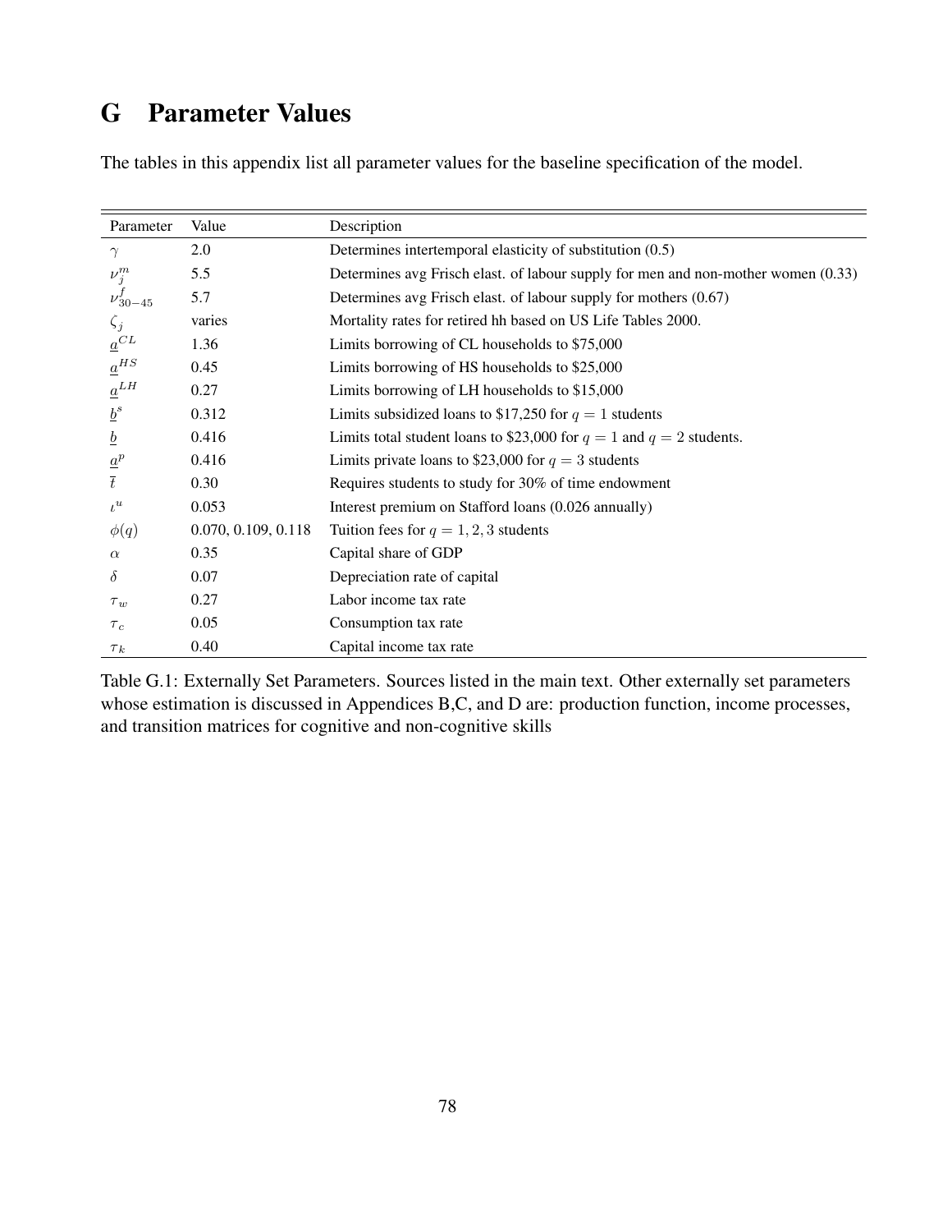# G Parameter Values

The tables in this appendix list all parameter values for the baseline specification of the model.

| Parameter | Value | Description |
|---|---|---|
| $\gamma$ | 2.0 | Determines intertemporal elasticity of substitution (0.5) |
| $\nu_j^m$ | 5.5 | Determines avg Frisch elast. of labour supply for men and non-mother women (0.33) |
| $\nu_{30-45}^f$ | 5.7 | Determines avg Frisch elast. of labour supply for mothers (0.67) |
| $\zeta_j$ | varies | Mortality rates for retired hh based on US Life Tables 2000. |
| $\underline{a}^{CL}$ | 1.36 | Limits borrowing of CL households to \$75,000 |
| $\underline{a}^{HS}$ | 0.45 | Limits borrowing of HS households to \$25,000 |
| $\underline{a}^{LH}$ | 0.27 | Limits borrowing of LH households to \$15,000 |
| $\underline{b}^s$ | 0.312 | Limits subsidized loans to \$17,250 for $q = 1$ students |
| $\underline{b}$ | 0.416 | Limits total student loans to \$23,000 for $q = 1$ and $q = 2$ students. |
| $\underline{a}^p$ | 0.416 | Limits private loans to \$23,000 for $q = 3$ students |
| $\bar{t}$ | 0.30 | Requires students to study for 30% of time endowment |
| $\iota^u$ | 0.053 | Interest premium on Stafford loans (0.026 annually) |
| $\phi(q)$ | 0.070, 0.109, 0.118 | Tuition fees for $q = 1, 2, 3$ students |
| $\alpha$ | 0.35 | Capital share of GDP |
| $\delta$ | 0.07 | Depreciation rate of capital |
| $\tau_w$ | 0.27 | Labor income tax rate |
| $\tau_c$ | 0.05 | Consumption tax rate |
| $\tau_k$ | 0.40 | Capital income tax rate |

Table G.1: Externally Set Parameters. Sources listed in the main text. Other externally set parameters whose estimation is discussed in Appendices B,C, and D are: production function, income processes, and transition matrices for cognitive and non-cognitive skills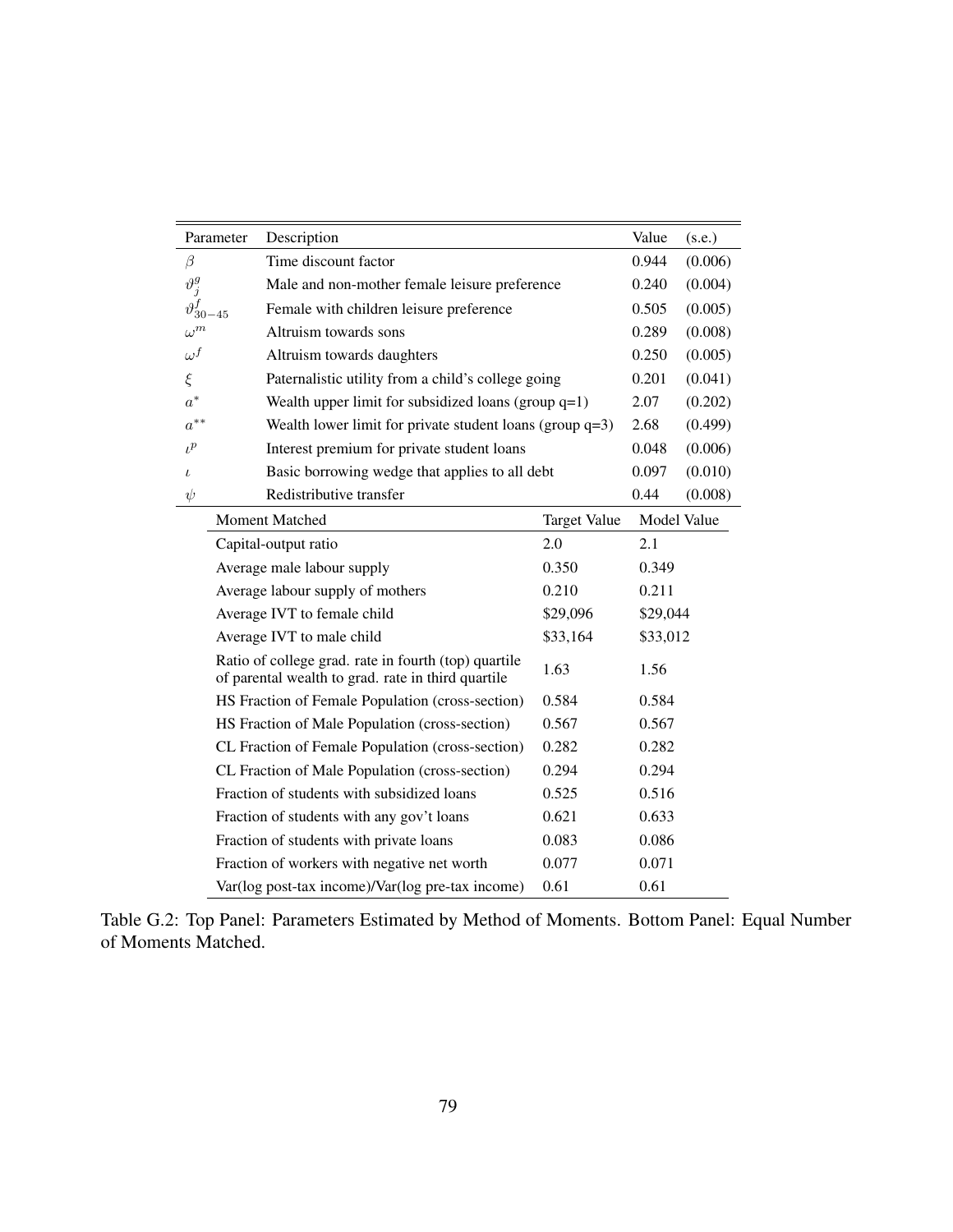| Parameter | Description | Value | (s.e.) |
|---|---|---|---|
| $\beta$ | Time discount factor | 0.944 | (0.006) |
| $\vartheta^g_j$ | Male and non-mother female leisure preference | 0.240 | (0.004) |
| $\vartheta^f_{30-45}$ | Female with children leisure preference | 0.505 | (0.005) |
| $\omega^m$ | Altruism towards sons | 0.289 | (0.008) |
| $\omega^f$ | Altruism towards daughters | 0.250 | (0.005) |
| $\xi$ | Paternalistic utility from a child's college going | 0.201 | (0.041) |
| $a^*$ | Wealth upper limit for subsidized loans (group q=1) | 2.07 | (0.202) |
| $a^{**}$ | Wealth lower limit for private student loans (group q=3) | 2.68 | (0.499) |
| $\iota^p$ | Interest premium for private student loans | 0.048 | (0.006) |
| $\iota$ | Basic borrowing wedge that applies to all debt | 0.097 | (0.010) |
| $\psi$ | Redistributive transfer | 0.44 | (0.008) |

| Moment Matched | Target Value | Model Value |
|---|---|---|
| Capital-output ratio | 2.0 | 2.1 |
| Average male labour supply | 0.350 | 0.349 |
| Average labour supply of mothers | 0.210 | 0.211 |
| Average IVT to female child | \$29,096 | \$29,044 |
| Average IVT to male child | \$33,164 | \$33,012 |
| Ratio of college grad. rate in fourth (top) quartile of parental wealth to grad. rate in third quartile | 1.63 | 1.56 |
| HS Fraction of Female Population (cross-section) | 0.584 | 0.584 |
| HS Fraction of Male Population (cross-section) | 0.567 | 0.567 |
| CL Fraction of Female Population (cross-section) | 0.282 | 0.282 |
| CL Fraction of Male Population (cross-section) | 0.294 | 0.294 |
| Fraction of students with subsidized loans | 0.525 | 0.516 |
| Fraction of students with any gov't loans | 0.621 | 0.633 |
| Fraction of students with private loans | 0.083 | 0.086 |
| Fraction of workers with negative net worth | 0.077 | 0.071 |
| Var(log post-tax income)/Var(log pre-tax income) | 0.61 | 0.61 |

Table G.2: Top Panel: Parameters Estimated by Method of Moments. Bottom Panel: Equal Number of Moments Matched.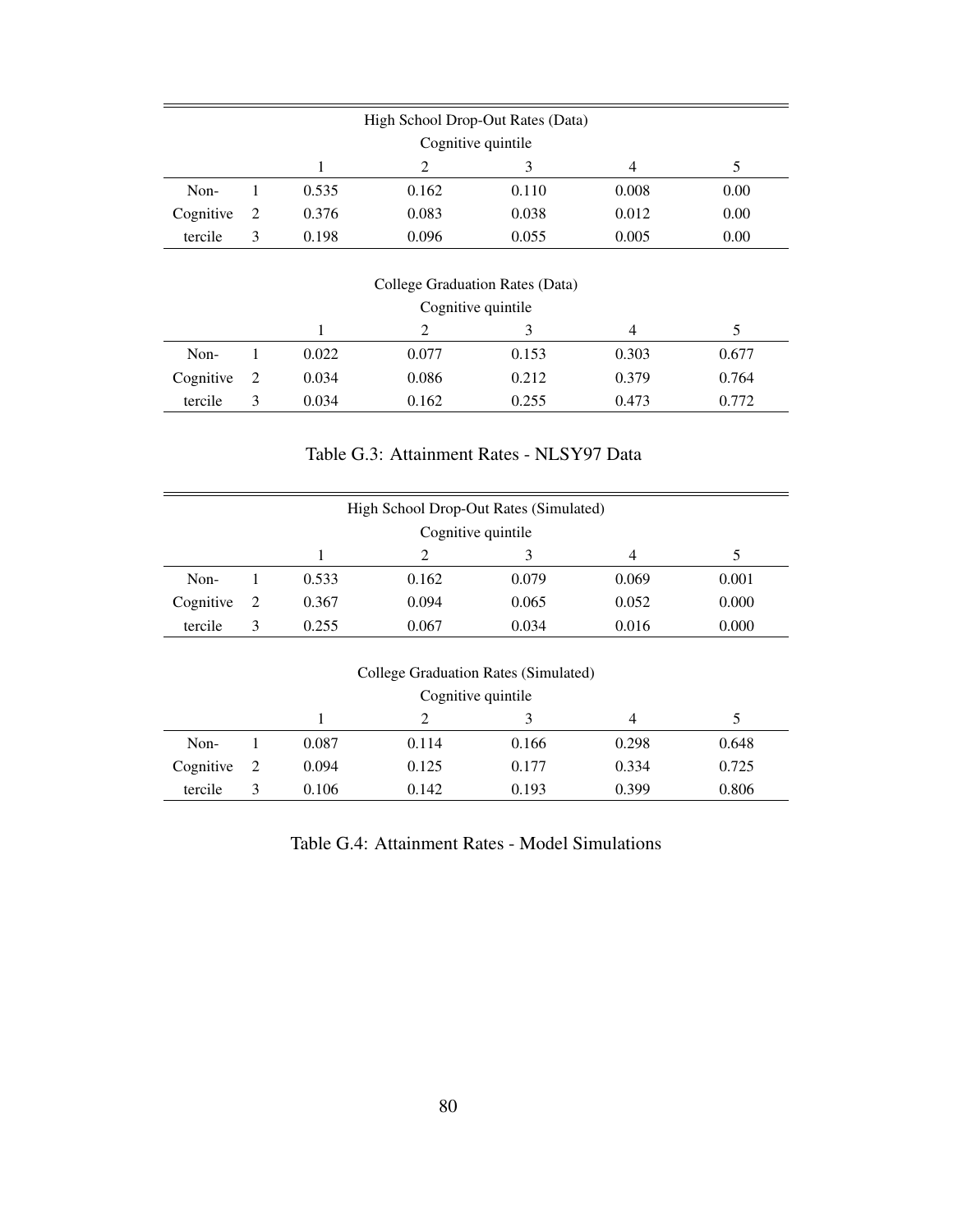| | | High School Drop-Out Rates (Data) | | | | |
|---|---|---|---|---|---|---|
| | | Cognitive quintile | | | | |
| | | 1 | 2 | 3 | 4 | 5 |
| Non- | 1 | 0.535 | 0.162 | 0.110 | 0.008 | 0.00 |
| Cognitive | 2 | 0.376 | 0.083 | 0.038 | 0.012 | 0.00 |
| tercile | 3 | 0.198 | 0.096 | 0.055 | 0.005 | 0.00 |

| | | College Graduation Rates (Data) | | | | |
|---|---|---|---|---|---|---|
| | | Cognitive quintile | | | | |
| | | 1 | 2 | 3 | 4 | 5 |
| Non- | 1 | 0.022 | 0.077 | 0.153 | 0.303 | 0.677 |
| Cognitive | 2 | 0.034 | 0.086 | 0.212 | 0.379 | 0.764 |
| tercile | 3 | 0.034 | 0.162 | 0.255 | 0.473 | 0.772 |

Table G.3: Attainment Rates - NLSY97 Data

| | | High School Drop-Out Rates (Simulated) | | | | |
|---|---|---|---|---|---|---|
| | | Cognitive quintile | | | | |
| | | 1 | 2 | 3 | 4 | 5 |
| Non- | 1 | 0.533 | 0.162 | 0.079 | 0.069 | 0.001 |
| Cognitive | 2 | 0.367 | 0.094 | 0.065 | 0.052 | 0.000 |
| tercile | 3 | 0.255 | 0.067 | 0.034 | 0.016 | 0.000 |

| | | College Graduation Rates (Simulated) | | | | |
|---|---|---|---|---|---|---|
| | | Cognitive quintile | | | | |
| | | 1 | 2 | 3 | 4 | 5 |
| Non- | 1 | 0.087 | 0.114 | 0.166 | 0.298 | 0.648 |
| Cognitive | 2 | 0.094 | 0.125 | 0.177 | 0.334 | 0.725 |
| tercile | 3 | 0.106 | 0.142 | 0.193 | 0.399 | 0.806 |

Table G.4: Attainment Rates - Model Simulations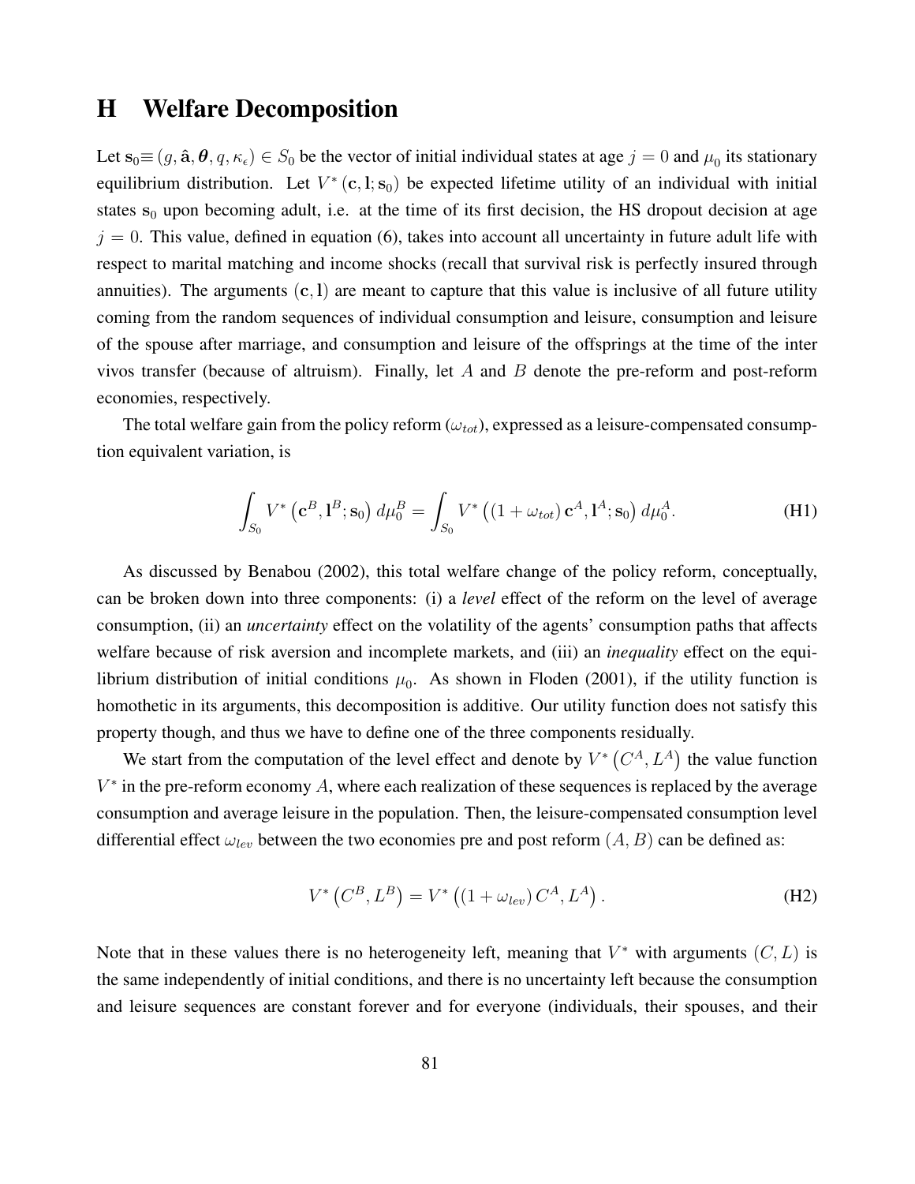# H Welfare Decomposition

Let $\mathbf{s}_0 \equiv (g, \hat{\mathbf{a}}, \boldsymbol{\theta}, q, \kappa_\epsilon) \in S_0$ be the vector of initial individual states at age $j = 0$ and $\mu_0$ its stationary equilibrium distribution. Let $V^*(\mathbf{c}, \mathbf{l}; \mathbf{s}_0)$ be expected lifetime utility of an individual with initial states $\mathbf{s}_0$ upon becoming adult, i.e. at the time of its first decision, the HS dropout decision at age $j = 0$. This value, defined in equation (6), takes into account all uncertainty in future adult life with respect to marital matching and income shocks (recall that survival risk is perfectly insured through annuities). The arguments $(\mathbf{c}, \mathbf{l})$ are meant to capture that this value is inclusive of all future utility coming from the random sequences of individual consumption and leisure, consumption and leisure of the spouse after marriage, and consumption and leisure of the offsprings at the time of the inter vivos transfer (because of altruism). Finally, let $A$ and $B$ denote the pre-reform and post-reform economies, respectively.

The total welfare gain from the policy reform ($\omega_{tot}$), expressed as a leisure-compensated consumption equivalent variation, is

$$\int_{S_0} V^*\left(\mathbf{c}^B, \mathbf{l}^B; \mathbf{s}_0\right) d\mu_0^B = \int_{S_0} V^*\left((1 + \omega_{tot})\, \mathbf{c}^A, \mathbf{l}^A; \mathbf{s}_0\right) d\mu_0^A. \tag{H1}$$

As discussed by Benabou (2002), this total welfare change of the policy reform, conceptually, can be broken down into three components: (i) a *level* effect of the reform on the level of average consumption, (ii) an *uncertainty* effect on the volatility of the agents' consumption paths that affects welfare because of risk aversion and incomplete markets, and (iii) an *inequality* effect on the equilibrium distribution of initial conditions $\mu_0$. As shown in Floden (2001), if the utility function is homothetic in its arguments, this decomposition is additive. Our utility function does not satisfy this property though, and thus we have to define one of the three components residually.

We start from the computation of the level effect and denote by $V^*\left(C^A, L^A\right)$ the value function $V^*$ in the pre-reform economy $A$, where each realization of these sequences is replaced by the average consumption and average leisure in the population. Then, the leisure-compensated consumption level differential effect $\omega_{lev}$ between the two economies pre and post reform $(A, B)$ can be defined as:

$$V^*\left(C^B, L^B\right) = V^*\left((1 + \omega_{lev})\, C^A, L^A\right). \tag{H2}$$

Note that in these values there is no heterogeneity left, meaning that $V^*$ with arguments $(C, L)$ is the same independently of initial conditions, and there is no uncertainty left because the consumption and leisure sequences are constant forever and for everyone (individuals, their spouses, and their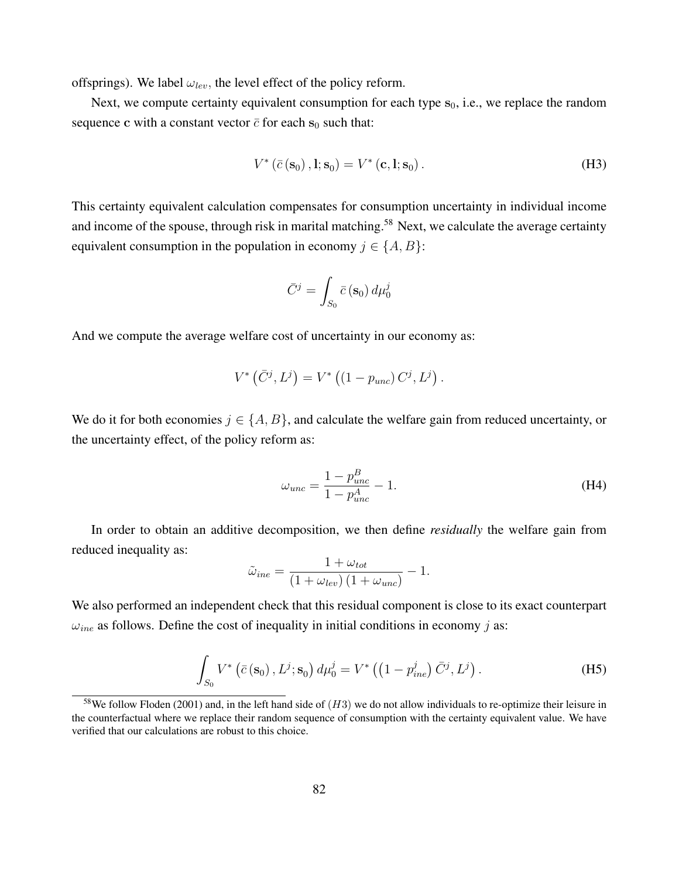offsprings). We label $\omega_{lev}$, the level effect of the policy reform.

Next, we compute certainty equivalent consumption for each type $\mathbf{s}_0$, i.e., we replace the random sequence $\mathbf{c}$ with a constant vector $\bar{c}$ for each $\mathbf{s}_0$ such that:

$$V^*\left(\bar{c}\left(\mathbf{s}_0\right), \mathbf{l}; \mathbf{s}_0\right) = V^*\left(\mathbf{c}, \mathbf{l}; \mathbf{s}_0\right). \tag{H3}$$

This certainty equivalent calculation compensates for consumption uncertainty in individual income and income of the spouse, through risk in marital matching.[58] Next, we calculate the average certainty equivalent consumption in the population in economy $j \in \{A, B\}$:

$$\bar{C}^j = \int_{S_0} \bar{c}\left(\mathbf{s}_0\right) d\mu_0^j$$

And we compute the average welfare cost of uncertainty in our economy as:

$$V^*\left(\bar{C}^j, L^j\right) = V^*\left(\left(1 - p_{unc}\right) C^j, L^j\right).$$

We do it for both economies $j \in \{A, B\}$, and calculate the welfare gain from reduced uncertainty, or the uncertainty effect, of the policy reform as:

$$\omega_{unc} = \frac{1 - p_{unc}^B}{1 - p_{unc}^A} - 1. \tag{H4}$$

In order to obtain an additive decomposition, we then define *residually* the welfare gain from reduced inequality as:

$$\tilde{\omega}_{ine} = \frac{1 + \omega_{tot}}{\left(1 + \omega_{lev}\right)\left(1 + \omega_{unc}\right)} - 1.$$

We also performed an independent check that this residual component is close to its exact counterpart $\omega_{ine}$ as follows. Define the cost of inequality in initial conditions in economy $j$ as:

$$\int_{S_0} V^*\left(\bar{c}\left(\mathbf{s}_0\right), L^j; \mathbf{s}_0\right) d\mu_0^j = V^*\left(\left(1 - p_{ine}^j\right) \bar{C}^j, L^j\right). \tag{H5}$$

[58] We follow Floden (2001) and, in the left hand side of $(H3)$ we do not allow individuals to re-optimize their leisure in the counterfactual where we replace their random sequence of consumption with the certainty equivalent value. We have verified that our calculations are robust to this choice.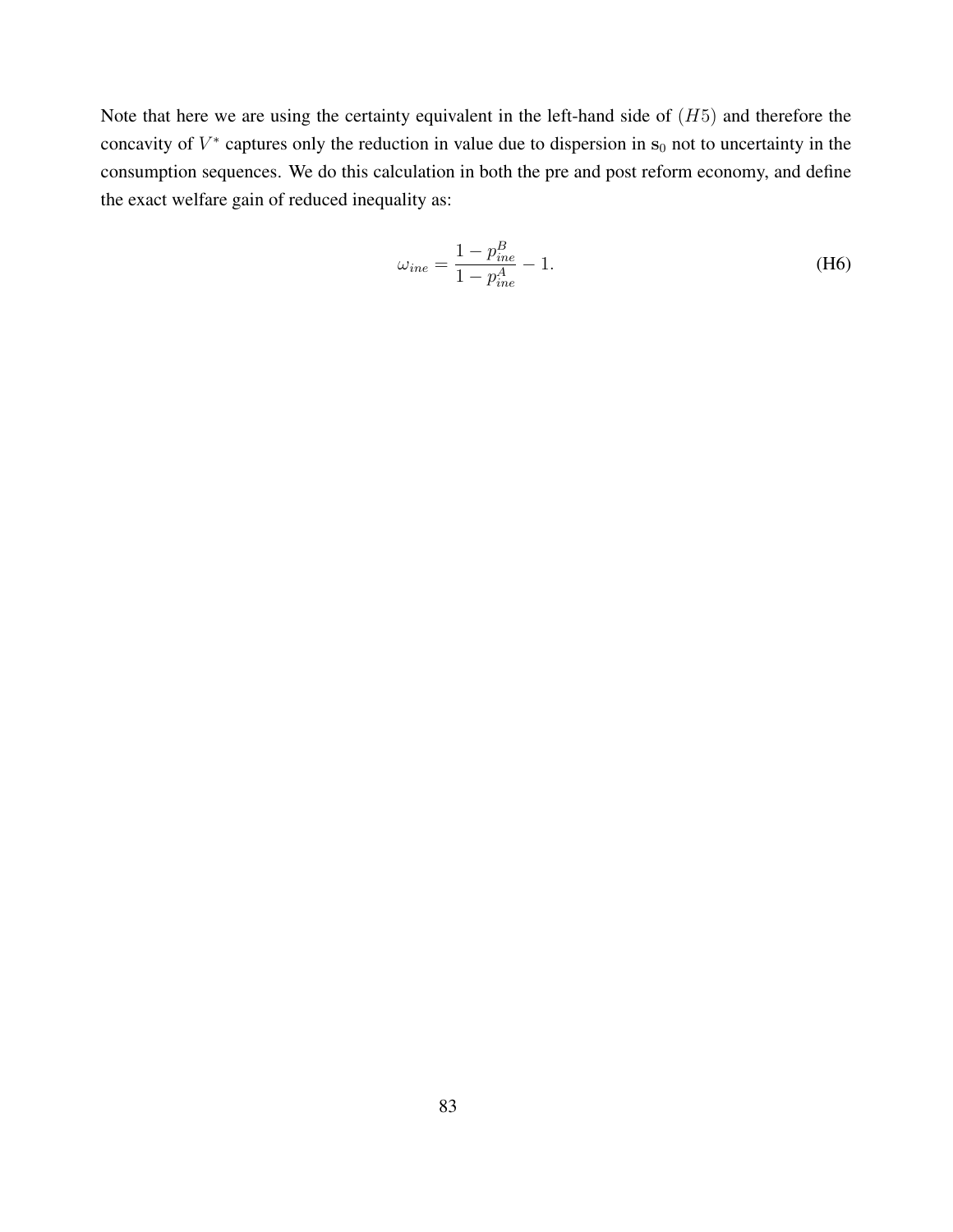Note that here we are using the certainty equivalent in the left-hand side of $(H5)$ and therefore the concavity of $V^*$ captures only the reduction in value due to dispersion in $\mathrm{s}_0$ not to uncertainty in the consumption sequences. We do this calculation in both the pre and post reform economy, and define the exact welfare gain of reduced inequality as:

$$\omega_{ine} = \frac{1 - p^B_{ine}}{1 - p^A_{ine}} - 1. \tag{H6}$$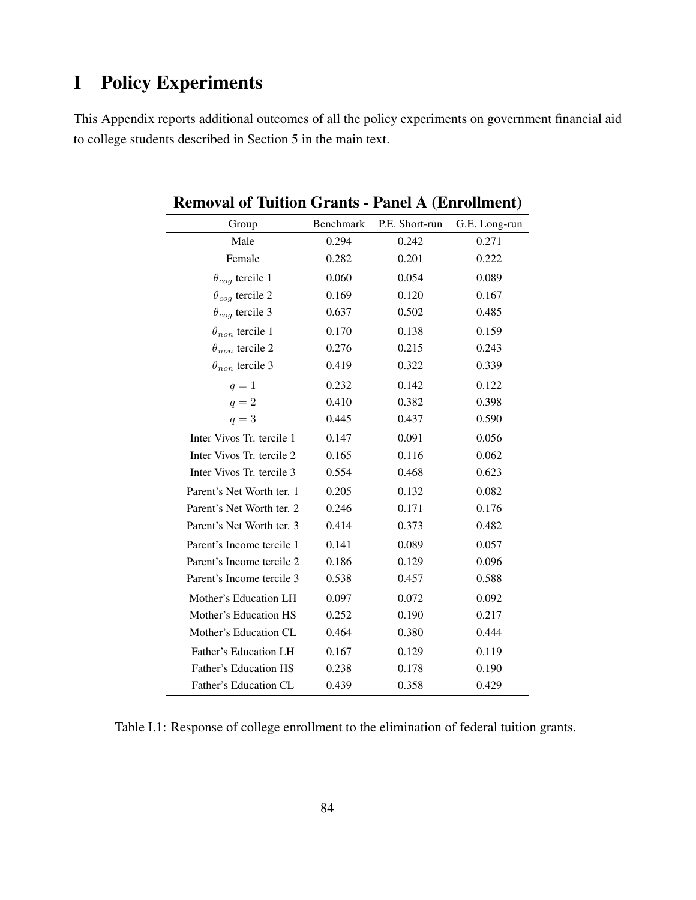# I Policy Experiments

This Appendix reports additional outcomes of all the policy experiments on government financial aid to college students described in Section 5 in the main text.

**Removal of Tuition Grants - Panel A (Enrollment)**

| Group | Benchmark | P.E. Short-run | G.E. Long-run |
|---|---|---|---|
| Male | 0.294 | 0.242 | 0.271 |
| Female | 0.282 | 0.201 | 0.222 |
| $\theta_{cog}$ tercile 1 | 0.060 | 0.054 | 0.089 |
| $\theta_{cog}$ tercile 2 | 0.169 | 0.120 | 0.167 |
| $\theta_{cog}$ tercile 3 | 0.637 | 0.502 | 0.485 |
| $\theta_{non}$ tercile 1 | 0.170 | 0.138 | 0.159 |
| $\theta_{non}$ tercile 2 | 0.276 | 0.215 | 0.243 |
| $\theta_{non}$ tercile 3 | 0.419 | 0.322 | 0.339 |
| $q = 1$ | 0.232 | 0.142 | 0.122 |
| $q = 2$ | 0.410 | 0.382 | 0.398 |
| $q = 3$ | 0.445 | 0.437 | 0.590 |
| Inter Vivos Tr. tercile 1 | 0.147 | 0.091 | 0.056 |
| Inter Vivos Tr. tercile 2 | 0.165 | 0.116 | 0.062 |
| Inter Vivos Tr. tercile 3 | 0.554 | 0.468 | 0.623 |
| Parent's Net Worth ter. 1 | 0.205 | 0.132 | 0.082 |
| Parent's Net Worth ter. 2 | 0.246 | 0.171 | 0.176 |
| Parent's Net Worth ter. 3 | 0.414 | 0.373 | 0.482 |
| Parent's Income tercile 1 | 0.141 | 0.089 | 0.057 |
| Parent's Income tercile 2 | 0.186 | 0.129 | 0.096 |
| Parent's Income tercile 3 | 0.538 | 0.457 | 0.588 |
| Mother's Education LH | 0.097 | 0.072 | 0.092 |
| Mother's Education HS | 0.252 | 0.190 | 0.217 |
| Mother's Education CL | 0.464 | 0.380 | 0.444 |
| Father's Education LH | 0.167 | 0.129 | 0.119 |
| Father's Education HS | 0.238 | 0.178 | 0.190 |
| Father's Education CL | 0.439 | 0.358 | 0.429 |

Table I.1: Response of college enrollment to the elimination of federal tuition grants.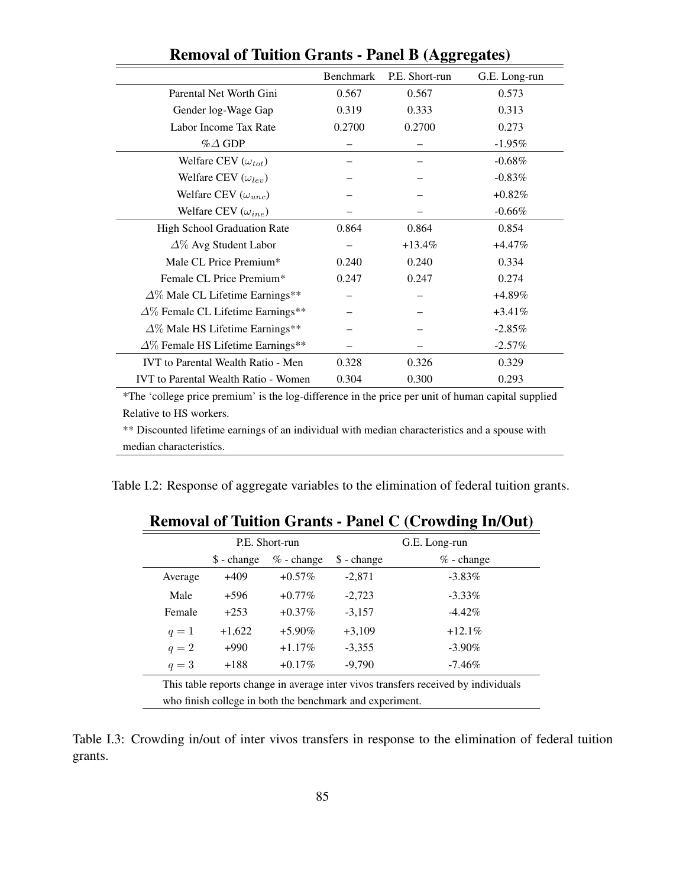**Removal of Tuition Grants - Panel B (Aggregates)**

| | Benchmark | P.E. Short-run | G.E. Long-run |
|---|---|---|---|
| Parental Net Worth Gini | 0.567 | 0.567 | 0.573 |
| Gender log-Wage Gap | 0.319 | 0.333 | 0.313 |
| Labor Income Tax Rate | 0.2700 | 0.2700 | 0.273 |
| $\%\Delta$ GDP | – | – | -1.95% |
| Welfare CEV ($\omega_{tot}$) | – | – | -0.68% |
| Welfare CEV ($\omega_{lev}$) | – | – | -0.83% |
| Welfare CEV ($\omega_{unc}$) | – | – | +0.82% |
| Welfare CEV ($\omega_{ine}$) | – | – | -0.66% |
| High School Graduation Rate | 0.864 | 0.864 | 0.854 |
| $\Delta\%$ Avg Student Labor | – | +13.4% | +4.47% |
| Male CL Price Premium* | 0.240 | 0.240 | 0.334 |
| Female CL Price Premium* | 0.247 | 0.247 | 0.274 |
| $\Delta\%$ Male CL Lifetime Earnings** | – | – | +4.89% |
| $\Delta\%$ Female CL Lifetime Earnings** | – | – | +3.41% |
| $\Delta\%$ Male HS Lifetime Earnings** | – | – | -2.85% |
| $\Delta\%$ Female HS Lifetime Earnings** | – | – | -2.57% |
| IVT to Parental Wealth Ratio - Men | 0.328 | 0.326 | 0.329 |
| IVT to Parental Wealth Ratio - Women | 0.304 | 0.300 | 0.293 |

*The 'college price premium' is the log-difference in the price per unit of human capital supplied Relative to HS workers.

** Discounted lifetime earnings of an individual with median characteristics and a spouse with median characteristics.

Table I.2: Response of aggregate variables to the elimination of federal tuition grants.

**Removal of Tuition Grants - Panel C (Crowding In/Out)**

| | P.E. Short-run | | G.E. Long-run | |
|---|---|---|---|---|
| | \$ - change | % - change | \$ - change | % - change |
| Average | +409 | +0.57% | -2,871 | -3.83% |
| Male | +596 | +0.77% | -2,723 | -3.33% |
| Female | +253 | +0.37% | -3,157 | -4.42% |
| $q = 1$ | +1,622 | +5.90% | +3,109 | +12.1% |
| $q = 2$ | +990 | +1.17% | -3,355 | -3.90% |
| $q = 3$ | +188 | +0.17% | -9,790 | -7.46% |

This table reports change in average inter vivos transfers received by individuals who finish college in both the benchmark and experiment.

Table I.3: Crowding in/out of inter vivos transfers in response to the elimination of federal tuition grants.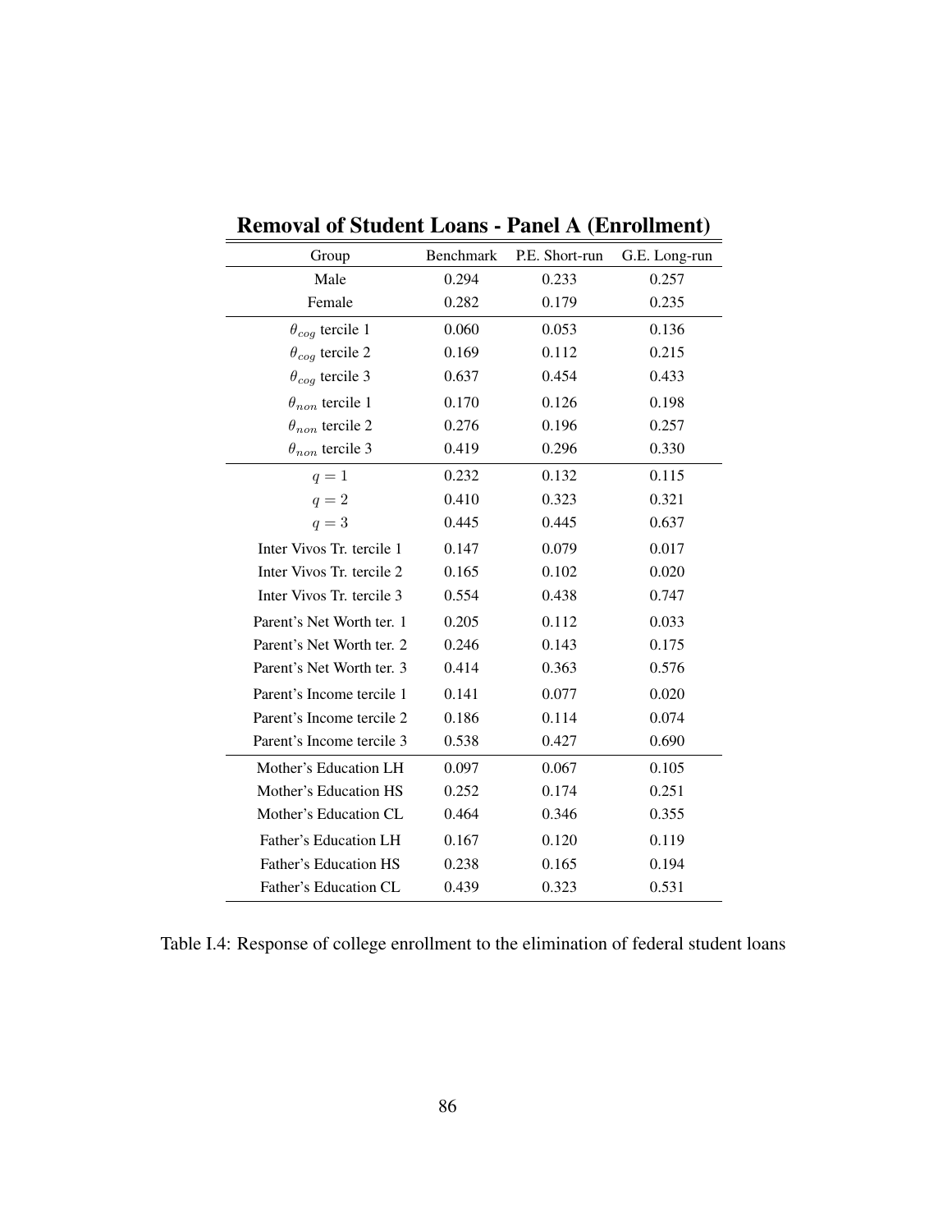**Removal of Student Loans - Panel A (Enrollment)**

| Group | Benchmark | P.E. Short-run | G.E. Long-run |
|---|---|---|---|
| Male | 0.294 | 0.233 | 0.257 |
| Female | 0.282 | 0.179 | 0.235 |
| $\theta_{cog}$ tercile 1 | 0.060 | 0.053 | 0.136 |
| $\theta_{cog}$ tercile 2 | 0.169 | 0.112 | 0.215 |
| $\theta_{cog}$ tercile 3 | 0.637 | 0.454 | 0.433 |
| $\theta_{non}$ tercile 1 | 0.170 | 0.126 | 0.198 |
| $\theta_{non}$ tercile 2 | 0.276 | 0.196 | 0.257 |
| $\theta_{non}$ tercile 3 | 0.419 | 0.296 | 0.330 |
| $q = 1$ | 0.232 | 0.132 | 0.115 |
| $q = 2$ | 0.410 | 0.323 | 0.321 |
| $q = 3$ | 0.445 | 0.445 | 0.637 |
| Inter Vivos Tr. tercile 1 | 0.147 | 0.079 | 0.017 |
| Inter Vivos Tr. tercile 2 | 0.165 | 0.102 | 0.020 |
| Inter Vivos Tr. tercile 3 | 0.554 | 0.438 | 0.747 |
| Parent's Net Worth ter. 1 | 0.205 | 0.112 | 0.033 |
| Parent's Net Worth ter. 2 | 0.246 | 0.143 | 0.175 |
| Parent's Net Worth ter. 3 | 0.414 | 0.363 | 0.576 |
| Parent's Income tercile 1 | 0.141 | 0.077 | 0.020 |
| Parent's Income tercile 2 | 0.186 | 0.114 | 0.074 |
| Parent's Income tercile 3 | 0.538 | 0.427 | 0.690 |
| Mother's Education LH | 0.097 | 0.067 | 0.105 |
| Mother's Education HS | 0.252 | 0.174 | 0.251 |
| Mother's Education CL | 0.464 | 0.346 | 0.355 |
| Father's Education LH | 0.167 | 0.120 | 0.119 |
| Father's Education HS | 0.238 | 0.165 | 0.194 |
| Father's Education CL | 0.439 | 0.323 | 0.531 |

Table I.4: Response of college enrollment to the elimination of federal student loans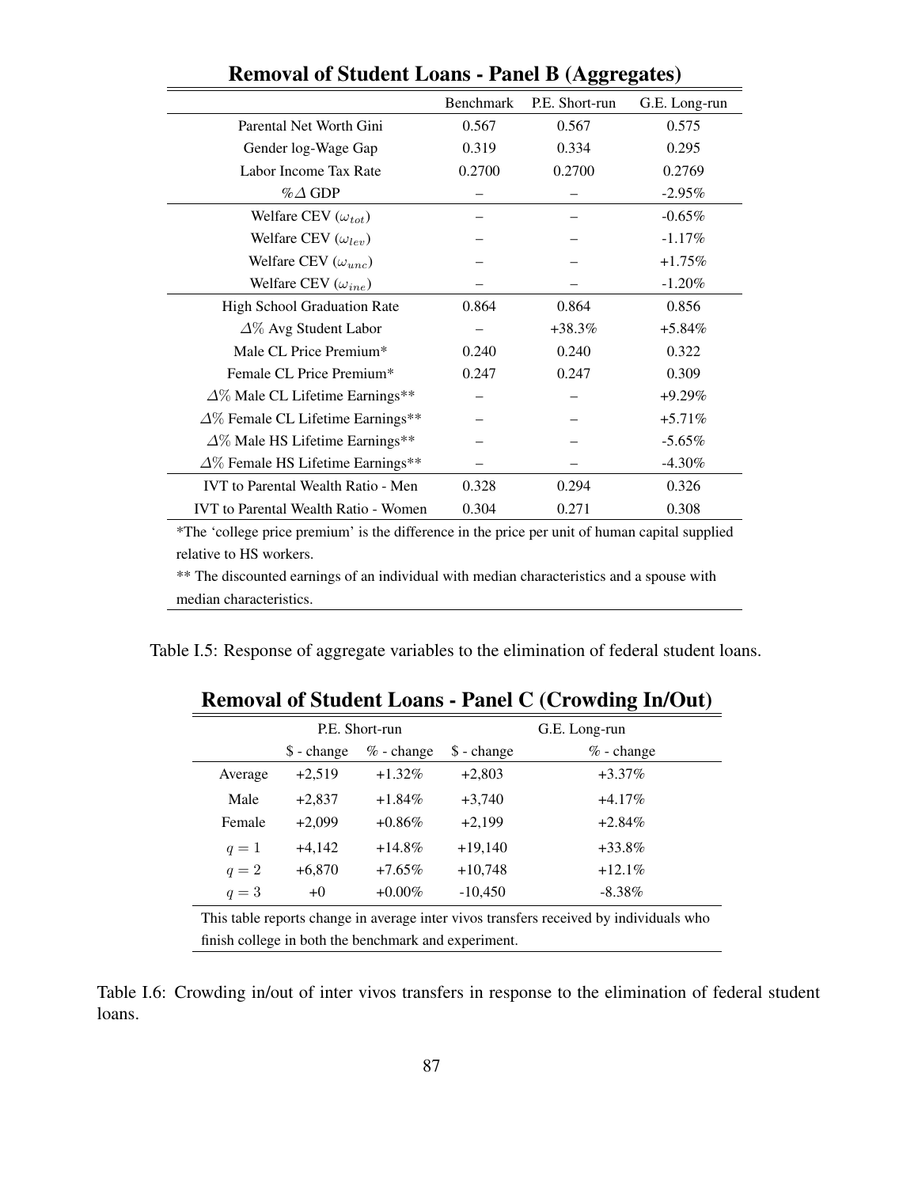**Removal of Student Loans - Panel B (Aggregates)**

| | Benchmark | P.E. Short-run | G.E. Long-run |
|---|---|---|---|
| Parental Net Worth Gini | 0.567 | 0.567 | 0.575 |
| Gender log-Wage Gap | 0.319 | 0.334 | 0.295 |
| Labor Income Tax Rate | 0.2700 | 0.2700 | 0.2769 |
| $\%\Delta$ GDP | – | – | -2.95% |
| Welfare CEV ($\omega_{tot}$) | – | – | -0.65% |
| Welfare CEV ($\omega_{lev}$) | – | – | -1.17% |
| Welfare CEV ($\omega_{unc}$) | – | – | +1.75% |
| Welfare CEV ($\omega_{ine}$) | – | – | -1.20% |
| High School Graduation Rate | 0.864 | 0.864 | 0.856 |
| $\Delta\%$ Avg Student Labor | – | +38.3% | +5.84% |
| Male CL Price Premium* | 0.240 | 0.240 | 0.322 |
| Female CL Price Premium* | 0.247 | 0.247 | 0.309 |
| $\Delta\%$ Male CL Lifetime Earnings** | – | – | +9.29% |
| $\Delta\%$ Female CL Lifetime Earnings** | – | – | +5.71% |
| $\Delta\%$ Male HS Lifetime Earnings** | – | – | -5.65% |
| $\Delta\%$ Female HS Lifetime Earnings** | – | – | -4.30% |
| IVT to Parental Wealth Ratio - Men | 0.328 | 0.294 | 0.326 |
| IVT to Parental Wealth Ratio - Women | 0.304 | 0.271 | 0.308 |

*The 'college price premium' is the difference in the price per unit of human capital supplied relative to HS workers.

** The discounted earnings of an individual with median characteristics and a spouse with median characteristics.

Table I.5: Response of aggregate variables to the elimination of federal student loans.

**Removal of Student Loans - Panel C (Crowding In/Out)**

| | P.E. Short-run | | G.E. Long-run | |
|---|---|---|---|---|
| | $ - change | % - change | $ - change | % - change |
| Average | +2,519 | +1.32% | +2,803 | +3.37% |
| Male | +2,837 | +1.84% | +3,740 | +4.17% |
| Female | +2,099 | +0.86% | +2,199 | +2.84% |
| $q = 1$ | +4,142 | +14.8% | +19,140 | +33.8% |
| $q = 2$ | +6,870 | +7.65% | +10,748 | +12.1% |
| $q = 3$ | +0 | +0.00% | -10,450 | -8.38% |

This table reports change in average inter vivos transfers received by individuals who finish college in both the benchmark and experiment.

Table I.6: Crowding in/out of inter vivos transfers in response to the elimination of federal student loans.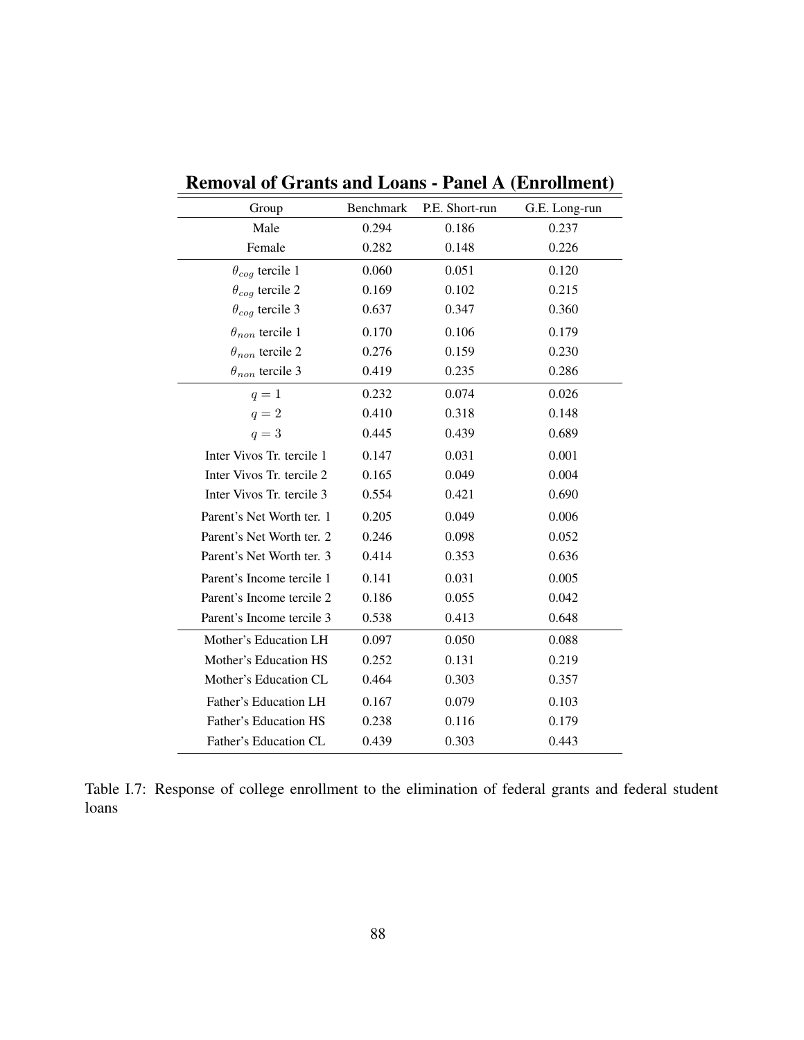**Removal of Grants and Loans - Panel A (Enrollment)**

| Group | Benchmark | P.E. Short-run | G.E. Long-run |
|---|---|---|---|
| Male | 0.294 | 0.186 | 0.237 |
| Female | 0.282 | 0.148 | 0.226 |
| $\theta_{cog}$ tercile 1 | 0.060 | 0.051 | 0.120 |
| $\theta_{cog}$ tercile 2 | 0.169 | 0.102 | 0.215 |
| $\theta_{cog}$ tercile 3 | 0.637 | 0.347 | 0.360 |
| $\theta_{non}$ tercile 1 | 0.170 | 0.106 | 0.179 |
| $\theta_{non}$ tercile 2 | 0.276 | 0.159 | 0.230 |
| $\theta_{non}$ tercile 3 | 0.419 | 0.235 | 0.286 |
| $q = 1$ | 0.232 | 0.074 | 0.026 |
| $q = 2$ | 0.410 | 0.318 | 0.148 |
| $q = 3$ | 0.445 | 0.439 | 0.689 |
| Inter Vivos Tr. tercile 1 | 0.147 | 0.031 | 0.001 |
| Inter Vivos Tr. tercile 2 | 0.165 | 0.049 | 0.004 |
| Inter Vivos Tr. tercile 3 | 0.554 | 0.421 | 0.690 |
| Parent's Net Worth ter. 1 | 0.205 | 0.049 | 0.006 |
| Parent's Net Worth ter. 2 | 0.246 | 0.098 | 0.052 |
| Parent's Net Worth ter. 3 | 0.414 | 0.353 | 0.636 |
| Parent's Income tercile 1 | 0.141 | 0.031 | 0.005 |
| Parent's Income tercile 2 | 0.186 | 0.055 | 0.042 |
| Parent's Income tercile 3 | 0.538 | 0.413 | 0.648 |
| Mother's Education LH | 0.097 | 0.050 | 0.088 |
| Mother's Education HS | 0.252 | 0.131 | 0.219 |
| Mother's Education CL | 0.464 | 0.303 | 0.357 |
| Father's Education LH | 0.167 | 0.079 | 0.103 |
| Father's Education HS | 0.238 | 0.116 | 0.179 |
| Father's Education CL | 0.439 | 0.303 | 0.443 |

Table I.7: Response of college enrollment to the elimination of federal grants and federal student loans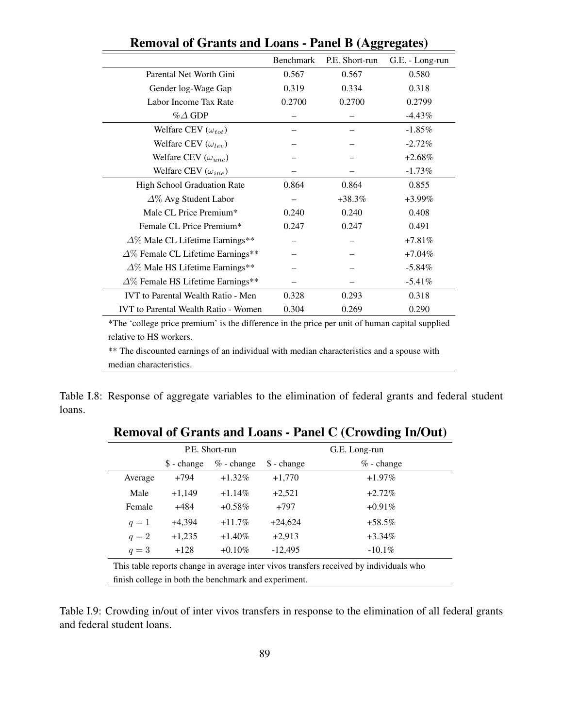**Removal of Grants and Loans - Panel B (Aggregates)**

| | Benchmark | P.E. Short-run | G.E. - Long-run |
|---|---|---|---|
| Parental Net Worth Gini | 0.567 | 0.567 | 0.580 |
| Gender log-Wage Gap | 0.319 | 0.334 | 0.318 |
| Labor Income Tax Rate | 0.2700 | 0.2700 | 0.2799 |
| $\%\Delta$ GDP | – | – | -4.43% |
| Welfare CEV ($\omega_{tot}$) | – | – | -1.85% |
| Welfare CEV ($\omega_{lev}$) | – | – | -2.72% |
| Welfare CEV ($\omega_{unc}$) | – | – | +2.68% |
| Welfare CEV ($\omega_{ine}$) | – | – | -1.73% |
| High School Graduation Rate | 0.864 | 0.864 | 0.855 |
| $\Delta\%$ Avg Student Labor | – | +38.3% | +3.99% |
| Male CL Price Premium* | 0.240 | 0.240 | 0.408 |
| Female CL Price Premium* | 0.247 | 0.247 | 0.491 |
| $\Delta\%$ Male CL Lifetime Earnings** | – | – | +7.81% |
| $\Delta\%$ Female CL Lifetime Earnings** | – | – | +7.04% |
| $\Delta\%$ Male HS Lifetime Earnings** | – | – | -5.84% |
| $\Delta\%$ Female HS Lifetime Earnings** | – | – | -5.41% |
| IVT to Parental Wealth Ratio - Men | 0.328 | 0.293 | 0.318 |
| IVT to Parental Wealth Ratio - Women | 0.304 | 0.269 | 0.290 |

*The 'college price premium' is the difference in the price per unit of human capital supplied relative to HS workers.

** The discounted earnings of an individual with median characteristics and a spouse with median characteristics.

Table I.8: Response of aggregate variables to the elimination of federal grants and federal student loans.

**Removal of Grants and Loans - Panel C (Crowding In/Out)**

| | P.E. Short-run | | G.E. Long-run | |
|---|---|---|---|---|
| | \$ - change | % - change | \$ - change | % - change |
| Average | +794 | +1.32% | +1,770 | +1.97% |
| Male | +1,149 | +1.14% | +2,521 | +2.72% |
| Female | +484 | +0.58% | +797 | +0.91% |
| $q = 1$ | +4,394 | +11.7% | +24,624 | +58.5% |
| $q = 2$ | +1,235 | +1.40% | +2,913 | +3.34% |
| $q = 3$ | +128 | +0.10% | -12,495 | -10.1% |

This table reports change in average inter vivos transfers received by individuals who finish college in both the benchmark and experiment.

Table I.9: Crowding in/out of inter vivos transfers in response to the elimination of all federal grants and federal student loans.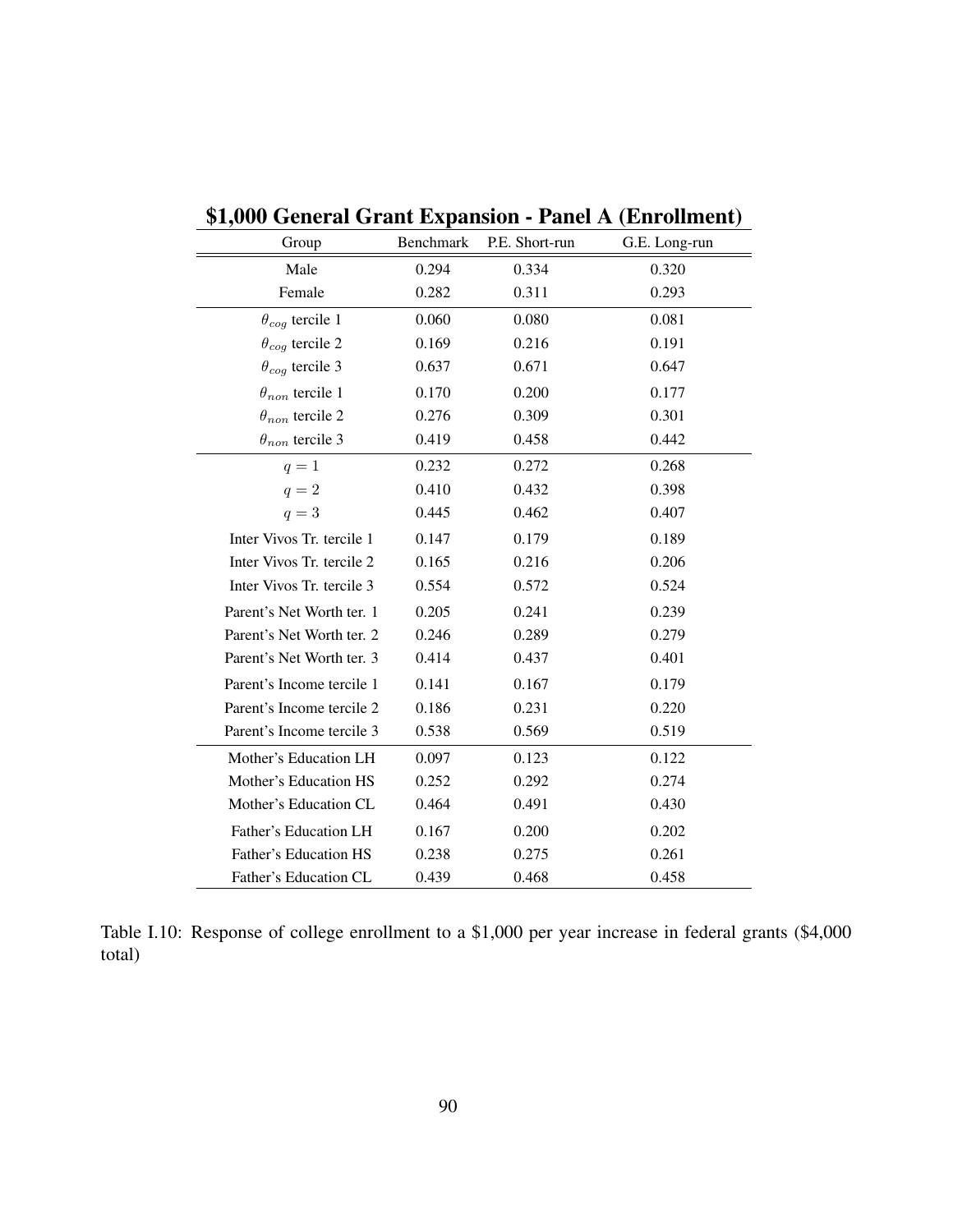## \$1,000 General Grant Expansion - Panel A (Enrollment)

| Group | Benchmark | P.E. Short-run | G.E. Long-run |
|---|---|---|---|
| Male | 0.294 | 0.334 | 0.320 |
| Female | 0.282 | 0.311 | 0.293 |
| $\theta_{cog}$ tercile 1 | 0.060 | 0.080 | 0.081 |
| $\theta_{cog}$ tercile 2 | 0.169 | 0.216 | 0.191 |
| $\theta_{cog}$ tercile 3 | 0.637 | 0.671 | 0.647 |
| $\theta_{non}$ tercile 1 | 0.170 | 0.200 | 0.177 |
| $\theta_{non}$ tercile 2 | 0.276 | 0.309 | 0.301 |
| $\theta_{non}$ tercile 3 | 0.419 | 0.458 | 0.442 |
| $q = 1$ | 0.232 | 0.272 | 0.268 |
| $q = 2$ | 0.410 | 0.432 | 0.398 |
| $q = 3$ | 0.445 | 0.462 | 0.407 |
| Inter Vivos Tr. tercile 1 | 0.147 | 0.179 | 0.189 |
| Inter Vivos Tr. tercile 2 | 0.165 | 0.216 | 0.206 |
| Inter Vivos Tr. tercile 3 | 0.554 | 0.572 | 0.524 |
| Parent's Net Worth ter. 1 | 0.205 | 0.241 | 0.239 |
| Parent's Net Worth ter. 2 | 0.246 | 0.289 | 0.279 |
| Parent's Net Worth ter. 3 | 0.414 | 0.437 | 0.401 |
| Parent's Income tercile 1 | 0.141 | 0.167 | 0.179 |
| Parent's Income tercile 2 | 0.186 | 0.231 | 0.220 |
| Parent's Income tercile 3 | 0.538 | 0.569 | 0.519 |
| Mother's Education LH | 0.097 | 0.123 | 0.122 |
| Mother's Education HS | 0.252 | 0.292 | 0.274 |
| Mother's Education CL | 0.464 | 0.491 | 0.430 |
| Father's Education LH | 0.167 | 0.200 | 0.202 |
| Father's Education HS | 0.238 | 0.275 | 0.261 |
| Father's Education CL | 0.439 | 0.468 | 0.458 |

Table I.10: Response of college enrollment to a \$1,000 per year increase in federal grants (\$4,000 total)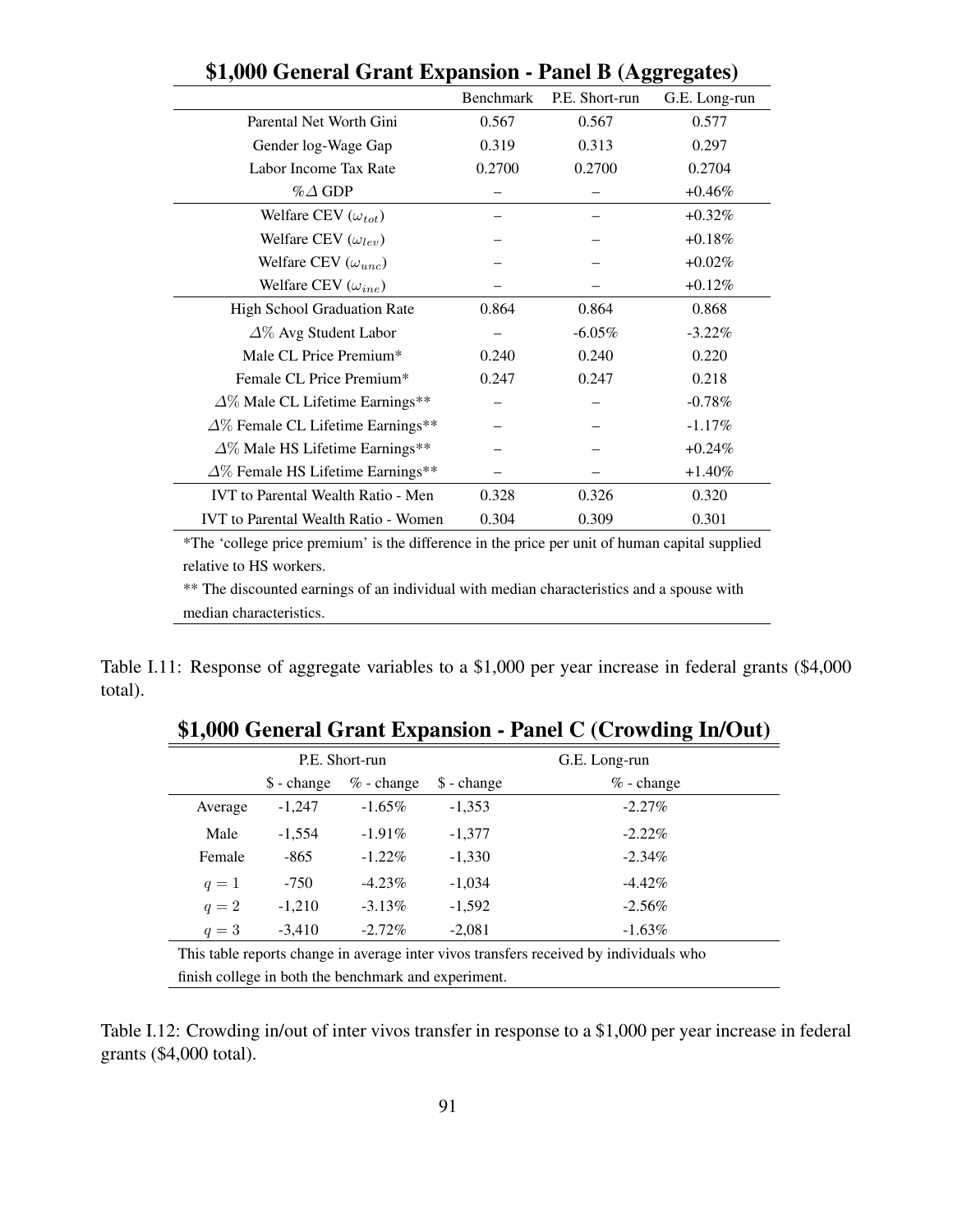**$1,000 General Grant Expansion - Panel B (Aggregates)**

| | Benchmark | P.E. Short-run | G.E. Long-run |
|---|---|---|---|
| Parental Net Worth Gini | 0.567 | 0.567 | 0.577 |
| Gender log-Wage Gap | 0.319 | 0.313 | 0.297 |
| Labor Income Tax Rate | 0.2700 | 0.2700 | 0.2704 |
| $\%\Delta$ GDP | – | – | +0.46% |
| Welfare CEV ($\omega_{tot}$) | – | – | +0.32% |
| Welfare CEV ($\omega_{lev}$) | – | – | +0.18% |
| Welfare CEV ($\omega_{unc}$) | – | – | +0.02% |
| Welfare CEV ($\omega_{ine}$) | – | – | +0.12% |
| High School Graduation Rate | 0.864 | 0.864 | 0.868 |
| $\Delta\%$ Avg Student Labor | – | -6.05% | -3.22% |
| Male CL Price Premium* | 0.240 | 0.240 | 0.220 |
| Female CL Price Premium* | 0.247 | 0.247 | 0.218 |
| $\Delta\%$ Male CL Lifetime Earnings** | – | – | -0.78% |
| $\Delta\%$ Female CL Lifetime Earnings** | – | – | -1.17% |
| $\Delta\%$ Male HS Lifetime Earnings** | – | – | +0.24% |
| $\Delta\%$ Female HS Lifetime Earnings** | – | – | +1.40% |
| IVT to Parental Wealth Ratio - Men | 0.328 | 0.326 | 0.320 |
| IVT to Parental Wealth Ratio - Women | 0.304 | 0.309 | 0.301 |

*The 'college price premium' is the difference in the price per unit of human capital supplied relative to HS workers.

** The discounted earnings of an individual with median characteristics and a spouse with median characteristics.

Table I.11: Response of aggregate variables to a $1,000 per year increase in federal grants ($4,000 total).

**$1,000 General Grant Expansion - Panel C (Crowding In/Out)**

| | P.E. Short-run | | G.E. Long-run | |
|---|---|---|---|---|
| | $ - change | % - change | $ - change | % - change |
| Average | -1,247 | -1.65% | -1,353 | -2.27% |
| Male | -1,554 | -1.91% | -1,377 | -2.22% |
| Female | -865 | -1.22% | -1,330 | -2.34% |
| $q = 1$ | -750 | -4.23% | -1,034 | -4.42% |
| $q = 2$ | -1,210 | -3.13% | -1,592 | -2.56% |
| $q = 3$ | -3,410 | -2.72% | -2,081 | -1.63% |

This table reports change in average inter vivos transfers received by individuals who finish college in both the benchmark and experiment.

Table I.12: Crowding in/out of inter vivos transfer in response to a $1,000 per year increase in federal grants ($4,000 total).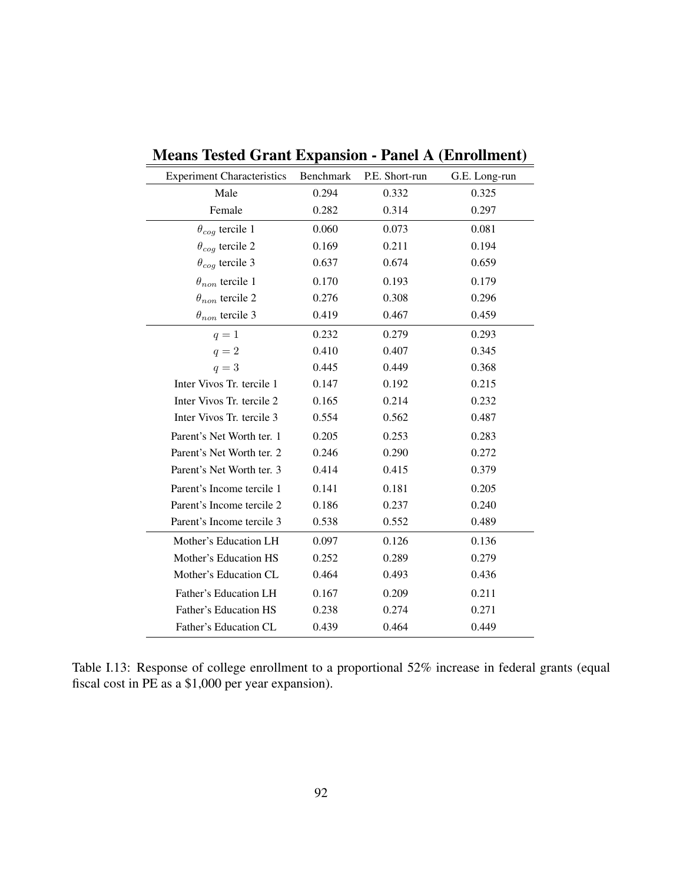**Means Tested Grant Expansion - Panel A (Enrollment)**

| Experiment Characteristics | Benchmark | P.E. Short-run | G.E. Long-run |
|---|---|---|---|
| Male | 0.294 | 0.332 | 0.325 |
| Female | 0.282 | 0.314 | 0.297 |
| $\theta_{cog}$ tercile 1 | 0.060 | 0.073 | 0.081 |
| $\theta_{cog}$ tercile 2 | 0.169 | 0.211 | 0.194 |
| $\theta_{cog}$ tercile 3 | 0.637 | 0.674 | 0.659 |
| $\theta_{non}$ tercile 1 | 0.170 | 0.193 | 0.179 |
| $\theta_{non}$ tercile 2 | 0.276 | 0.308 | 0.296 |
| $\theta_{non}$ tercile 3 | 0.419 | 0.467 | 0.459 |
| $q = 1$ | 0.232 | 0.279 | 0.293 |
| $q = 2$ | 0.410 | 0.407 | 0.345 |
| $q = 3$ | 0.445 | 0.449 | 0.368 |
| Inter Vivos Tr. tercile 1 | 0.147 | 0.192 | 0.215 |
| Inter Vivos Tr. tercile 2 | 0.165 | 0.214 | 0.232 |
| Inter Vivos Tr. tercile 3 | 0.554 | 0.562 | 0.487 |
| Parent's Net Worth ter. 1 | 0.205 | 0.253 | 0.283 |
| Parent's Net Worth ter. 2 | 0.246 | 0.290 | 0.272 |
| Parent's Net Worth ter. 3 | 0.414 | 0.415 | 0.379 |
| Parent's Income tercile 1 | 0.141 | 0.181 | 0.205 |
| Parent's Income tercile 2 | 0.186 | 0.237 | 0.240 |
| Parent's Income tercile 3 | 0.538 | 0.552 | 0.489 |
| Mother's Education LH | 0.097 | 0.126 | 0.136 |
| Mother's Education HS | 0.252 | 0.289 | 0.279 |
| Mother's Education CL | 0.464 | 0.493 | 0.436 |
| Father's Education LH | 0.167 | 0.209 | 0.211 |
| Father's Education HS | 0.238 | 0.274 | 0.271 |
| Father's Education CL | 0.439 | 0.464 | 0.449 |

Table I.13: Response of college enrollment to a proportional 52% increase in federal grants (equal fiscal cost in PE as a $1,000 per year expansion).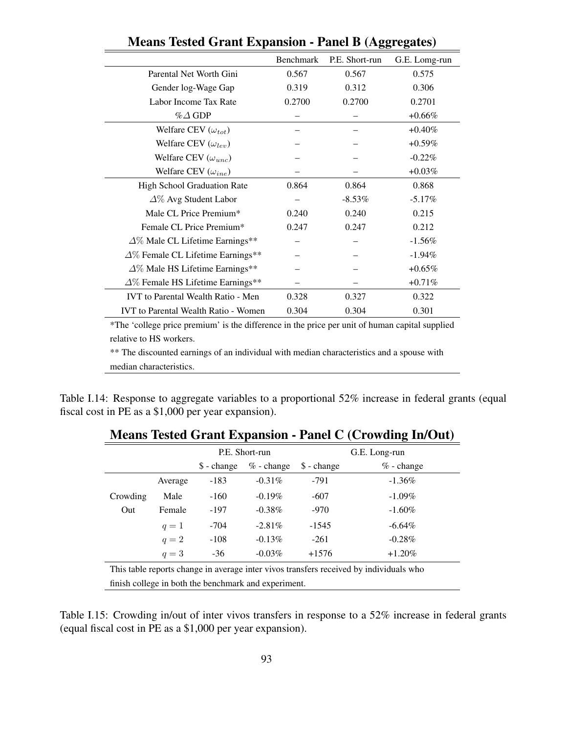**Means Tested Grant Expansion - Panel B (Aggregates)**

| | Benchmark | P.E. Short-run | G.E. Long-run |
|---|---|---|---|
| Parental Net Worth Gini | 0.567 | 0.567 | 0.575 |
| Gender log-Wage Gap | 0.319 | 0.312 | 0.306 |
| Labor Income Tax Rate | 0.2700 | 0.2700 | 0.2701 |
| $\%\Delta$ GDP | – | – | +0.66% |
| Welfare CEV ($\omega_{tot}$) | – | – | +0.40% |
| Welfare CEV ($\omega_{lev}$) | – | – | +0.59% |
| Welfare CEV ($\omega_{unc}$) | – | – | -0.22% |
| Welfare CEV ($\omega_{ine}$) | – | – | +0.03% |
| High School Graduation Rate | 0.864 | 0.864 | 0.868 |
| $\Delta\%$ Avg Student Labor | – | -8.53% | -5.17% |
| Male CL Price Premium* | 0.240 | 0.240 | 0.215 |
| Female CL Price Premium* | 0.247 | 0.247 | 0.212 |
| $\Delta\%$ Male CL Lifetime Earnings** | – | – | -1.56% |
| $\Delta\%$ Female CL Lifetime Earnings** | – | – | -1.94% |
| $\Delta\%$ Male HS Lifetime Earnings** | – | – | +0.65% |
| $\Delta\%$ Female HS Lifetime Earnings** | – | – | +0.71% |
| IVT to Parental Wealth Ratio - Men | 0.328 | 0.327 | 0.322 |
| IVT to Parental Wealth Ratio - Women | 0.304 | 0.304 | 0.301 |

*The 'college price premium' is the difference in the price per unit of human capital supplied relative to HS workers.

** The discounted earnings of an individual with median characteristics and a spouse with median characteristics.

Table I.14: Response to aggregate variables to a proportional 52% increase in federal grants (equal fiscal cost in PE as a $1,000 per year expansion).

**Means Tested Grant Expansion - Panel C (Crowding In/Out)**

| | | P.E. Short-run | | G.E. Long-run | |
|---|---|---|---|---|---|
| | | $ - change | % - change | $ - change | % - change |
| | Average | -183 | -0.31% | -791 | -1.36% |
| Crowding | Male | -160 | -0.19% | -607 | -1.09% |
| Out | Female | -197 | -0.38% | -970 | -1.60% |
| | $q = 1$ | -704 | -2.81% | -1545 | -6.64% |
| | $q = 2$ | -108 | -0.13% | -261 | -0.28% |
| | $q = 3$ | -36 | -0.03% | +1576 | +1.20% |

This table reports change in average inter vivos transfers received by individuals who finish college in both the benchmark and experiment.

Table I.15: Crowding in/out of inter vivos transfers in response to a 52% increase in federal grants (equal fiscal cost in PE as a $1,000 per year expansion).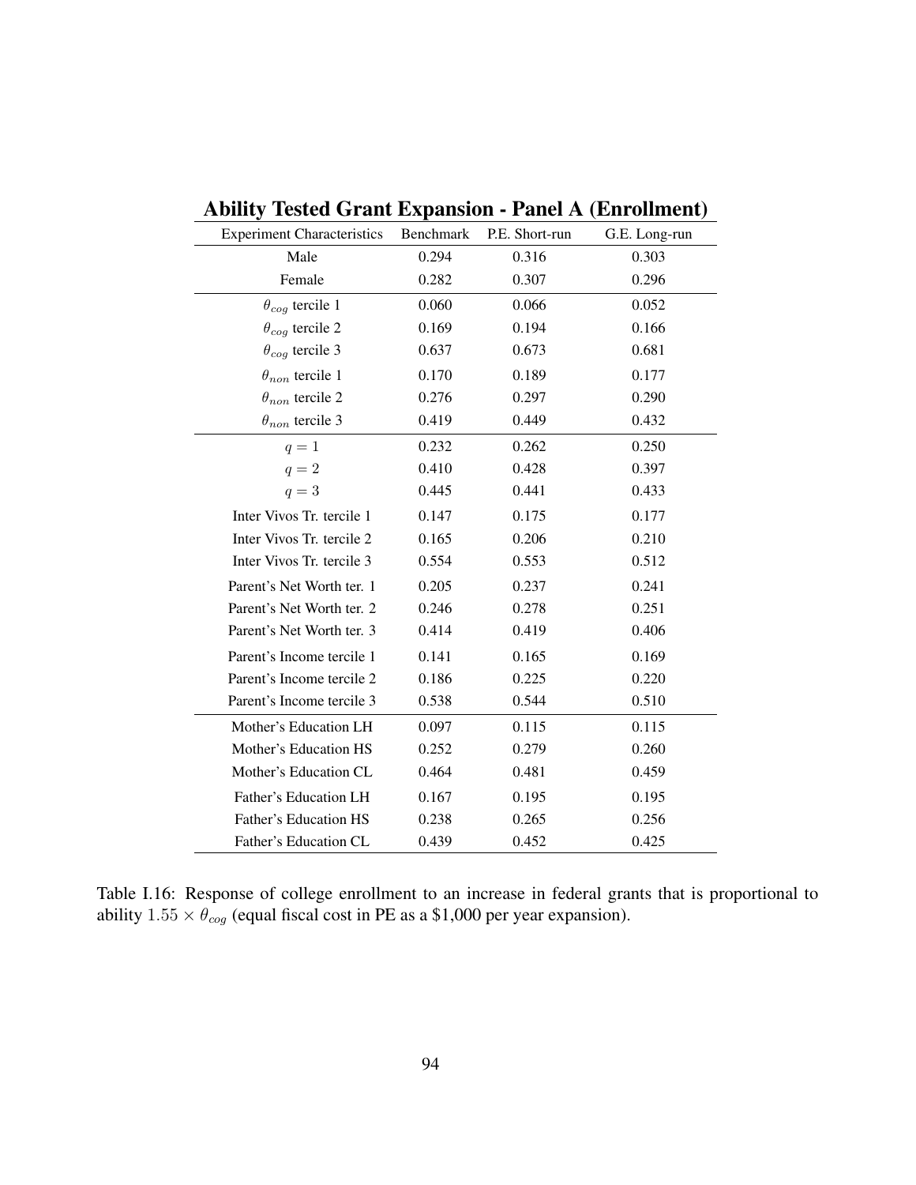## Ability Tested Grant Expansion - Panel A (Enrollment)

| Experiment Characteristics | Benchmark | P.E. Short-run | G.E. Long-run |
|---|---|---|---|
| Male | 0.294 | 0.316 | 0.303 |
| Female | 0.282 | 0.307 | 0.296 |
| $\theta_{cog}$ tercile 1 | 0.060 | 0.066 | 0.052 |
| $\theta_{cog}$ tercile 2 | 0.169 | 0.194 | 0.166 |
| $\theta_{cog}$ tercile 3 | 0.637 | 0.673 | 0.681 |
| $\theta_{non}$ tercile 1 | 0.170 | 0.189 | 0.177 |
| $\theta_{non}$ tercile 2 | 0.276 | 0.297 | 0.290 |
| $\theta_{non}$ tercile 3 | 0.419 | 0.449 | 0.432 |
| $q = 1$ | 0.232 | 0.262 | 0.250 |
| $q = 2$ | 0.410 | 0.428 | 0.397 |
| $q = 3$ | 0.445 | 0.441 | 0.433 |
| Inter Vivos Tr. tercile 1 | 0.147 | 0.175 | 0.177 |
| Inter Vivos Tr. tercile 2 | 0.165 | 0.206 | 0.210 |
| Inter Vivos Tr. tercile 3 | 0.554 | 0.553 | 0.512 |
| Parent's Net Worth ter. 1 | 0.205 | 0.237 | 0.241 |
| Parent's Net Worth ter. 2 | 0.246 | 0.278 | 0.251 |
| Parent's Net Worth ter. 3 | 0.414 | 0.419 | 0.406 |
| Parent's Income tercile 1 | 0.141 | 0.165 | 0.169 |
| Parent's Income tercile 2 | 0.186 | 0.225 | 0.220 |
| Parent's Income tercile 3 | 0.538 | 0.544 | 0.510 |
| Mother's Education LH | 0.097 | 0.115 | 0.115 |
| Mother's Education HS | 0.252 | 0.279 | 0.260 |
| Mother's Education CL | 0.464 | 0.481 | 0.459 |
| Father's Education LH | 0.167 | 0.195 | 0.195 |
| Father's Education HS | 0.238 | 0.265 | 0.256 |
| Father's Education CL | 0.439 | 0.452 | 0.425 |

Table I.16: Response of college enrollment to an increase in federal grants that is proportional to ability $1.55 \times \theta_{cog}$ (equal fiscal cost in PE as a $1,000 per year expansion).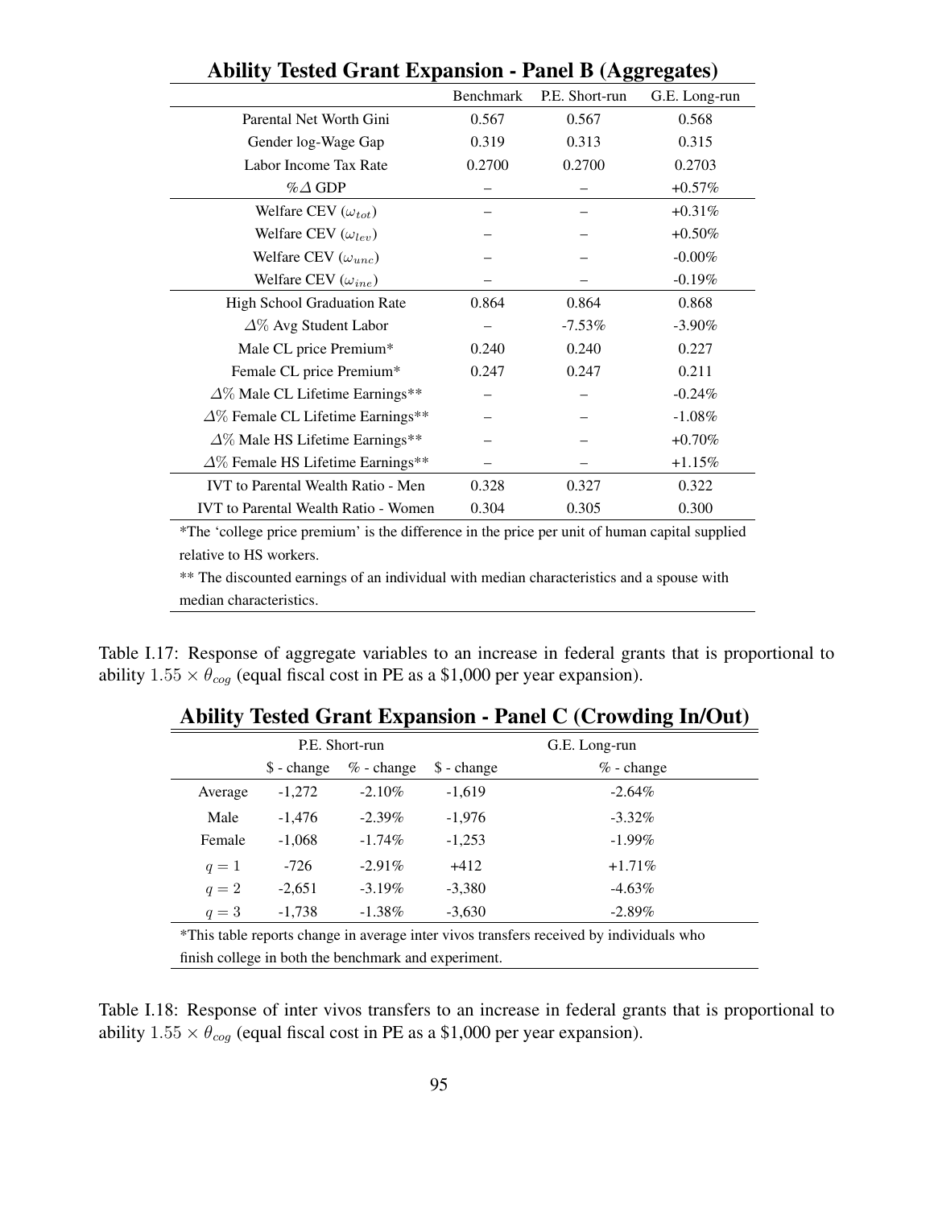**Ability Tested Grant Expansion - Panel B (Aggregates)**

| | Benchmark | P.E. Short-run | G.E. Long-run |
|---|---|---|---|
| Parental Net Worth Gini | 0.567 | 0.567 | 0.568 |
| Gender log-Wage Gap | 0.319 | 0.313 | 0.315 |
| Labor Income Tax Rate | 0.2700 | 0.2700 | 0.2703 |
| $\%\Delta$ GDP | – | – | +0.57% |
| Welfare CEV ($\omega_{tot}$) | – | – | +0.31% |
| Welfare CEV ($\omega_{lev}$) | – | – | +0.50% |
| Welfare CEV ($\omega_{unc}$) | – | – | -0.00% |
| Welfare CEV ($\omega_{ine}$) | – | – | -0.19% |
| High School Graduation Rate | 0.864 | 0.864 | 0.868 |
| $\Delta\%$ Avg Student Labor | – | -7.53% | -3.90% |
| Male CL price Premium* | 0.240 | 0.240 | 0.227 |
| Female CL price Premium* | 0.247 | 0.247 | 0.211 |
| $\Delta\%$ Male CL Lifetime Earnings** | – | – | -0.24% |
| $\Delta\%$ Female CL Lifetime Earnings** | – | – | -1.08% |
| $\Delta\%$ Male HS Lifetime Earnings** | – | – | +0.70% |
| $\Delta\%$ Female HS Lifetime Earnings** | – | – | +1.15% |
| IVT to Parental Wealth Ratio - Men | 0.328 | 0.327 | 0.322 |
| IVT to Parental Wealth Ratio - Women | 0.304 | 0.305 | 0.300 |

*The 'college price premium' is the difference in the price per unit of human capital supplied relative to HS workers.

** The discounted earnings of an individual with median characteristics and a spouse with median characteristics.

Table I.17: Response of aggregate variables to an increase in federal grants that is proportional to ability $1.55 \times \theta_{cog}$ (equal fiscal cost in PE as a \$1,000 per year expansion).

**Ability Tested Grant Expansion - Panel C (Crowding In/Out)**

| | P.E. Short-run | | G.E. Long-run | |
|---|---|---|---|---|
| | \$ - change | % - change | \$ - change | % - change |
| Average | -1,272 | -2.10% | -1,619 | -2.64% |
| Male | -1,476 | -2.39% | -1,976 | -3.32% |
| Female | -1,068 | -1.74% | -1,253 | -1.99% |
| $q = 1$ | -726 | -2.91% | +412 | +1.71% |
| $q = 2$ | -2,651 | -3.19% | -3,380 | -4.63% |
| $q = 3$ | -1,738 | -1.38% | -3,630 | -2.89% |

*This table reports change in average inter vivos transfers received by individuals who finish college in both the benchmark and experiment.

Table I.18: Response of inter vivos transfers to an increase in federal grants that is proportional to ability $1.55 \times \theta_{cog}$ (equal fiscal cost in PE as a \$1,000 per year expansion).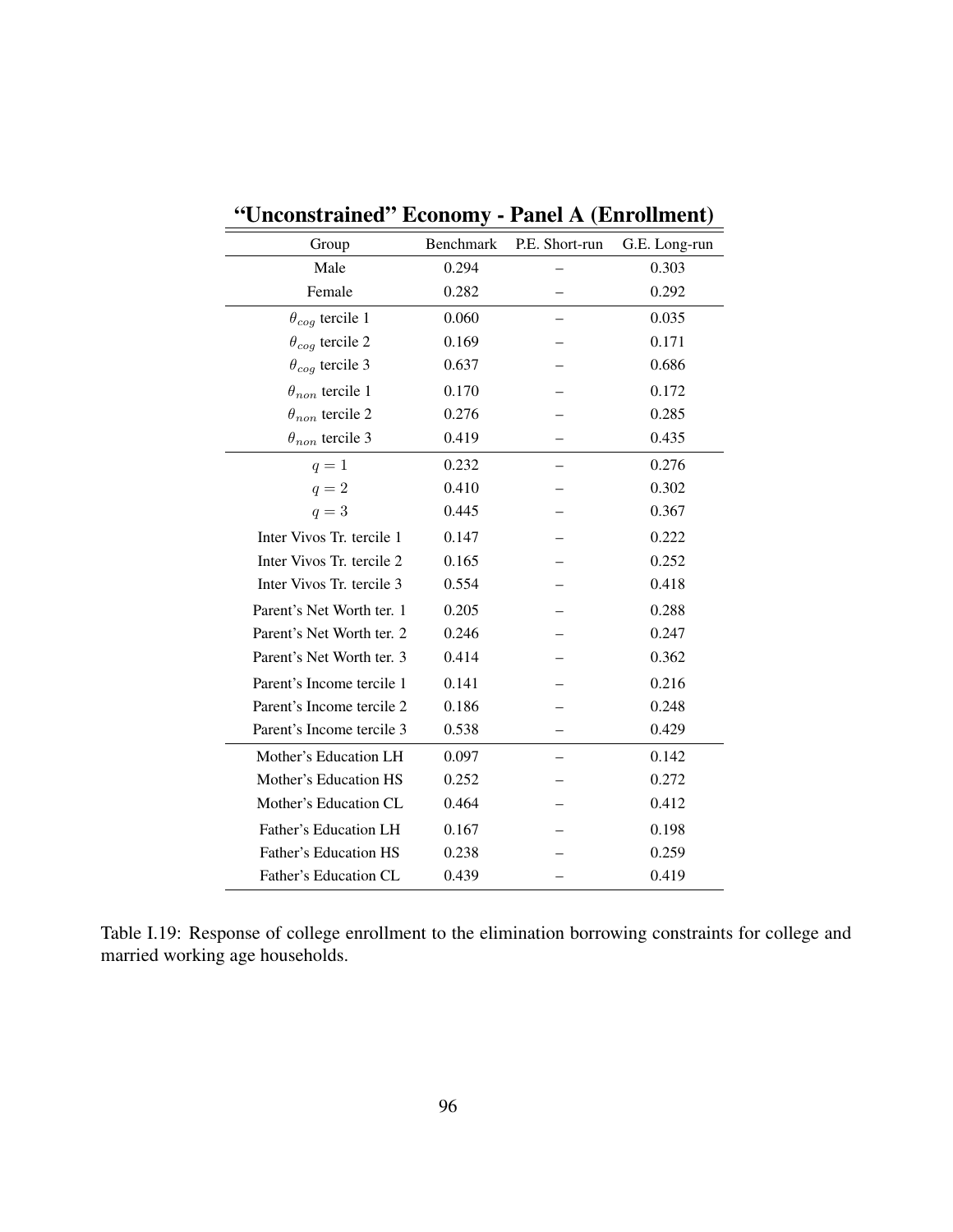**“Unconstrained” Economy - Panel A (Enrollment)**

| Group | Benchmark | P.E. Short-run | G.E. Long-run |
|---|---|---|---|
| Male | 0.294 | – | 0.303 |
| Female | 0.282 | – | 0.292 |
| $\theta_{cog}$ tercile 1 | 0.060 | – | 0.035 |
| $\theta_{cog}$ tercile 2 | 0.169 | – | 0.171 |
| $\theta_{cog}$ tercile 3 | 0.637 | – | 0.686 |
| $\theta_{non}$ tercile 1 | 0.170 | – | 0.172 |
| $\theta_{non}$ tercile 2 | 0.276 | – | 0.285 |
| $\theta_{non}$ tercile 3 | 0.419 | – | 0.435 |
| $q = 1$ | 0.232 | – | 0.276 |
| $q = 2$ | 0.410 | – | 0.302 |
| $q = 3$ | 0.445 | – | 0.367 |
| Inter Vivos Tr. tercile 1 | 0.147 | – | 0.222 |
| Inter Vivos Tr. tercile 2 | 0.165 | – | 0.252 |
| Inter Vivos Tr. tercile 3 | 0.554 | – | 0.418 |
| Parent's Net Worth ter. 1 | 0.205 | – | 0.288 |
| Parent's Net Worth ter. 2 | 0.246 | – | 0.247 |
| Parent's Net Worth ter. 3 | 0.414 | – | 0.362 |
| Parent's Income tercile 1 | 0.141 | – | 0.216 |
| Parent's Income tercile 2 | 0.186 | – | 0.248 |
| Parent's Income tercile 3 | 0.538 | – | 0.429 |
| Mother's Education LH | 0.097 | – | 0.142 |
| Mother's Education HS | 0.252 | – | 0.272 |
| Mother's Education CL | 0.464 | – | 0.412 |
| Father's Education LH | 0.167 | – | 0.198 |
| Father's Education HS | 0.238 | – | 0.259 |
| Father's Education CL | 0.439 | – | 0.419 |

Table I.19: Response of college enrollment to the elimination borrowing constraints for college and married working age households.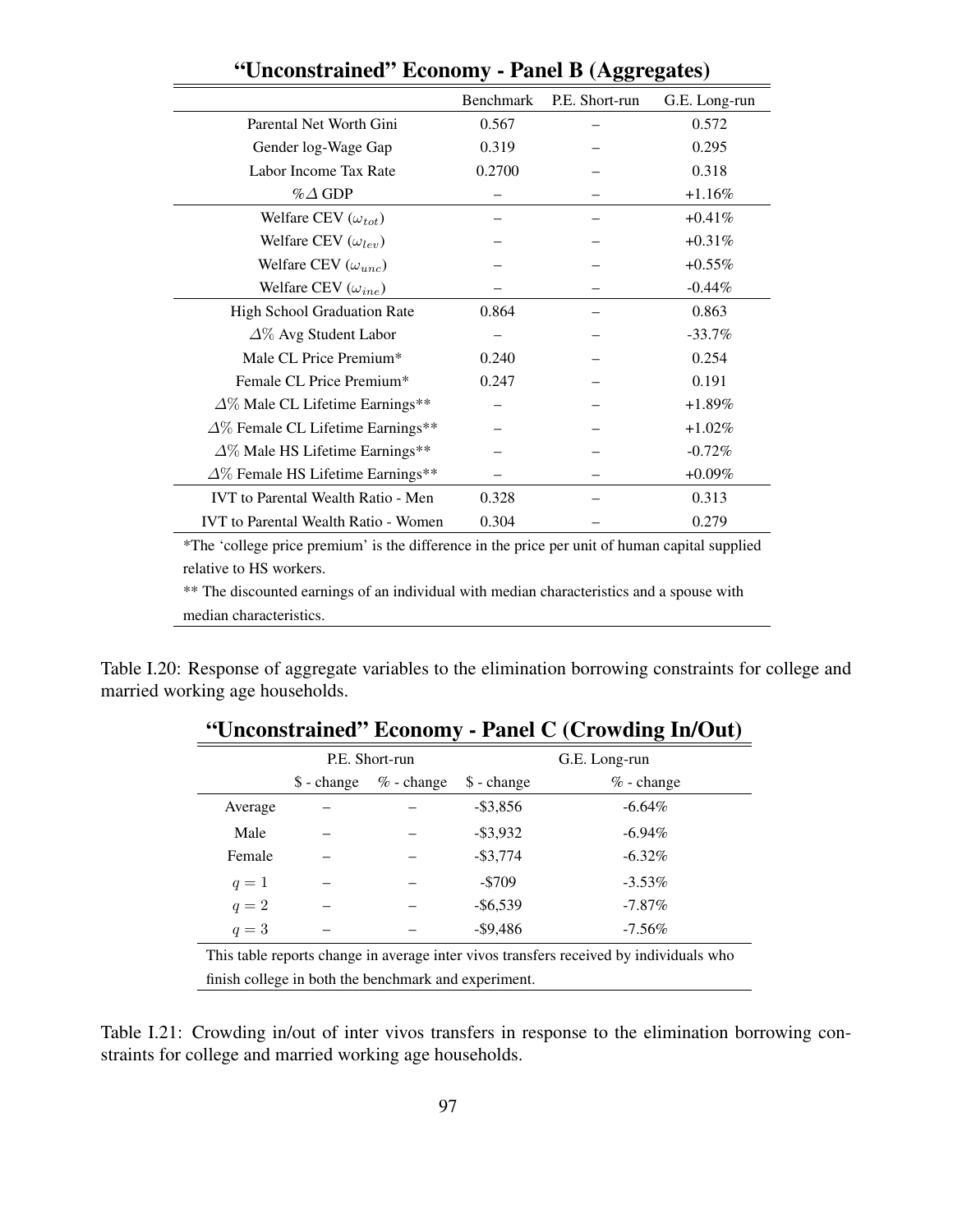**"Unconstrained" Economy - Panel B (Aggregates)**

| | Benchmark | P.E. Short-run | G.E. Long-run |
|---|---|---|---|
| Parental Net Worth Gini | 0.567 | – | 0.572 |
| Gender log-Wage Gap | 0.319 | – | 0.295 |
| Labor Income Tax Rate | 0.2700 | – | 0.318 |
| $\%\Delta$ GDP | – | – | +1.16% |
| Welfare CEV ($\omega_{tot}$) | – | – | +0.41% |
| Welfare CEV ($\omega_{lev}$) | – | – | +0.31% |
| Welfare CEV ($\omega_{unc}$) | – | – | +0.55% |
| Welfare CEV ($\omega_{ine}$) | – | – | -0.44% |
| High School Graduation Rate | 0.864 | – | 0.863 |
| $\Delta\%$ Avg Student Labor | – | – | -33.7% |
| Male CL Price Premium* | 0.240 | – | 0.254 |
| Female CL Price Premium* | 0.247 | – | 0.191 |
| $\Delta\%$ Male CL Lifetime Earnings** | – | – | +1.89% |
| $\Delta\%$ Female CL Lifetime Earnings** | – | – | +1.02% |
| $\Delta\%$ Male HS Lifetime Earnings** | – | – | -0.72% |
| $\Delta\%$ Female HS Lifetime Earnings** | – | – | +0.09% |
| IVT to Parental Wealth Ratio - Men | 0.328 | – | 0.313 |
| IVT to Parental Wealth Ratio - Women | 0.304 | – | 0.279 |

*The 'college price premium' is the difference in the price per unit of human capital supplied relative to HS workers.

** The discounted earnings of an individual with median characteristics and a spouse with median characteristics.

Table I.20: Response of aggregate variables to the elimination borrowing constraints for college and married working age households.

**"Unconstrained" Economy - Panel C (Crowding In/Out)**

| | P.E. Short-run | | G.E. Long-run | |
|---|---|---|---|---|
| | \$ - change | % - change | \$ - change | % - change |
| Average | – | – | -\$3,856 | -6.64% |
| Male | – | – | -\$3,932 | -6.94% |
| Female | – | – | -\$3,774 | -6.32% |
| $q = 1$ | – | – | -\$709 | -3.53% |
| $q = 2$ | – | – | -\$6,539 | -7.87% |
| $q = 3$ | – | – | -\$9,486 | -7.56% |

This table reports change in average inter vivos transfers received by individuals who finish college in both the benchmark and experiment.

Table I.21: Crowding in/out of inter vivos transfers in response to the elimination borrowing constraints for college and married working age households.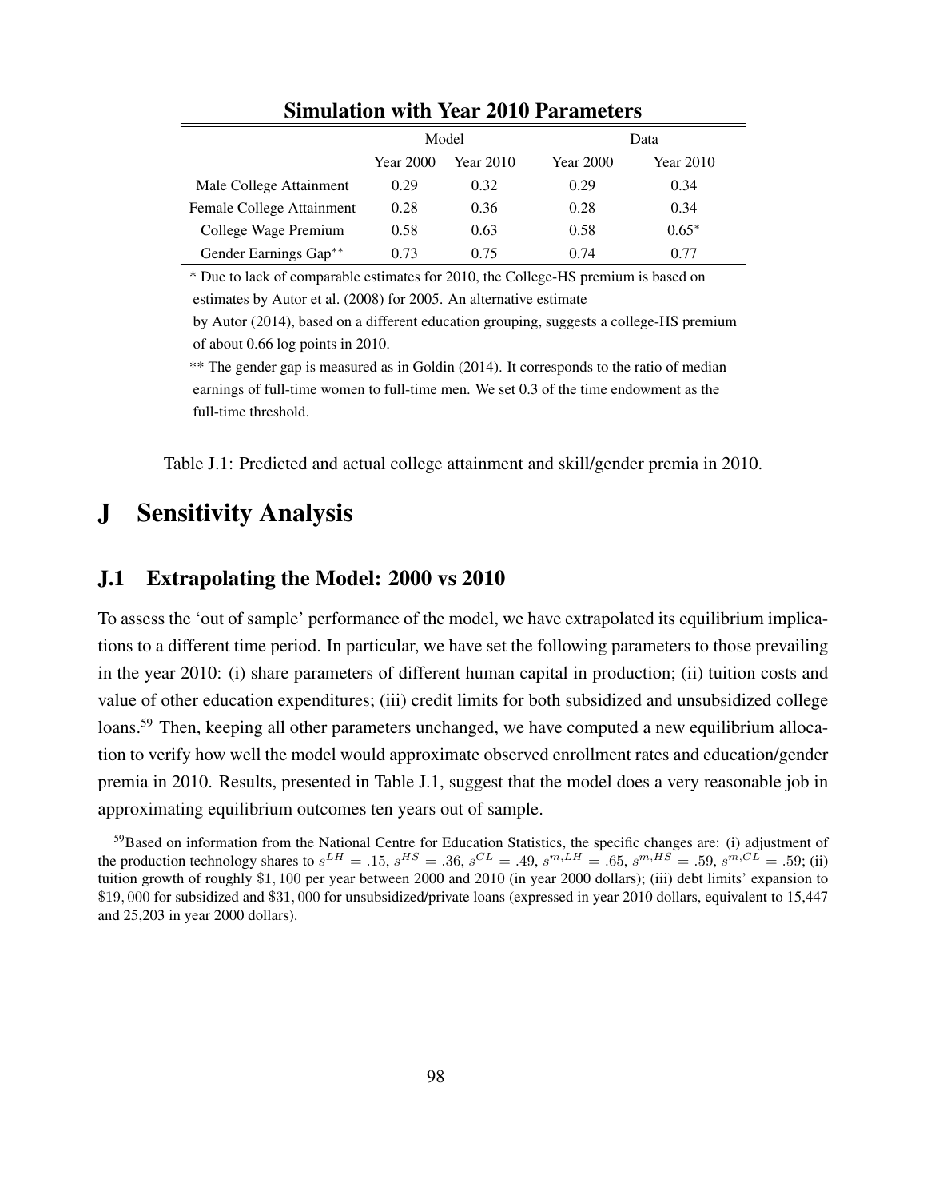**Simulation with Year 2010 Parameters**

| | Model | | Data | |
|---|---|---|---|---|
| | Year 2000 | Year 2010 | Year 2000 | Year 2010 |
| Male College Attainment | 0.29 | 0.32 | 0.29 | 0.34 |
| Female College Attainment | 0.28 | 0.36 | 0.28 | 0.34 |
| College Wage Premium | 0.58 | 0.63 | 0.58 | 0.65* |
| Gender Earnings Gap** | 0.73 | 0.75 | 0.74 | 0.77 |

\* Due to lack of comparable estimates for 2010, the College-HS premium is based on estimates by Autor et al. (2008) for 2005. An alternative estimate by Autor (2014), based on a different education grouping, suggests a college-HS premium of about 0.66 log points in 2010.

\*\* The gender gap is measured as in Goldin (2014). It corresponds to the ratio of median earnings of full-time women to full-time men. We set 0.3 of the time endowment as the full-time threshold.

Table J.1: Predicted and actual college attainment and skill/gender premia in 2010.

# J Sensitivity Analysis

## J.1 Extrapolating the Model: 2000 vs 2010

To assess the 'out of sample' performance of the model, we have extrapolated its equilibrium implications to a different time period. In particular, we have set the following parameters to those prevailing in the year 2010: (i) share parameters of different human capital in production; (ii) tuition costs and value of other education expenditures; (iii) credit limits for both subsidized and unsubsidized college loans.[59] Then, keeping all other parameters unchanged, we have computed a new equilibrium allocation to verify how well the model would approximate observed enrollment rates and education/gender premia in 2010. Results, presented in Table J.1, suggest that the model does a very reasonable job in approximating equilibrium outcomes ten years out of sample.

[59] Based on information from the National Centre for Education Statistics, the specific changes are: (i) adjustment of the production technology shares to $s^{LH} = .15$, $s^{HS} = .36$, $s^{CL} = .49$, $s^{m,LH} = .65$, $s^{m,HS} = .59$, $s^{m,CL} = .59$; (ii) tuition growth of roughly \$1,100 per year between 2000 and 2010 (in year 2000 dollars); (iii) debt limits' expansion to \$19,000 for subsidized and \$31,000 for unsubsidized/private loans (expressed in year 2010 dollars, equivalent to 15,447 and 25,203 in year 2000 dollars).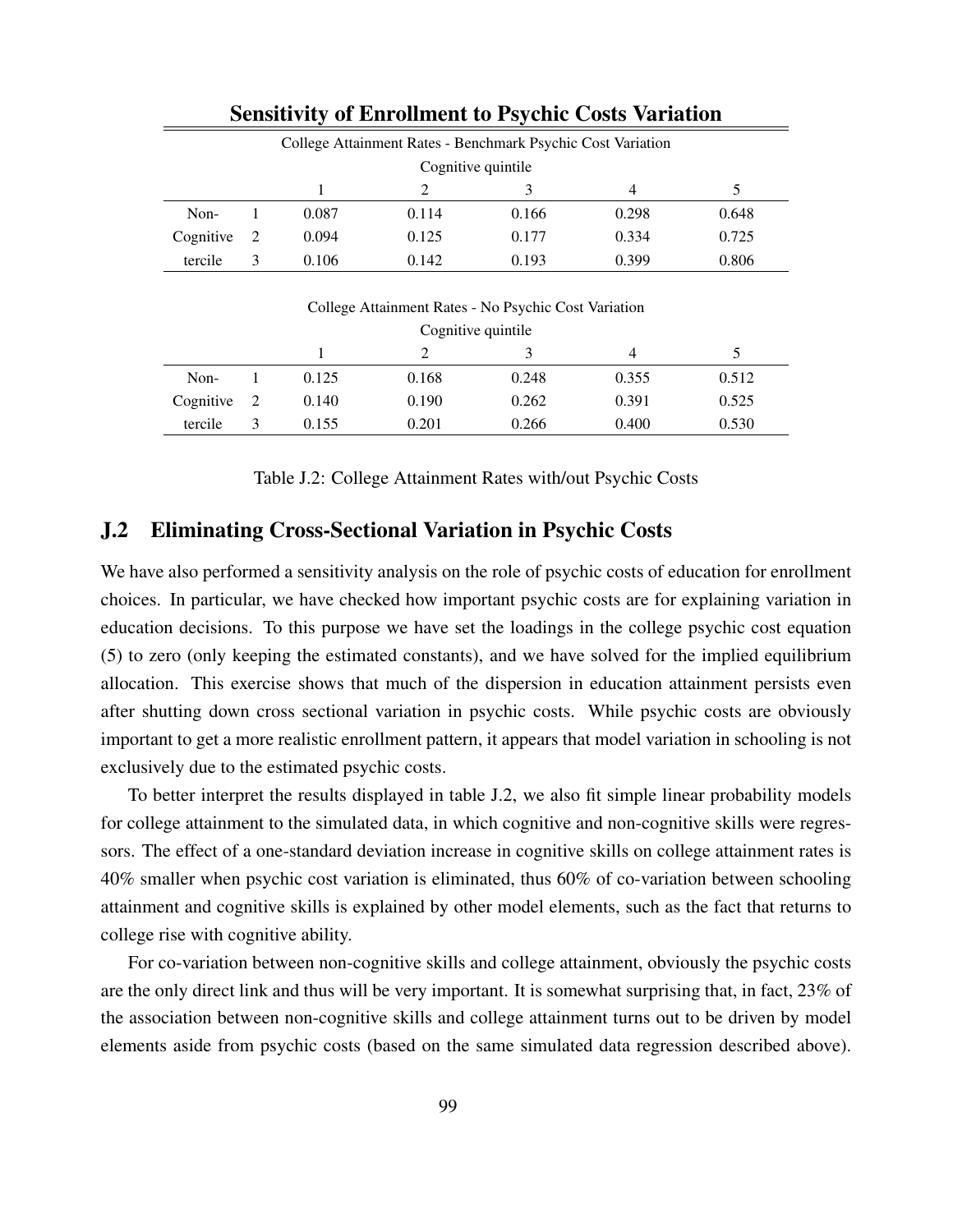**Sensitivity of Enrollment to Psychic Costs Variation**

| College Attainment Rates - Benchmark Psychic Cost Variation | | | | | | |
|---|---|---|---|---|---|---|
| | | Cognitive quintile | | | | |
| | | 1 | 2 | 3 | 4 | 5 |
| Non- | 1 | 0.087 | 0.114 | 0.166 | 0.298 | 0.648 |
| Cognitive | 2 | 0.094 | 0.125 | 0.177 | 0.334 | 0.725 |
| tercile | 3 | 0.106 | 0.142 | 0.193 | 0.399 | 0.806 |

| College Attainment Rates - No Psychic Cost Variation | | | | | | |
|---|---|---|---|---|---|---|
| | | Cognitive quintile | | | | |
| | | 1 | 2 | 3 | 4 | 5 |
| Non- | 1 | 0.125 | 0.168 | 0.248 | 0.355 | 0.512 |
| Cognitive | 2 | 0.140 | 0.190 | 0.262 | 0.391 | 0.525 |
| tercile | 3 | 0.155 | 0.201 | 0.266 | 0.400 | 0.530 |

Table J.2: College Attainment Rates with/out Psychic Costs

## J.2 Eliminating Cross-Sectional Variation in Psychic Costs

We have also performed a sensitivity analysis on the role of psychic costs of education for enrollment choices. In particular, we have checked how important psychic costs are for explaining variation in education decisions. To this purpose we have set the loadings in the college psychic cost equation (5) to zero (only keeping the estimated constants), and we have solved for the implied equilibrium allocation. This exercise shows that much of the dispersion in education attainment persists even after shutting down cross sectional variation in psychic costs. While psychic costs are obviously important to get a more realistic enrollment pattern, it appears that model variation in schooling is not exclusively due to the estimated psychic costs.

To better interpret the results displayed in table J.2, we also fit simple linear probability models for college attainment to the simulated data, in which cognitive and non-cognitive skills were regressors. The effect of a one-standard deviation increase in cognitive skills on college attainment rates is 40% smaller when psychic cost variation is eliminated, thus 60% of co-variation between schooling attainment and cognitive skills is explained by other model elements, such as the fact that returns to college rise with cognitive ability.

For co-variation between non-cognitive skills and college attainment, obviously the psychic costs are the only direct link and thus will be very important. It is somewhat surprising that, in fact, 23% of the association between non-cognitive skills and college attainment turns out to be driven by model elements aside from psychic costs (based on the same simulated data regression described above).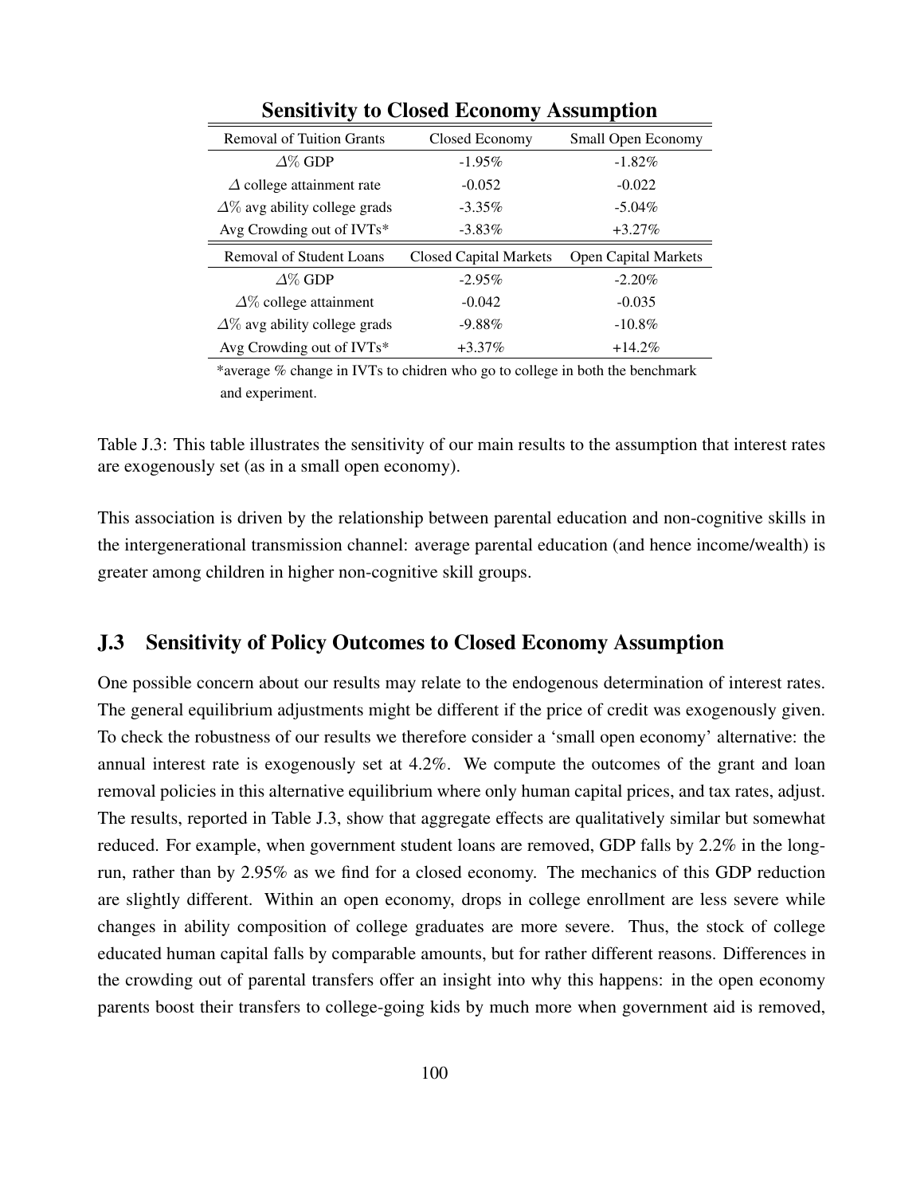**Sensitivity to Closed Economy Assumption**

| Removal of Tuition Grants | Closed Economy | Small Open Economy |
|---|---|---|
| $\Delta$% GDP | -1.95% | -1.82% |
| $\Delta$ college attainment rate | -0.052 | -0.022 |
| $\Delta$% avg ability college grads | -3.35% | -5.04% |
| Avg Crowding out of IVTs* | -3.83% | +3.27% |
| **Removal of Student Loans** | **Closed Capital Markets** | **Open Capital Markets** |
| $\Delta$% GDP | -2.95% | -2.20% |
| $\Delta$% college attainment | -0.042 | -0.035 |
| $\Delta$% avg ability college grads | -9.88% | -10.8% |
| Avg Crowding out of IVTs* | +3.37% | +14.2% |

*average % change in IVTs to chidren who go to college in both the benchmark and experiment.

Table J.3: This table illustrates the sensitivity of our main results to the assumption that interest rates are exogenously set (as in a small open economy).

This association is driven by the relationship between parental education and non-cognitive skills in the intergenerational transmission channel: average parental education (and hence income/wealth) is greater among children in higher non-cognitive skill groups.

## J.3 Sensitivity of Policy Outcomes to Closed Economy Assumption

One possible concern about our results may relate to the endogenous determination of interest rates. The general equilibrium adjustments might be different if the price of credit was exogenously given. To check the robustness of our results we therefore consider a 'small open economy' alternative: the annual interest rate is exogenously set at 4.2%. We compute the outcomes of the grant and loan removal policies in this alternative equilibrium where only human capital prices, and tax rates, adjust. The results, reported in Table J.3, show that aggregate effects are qualitatively similar but somewhat reduced. For example, when government student loans are removed, GDP falls by 2.2% in the long-run, rather than by 2.95% as we find for a closed economy. The mechanics of this GDP reduction are slightly different. Within an open economy, drops in college enrollment are less severe while changes in ability composition of college graduates are more severe. Thus, the stock of college educated human capital falls by comparable amounts, but for rather different reasons. Differences in the crowding out of parental transfers offer an insight into why this happens: in the open economy parents boost their transfers to college-going kids by much more when government aid is removed,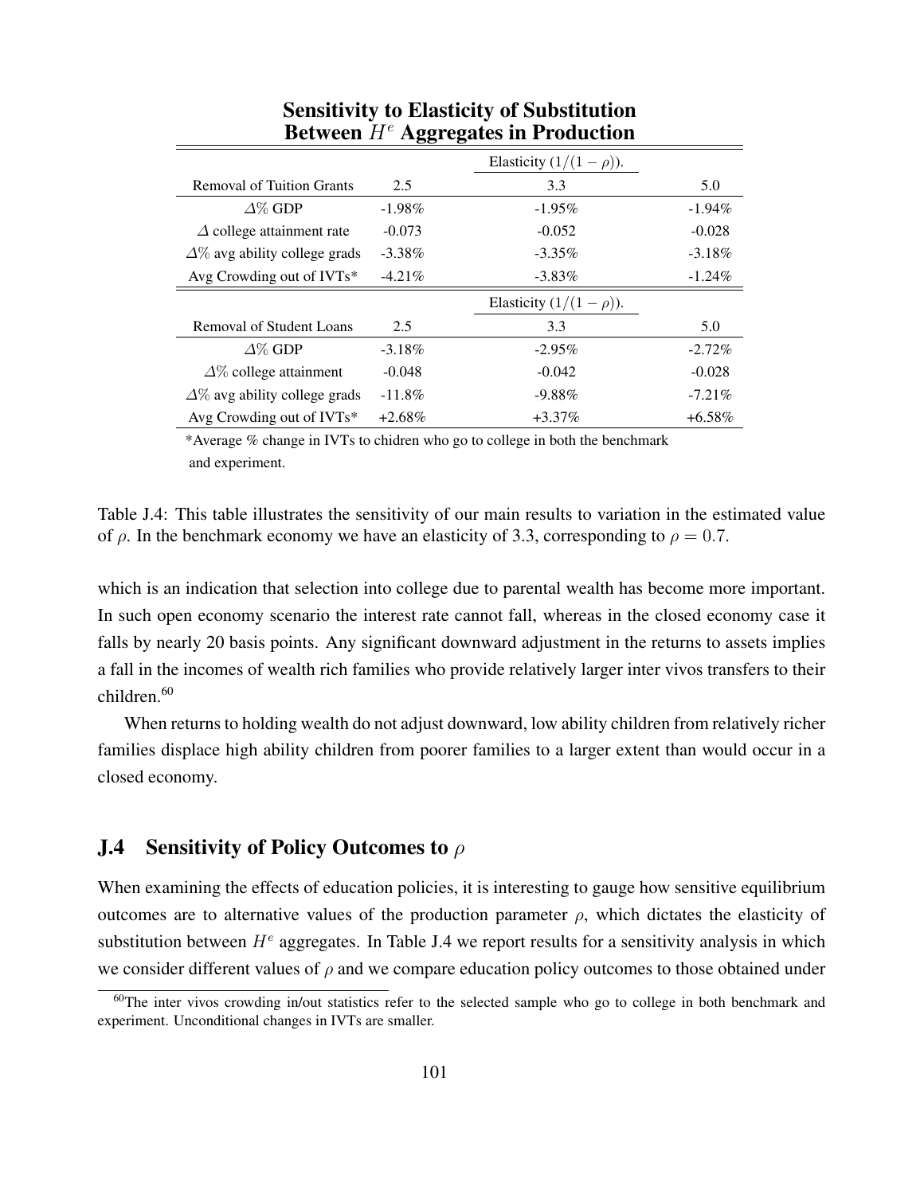**Sensitivity to Elasticity of Substitution Between $H^e$ Aggregates in Production**

| | | Elasticity $(1/(1-\rho))$. | |
|---|---|---|---|
| Removal of Tuition Grants | 2.5 | 3.3 | 5.0 |
| $\Delta\%$ GDP | -1.98% | -1.95% | -1.94% |
| $\Delta$ college attainment rate | -0.073 | -0.052 | -0.028 |
| $\Delta\%$ avg ability college grads | -3.38% | -3.35% | -3.18% |
| Avg Crowding out of IVTs* | -4.21% | -3.83% | -1.24% |
| | | Elasticity $(1/(1-\rho))$. | |
| Removal of Student Loans | 2.5 | 3.3 | 5.0 |
| $\Delta\%$ GDP | -3.18% | -2.95% | -2.72% |
| $\Delta\%$ college attainment | -0.048 | -0.042 | -0.028 |
| $\Delta\%$ avg ability college grads | -11.8% | -9.88% | -7.21% |
| Avg Crowding out of IVTs* | +2.68% | +3.37% | +6.58% |

*Average % change in IVTs to chidren who go to college in both the benchmark and experiment.

Table J.4: This table illustrates the sensitivity of our main results to variation in the estimated value of $\rho$. In the benchmark economy we have an elasticity of 3.3, corresponding to $\rho = 0.7$.

which is an indication that selection into college due to parental wealth has become more important. In such open economy scenario the interest rate cannot fall, whereas in the closed economy case it falls by nearly 20 basis points. Any significant downward adjustment in the returns to assets implies a fall in the incomes of wealth rich families who provide relatively larger inter vivos transfers to their children.[60]

When returns to holding wealth do not adjust downward, low ability children from relatively richer families displace high ability children from poorer families to a larger extent than would occur in a closed economy.

## J.4 Sensitivity of Policy Outcomes to $\rho$

When examining the effects of education policies, it is interesting to gauge how sensitive equilibrium outcomes are to alternative values of the production parameter $\rho$, which dictates the elasticity of substitution between $H^e$ aggregates. In Table J.4 we report results for a sensitivity analysis in which we consider different values of $\rho$ and we compare education policy outcomes to those obtained under

[60]The inter vivos crowding in/out statistics refer to the selected sample who go to college in both benchmark and experiment. Unconditional changes in IVTs are smaller.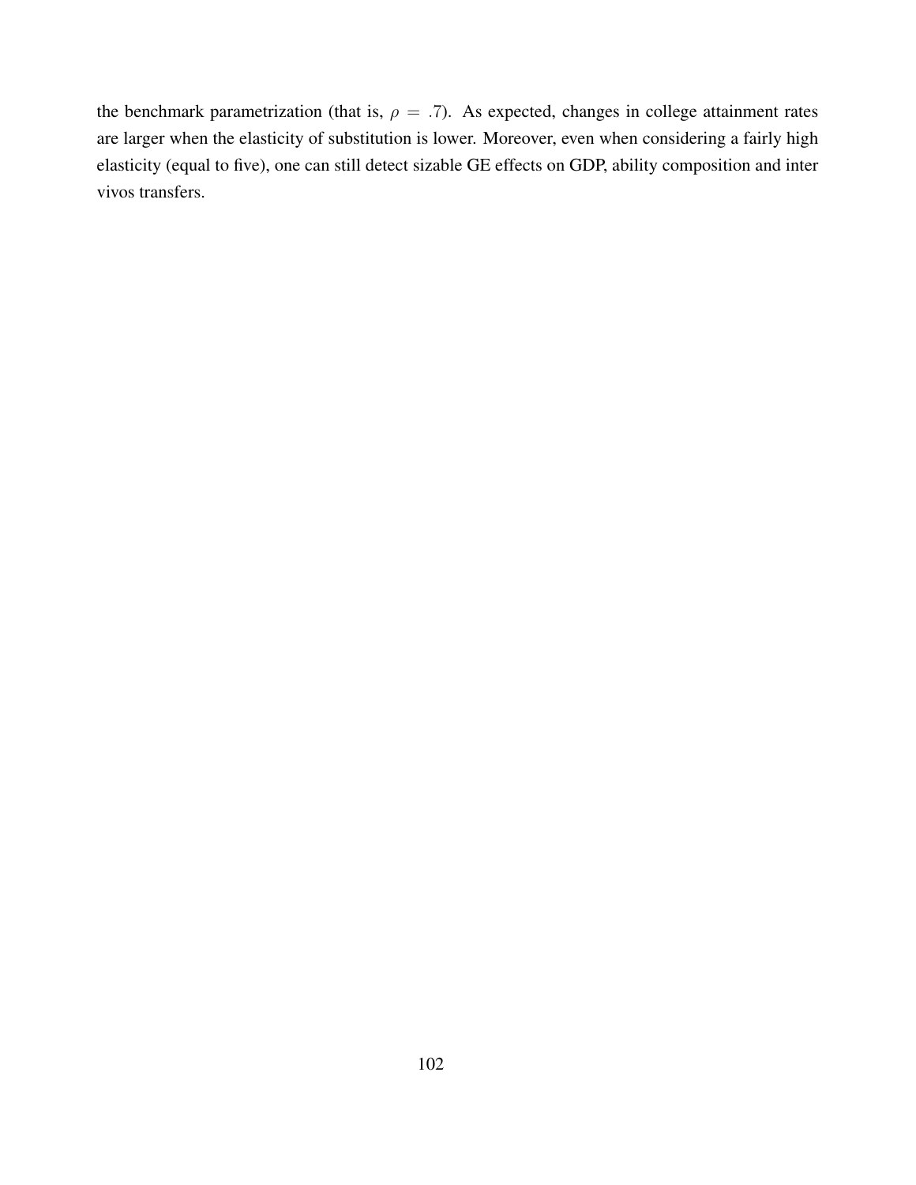the benchmark parametrization (that is, $\rho = .7$). As expected, changes in college attainment rates are larger when the elasticity of substitution is lower. Moreover, even when considering a fairly high elasticity (equal to five), one can still detect sizable GE effects on GDP, ability composition and inter vivos transfers.